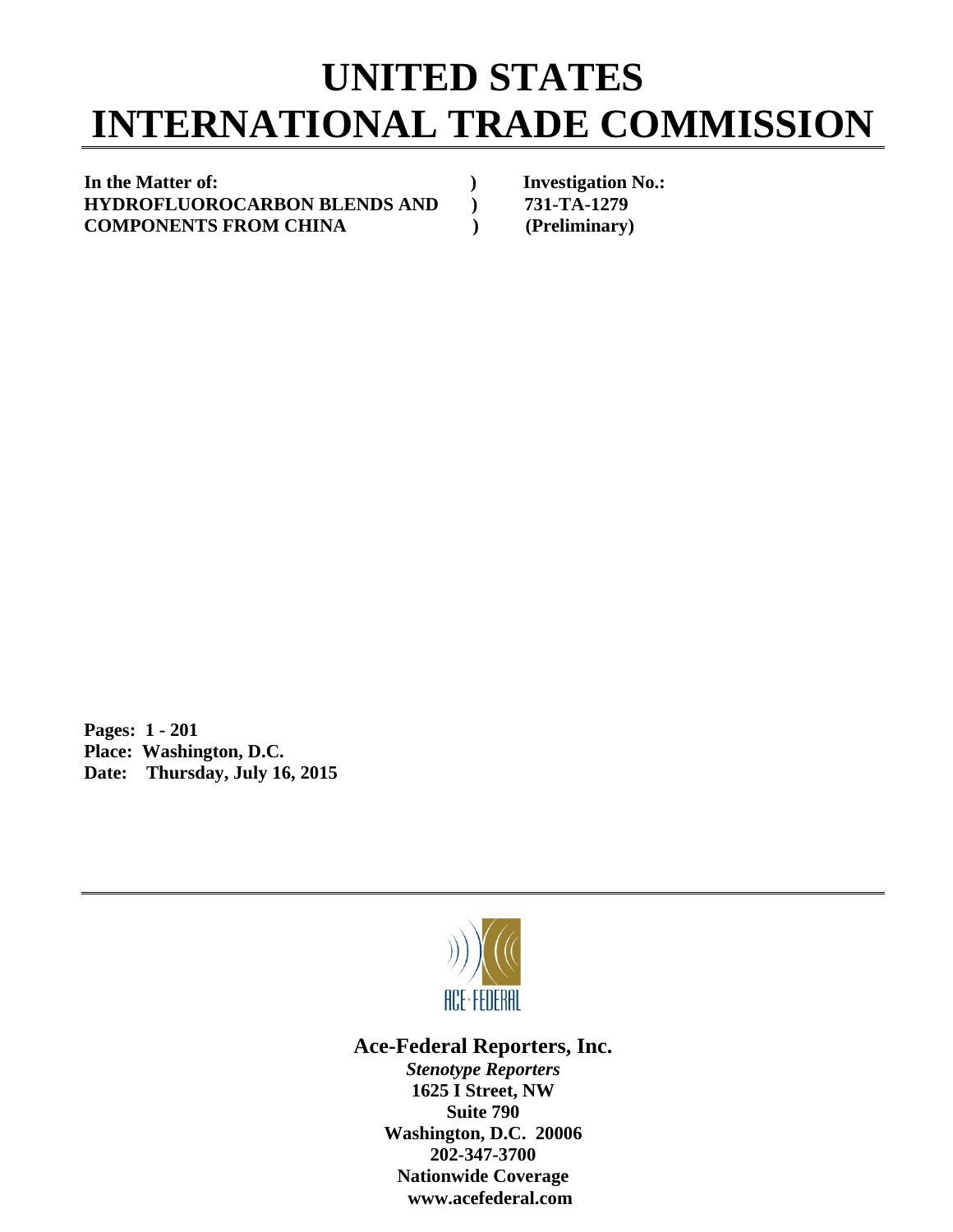# UNITED STATES INTERNATIONAL TRADE COMMISSION

| | | |
|---|---|---|
| **In the Matter of:** | **)** | **Investigation No.:** |
| **HYDROFLUOROCARBON BLENDS AND** | **)** | **731-TA-1279** |
| **COMPONENTS FROM CHINA** | **)** | **(Preliminary)** |

**Pages: 1 - 201**
**Place: Washington, D.C.**
**Date: Thursday, July 16, 2015**

ACE·FEDERAL

**Ace-Federal Reporters, Inc.**
***Stenotype Reporters***
**1625 I Street, NW**
**Suite 790**
**Washington, D.C. 20006**
**202-347-3700**
**Nationwide Coverage**
**www.acefederal.com**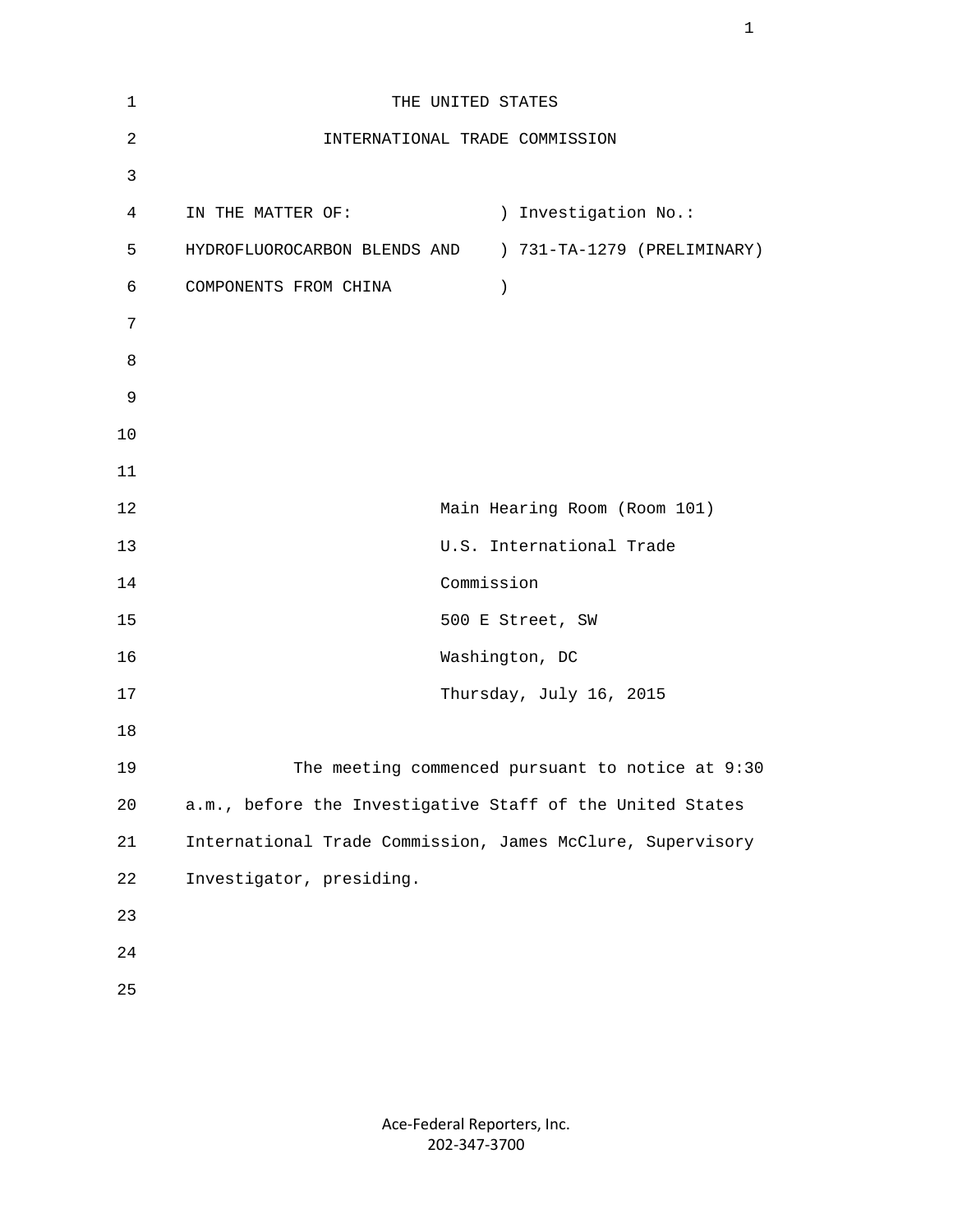THE UNITED STATES

INTERNATIONAL TRADE COMMISSION

IN THE MATTER OF: ) Investigation No.:
HYDROFLUOROCARBON BLENDS AND ) 731-TA-1279 (PRELIMINARY)
COMPONENTS FROM CHINA )

Main Hearing Room (Room 101)
U.S. International Trade
Commission
500 E Street, SW
Washington, DC
Thursday, July 16, 2015

The meeting commenced pursuant to notice at 9:30 a.m., before the Investigative Staff of the United States International Trade Commission, James McClure, Supervisory Investigator, presiding.

Ace-Federal Reporters, Inc.
202-347-3700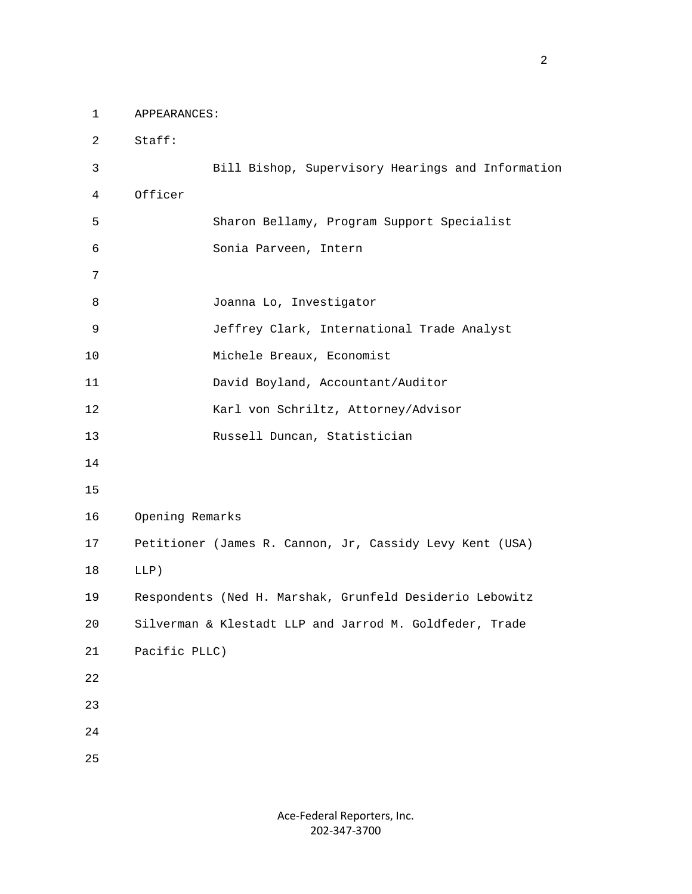APPEARANCES:

Staff:

Bill Bishop, Supervisory Hearings and Information Officer

Sharon Bellamy, Program Support Specialist

Sonia Parveen, Intern

Joanna Lo, Investigator

Jeffrey Clark, International Trade Analyst

Michele Breaux, Economist

David Boyland, Accountant/Auditor

Karl von Schriltz, Attorney/Advisor

Russell Duncan, Statistician

Opening Remarks

Petitioner (James R. Cannon, Jr, Cassidy Levy Kent (USA) LLP)

Respondents (Ned H. Marshak, Grunfeld Desiderio Lebowitz Silverman & Klestadt LLP and Jarrod M. Goldfeder, Trade Pacific PLLC)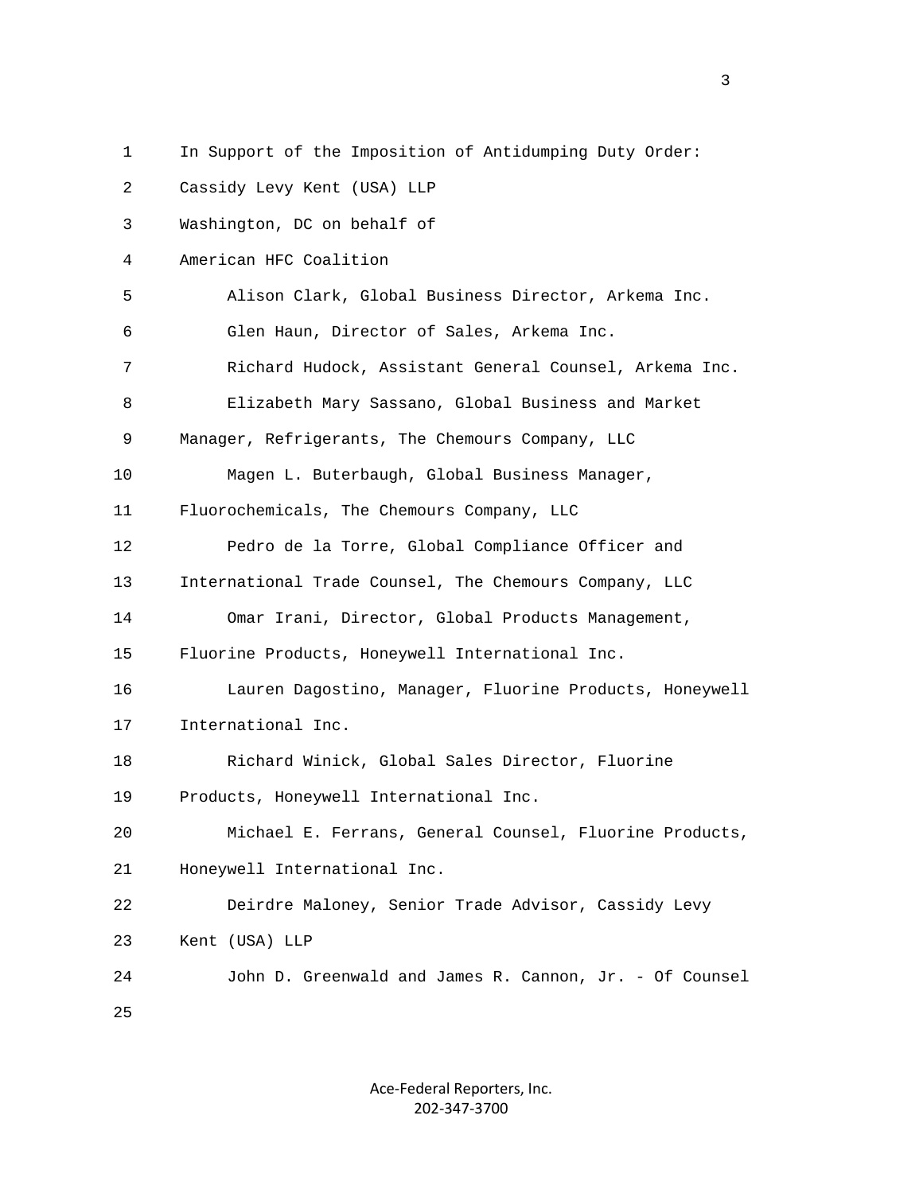In Support of the Imposition of Antidumping Duty Order:

Cassidy Levy Kent (USA) LLP

Washington, DC on behalf of

American HFC Coalition

Alison Clark, Global Business Director, Arkema Inc.

Glen Haun, Director of Sales, Arkema Inc.

Richard Hudock, Assistant General Counsel, Arkema Inc.

Elizabeth Mary Sassano, Global Business and Market Manager, Refrigerants, The Chemours Company, LLC

Magen L. Buterbaugh, Global Business Manager, Fluorochemicals, The Chemours Company, LLC

Pedro de la Torre, Global Compliance Officer and International Trade Counsel, The Chemours Company, LLC

Omar Irani, Director, Global Products Management, Fluorine Products, Honeywell International Inc.

Lauren Dagostino, Manager, Fluorine Products, Honeywell International Inc.

Richard Winick, Global Sales Director, Fluorine Products, Honeywell International Inc.

Michael E. Ferrans, General Counsel, Fluorine Products, Honeywell International Inc.

Deirdre Maloney, Senior Trade Advisor, Cassidy Levy Kent (USA) LLP

John D. Greenwald and James R. Cannon, Jr. - Of Counsel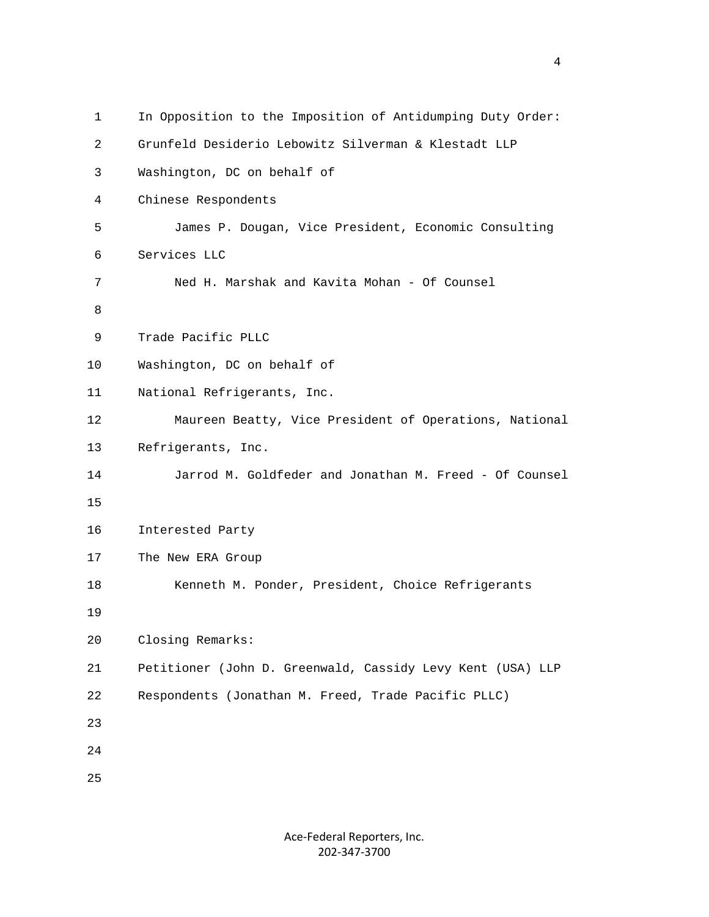In Opposition to the Imposition of Antidumping Duty Order:

Grunfeld Desiderio Lebowitz Silverman & Klestadt LLP
Washington, DC on behalf of
Chinese Respondents

James P. Dougan, Vice President, Economic Consulting Services LLC

Ned H. Marshak and Kavita Mohan - Of Counsel

Trade Pacific PLLC
Washington, DC on behalf of
National Refrigerants, Inc.

Maureen Beatty, Vice President of Operations, National Refrigerants, Inc.

Jarrod M. Goldfeder and Jonathan M. Freed - Of Counsel

Interested Party
The New ERA Group

Kenneth M. Ponder, President, Choice Refrigerants

Closing Remarks:

Petitioner (John D. Greenwald, Cassidy Levy Kent (USA) LLP

Respondents (Jonathan M. Freed, Trade Pacific PLLC)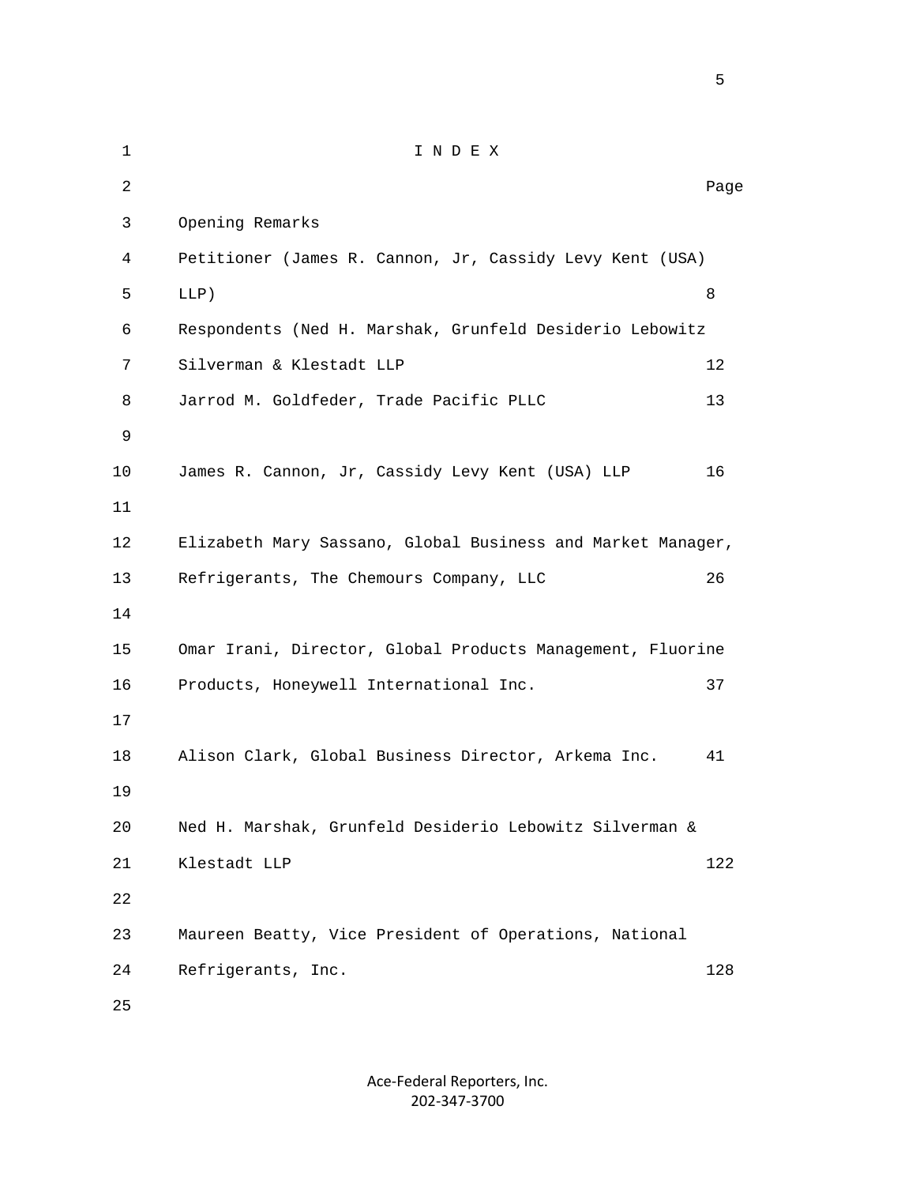# I N D E X

| | Page |
|---|---|
| Opening Remarks | |
| Petitioner (James R. Cannon, Jr, Cassidy Levy Kent (USA) LLP) | 8 |
| Respondents (Ned H. Marshak, Grunfeld Desiderio Lebowitz Silverman & Klestadt LLP | 12 |
| Jarrod M. Goldfeder, Trade Pacific PLLC | 13 |
| James R. Cannon, Jr, Cassidy Levy Kent (USA) LLP | 16 |
| Elizabeth Mary Sassano, Global Business and Market Manager, Refrigerants, The Chemours Company, LLC | 26 |
| Omar Irani, Director, Global Products Management, Fluorine Products, Honeywell International Inc. | 37 |
| Alison Clark, Global Business Director, Arkema Inc. | 41 |
| Ned H. Marshak, Grunfeld Desiderio Lebowitz Silverman & Klestadt LLP | 122 |
| Maureen Beatty, Vice President of Operations, National Refrigerants, Inc. | 128 |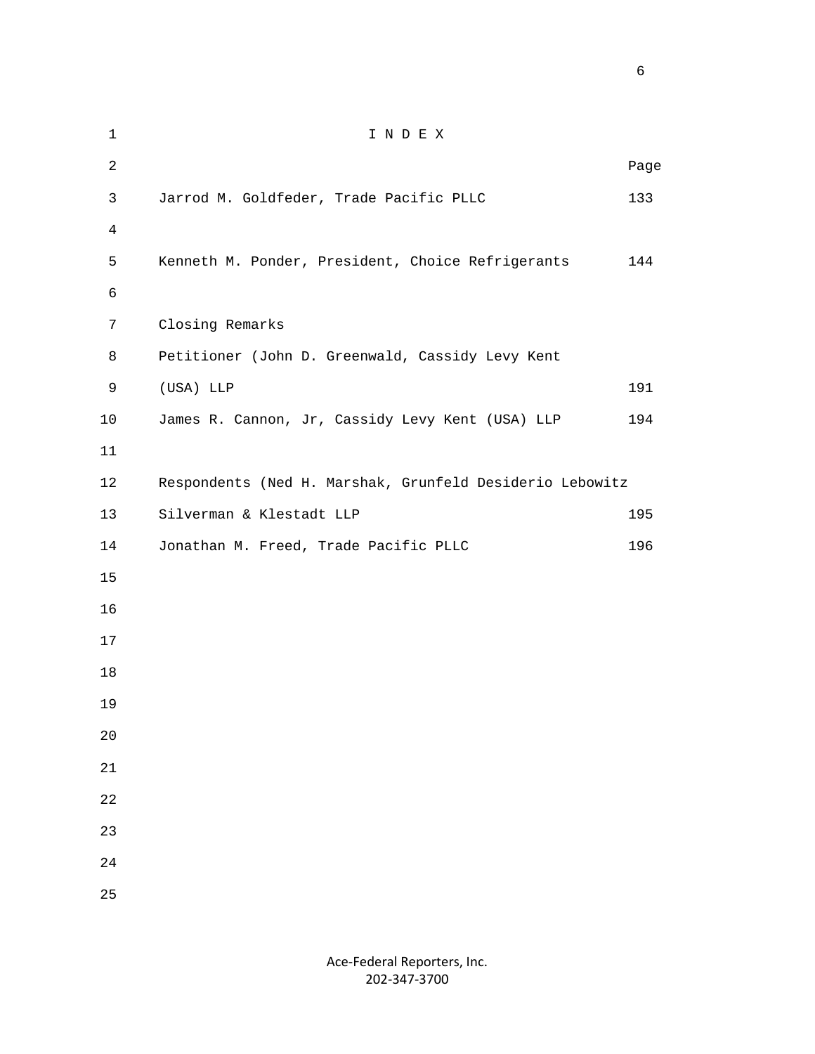# I N D E X

| | Page |
|---|---|
| Jarrod M. Goldfeder, Trade Pacific PLLC | 133 |
| Kenneth M. Ponder, President, Choice Refrigerants | 144 |
| Closing Remarks | |
| Petitioner (John D. Greenwald, Cassidy Levy Kent (USA) LLP | 191 |
| James R. Cannon, Jr, Cassidy Levy Kent (USA) LLP | 194 |
| Respondents (Ned H. Marshak, Grunfeld Desiderio Lebowitz Silverman & Klestadt LLP | 195 |
| Jonathan M. Freed, Trade Pacific PLLC | 196 |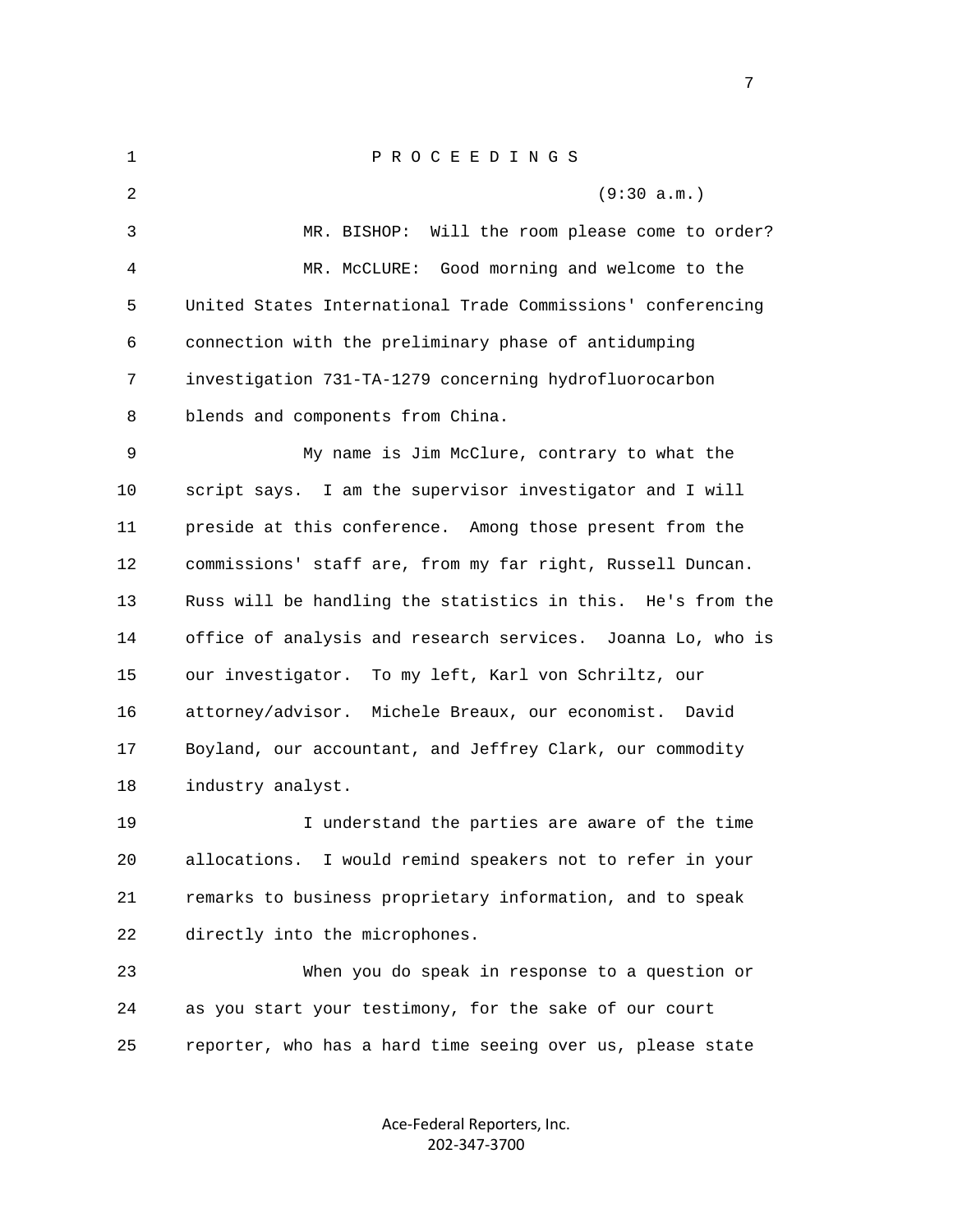P R O C E E D I N G S

(9:30 a.m.)

MR. BISHOP: Will the room please come to order?

MR. McCLURE: Good morning and welcome to the United States International Trade Commissions' conferencing connection with the preliminary phase of antidumping investigation 731-TA-1279 concerning hydrofluorocarbon blends and components from China.

My name is Jim McClure, contrary to what the script says. I am the supervisor investigator and I will preside at this conference. Among those present from the commissions' staff are, from my far right, Russell Duncan. Russ will be handling the statistics in this. He's from the office of analysis and research services. Joanna Lo, who is our investigator. To my left, Karl von Schriltz, our attorney/advisor. Michele Breaux, our economist. David Boyland, our accountant, and Jeffrey Clark, our commodity industry analyst.

I understand the parties are aware of the time allocations. I would remind speakers not to refer in your remarks to business proprietary information, and to speak directly into the microphones.

When you do speak in response to a question or as you start your testimony, for the sake of our court reporter, who has a hard time seeing over us, please state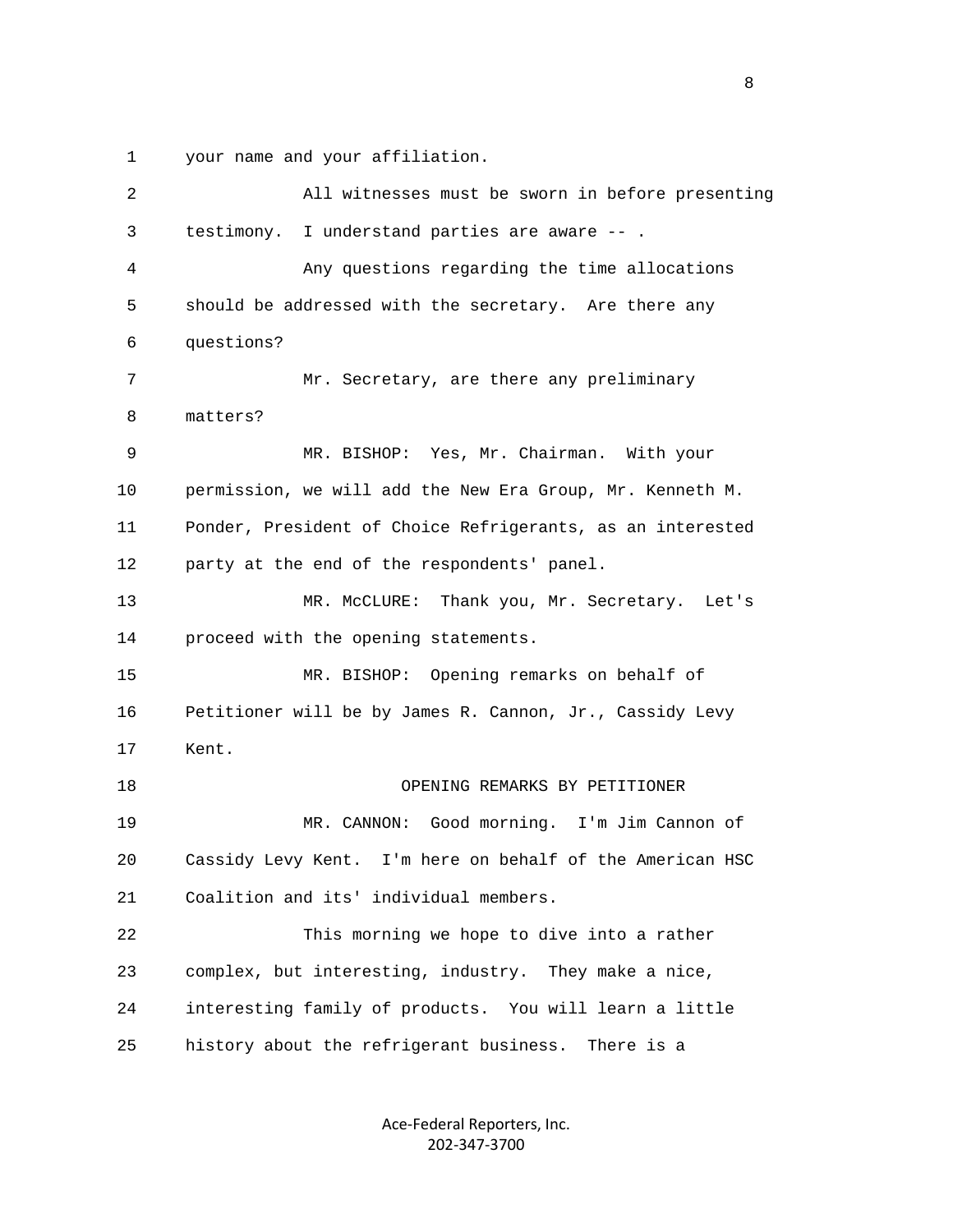your name and your affiliation.

All witnesses must be sworn in before presenting testimony. I understand parties are aware -- .

Any questions regarding the time allocations should be addressed with the secretary. Are there any questions?

Mr. Secretary, are there any preliminary matters?

MR. BISHOP: Yes, Mr. Chairman. With your permission, we will add the New Era Group, Mr. Kenneth M. Ponder, President of Choice Refrigerants, as an interested party at the end of the respondents' panel.

MR. McCLURE: Thank you, Mr. Secretary. Let's proceed with the opening statements.

MR. BISHOP: Opening remarks on behalf of Petitioner will be by James R. Cannon, Jr., Cassidy Levy Kent.

OPENING REMARKS BY PETITIONER

MR. CANNON: Good morning. I'm Jim Cannon of Cassidy Levy Kent. I'm here on behalf of the American HSC Coalition and its' individual members.

This morning we hope to dive into a rather complex, but interesting, industry. They make a nice, interesting family of products. You will learn a little history about the refrigerant business. There is a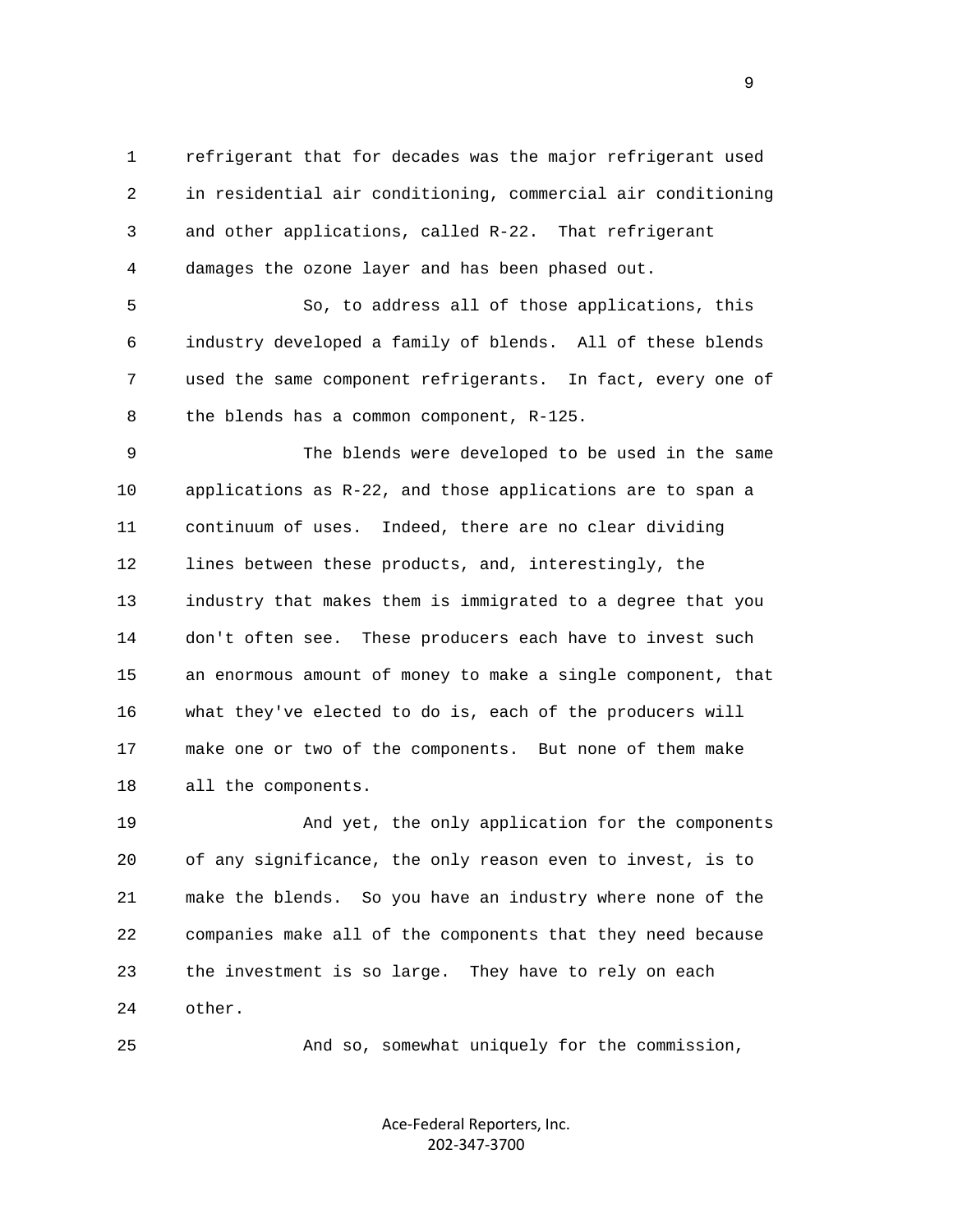refrigerant that for decades was the major refrigerant used in residential air conditioning, commercial air conditioning and other applications, called R-22. That refrigerant damages the ozone layer and has been phased out.

So, to address all of those applications, this industry developed a family of blends. All of these blends used the same component refrigerants. In fact, every one of the blends has a common component, R-125.

The blends were developed to be used in the same applications as R-22, and those applications are to span a continuum of uses. Indeed, there are no clear dividing lines between these products, and, interestingly, the industry that makes them is immigrated to a degree that you don't often see. These producers each have to invest such an enormous amount of money to make a single component, that what they've elected to do is, each of the producers will make one or two of the components. But none of them make all the components.

And yet, the only application for the components of any significance, the only reason even to invest, is to make the blends. So you have an industry where none of the companies make all of the components that they need because the investment is so large. They have to rely on each other.

And so, somewhat uniquely for the commission,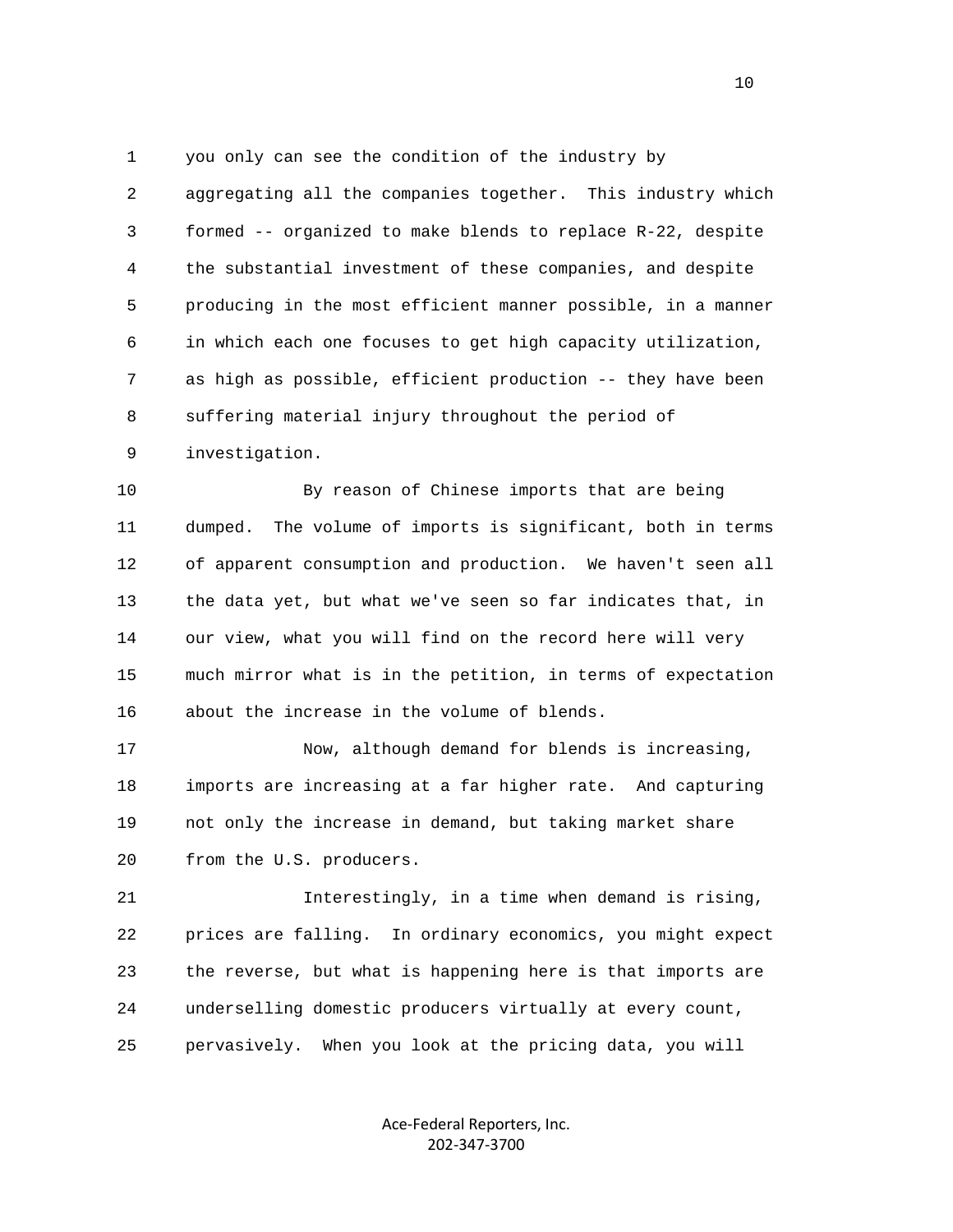you only can see the condition of the industry by aggregating all the companies together. This industry which formed -- organized to make blends to replace R-22, despite the substantial investment of these companies, and despite producing in the most efficient manner possible, in a manner in which each one focuses to get high capacity utilization, as high as possible, efficient production -- they have been suffering material injury throughout the period of investigation.

By reason of Chinese imports that are being dumped. The volume of imports is significant, both in terms of apparent consumption and production. We haven't seen all the data yet, but what we've seen so far indicates that, in our view, what you will find on the record here will very much mirror what is in the petition, in terms of expectation about the increase in the volume of blends.

Now, although demand for blends is increasing, imports are increasing at a far higher rate. And capturing not only the increase in demand, but taking market share from the U.S. producers.

Interestingly, in a time when demand is rising, prices are falling. In ordinary economics, you might expect the reverse, but what is happening here is that imports are underselling domestic producers virtually at every count, pervasively. When you look at the pricing data, you will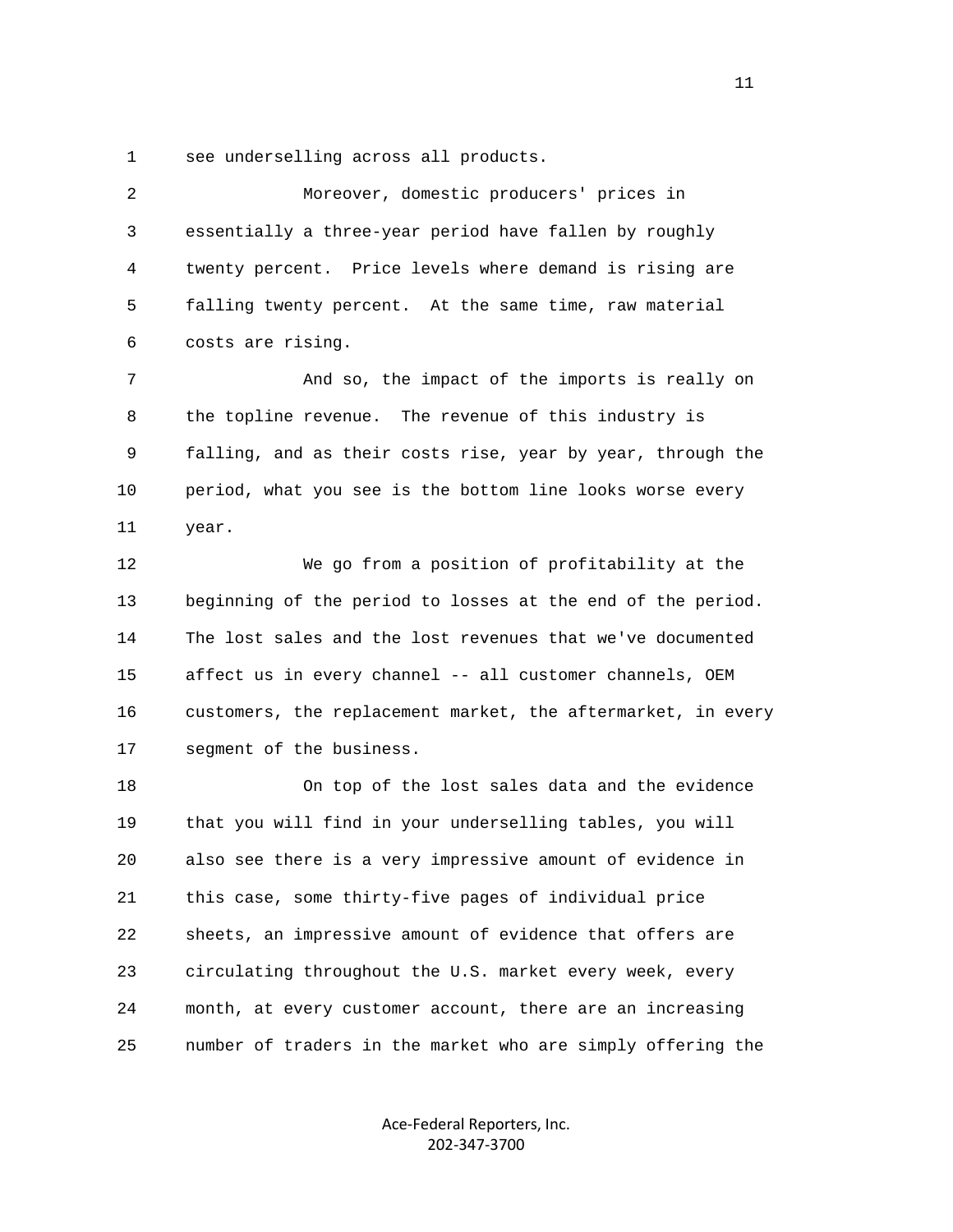see underselling across all products.

Moreover, domestic producers' prices in essentially a three-year period have fallen by roughly twenty percent. Price levels where demand is rising are falling twenty percent. At the same time, raw material costs are rising.

And so, the impact of the imports is really on the topline revenue. The revenue of this industry is falling, and as their costs rise, year by year, through the period, what you see is the bottom line looks worse every year.

We go from a position of profitability at the beginning of the period to losses at the end of the period. The lost sales and the lost revenues that we've documented affect us in every channel -- all customer channels, OEM customers, the replacement market, the aftermarket, in every segment of the business.

On top of the lost sales data and the evidence that you will find in your underselling tables, you will also see there is a very impressive amount of evidence in this case, some thirty-five pages of individual price sheets, an impressive amount of evidence that offers are circulating throughout the U.S. market every week, every month, at every customer account, there are an increasing number of traders in the market who are simply offering the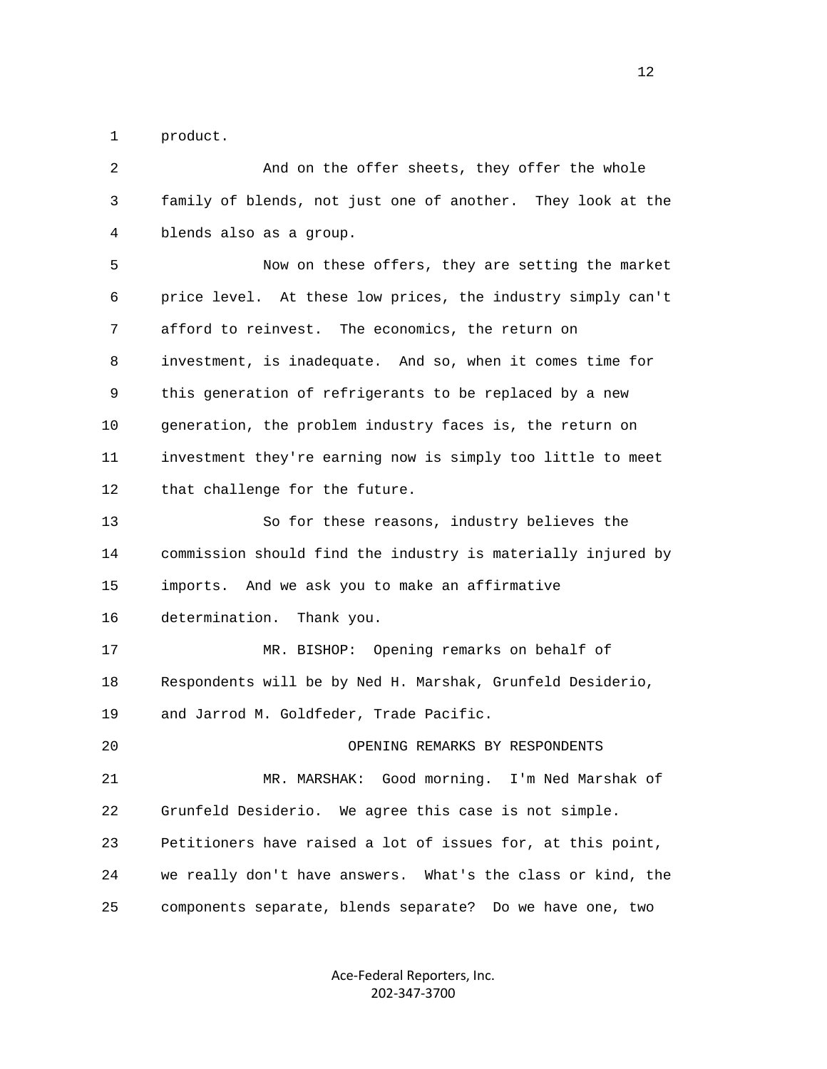product.

And on the offer sheets, they offer the whole family of blends, not just one of another. They look at the blends also as a group.

Now on these offers, they are setting the market price level. At these low prices, the industry simply can't afford to reinvest. The economics, the return on investment, is inadequate. And so, when it comes time for this generation of refrigerants to be replaced by a new generation, the problem industry faces is, the return on investment they're earning now is simply too little to meet that challenge for the future.

So for these reasons, industry believes the commission should find the industry is materially injured by imports. And we ask you to make an affirmative determination. Thank you.

MR. BISHOP: Opening remarks on behalf of Respondents will be by Ned H. Marshak, Grunfeld Desiderio, and Jarrod M. Goldfeder, Trade Pacific.

OPENING REMARKS BY RESPONDENTS

MR. MARSHAK: Good morning. I'm Ned Marshak of Grunfeld Desiderio. We agree this case is not simple. Petitioners have raised a lot of issues for, at this point, we really don't have answers. What's the class or kind, the components separate, blends separate? Do we have one, two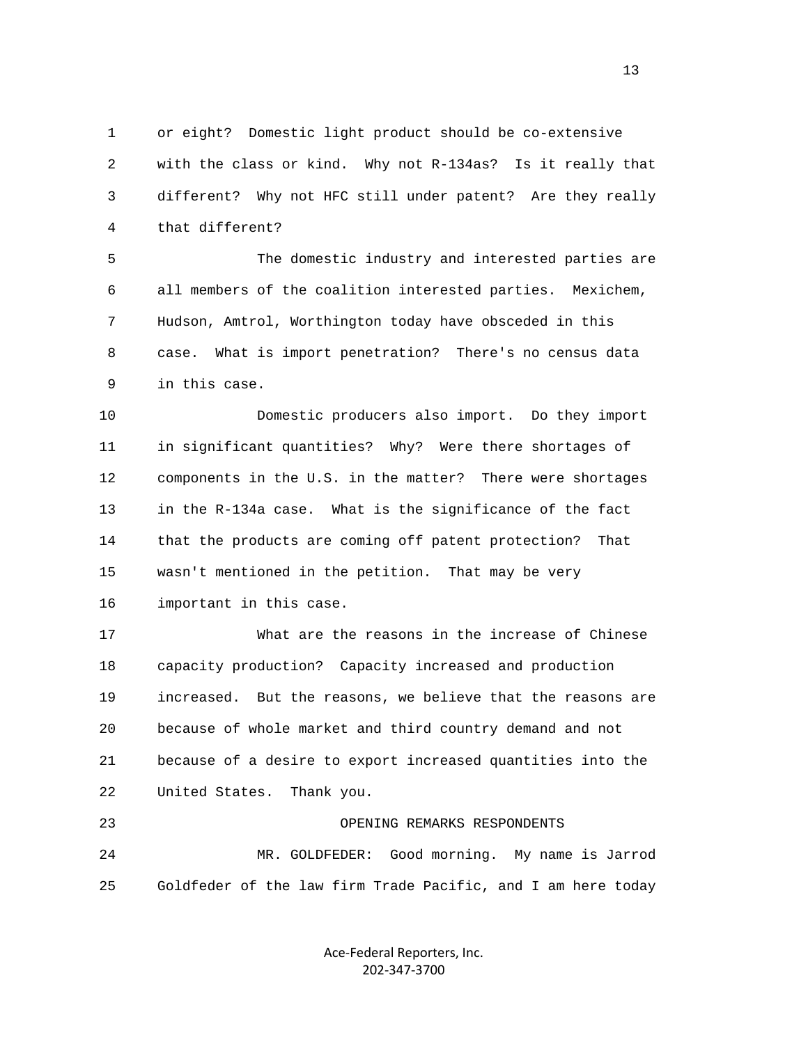or eight? Domestic light product should be co-extensive with the class or kind. Why not R-134as? Is it really that different? Why not HFC still under patent? Are they really that different?

The domestic industry and interested parties are all members of the coalition interested parties. Mexichem, Hudson, Amtrol, Worthington today have obsceded in this case. What is import penetration? There's no census data in this case.

Domestic producers also import. Do they import in significant quantities? Why? Were there shortages of components in the U.S. in the matter? There were shortages in the R-134a case. What is the significance of the fact that the products are coming off patent protection? That wasn't mentioned in the petition. That may be very important in this case.

What are the reasons in the increase of Chinese capacity production? Capacity increased and production increased. But the reasons, we believe that the reasons are because of whole market and third country demand and not because of a desire to export increased quantities into the United States. Thank you.

OPENING REMARKS RESPONDENTS

MR. GOLDFEDER: Good morning. My name is Jarrod Goldfeder of the law firm Trade Pacific, and I am here today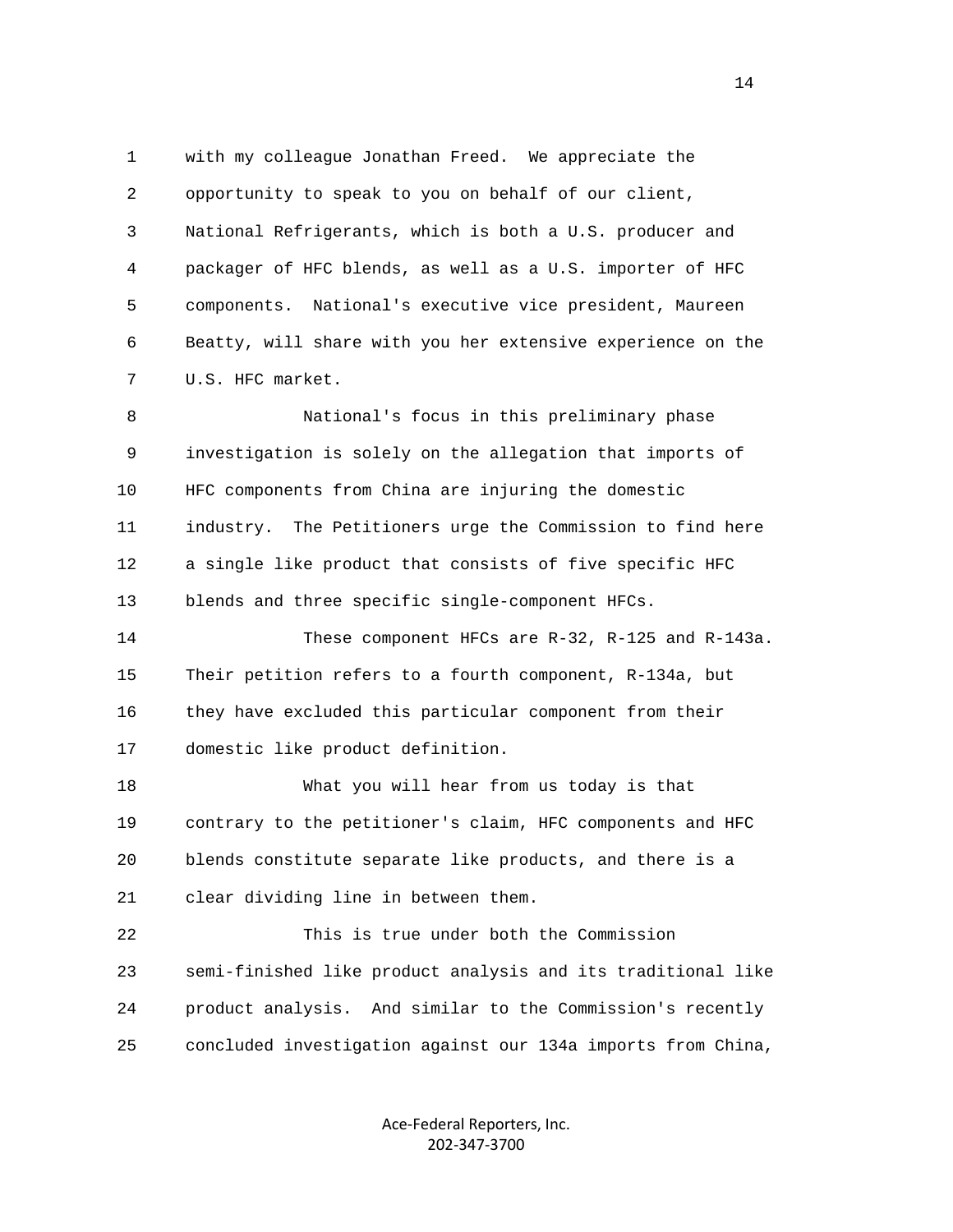1 with my colleague Jonathan Freed. We appreciate the
2 opportunity to speak to you on behalf of our client,
3 National Refrigerants, which is both a U.S. producer and
4 packager of HFC blends, as well as a U.S. importer of HFC
5 components. National's executive vice president, Maureen
6 Beatty, will share with you her extensive experience on the
7 U.S. HFC market.

8 National's focus in this preliminary phase
9 investigation is solely on the allegation that imports of
10 HFC components from China are injuring the domestic
11 industry. The Petitioners urge the Commission to find here
12 a single like product that consists of five specific HFC
13 blends and three specific single-component HFCs.

14 These component HFCs are R-32, R-125 and R-143a.
15 Their petition refers to a fourth component, R-134a, but
16 they have excluded this particular component from their
17 domestic like product definition.

18 What you will hear from us today is that
19 contrary to the petitioner's claim, HFC components and HFC
20 blends constitute separate like products, and there is a
21 clear dividing line in between them.

22 This is true under both the Commission
23 semi-finished like product analysis and its traditional like
24 product analysis. And similar to the Commission's recently
25 concluded investigation against our 134a imports from China,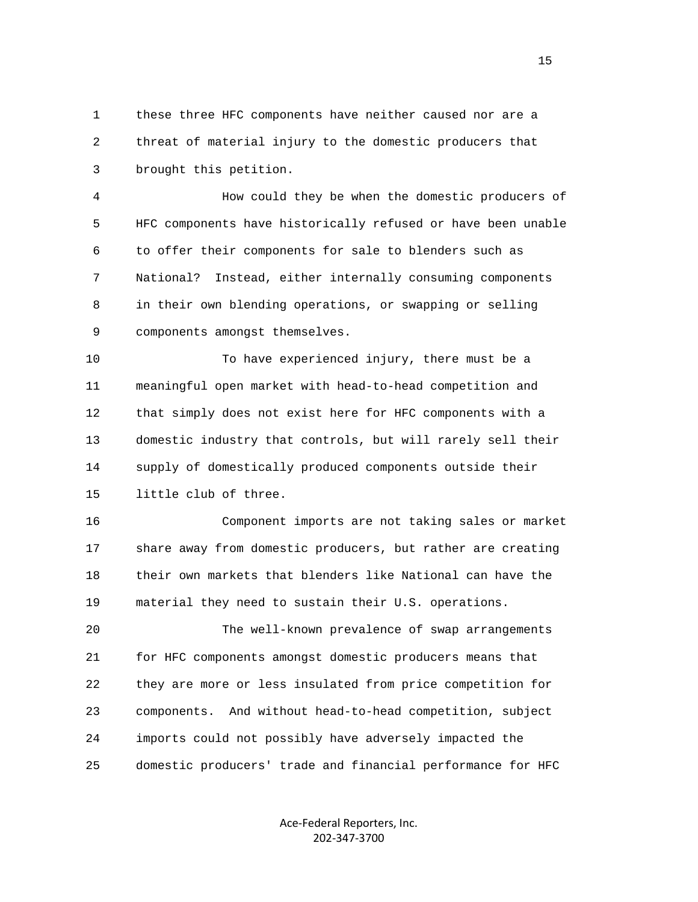these three HFC components have neither caused nor are a threat of material injury to the domestic producers that brought this petition.

How could they be when the domestic producers of HFC components have historically refused or have been unable to offer their components for sale to blenders such as National? Instead, either internally consuming components in their own blending operations, or swapping or selling components amongst themselves.

To have experienced injury, there must be a meaningful open market with head-to-head competition and that simply does not exist here for HFC components with a domestic industry that controls, but will rarely sell their supply of domestically produced components outside their little club of three.

Component imports are not taking sales or market share away from domestic producers, but rather are creating their own markets that blenders like National can have the material they need to sustain their U.S. operations.

The well-known prevalence of swap arrangements for HFC components amongst domestic producers means that they are more or less insulated from price competition for components. And without head-to-head competition, subject imports could not possibly have adversely impacted the domestic producers' trade and financial performance for HFC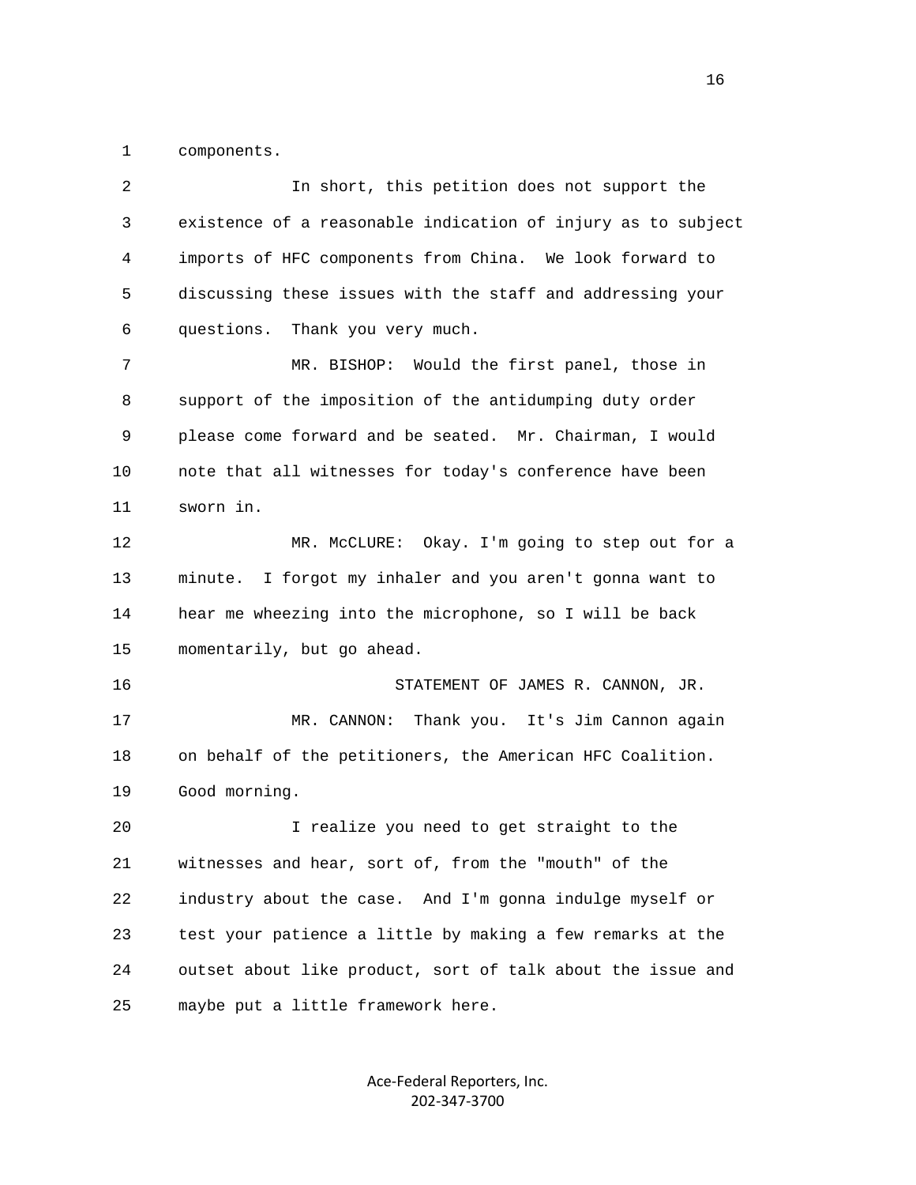components.

In short, this petition does not support the existence of a reasonable indication of injury as to subject imports of HFC components from China. We look forward to discussing these issues with the staff and addressing your questions. Thank you very much.

MR. BISHOP: Would the first panel, those in support of the imposition of the antidumping duty order please come forward and be seated. Mr. Chairman, I would note that all witnesses for today's conference have been sworn in.

MR. McCLURE: Okay. I'm going to step out for a minute. I forgot my inhaler and you aren't gonna want to hear me wheezing into the microphone, so I will be back momentarily, but go ahead.

STATEMENT OF JAMES R. CANNON, JR.

MR. CANNON: Thank you. It's Jim Cannon again on behalf of the petitioners, the American HFC Coalition. Good morning.

I realize you need to get straight to the witnesses and hear, sort of, from the "mouth" of the industry about the case. And I'm gonna indulge myself or test your patience a little by making a few remarks at the outset about like product, sort of talk about the issue and maybe put a little framework here.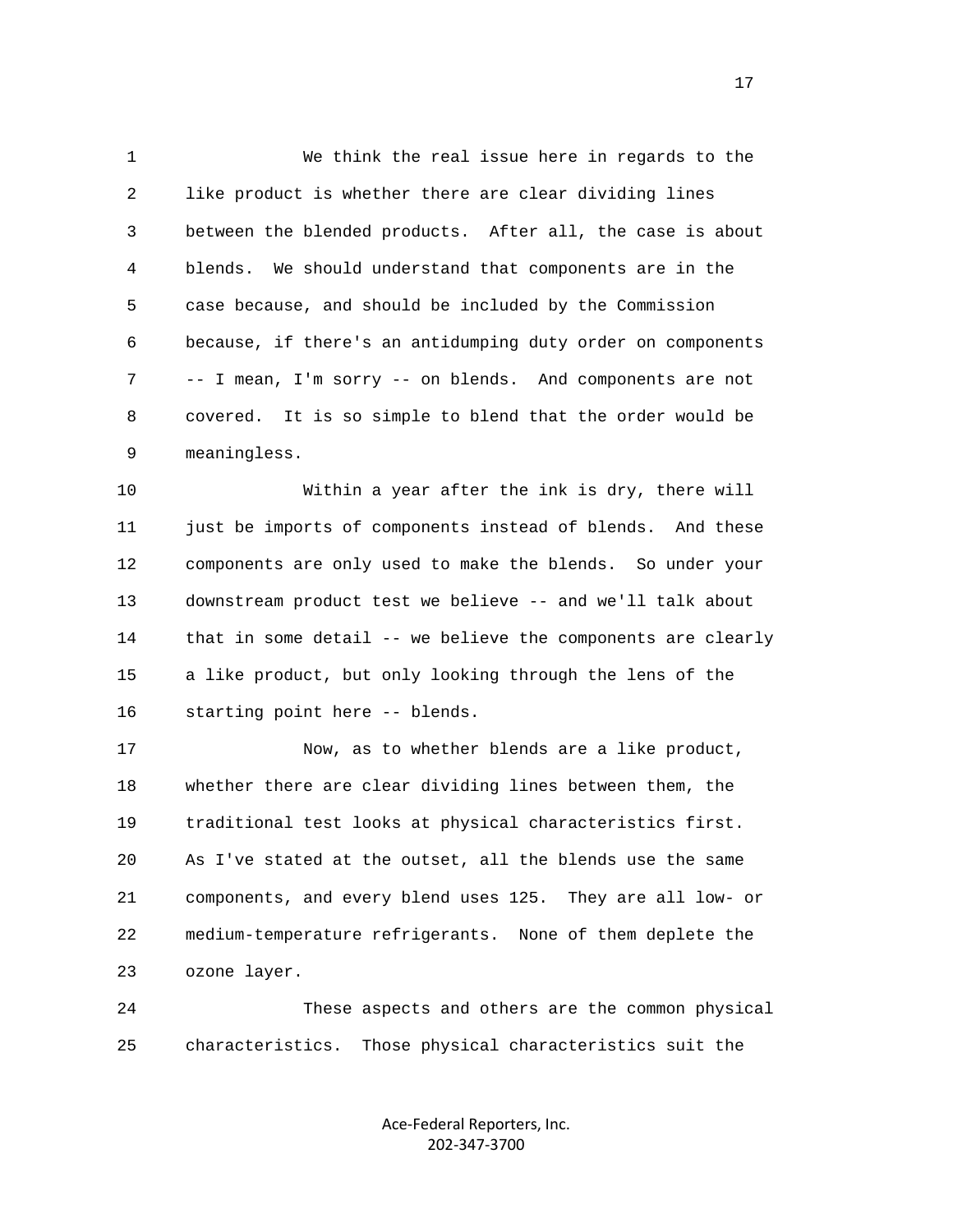We think the real issue here in regards to the like product is whether there are clear dividing lines between the blended products. After all, the case is about blends. We should understand that components are in the case because, and should be included by the Commission because, if there's an antidumping duty order on components -- I mean, I'm sorry -- on blends. And components are not covered. It is so simple to blend that the order would be meaningless.

Within a year after the ink is dry, there will just be imports of components instead of blends. And these components are only used to make the blends. So under your downstream product test we believe -- and we'll talk about that in some detail -- we believe the components are clearly a like product, but only looking through the lens of the starting point here -- blends.

Now, as to whether blends are a like product, whether there are clear dividing lines between them, the traditional test looks at physical characteristics first. As I've stated at the outset, all the blends use the same components, and every blend uses 125. They are all low- or medium-temperature refrigerants. None of them deplete the ozone layer.

These aspects and others are the common physical characteristics. Those physical characteristics suit the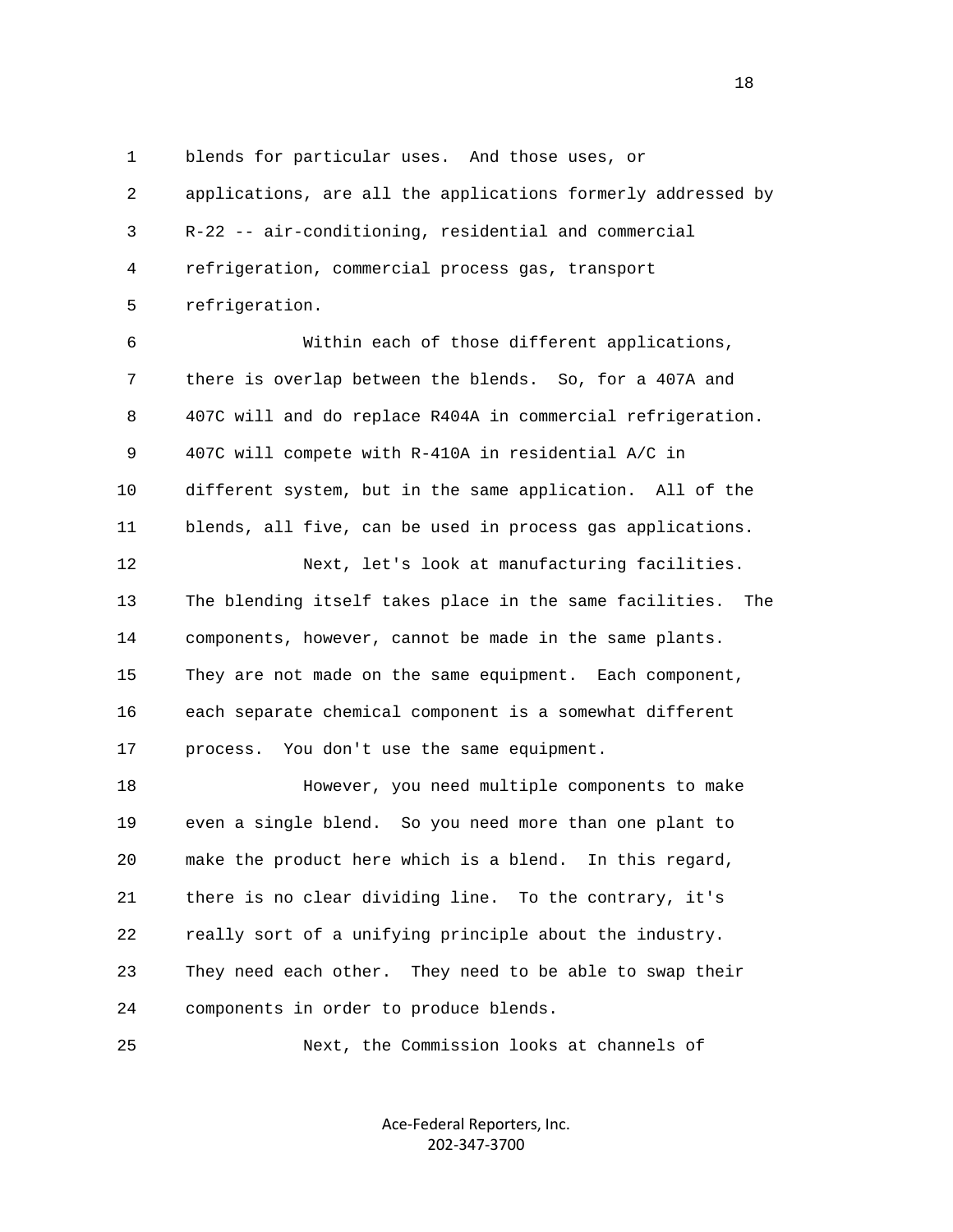blends for particular uses. And those uses, or applications, are all the applications formerly addressed by R-22 -- air-conditioning, residential and commercial refrigeration, commercial process gas, transport refrigeration.

Within each of those different applications, there is overlap between the blends. So, for a 407A and 407C will and do replace R404A in commercial refrigeration. 407C will compete with R-410A in residential A/C in different system, but in the same application. All of the blends, all five, can be used in process gas applications.

Next, let's look at manufacturing facilities. The blending itself takes place in the same facilities. The components, however, cannot be made in the same plants. They are not made on the same equipment. Each component, each separate chemical component is a somewhat different process. You don't use the same equipment.

However, you need multiple components to make even a single blend. So you need more than one plant to make the product here which is a blend. In this regard, there is no clear dividing line. To the contrary, it's really sort of a unifying principle about the industry. They need each other. They need to be able to swap their components in order to produce blends.

Next, the Commission looks at channels of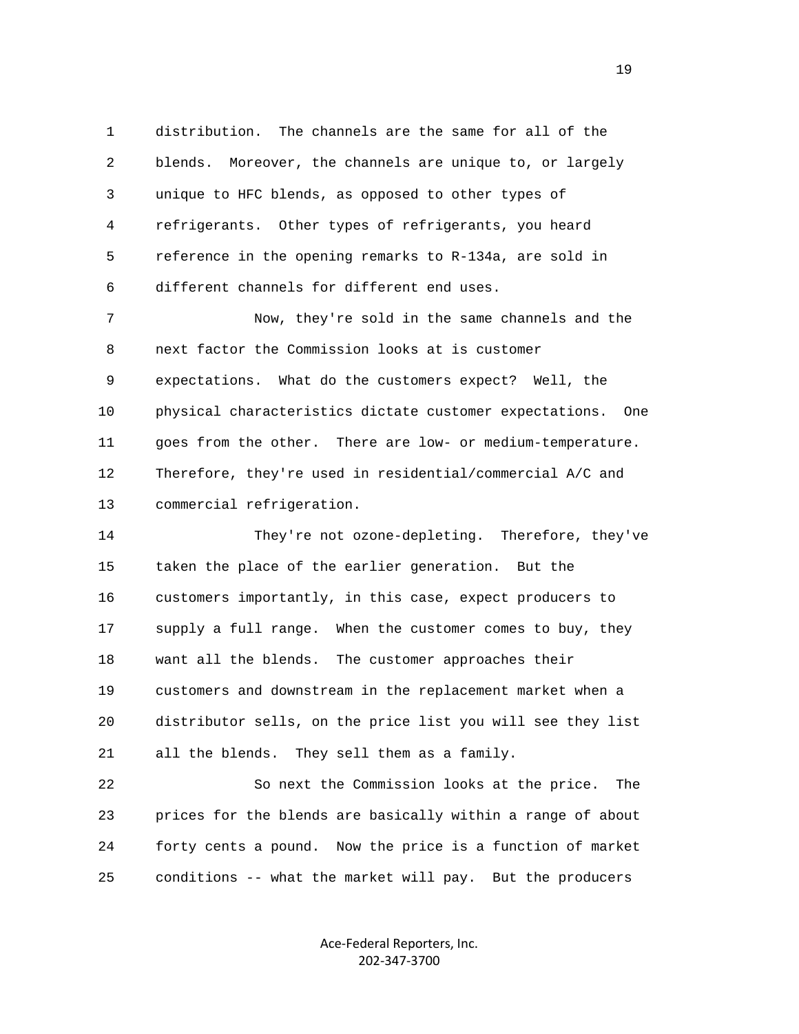distribution. The channels are the same for all of the blends. Moreover, the channels are unique to, or largely unique to HFC blends, as opposed to other types of refrigerants. Other types of refrigerants, you heard reference in the opening remarks to R-134a, are sold in different channels for different end uses.

Now, they're sold in the same channels and the next factor the Commission looks at is customer expectations. What do the customers expect? Well, the physical characteristics dictate customer expectations. One goes from the other. There are low- or medium-temperature. Therefore, they're used in residential/commercial A/C and commercial refrigeration.

They're not ozone-depleting. Therefore, they've taken the place of the earlier generation. But the customers importantly, in this case, expect producers to supply a full range. When the customer comes to buy, they want all the blends. The customer approaches their customers and downstream in the replacement market when a distributor sells, on the price list you will see they list all the blends. They sell them as a family.

So next the Commission looks at the price. The prices for the blends are basically within a range of about forty cents a pound. Now the price is a function of market conditions -- what the market will pay. But the producers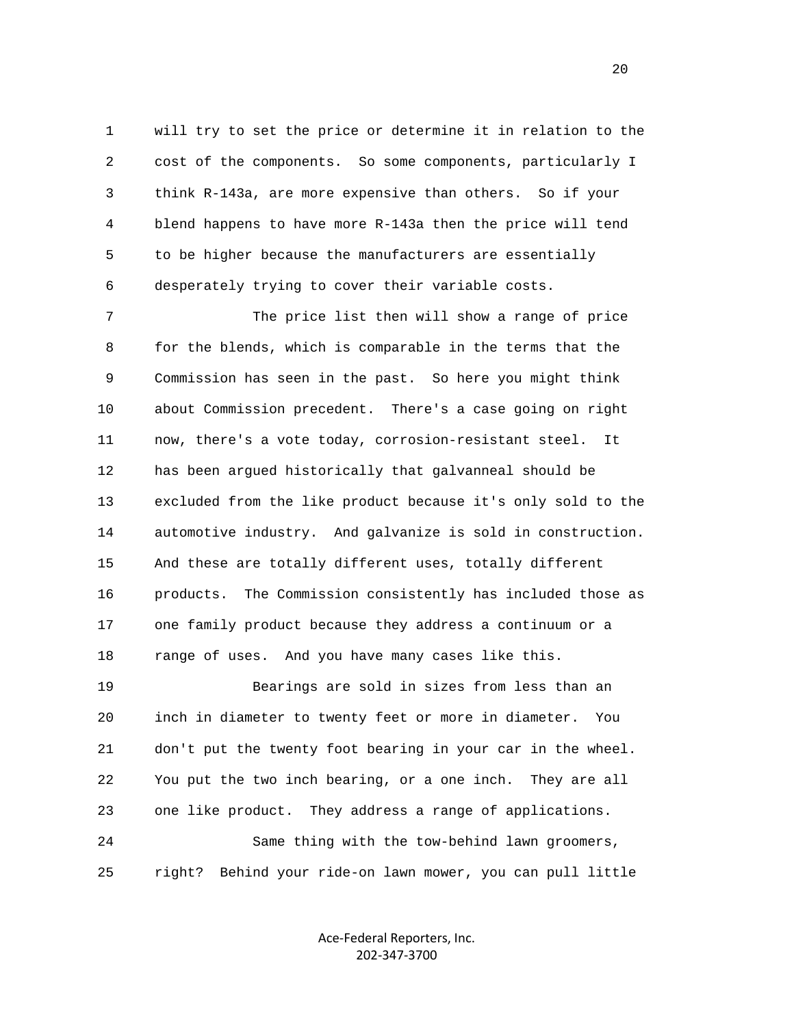will try to set the price or determine it in relation to the cost of the components. So some components, particularly I think R-143a, are more expensive than others. So if your blend happens to have more R-143a then the price will tend to be higher because the manufacturers are essentially desperately trying to cover their variable costs.

The price list then will show a range of price for the blends, which is comparable in the terms that the Commission has seen in the past. So here you might think about Commission precedent. There's a case going on right now, there's a vote today, corrosion-resistant steel. It has been argued historically that galvanneal should be excluded from the like product because it's only sold to the automotive industry. And galvanize is sold in construction. And these are totally different uses, totally different products. The Commission consistently has included those as one family product because they address a continuum or a range of uses. And you have many cases like this.

Bearings are sold in sizes from less than an inch in diameter to twenty feet or more in diameter. You don't put the twenty foot bearing in your car in the wheel. You put the two inch bearing, or a one inch. They are all one like product. They address a range of applications.

Same thing with the tow-behind lawn groomers, right? Behind your ride-on lawn mower, you can pull little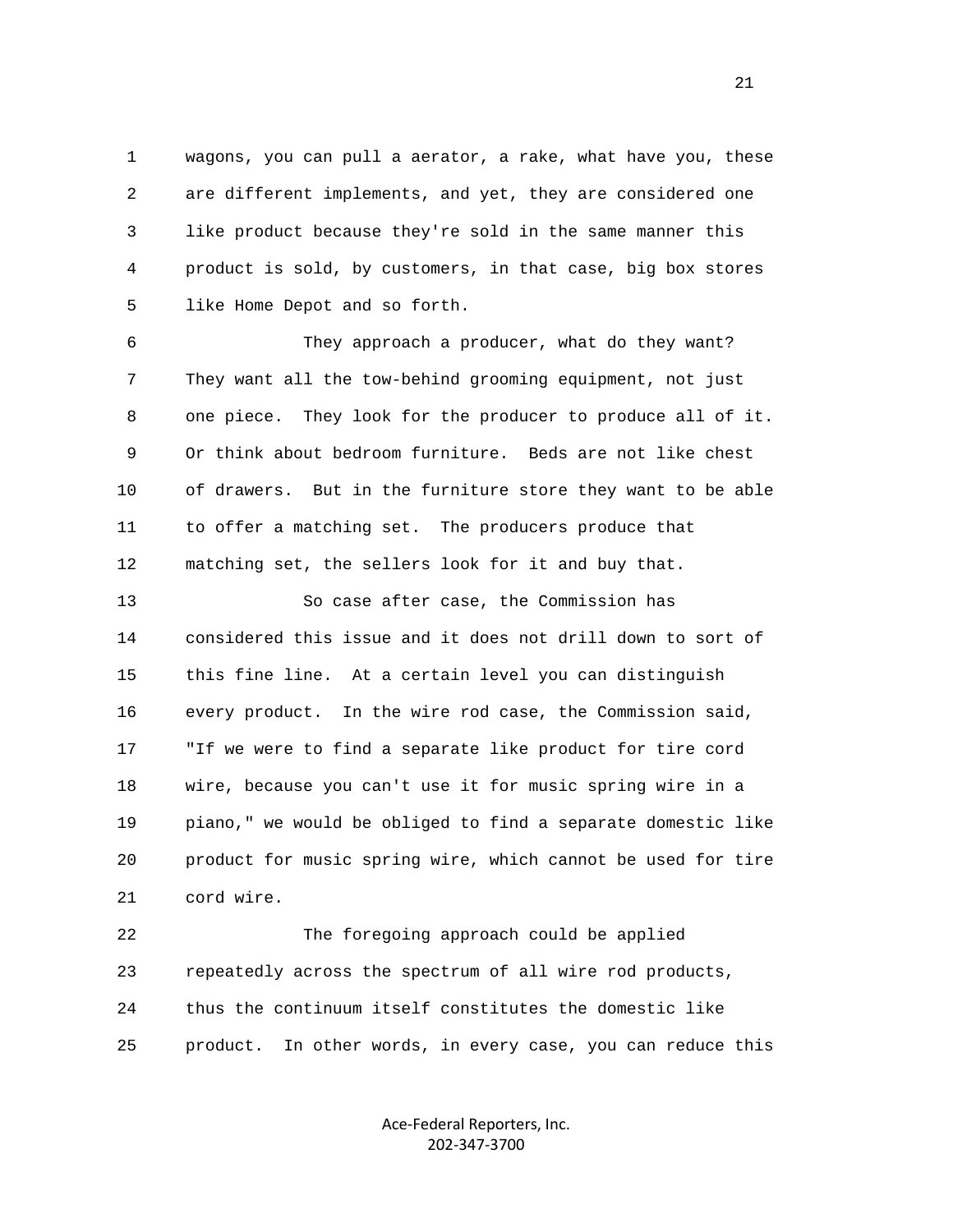wagons, you can pull a aerator, a rake, what have you, these are different implements, and yet, they are considered one like product because they're sold in the same manner this product is sold, by customers, in that case, big box stores like Home Depot and so forth.

They approach a producer, what do they want? They want all the tow-behind grooming equipment, not just one piece. They look for the producer to produce all of it. Or think about bedroom furniture. Beds are not like chest of drawers. But in the furniture store they want to be able to offer a matching set. The producers produce that matching set, the sellers look for it and buy that.

So case after case, the Commission has considered this issue and it does not drill down to sort of this fine line. At a certain level you can distinguish every product. In the wire rod case, the Commission said, "If we were to find a separate like product for tire cord wire, because you can't use it for music spring wire in a piano," we would be obliged to find a separate domestic like product for music spring wire, which cannot be used for tire cord wire.

The foregoing approach could be applied repeatedly across the spectrum of all wire rod products, thus the continuum itself constitutes the domestic like product. In other words, in every case, you can reduce this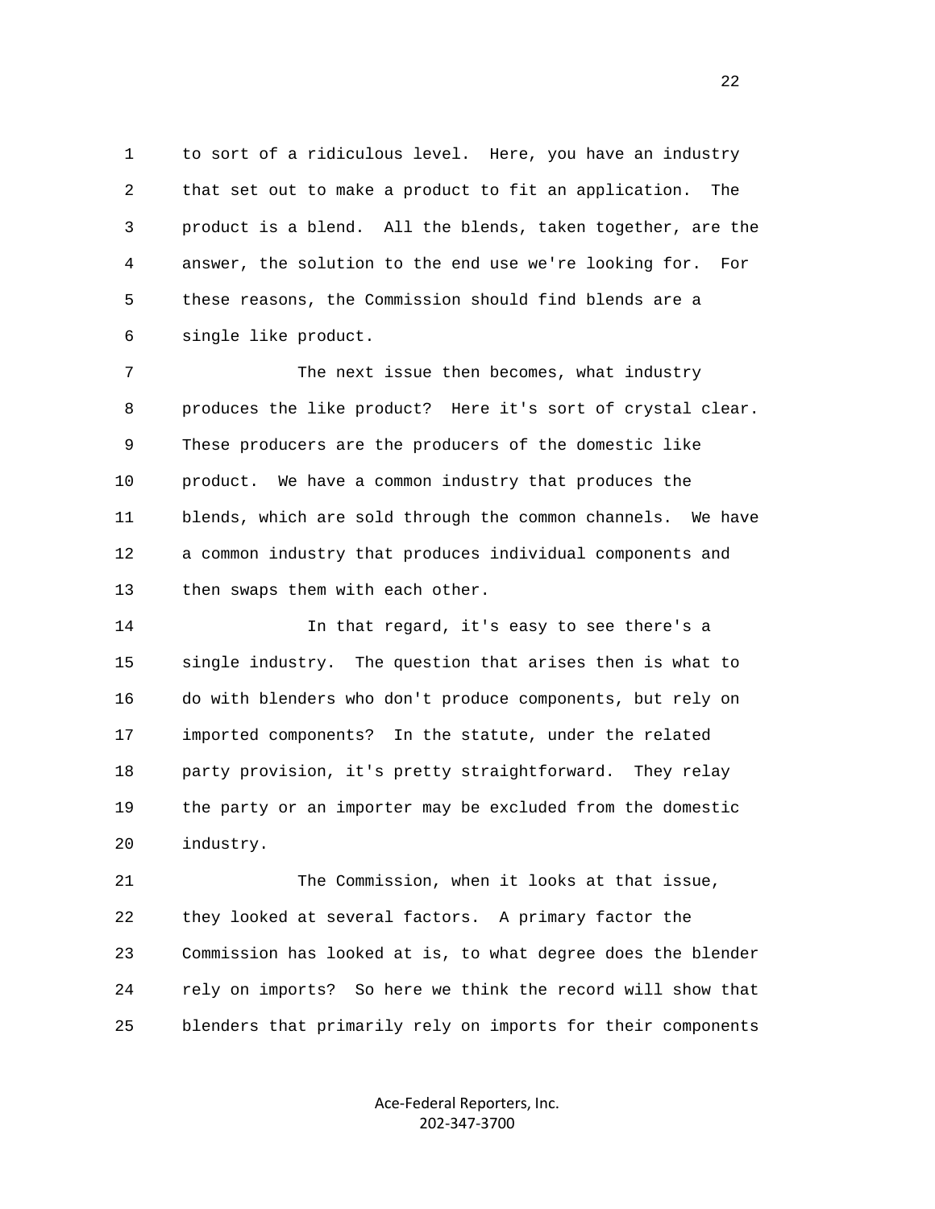to sort of a ridiculous level. Here, you have an industry that set out to make a product to fit an application. The product is a blend. All the blends, taken together, are the answer, the solution to the end use we're looking for. For these reasons, the Commission should find blends are a single like product.

The next issue then becomes, what industry produces the like product? Here it's sort of crystal clear. These producers are the producers of the domestic like product. We have a common industry that produces the blends, which are sold through the common channels. We have a common industry that produces individual components and then swaps them with each other.

In that regard, it's easy to see there's a single industry. The question that arises then is what to do with blenders who don't produce components, but rely on imported components? In the statute, under the related party provision, it's pretty straightforward. They relay the party or an importer may be excluded from the domestic industry.

The Commission, when it looks at that issue, they looked at several factors. A primary factor the Commission has looked at is, to what degree does the blender rely on imports? So here we think the record will show that blenders that primarily rely on imports for their components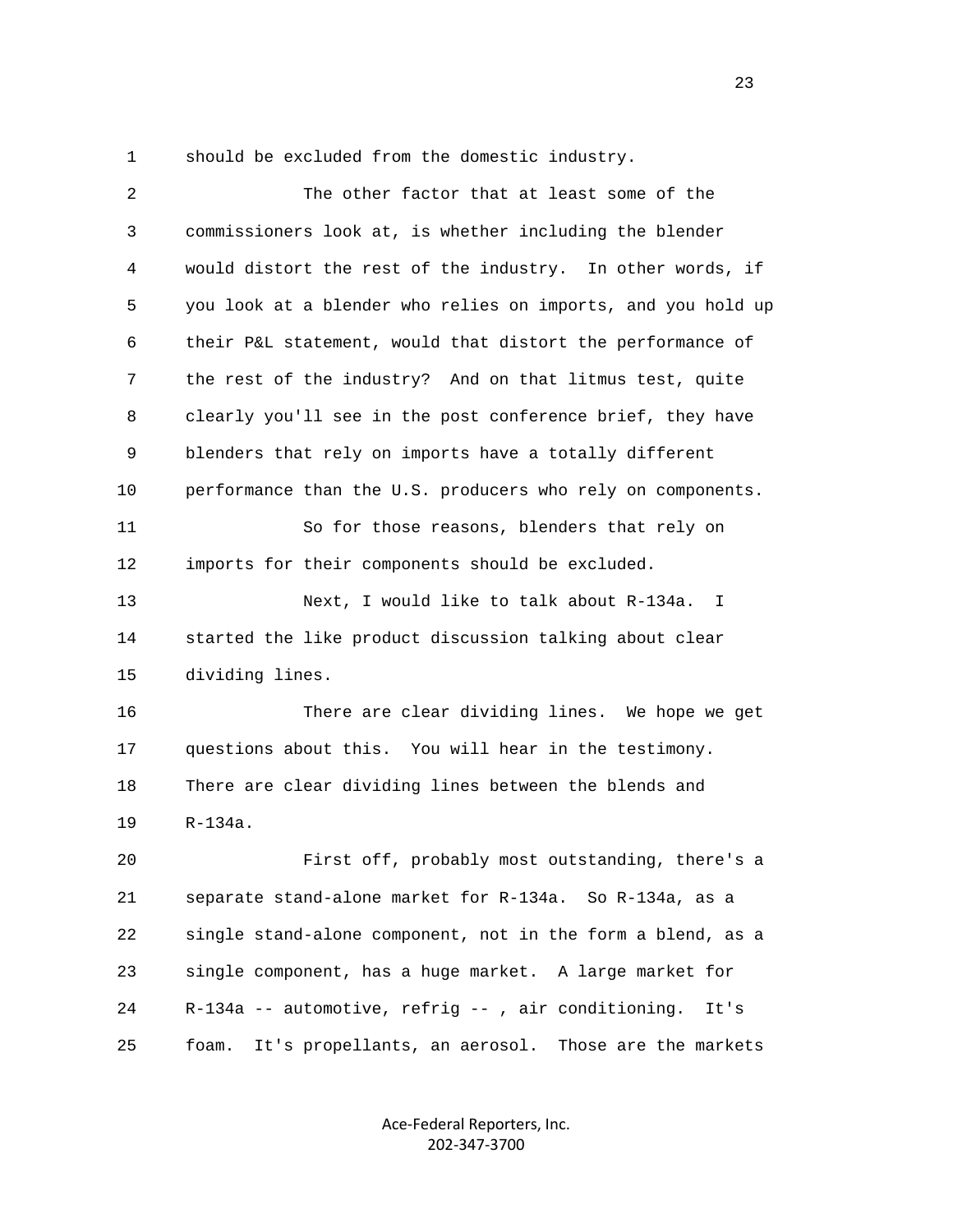should be excluded from the domestic industry.

The other factor that at least some of the commissioners look at, is whether including the blender would distort the rest of the industry. In other words, if you look at a blender who relies on imports, and you hold up their P&L statement, would that distort the performance of the rest of the industry? And on that litmus test, quite clearly you'll see in the post conference brief, they have blenders that rely on imports have a totally different performance than the U.S. producers who rely on components.

So for those reasons, blenders that rely on imports for their components should be excluded.

Next, I would like to talk about R-134a. I started the like product discussion talking about clear dividing lines.

There are clear dividing lines. We hope we get questions about this. You will hear in the testimony. There are clear dividing lines between the blends and R-134a.

First off, probably most outstanding, there's a separate stand-alone market for R-134a. So R-134a, as a single stand-alone component, not in the form a blend, as a single component, has a huge market. A large market for R-134a -- automotive, refrig -- , air conditioning. It's foam. It's propellants, an aerosol. Those are the markets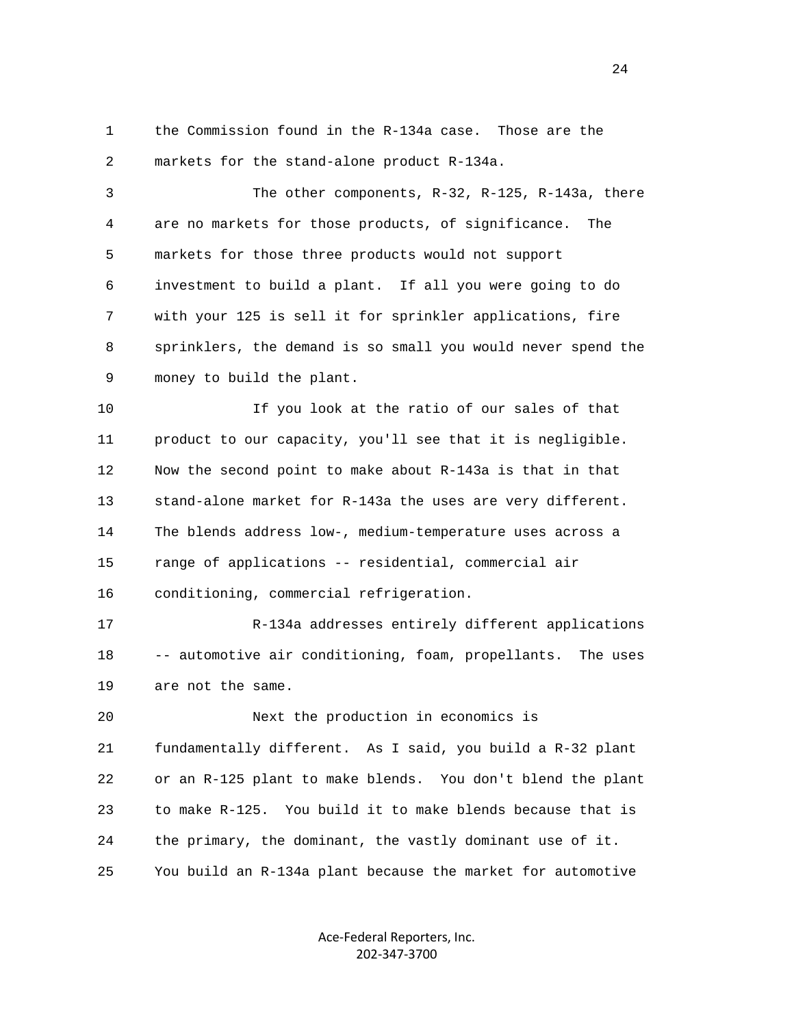1 the Commission found in the R-134a case. Those are the
2 markets for the stand-alone product R-134a.

3 The other components, R-32, R-125, R-143a, there
4 are no markets for those products, of significance. The
5 markets for those three products would not support
6 investment to build a plant. If all you were going to do
7 with your 125 is sell it for sprinkler applications, fire
8 sprinklers, the demand is so small you would never spend the
9 money to build the plant.

10 If you look at the ratio of our sales of that
11 product to our capacity, you'll see that it is negligible.
12 Now the second point to make about R-143a is that in that
13 stand-alone market for R-143a the uses are very different.
14 The blends address low-, medium-temperature uses across a
15 range of applications -- residential, commercial air
16 conditioning, commercial refrigeration.

17 R-134a addresses entirely different applications
18 -- automotive air conditioning, foam, propellants. The uses
19 are not the same.

20 Next the production in economics is
21 fundamentally different. As I said, you build a R-32 plant
22 or an R-125 plant to make blends. You don't blend the plant
23 to make R-125. You build it to make blends because that is
24 the primary, the dominant, the vastly dominant use of it.
25 You build an R-134a plant because the market for automotive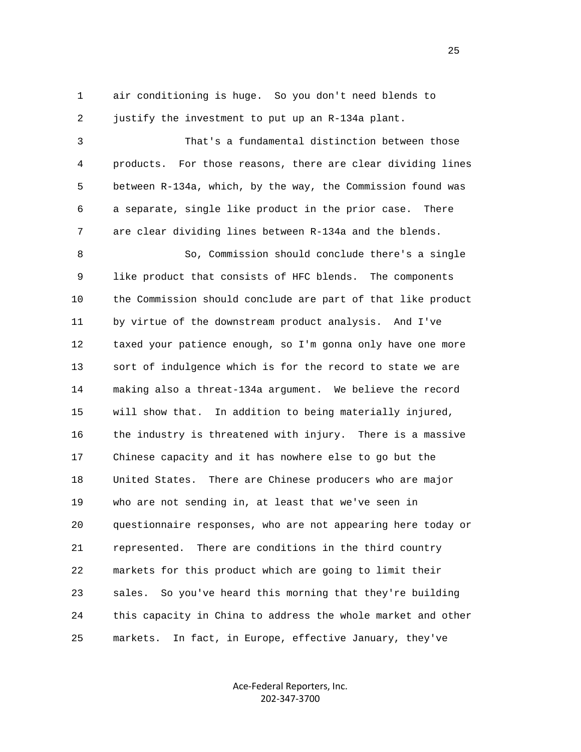1 air conditioning is huge. So you don't need blends to
2 justify the investment to put up an R-134a plant.
3 That's a fundamental distinction between those
4 products. For those reasons, there are clear dividing lines
5 between R-134a, which, by the way, the Commission found was
6 a separate, single like product in the prior case. There
7 are clear dividing lines between R-134a and the blends.
8 So, Commission should conclude there's a single
9 like product that consists of HFC blends. The components
10 the Commission should conclude are part of that like product
11 by virtue of the downstream product analysis. And I've
12 taxed your patience enough, so I'm gonna only have one more
13 sort of indulgence which is for the record to state we are
14 making also a threat-134a argument. We believe the record
15 will show that. In addition to being materially injured,
16 the industry is threatened with injury. There is a massive
17 Chinese capacity and it has nowhere else to go but the
18 United States. There are Chinese producers who are major
19 who are not sending in, at least that we've seen in
20 questionnaire responses, who are not appearing here today or
21 represented. There are conditions in the third country
22 markets for this product which are going to limit their
23 sales. So you've heard this morning that they're building
24 this capacity in China to address the whole market and other
25 markets. In fact, in Europe, effective January, they've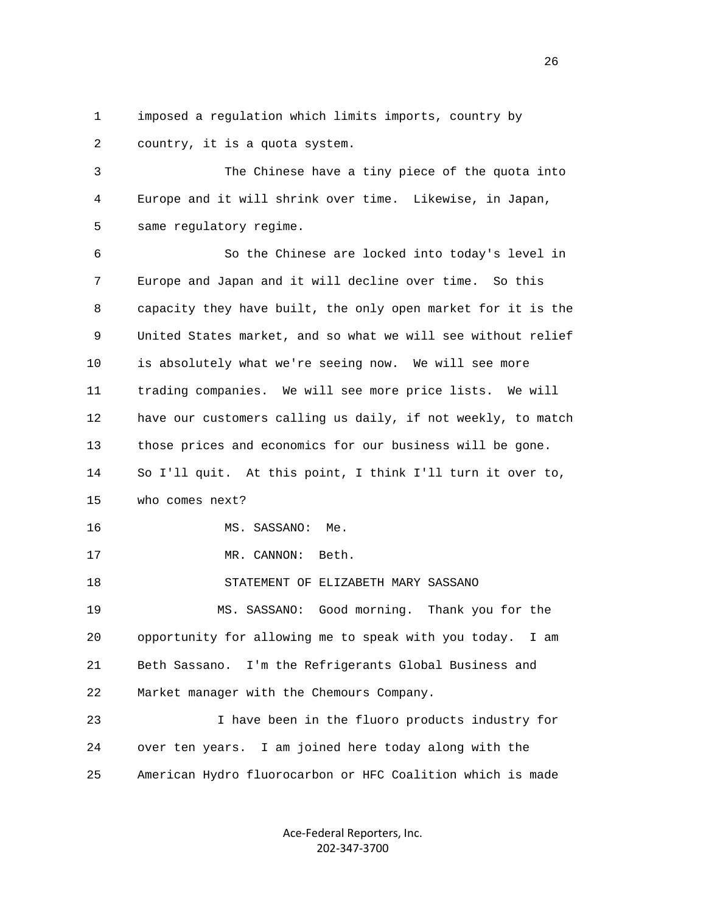imposed a regulation which limits imports, country by country, it is a quota system.

The Chinese have a tiny piece of the quota into Europe and it will shrink over time. Likewise, in Japan, same regulatory regime.

So the Chinese are locked into today's level in Europe and Japan and it will decline over time. So this capacity they have built, the only open market for it is the United States market, and so what we will see without relief is absolutely what we're seeing now. We will see more trading companies. We will see more price lists. We will have our customers calling us daily, if not weekly, to match those prices and economics for our business will be gone. So I'll quit. At this point, I think I'll turn it over to, who comes next?

MS. SASSANO: Me.

MR. CANNON: Beth.

STATEMENT OF ELIZABETH MARY SASSANO

MS. SASSANO: Good morning. Thank you for the opportunity for allowing me to speak with you today. I am Beth Sassano. I'm the Refrigerants Global Business and Market manager with the Chemours Company.

I have been in the fluoro products industry for over ten years. I am joined here today along with the American Hydro fluorocarbon or HFC Coalition which is made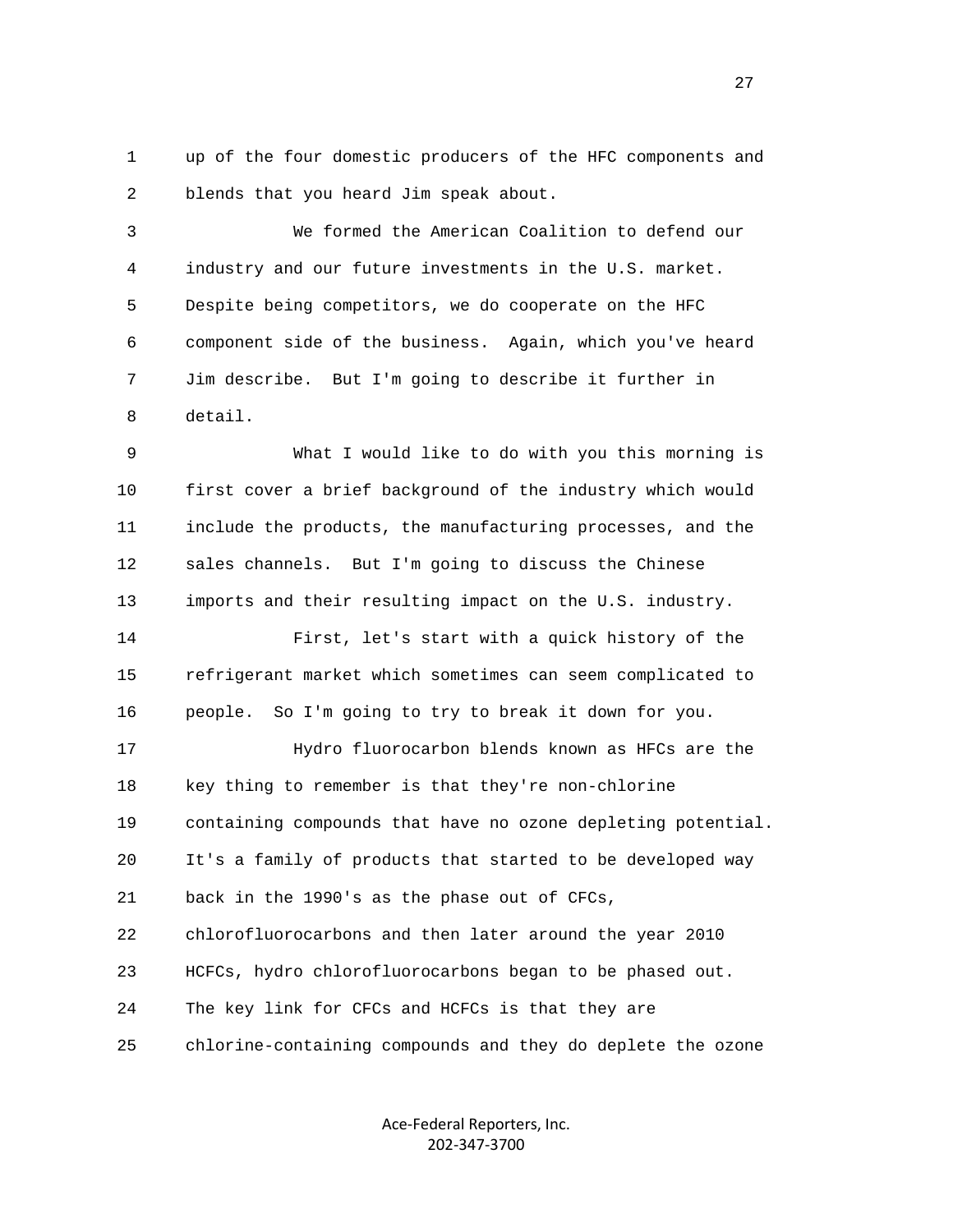up of the four domestic producers of the HFC components and blends that you heard Jim speak about.

We formed the American Coalition to defend our industry and our future investments in the U.S. market. Despite being competitors, we do cooperate on the HFC component side of the business. Again, which you've heard Jim describe. But I'm going to describe it further in detail.

What I would like to do with you this morning is first cover a brief background of the industry which would include the products, the manufacturing processes, and the sales channels. But I'm going to discuss the Chinese imports and their resulting impact on the U.S. industry.

First, let's start with a quick history of the refrigerant market which sometimes can seem complicated to people. So I'm going to try to break it down for you.

Hydro fluorocarbon blends known as HFCs are the key thing to remember is that they're non-chlorine containing compounds that have no ozone depleting potential. It's a family of products that started to be developed way back in the 1990's as the phase out of CFCs, chlorofluorocarbons and then later around the year 2010 HCFCs, hydro chlorofluorocarbons began to be phased out. The key link for CFCs and HCFCs is that they are chlorine-containing compounds and they do deplete the ozone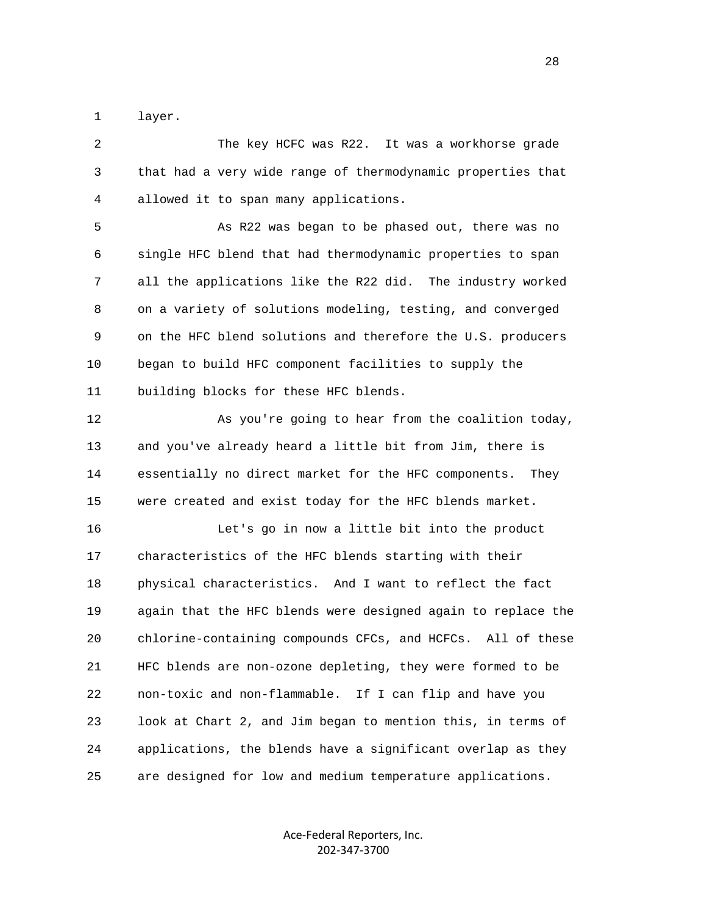layer.

The key HCFC was R22. It was a workhorse grade that had a very wide range of thermodynamic properties that allowed it to span many applications.

As R22 was began to be phased out, there was no single HFC blend that had thermodynamic properties to span all the applications like the R22 did. The industry worked on a variety of solutions modeling, testing, and converged on the HFC blend solutions and therefore the U.S. producers began to build HFC component facilities to supply the building blocks for these HFC blends.

As you're going to hear from the coalition today, and you've already heard a little bit from Jim, there is essentially no direct market for the HFC components. They were created and exist today for the HFC blends market.

Let's go in now a little bit into the product characteristics of the HFC blends starting with their physical characteristics. And I want to reflect the fact again that the HFC blends were designed again to replace the chlorine-containing compounds CFCs, and HCFCs. All of these HFC blends are non-ozone depleting, they were formed to be non-toxic and non-flammable. If I can flip and have you look at Chart 2, and Jim began to mention this, in terms of applications, the blends have a significant overlap as they are designed for low and medium temperature applications.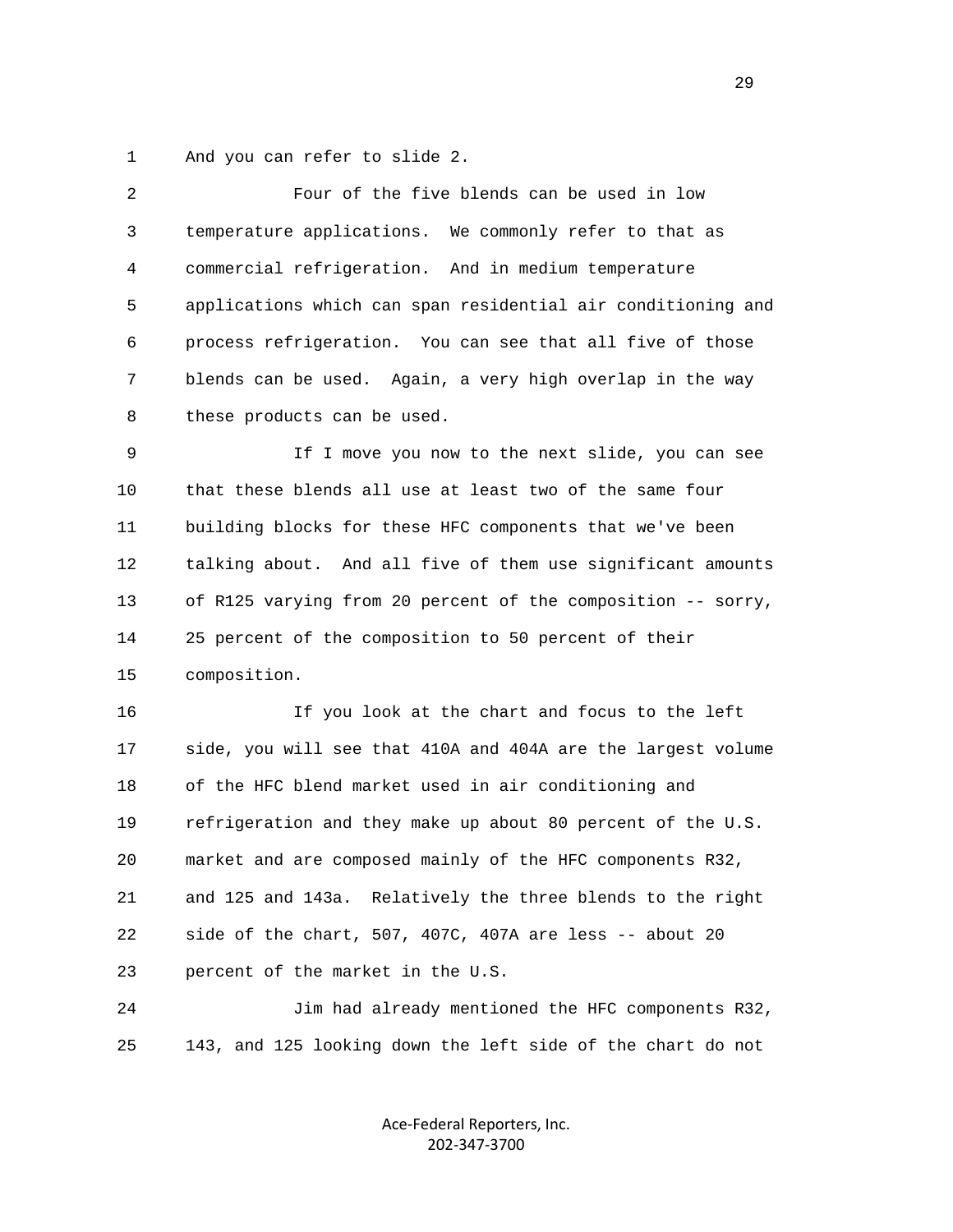1 And you can refer to slide 2.

2 Four of the five blends can be used in low
3 temperature applications. We commonly refer to that as
4 commercial refrigeration. And in medium temperature
5 applications which can span residential air conditioning and
6 process refrigeration. You can see that all five of those
7 blends can be used. Again, a very high overlap in the way
8 these products can be used.

9 If I move you now to the next slide, you can see
10 that these blends all use at least two of the same four
11 building blocks for these HFC components that we've been
12 talking about. And all five of them use significant amounts
13 of R125 varying from 20 percent of the composition -- sorry,
14 25 percent of the composition to 50 percent of their
15 composition.

16 If you look at the chart and focus to the left
17 side, you will see that 410A and 404A are the largest volume
18 of the HFC blend market used in air conditioning and
19 refrigeration and they make up about 80 percent of the U.S.
20 market and are composed mainly of the HFC components R32,
21 and 125 and 143a. Relatively the three blends to the right
22 side of the chart, 507, 407C, 407A are less -- about 20
23 percent of the market in the U.S.

24 Jim had already mentioned the HFC components R32,
25 143, and 125 looking down the left side of the chart do not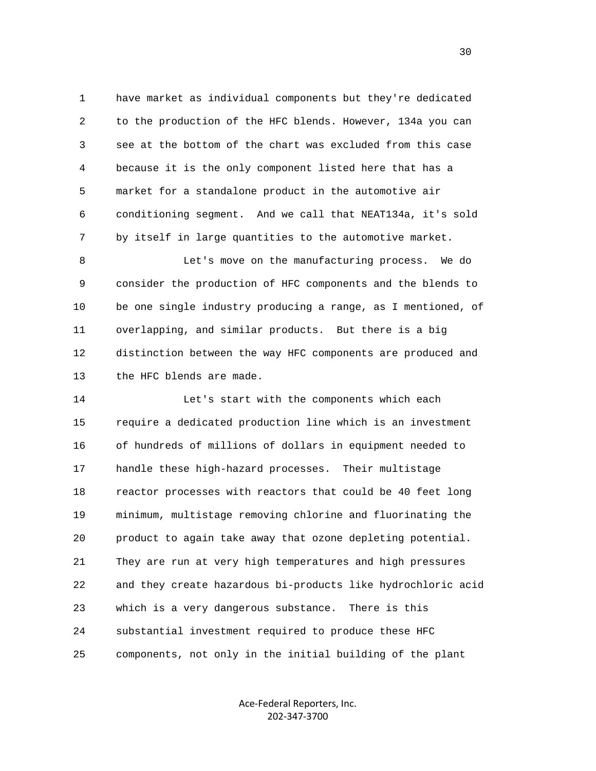have market as individual components but they're dedicated to the production of the HFC blends. However, 134a you can see at the bottom of the chart was excluded from this case because it is the only component listed here that has a market for a standalone product in the automotive air conditioning segment. And we call that NEAT134a, it's sold by itself in large quantities to the automotive market.

Let's move on the manufacturing process. We do consider the production of HFC components and the blends to be one single industry producing a range, as I mentioned, of overlapping, and similar products. But there is a big distinction between the way HFC components are produced and the HFC blends are made.

Let's start with the components which each require a dedicated production line which is an investment of hundreds of millions of dollars in equipment needed to handle these high-hazard processes. Their multistage reactor processes with reactors that could be 40 feet long minimum, multistage removing chlorine and fluorinating the product to again take away that ozone depleting potential. They are run at very high temperatures and high pressures and they create hazardous bi-products like hydrochloric acid which is a very dangerous substance. There is this substantial investment required to produce these HFC components, not only in the initial building of the plant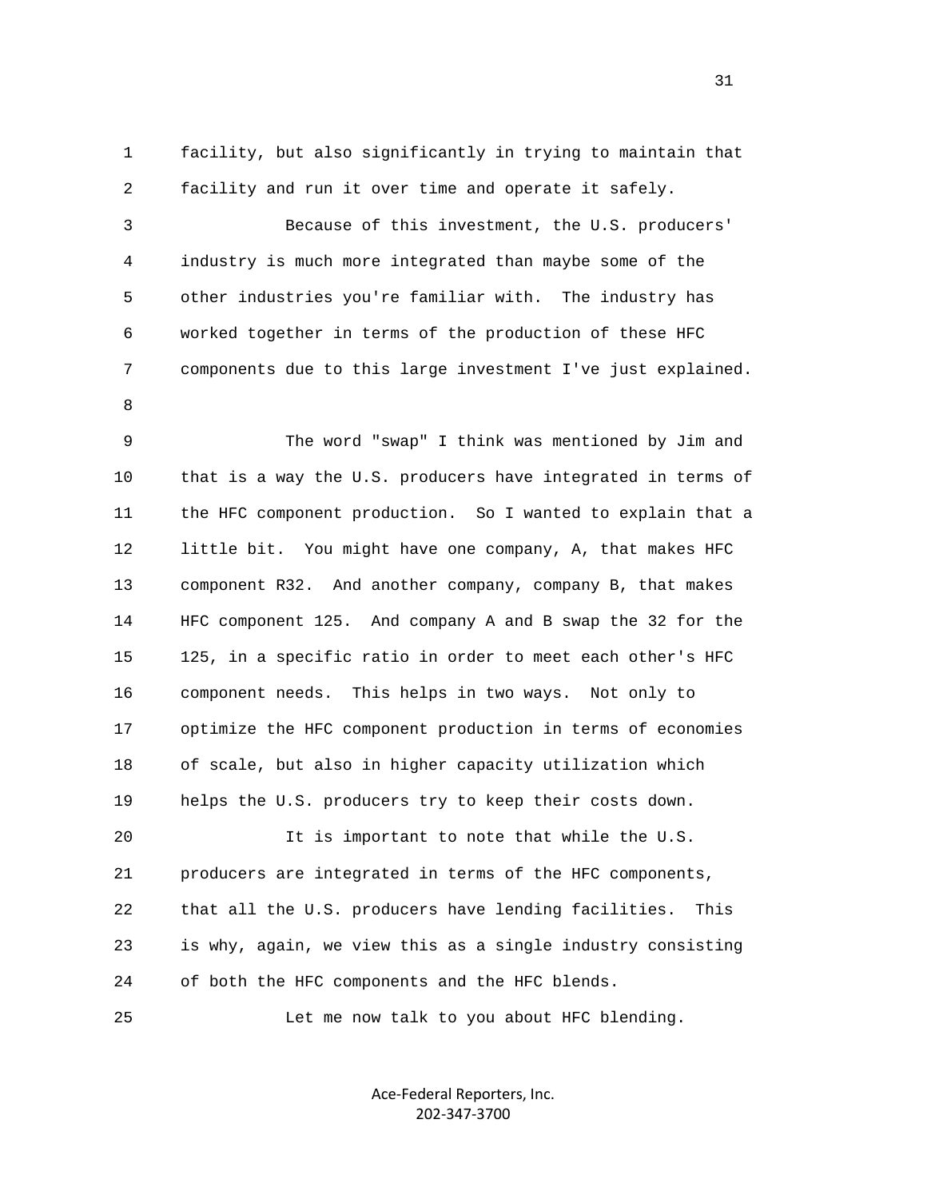1 facility, but also significantly in trying to maintain that
2 facility and run it over time and operate it safely.
3 Because of this investment, the U.S. producers'
4 industry is much more integrated than maybe some of the
5 other industries you're familiar with. The industry has
6 worked together in terms of the production of these HFC
7 components due to this large investment I've just explained.
8
9 The word "swap" I think was mentioned by Jim and
10 that is a way the U.S. producers have integrated in terms of
11 the HFC component production. So I wanted to explain that a
12 little bit. You might have one company, A, that makes HFC
13 component R32. And another company, company B, that makes
14 HFC component 125. And company A and B swap the 32 for the
15 125, in a specific ratio in order to meet each other's HFC
16 component needs. This helps in two ways. Not only to
17 optimize the HFC component production in terms of economies
18 of scale, but also in higher capacity utilization which
19 helps the U.S. producers try to keep their costs down.
20 It is important to note that while the U.S.
21 producers are integrated in terms of the HFC components,
22 that all the U.S. producers have lending facilities. This
23 is why, again, we view this as a single industry consisting
24 of both the HFC components and the HFC blends.
25 Let me now talk to you about HFC blending.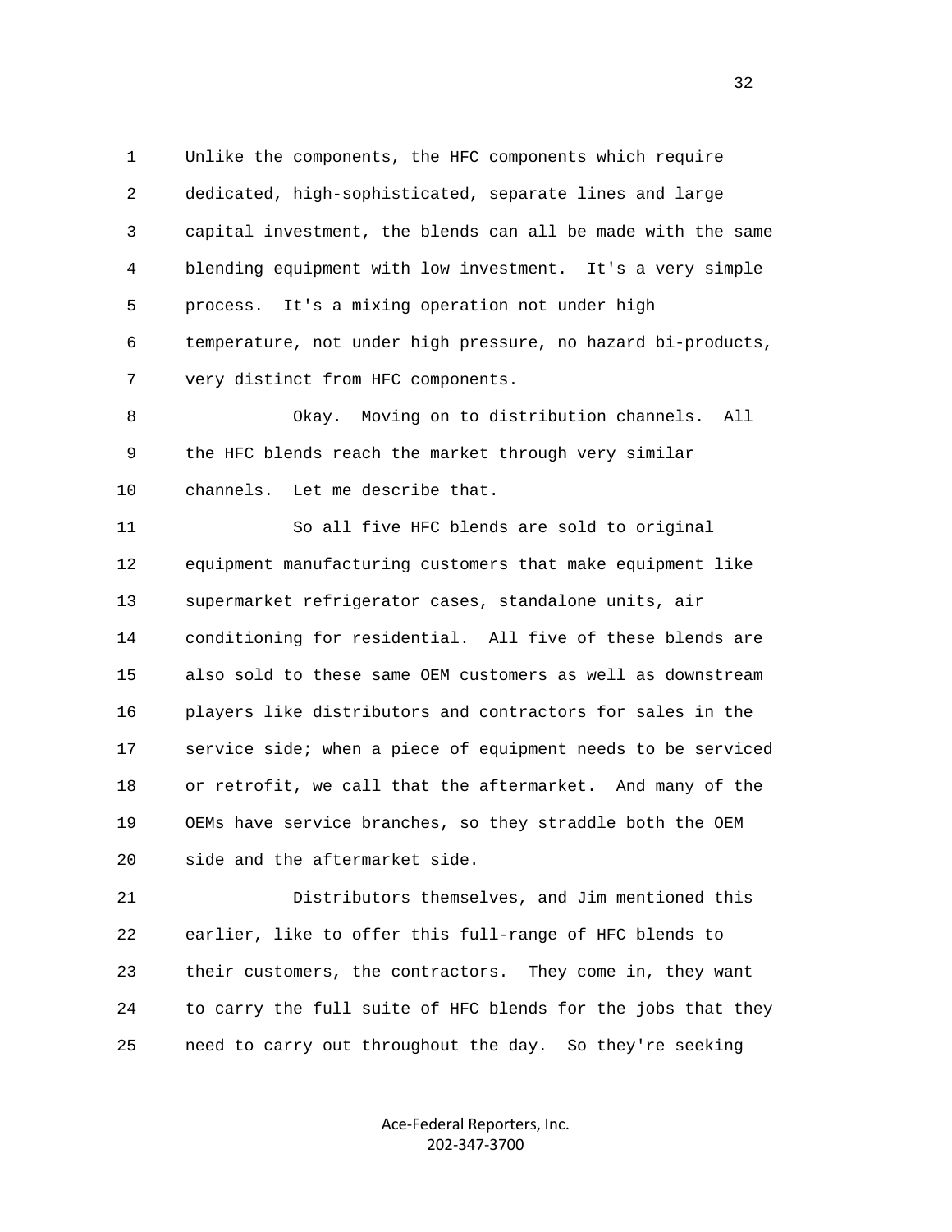1 Unlike the components, the HFC components which require
2 dedicated, high-sophisticated, separate lines and large
3 capital investment, the blends can all be made with the same
4 blending equipment with low investment. It's a very simple
5 process. It's a mixing operation not under high
6 temperature, not under high pressure, no hazard bi-products,
7 very distinct from HFC components.

8 Okay. Moving on to distribution channels. All
9 the HFC blends reach the market through very similar
10 channels. Let me describe that.

11 So all five HFC blends are sold to original
12 equipment manufacturing customers that make equipment like
13 supermarket refrigerator cases, standalone units, air
14 conditioning for residential. All five of these blends are
15 also sold to these same OEM customers as well as downstream
16 players like distributors and contractors for sales in the
17 service side; when a piece of equipment needs to be serviced
18 or retrofit, we call that the aftermarket. And many of the
19 OEMs have service branches, so they straddle both the OEM
20 side and the aftermarket side.

21 Distributors themselves, and Jim mentioned this
22 earlier, like to offer this full-range of HFC blends to
23 their customers, the contractors. They come in, they want
24 to carry the full suite of HFC blends for the jobs that they
25 need to carry out throughout the day. So they're seeking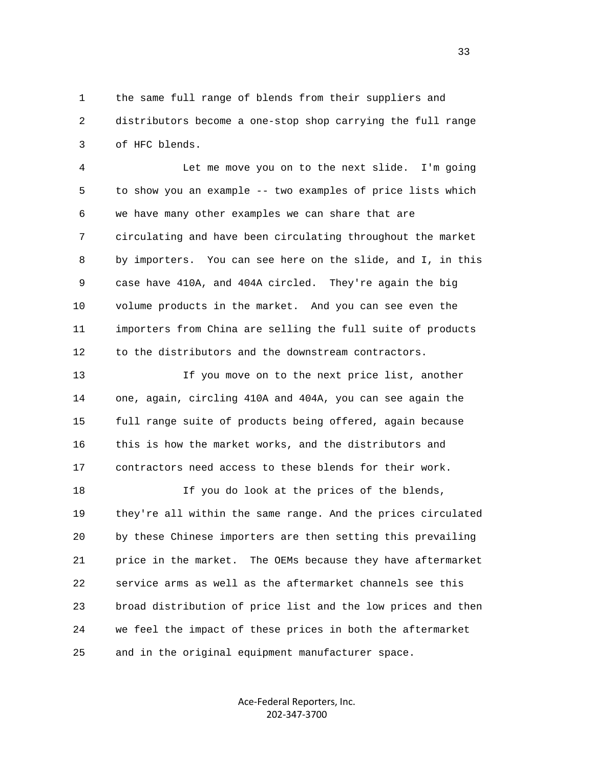1 the same full range of blends from their suppliers and
2 distributors become a one-stop shop carrying the full range
3 of HFC blends.

4 Let me move you on to the next slide. I'm going
5 to show you an example -- two examples of price lists which
6 we have many other examples we can share that are
7 circulating and have been circulating throughout the market
8 by importers. You can see here on the slide, and I, in this
9 case have 410A, and 404A circled. They're again the big
10 volume products in the market. And you can see even the
11 importers from China are selling the full suite of products
12 to the distributors and the downstream contractors.

13 If you move on to the next price list, another
14 one, again, circling 410A and 404A, you can see again the
15 full range suite of products being offered, again because
16 this is how the market works, and the distributors and
17 contractors need access to these blends for their work.

18 If you do look at the prices of the blends,
19 they're all within the same range. And the prices circulated
20 by these Chinese importers are then setting this prevailing
21 price in the market. The OEMs because they have aftermarket
22 service arms as well as the aftermarket channels see this
23 broad distribution of price list and the low prices and then
24 we feel the impact of these prices in both the aftermarket
25 and in the original equipment manufacturer space.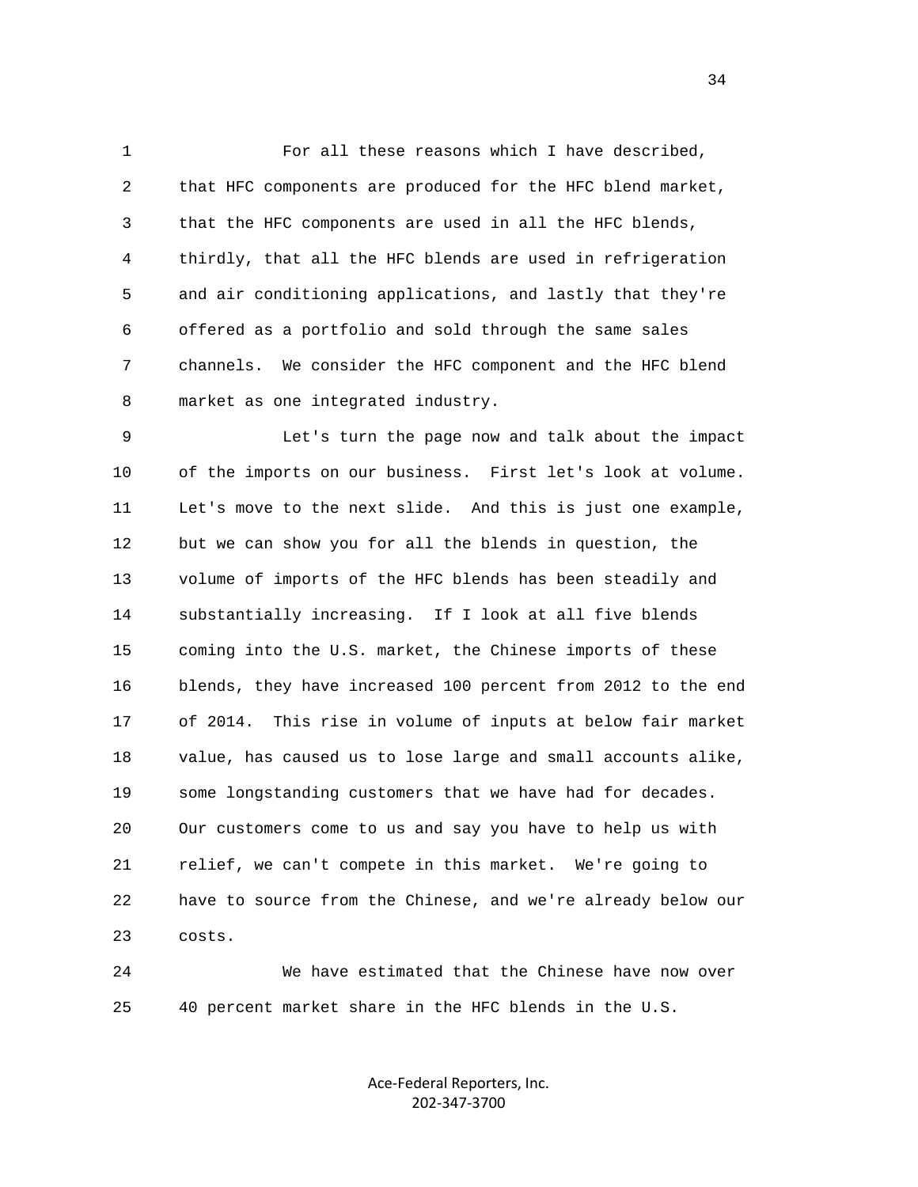For all these reasons which I have described, that HFC components are produced for the HFC blend market, that the HFC components are used in all the HFC blends, thirdly, that all the HFC blends are used in refrigeration and air conditioning applications, and lastly that they're offered as a portfolio and sold through the same sales channels. We consider the HFC component and the HFC blend market as one integrated industry.

Let's turn the page now and talk about the impact of the imports on our business. First let's look at volume. Let's move to the next slide. And this is just one example, but we can show you for all the blends in question, the volume of imports of the HFC blends has been steadily and substantially increasing. If I look at all five blends coming into the U.S. market, the Chinese imports of these blends, they have increased 100 percent from 2012 to the end of 2014. This rise in volume of inputs at below fair market value, has caused us to lose large and small accounts alike, some longstanding customers that we have had for decades. Our customers come to us and say you have to help us with relief, we can't compete in this market. We're going to have to source from the Chinese, and we're already below our costs.

We have estimated that the Chinese have now over 40 percent market share in the HFC blends in the U.S.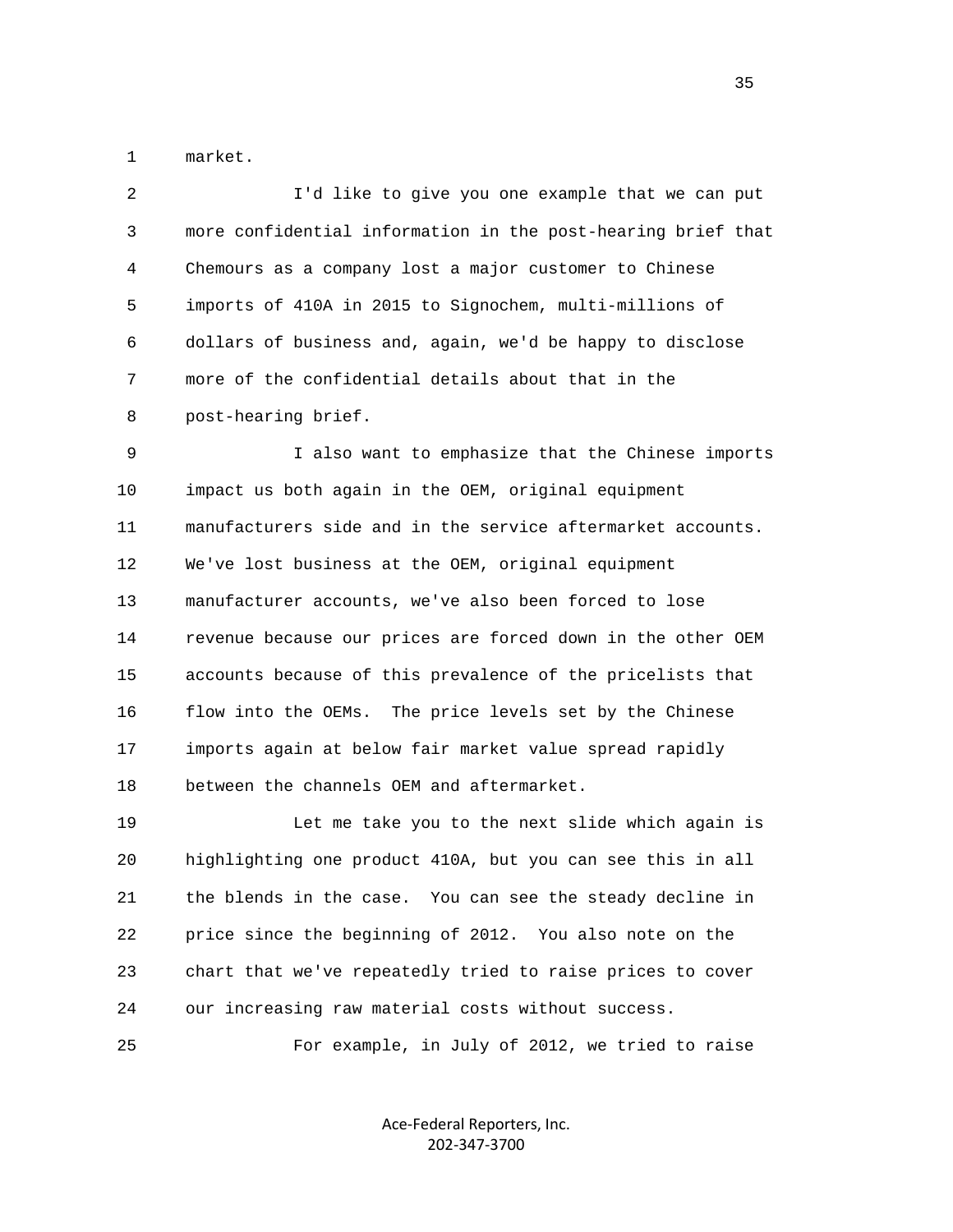market.

I'd like to give you one example that we can put more confidential information in the post-hearing brief that Chemours as a company lost a major customer to Chinese imports of 410A in 2015 to Signochem, multi-millions of dollars of business and, again, we'd be happy to disclose more of the confidential details about that in the post-hearing brief.

I also want to emphasize that the Chinese imports impact us both again in the OEM, original equipment manufacturers side and in the service aftermarket accounts. We've lost business at the OEM, original equipment manufacturer accounts, we've also been forced to lose revenue because our prices are forced down in the other OEM accounts because of this prevalence of the pricelists that flow into the OEMs. The price levels set by the Chinese imports again at below fair market value spread rapidly between the channels OEM and aftermarket.

Let me take you to the next slide which again is highlighting one product 410A, but you can see this in all the blends in the case. You can see the steady decline in price since the beginning of 2012. You also note on the chart that we've repeatedly tried to raise prices to cover our increasing raw material costs without success.

For example, in July of 2012, we tried to raise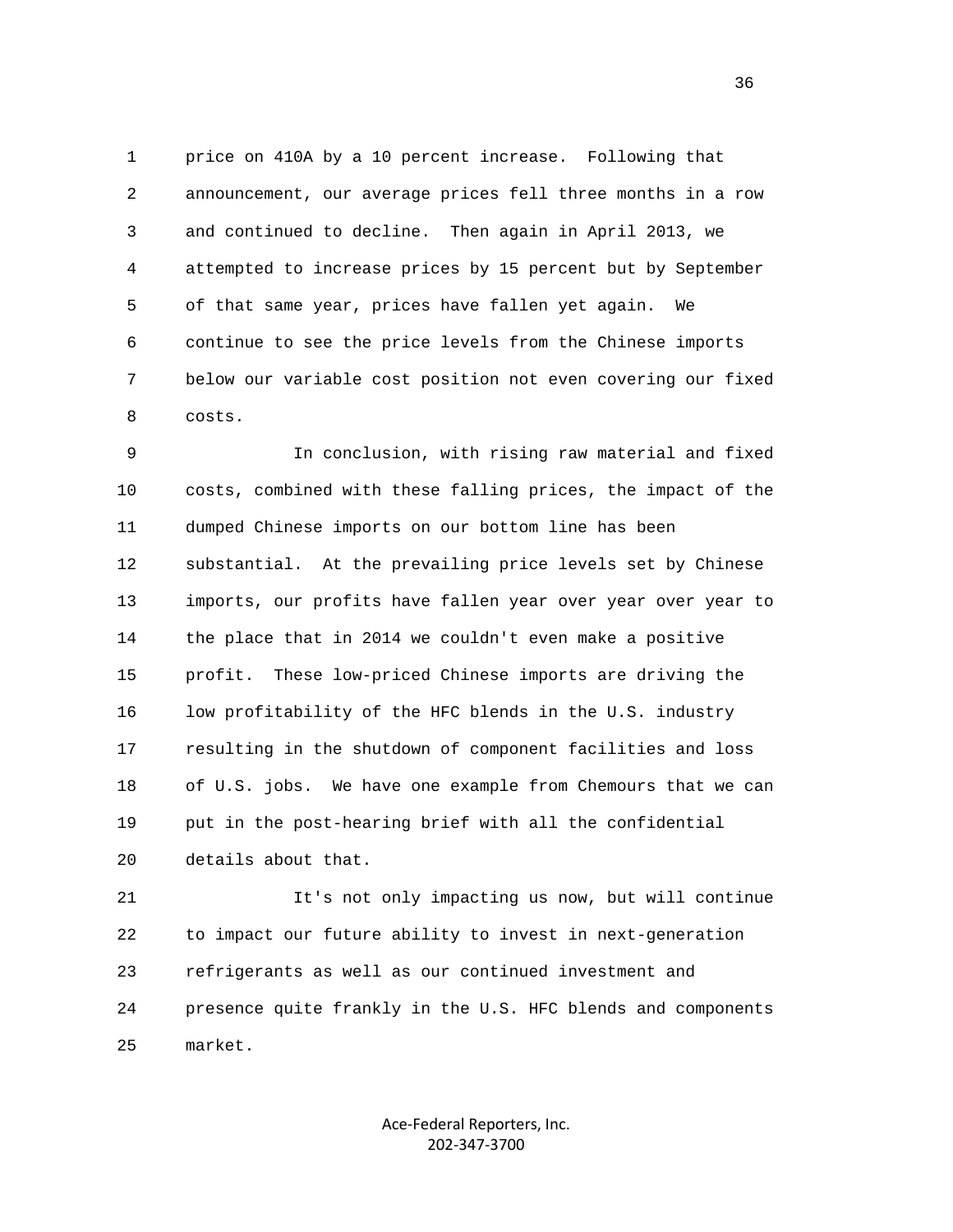price on 410A by a 10 percent increase. Following that announcement, our average prices fell three months in a row and continued to decline. Then again in April 2013, we attempted to increase prices by 15 percent but by September of that same year, prices have fallen yet again. We continue to see the price levels from the Chinese imports below our variable cost position not even covering our fixed costs.

In conclusion, with rising raw material and fixed costs, combined with these falling prices, the impact of the dumped Chinese imports on our bottom line has been substantial. At the prevailing price levels set by Chinese imports, our profits have fallen year over year over year to the place that in 2014 we couldn't even make a positive profit. These low-priced Chinese imports are driving the low profitability of the HFC blends in the U.S. industry resulting in the shutdown of component facilities and loss of U.S. jobs. We have one example from Chemours that we can put in the post-hearing brief with all the confidential details about that.

It's not only impacting us now, but will continue to impact our future ability to invest in next-generation refrigerants as well as our continued investment and presence quite frankly in the U.S. HFC blends and components market.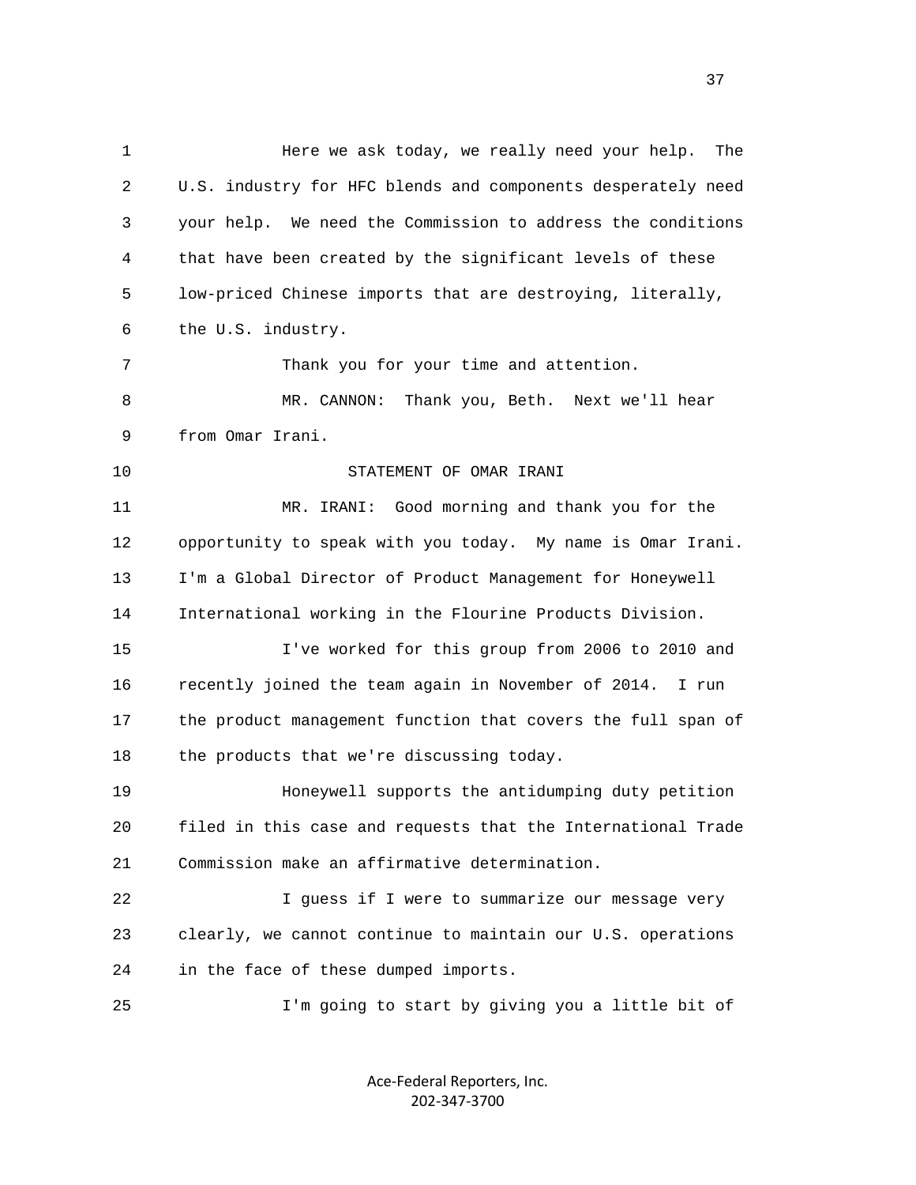Here we ask today, we really need your help. The U.S. industry for HFC blends and components desperately need your help. We need the Commission to address the conditions that have been created by the significant levels of these low-priced Chinese imports that are destroying, literally, the U.S. industry.

Thank you for your time and attention.

MR. CANNON: Thank you, Beth. Next we'll hear from Omar Irani.

STATEMENT OF OMAR IRANI

MR. IRANI: Good morning and thank you for the opportunity to speak with you today. My name is Omar Irani. I'm a Global Director of Product Management for Honeywell International working in the Flourine Products Division.

I've worked for this group from 2006 to 2010 and recently joined the team again in November of 2014. I run the product management function that covers the full span of the products that we're discussing today.

Honeywell supports the antidumping duty petition filed in this case and requests that the International Trade Commission make an affirmative determination.

I guess if I were to summarize our message very clearly, we cannot continue to maintain our U.S. operations in the face of these dumped imports.

I'm going to start by giving you a little bit of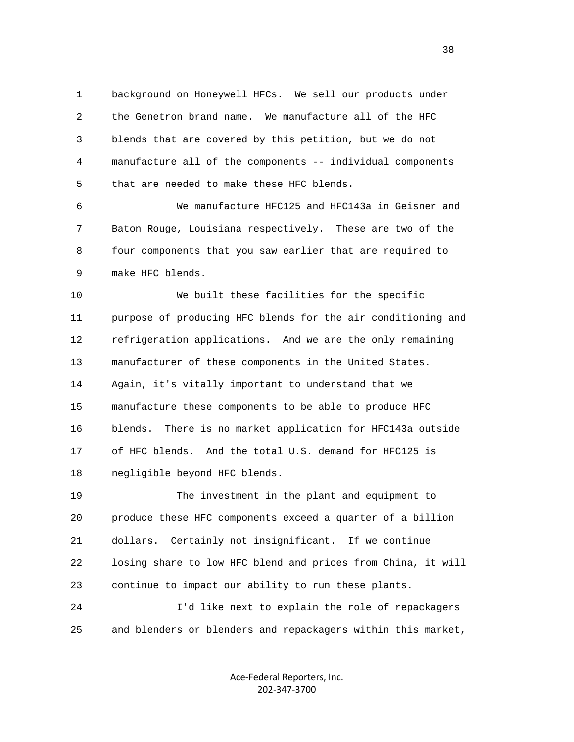background on Honeywell HFCs. We sell our products under the Genetron brand name. We manufacture all of the HFC blends that are covered by this petition, but we do not manufacture all of the components -- individual components that are needed to make these HFC blends.

We manufacture HFC125 and HFC143a in Geisner and Baton Rouge, Louisiana respectively. These are two of the four components that you saw earlier that are required to make HFC blends.

We built these facilities for the specific purpose of producing HFC blends for the air conditioning and refrigeration applications. And we are the only remaining manufacturer of these components in the United States. Again, it's vitally important to understand that we manufacture these components to be able to produce HFC blends. There is no market application for HFC143a outside of HFC blends. And the total U.S. demand for HFC125 is negligible beyond HFC blends.

The investment in the plant and equipment to produce these HFC components exceed a quarter of a billion dollars. Certainly not insignificant. If we continue losing share to low HFC blend and prices from China, it will continue to impact our ability to run these plants.

I'd like next to explain the role of repackagers and blenders or blenders and repackagers within this market,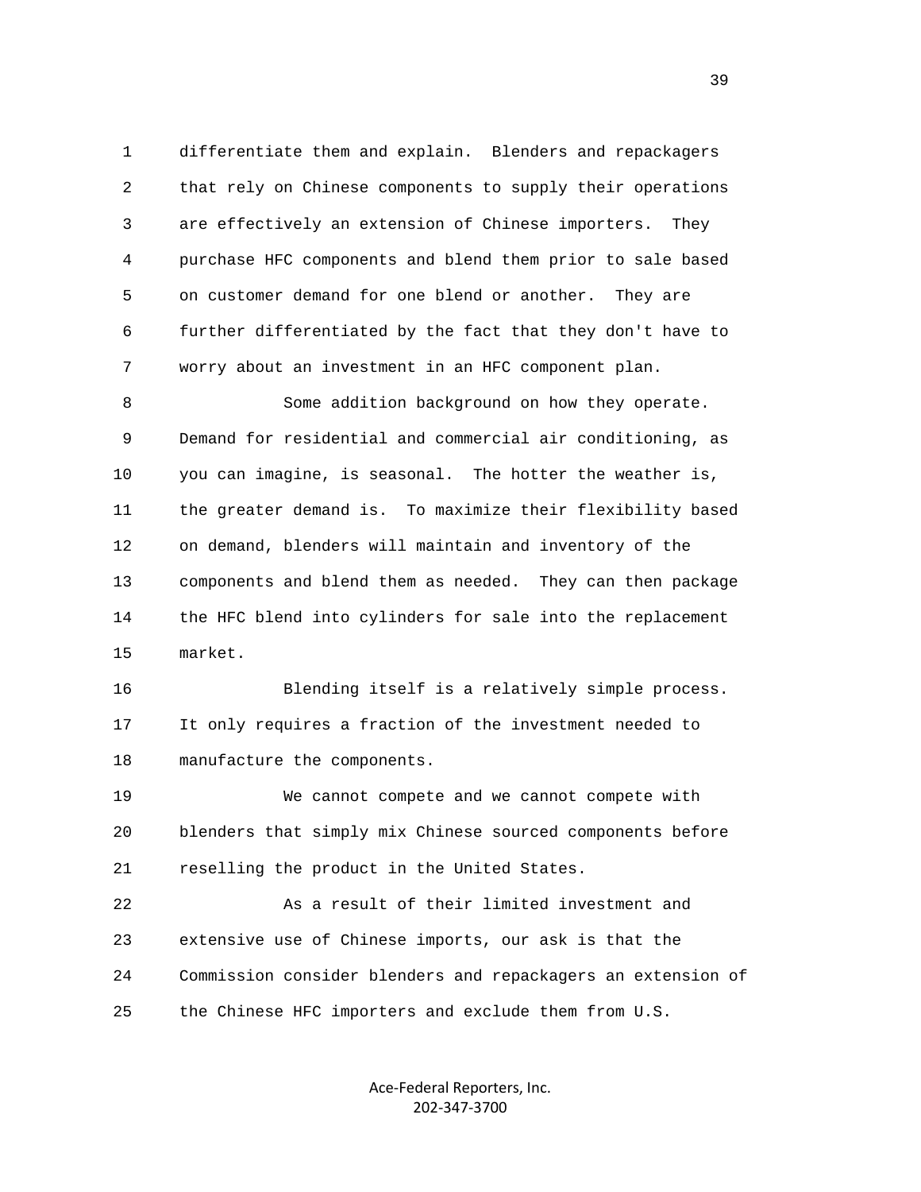differentiate them and explain. Blenders and repackagers that rely on Chinese components to supply their operations are effectively an extension of Chinese importers. They purchase HFC components and blend them prior to sale based on customer demand for one blend or another. They are further differentiated by the fact that they don't have to worry about an investment in an HFC component plan.

Some addition background on how they operate. Demand for residential and commercial air conditioning, as you can imagine, is seasonal. The hotter the weather is, the greater demand is. To maximize their flexibility based on demand, blenders will maintain and inventory of the components and blend them as needed. They can then package the HFC blend into cylinders for sale into the replacement market.

Blending itself is a relatively simple process. It only requires a fraction of the investment needed to manufacture the components.

We cannot compete and we cannot compete with blenders that simply mix Chinese sourced components before reselling the product in the United States.

As a result of their limited investment and extensive use of Chinese imports, our ask is that the Commission consider blenders and repackagers an extension of the Chinese HFC importers and exclude them from U.S.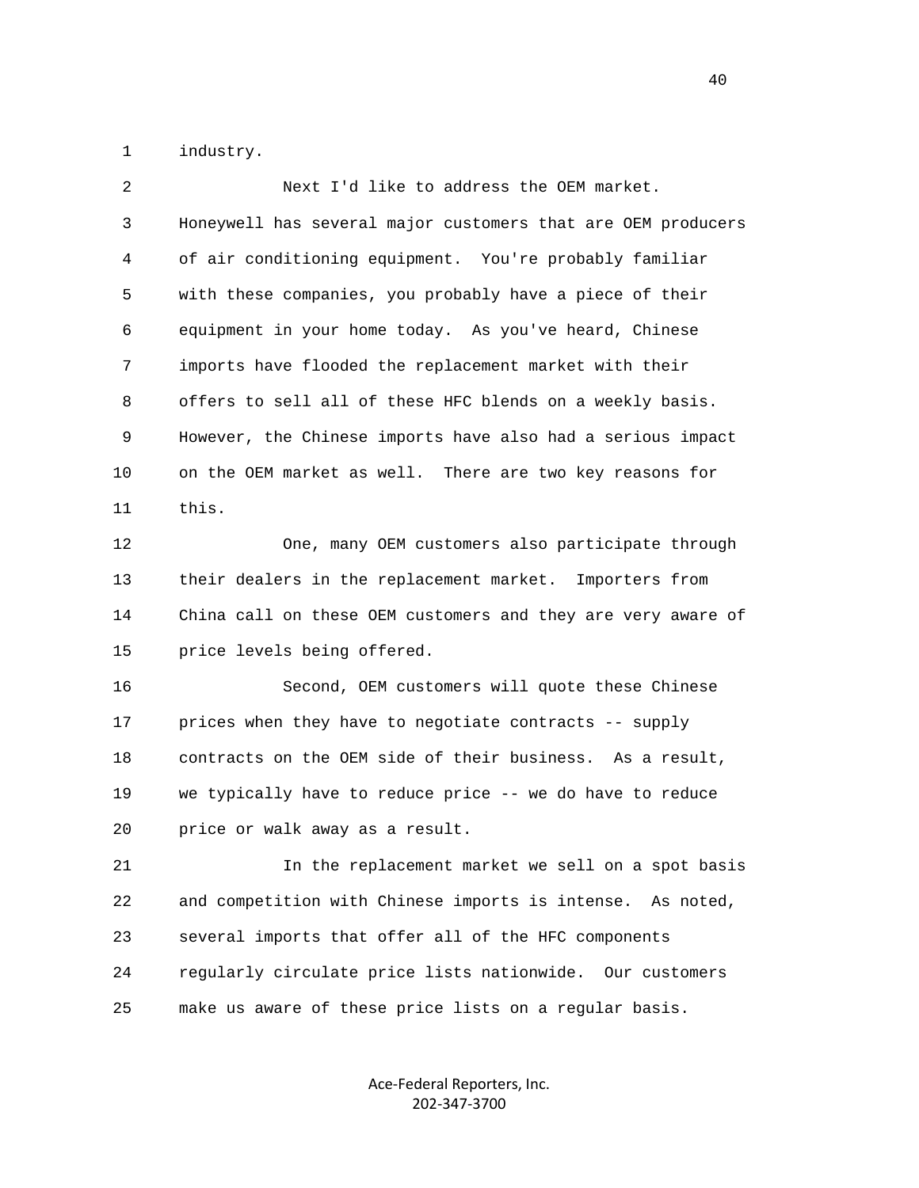industry.

Next I'd like to address the OEM market. Honeywell has several major customers that are OEM producers of air conditioning equipment. You're probably familiar with these companies, you probably have a piece of their equipment in your home today. As you've heard, Chinese imports have flooded the replacement market with their offers to sell all of these HFC blends on a weekly basis. However, the Chinese imports have also had a serious impact on the OEM market as well. There are two key reasons for this.

One, many OEM customers also participate through their dealers in the replacement market. Importers from China call on these OEM customers and they are very aware of price levels being offered.

Second, OEM customers will quote these Chinese prices when they have to negotiate contracts -- supply contracts on the OEM side of their business. As a result, we typically have to reduce price -- we do have to reduce price or walk away as a result.

In the replacement market we sell on a spot basis and competition with Chinese imports is intense. As noted, several imports that offer all of the HFC components regularly circulate price lists nationwide. Our customers make us aware of these price lists on a regular basis.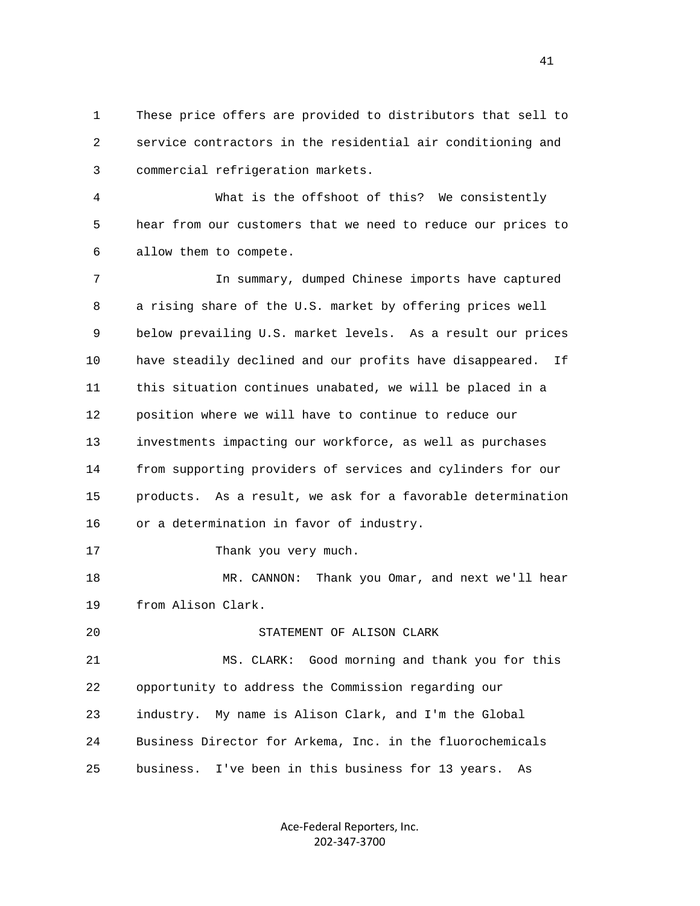These price offers are provided to distributors that sell to service contractors in the residential air conditioning and commercial refrigeration markets.

What is the offshoot of this? We consistently hear from our customers that we need to reduce our prices to allow them to compete.

In summary, dumped Chinese imports have captured a rising share of the U.S. market by offering prices well below prevailing U.S. market levels. As a result our prices have steadily declined and our profits have disappeared. If this situation continues unabated, we will be placed in a position where we will have to continue to reduce our investments impacting our workforce, as well as purchases from supporting providers of services and cylinders for our products. As a result, we ask for a favorable determination or a determination in favor of industry.

Thank you very much.

MR. CANNON: Thank you Omar, and next we'll hear from Alison Clark.

## STATEMENT OF ALISON CLARK

MS. CLARK: Good morning and thank you for this opportunity to address the Commission regarding our industry. My name is Alison Clark, and I'm the Global Business Director for Arkema, Inc. in the fluorochemicals business. I've been in this business for 13 years. As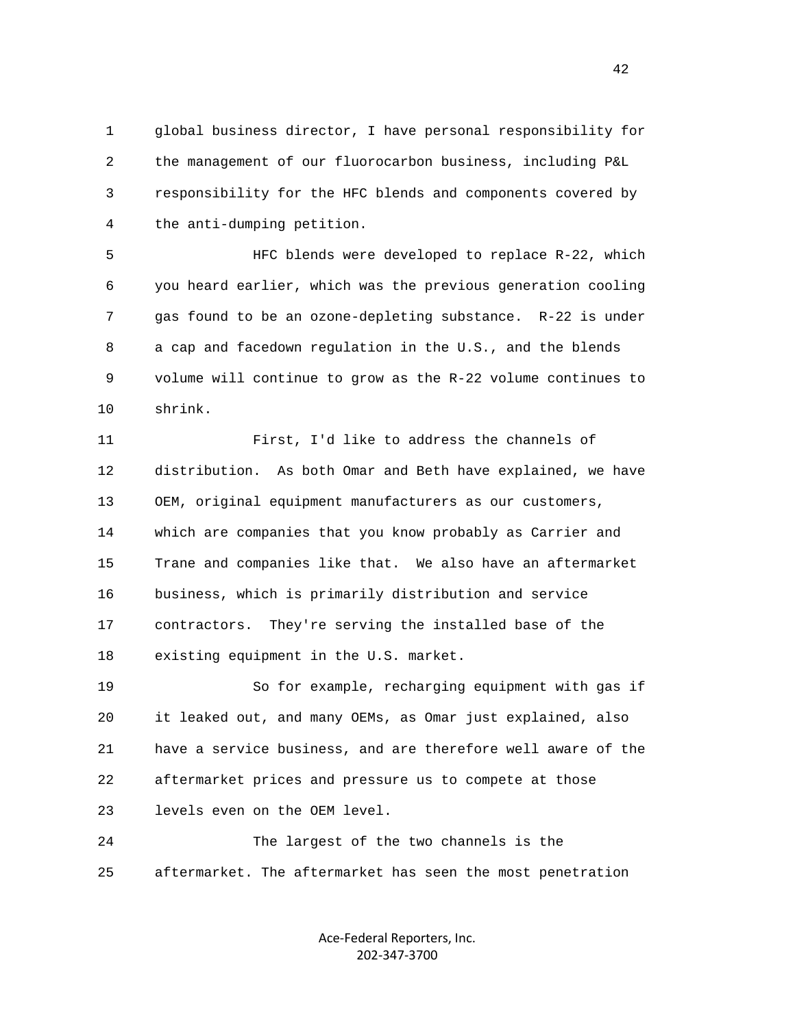global business director, I have personal responsibility for the management of our fluorocarbon business, including P&L responsibility for the HFC blends and components covered by the anti-dumping petition.

HFC blends were developed to replace R-22, which you heard earlier, which was the previous generation cooling gas found to be an ozone-depleting substance. R-22 is under a cap and facedown regulation in the U.S., and the blends volume will continue to grow as the R-22 volume continues to shrink.

First, I'd like to address the channels of distribution. As both Omar and Beth have explained, we have OEM, original equipment manufacturers as our customers, which are companies that you know probably as Carrier and Trane and companies like that. We also have an aftermarket business, which is primarily distribution and service contractors. They're serving the installed base of the existing equipment in the U.S. market.

So for example, recharging equipment with gas if it leaked out, and many OEMs, as Omar just explained, also have a service business, and are therefore well aware of the aftermarket prices and pressure us to compete at those levels even on the OEM level.

The largest of the two channels is the aftermarket. The aftermarket has seen the most penetration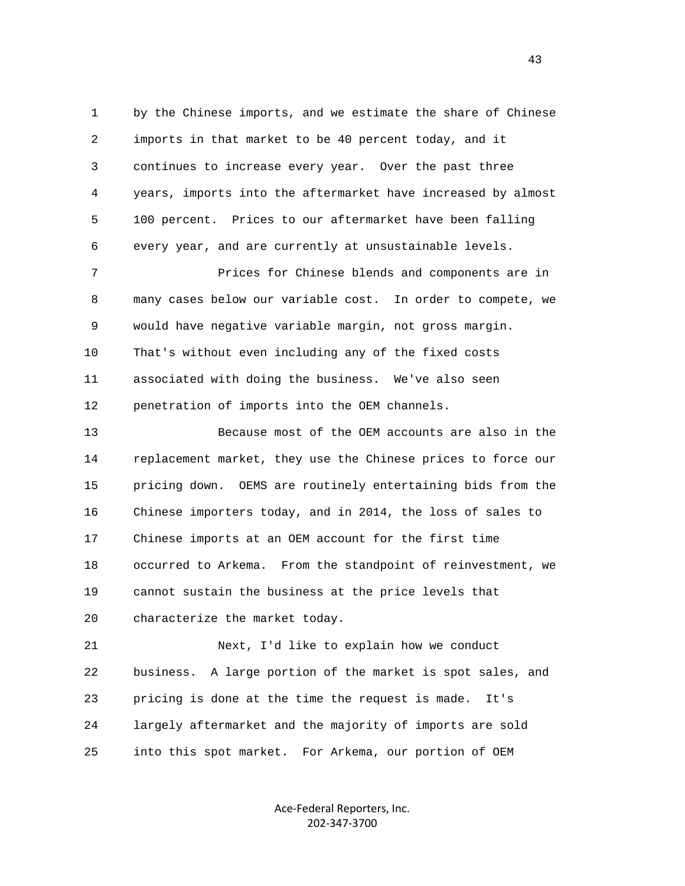by the Chinese imports, and we estimate the share of Chinese imports in that market to be 40 percent today, and it continues to increase every year. Over the past three years, imports into the aftermarket have increased by almost 100 percent. Prices to our aftermarket have been falling every year, and are currently at unsustainable levels.

Prices for Chinese blends and components are in many cases below our variable cost. In order to compete, we would have negative variable margin, not gross margin. That's without even including any of the fixed costs associated with doing the business. We've also seen penetration of imports into the OEM channels.

Because most of the OEM accounts are also in the replacement market, they use the Chinese prices to force our pricing down. OEMS are routinely entertaining bids from the Chinese importers today, and in 2014, the loss of sales to Chinese imports at an OEM account for the first time occurred to Arkema. From the standpoint of reinvestment, we cannot sustain the business at the price levels that characterize the market today.

Next, I'd like to explain how we conduct business. A large portion of the market is spot sales, and pricing is done at the time the request is made. It's largely aftermarket and the majority of imports are sold into this spot market. For Arkema, our portion of OEM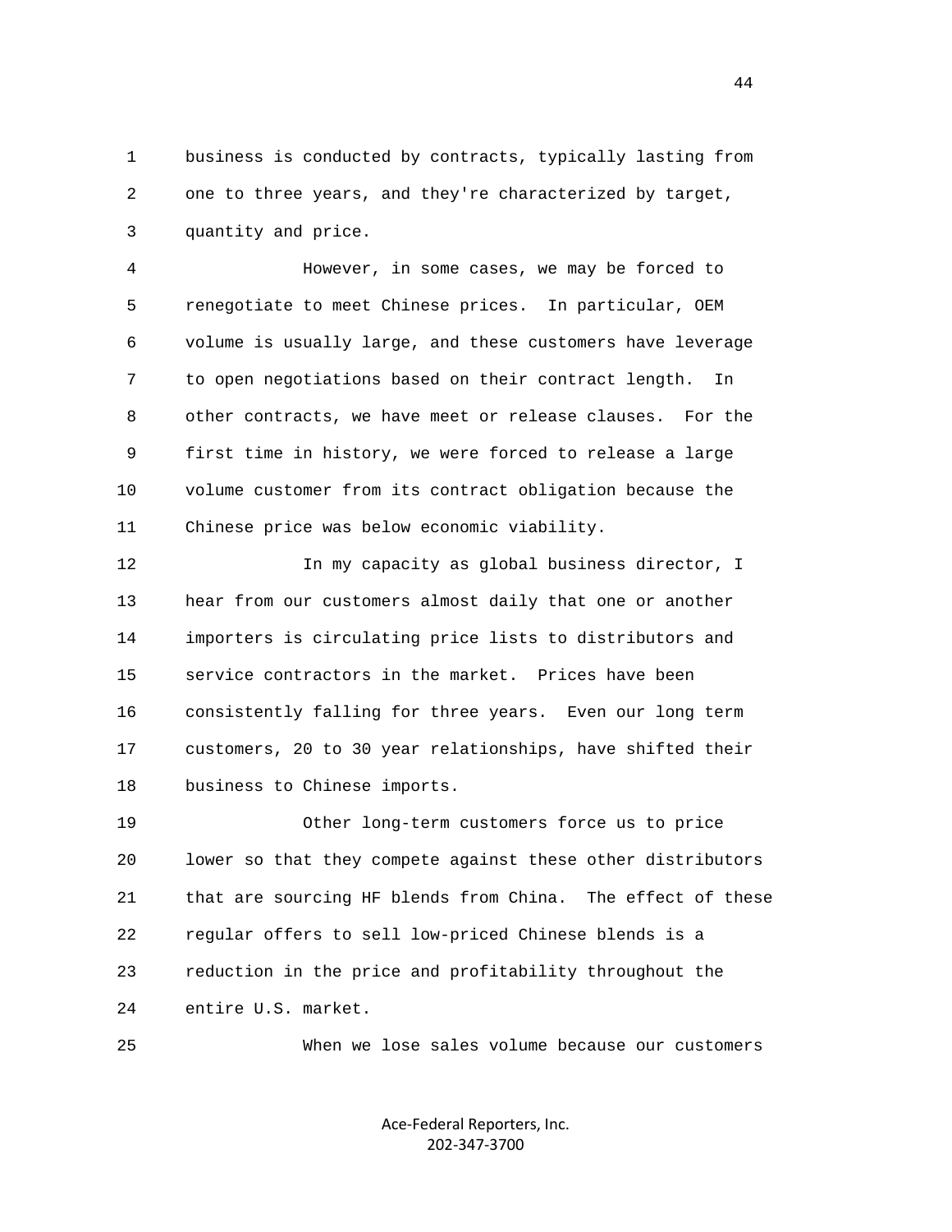business is conducted by contracts, typically lasting from one to three years, and they're characterized by target, quantity and price.

However, in some cases, we may be forced to renegotiate to meet Chinese prices. In particular, OEM volume is usually large, and these customers have leverage to open negotiations based on their contract length. In other contracts, we have meet or release clauses. For the first time in history, we were forced to release a large volume customer from its contract obligation because the Chinese price was below economic viability.

In my capacity as global business director, I hear from our customers almost daily that one or another importers is circulating price lists to distributors and service contractors in the market. Prices have been consistently falling for three years. Even our long term customers, 20 to 30 year relationships, have shifted their business to Chinese imports.

Other long-term customers force us to price lower so that they compete against these other distributors that are sourcing HF blends from China. The effect of these regular offers to sell low-priced Chinese blends is a reduction in the price and profitability throughout the entire U.S. market.

When we lose sales volume because our customers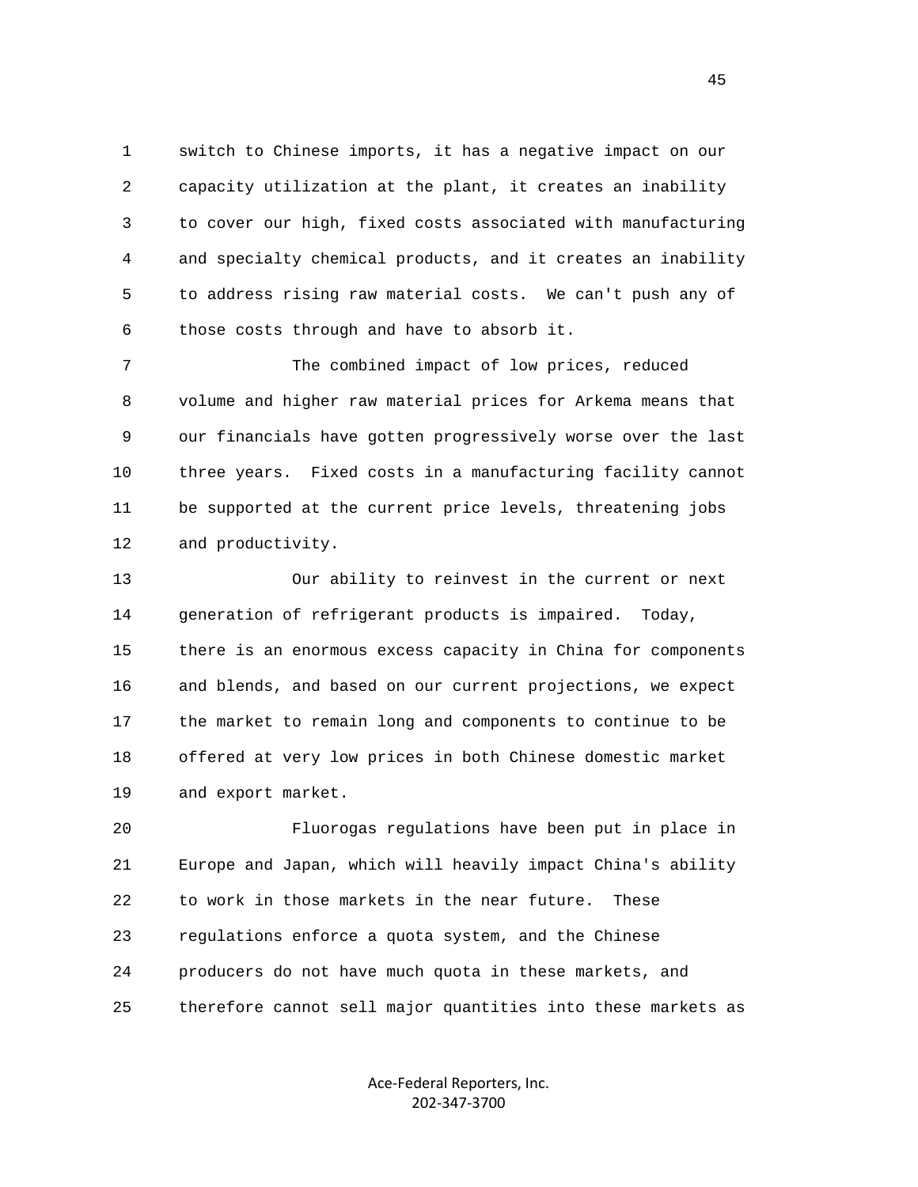switch to Chinese imports, it has a negative impact on our capacity utilization at the plant, it creates an inability to cover our high, fixed costs associated with manufacturing and specialty chemical products, and it creates an inability to address rising raw material costs. We can't push any of those costs through and have to absorb it.

The combined impact of low prices, reduced volume and higher raw material prices for Arkema means that our financials have gotten progressively worse over the last three years. Fixed costs in a manufacturing facility cannot be supported at the current price levels, threatening jobs and productivity.

Our ability to reinvest in the current or next generation of refrigerant products is impaired. Today, there is an enormous excess capacity in China for components and blends, and based on our current projections, we expect the market to remain long and components to continue to be offered at very low prices in both Chinese domestic market and export market.

Fluorogas regulations have been put in place in Europe and Japan, which will heavily impact China's ability to work in those markets in the near future. These regulations enforce a quota system, and the Chinese producers do not have much quota in these markets, and therefore cannot sell major quantities into these markets as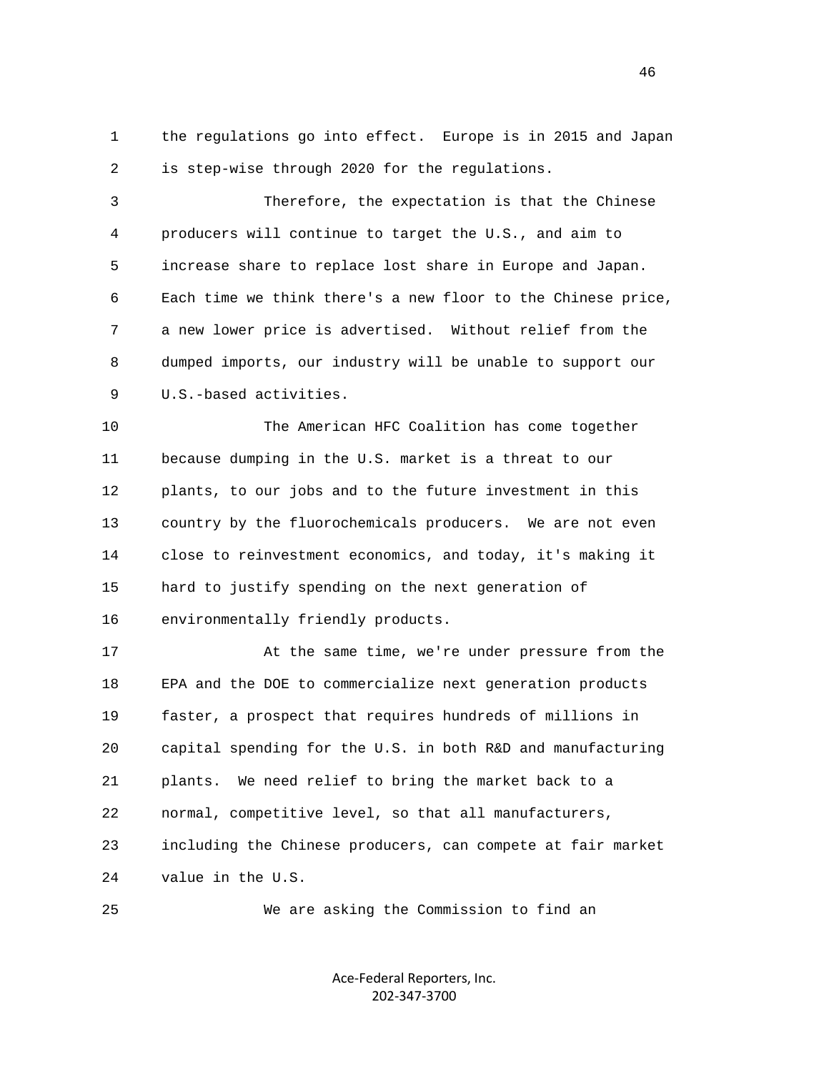the regulations go into effect. Europe is in 2015 and Japan is step-wise through 2020 for the regulations.

Therefore, the expectation is that the Chinese producers will continue to target the U.S., and aim to increase share to replace lost share in Europe and Japan. Each time we think there's a new floor to the Chinese price, a new lower price is advertised. Without relief from the dumped imports, our industry will be unable to support our U.S.-based activities.

The American HFC Coalition has come together because dumping in the U.S. market is a threat to our plants, to our jobs and to the future investment in this country by the fluorochemicals producers. We are not even close to reinvestment economics, and today, it's making it hard to justify spending on the next generation of environmentally friendly products.

At the same time, we're under pressure from the EPA and the DOE to commercialize next generation products faster, a prospect that requires hundreds of millions in capital spending for the U.S. in both R&D and manufacturing plants. We need relief to bring the market back to a normal, competitive level, so that all manufacturers, including the Chinese producers, can compete at fair market value in the U.S.

We are asking the Commission to find an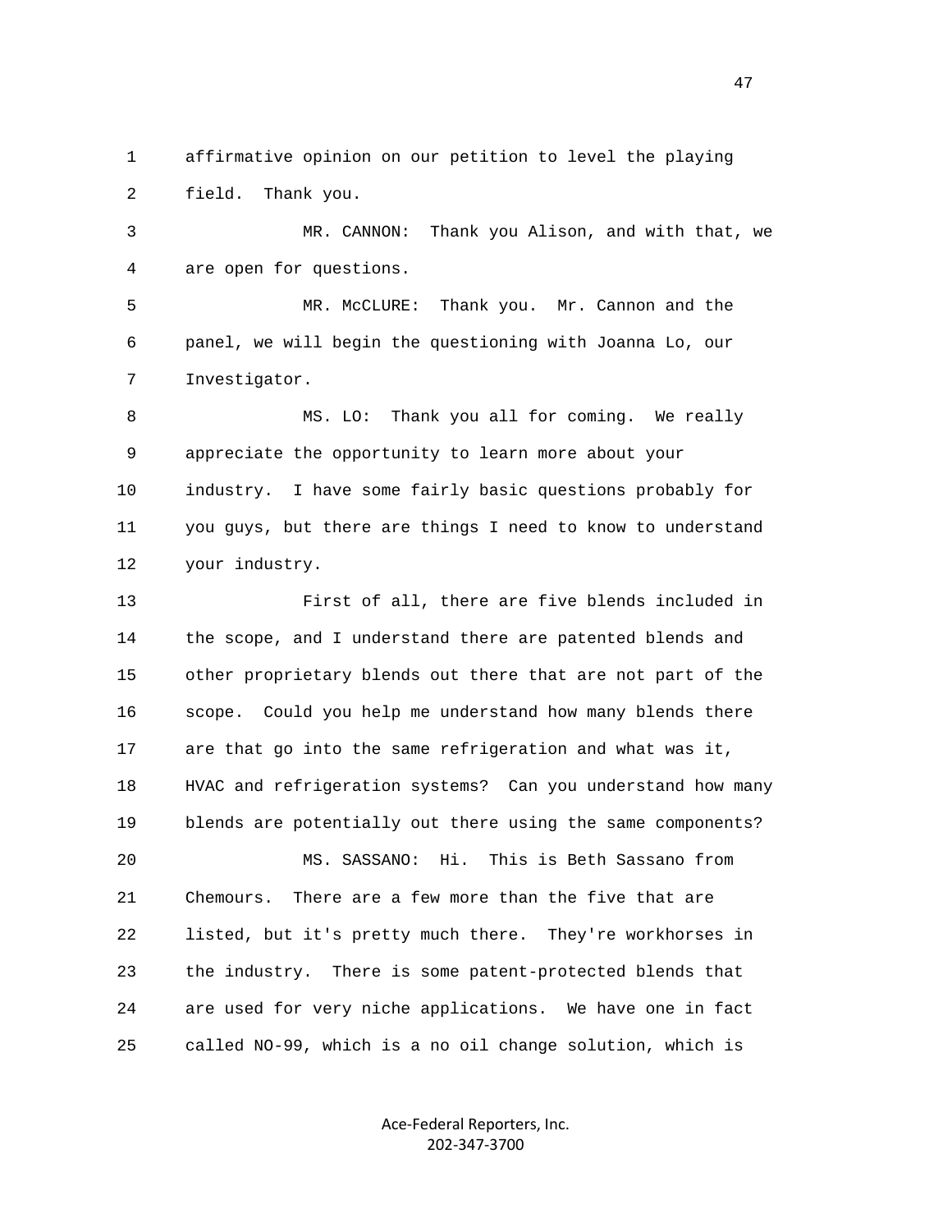affirmative opinion on our petition to level the playing field. Thank you.

MR. CANNON: Thank you Alison, and with that, we are open for questions.

MR. McCLURE: Thank you. Mr. Cannon and the panel, we will begin the questioning with Joanna Lo, our Investigator.

MS. LO: Thank you all for coming. We really appreciate the opportunity to learn more about your industry. I have some fairly basic questions probably for you guys, but there are things I need to know to understand your industry.

First of all, there are five blends included in the scope, and I understand there are patented blends and other proprietary blends out there that are not part of the scope. Could you help me understand how many blends there are that go into the same refrigeration and what was it, HVAC and refrigeration systems? Can you understand how many blends are potentially out there using the same components?

MS. SASSANO: Hi. This is Beth Sassano from Chemours. There are a few more than the five that are listed, but it's pretty much there. They're workhorses in the industry. There is some patent-protected blends that are used for very niche applications. We have one in fact called NO-99, which is a no oil change solution, which is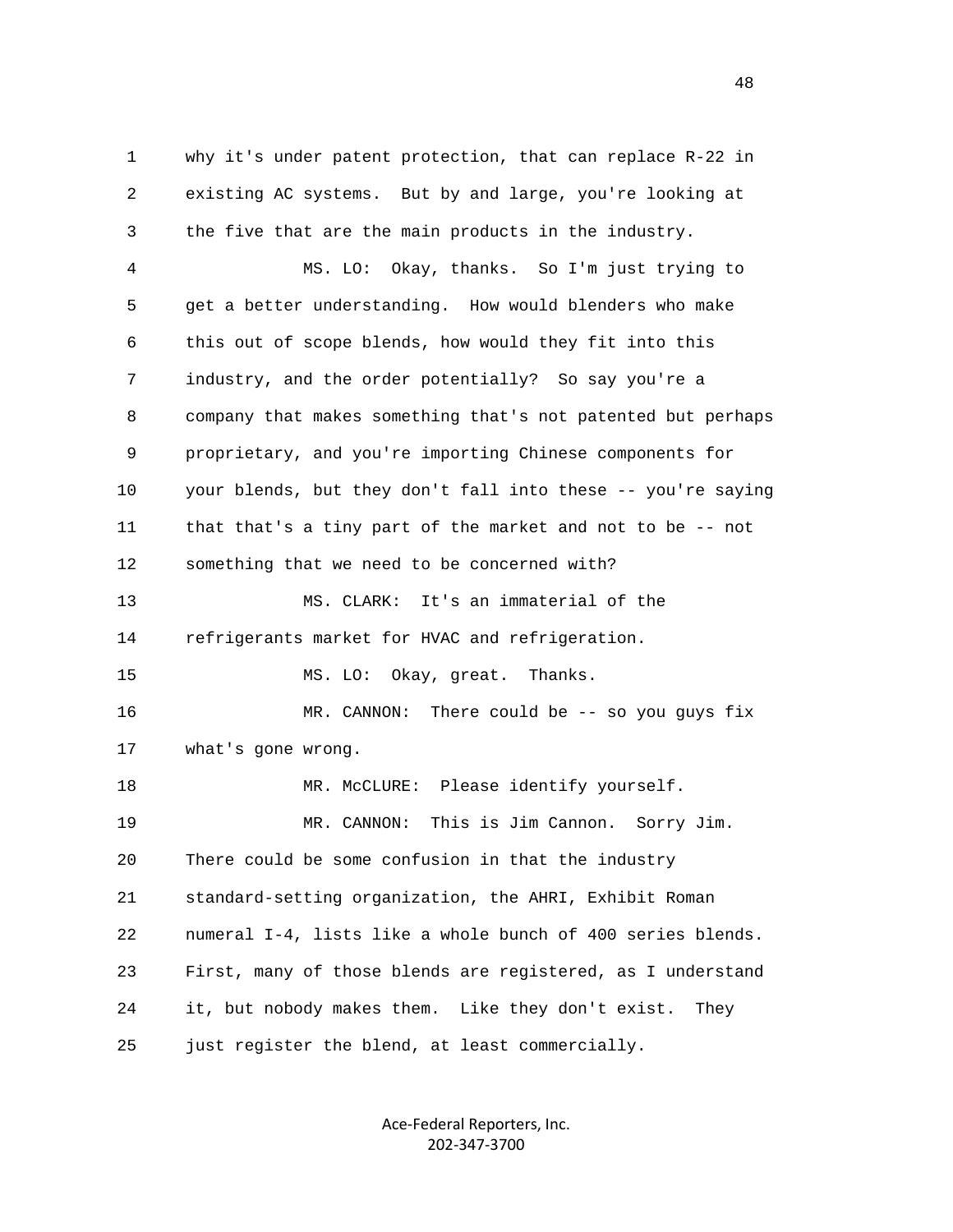1 why it's under patent protection, that can replace R-22 in
2 existing AC systems. But by and large, you're looking at
3 the five that are the main products in the industry.

4 MS. LO: Okay, thanks. So I'm just trying to
5 get a better understanding. How would blenders who make
6 this out of scope blends, how would they fit into this
7 industry, and the order potentially? So say you're a
8 company that makes something that's not patented but perhaps
9 proprietary, and you're importing Chinese components for
10 your blends, but they don't fall into these -- you're saying
11 that that's a tiny part of the market and not to be -- not
12 something that we need to be concerned with?

13 MS. CLARK: It's an immaterial of the
14 refrigerants market for HVAC and refrigeration.

15 MS. LO: Okay, great. Thanks.

16 MR. CANNON: There could be -- so you guys fix
17 what's gone wrong.

18 MR. McCLURE: Please identify yourself.

19 MR. CANNON: This is Jim Cannon. Sorry Jim.
20 There could be some confusion in that the industry
21 standard-setting organization, the AHRI, Exhibit Roman
22 numeral I-4, lists like a whole bunch of 400 series blends.
23 First, many of those blends are registered, as I understand
24 it, but nobody makes them. Like they don't exist. They
25 just register the blend, at least commercially.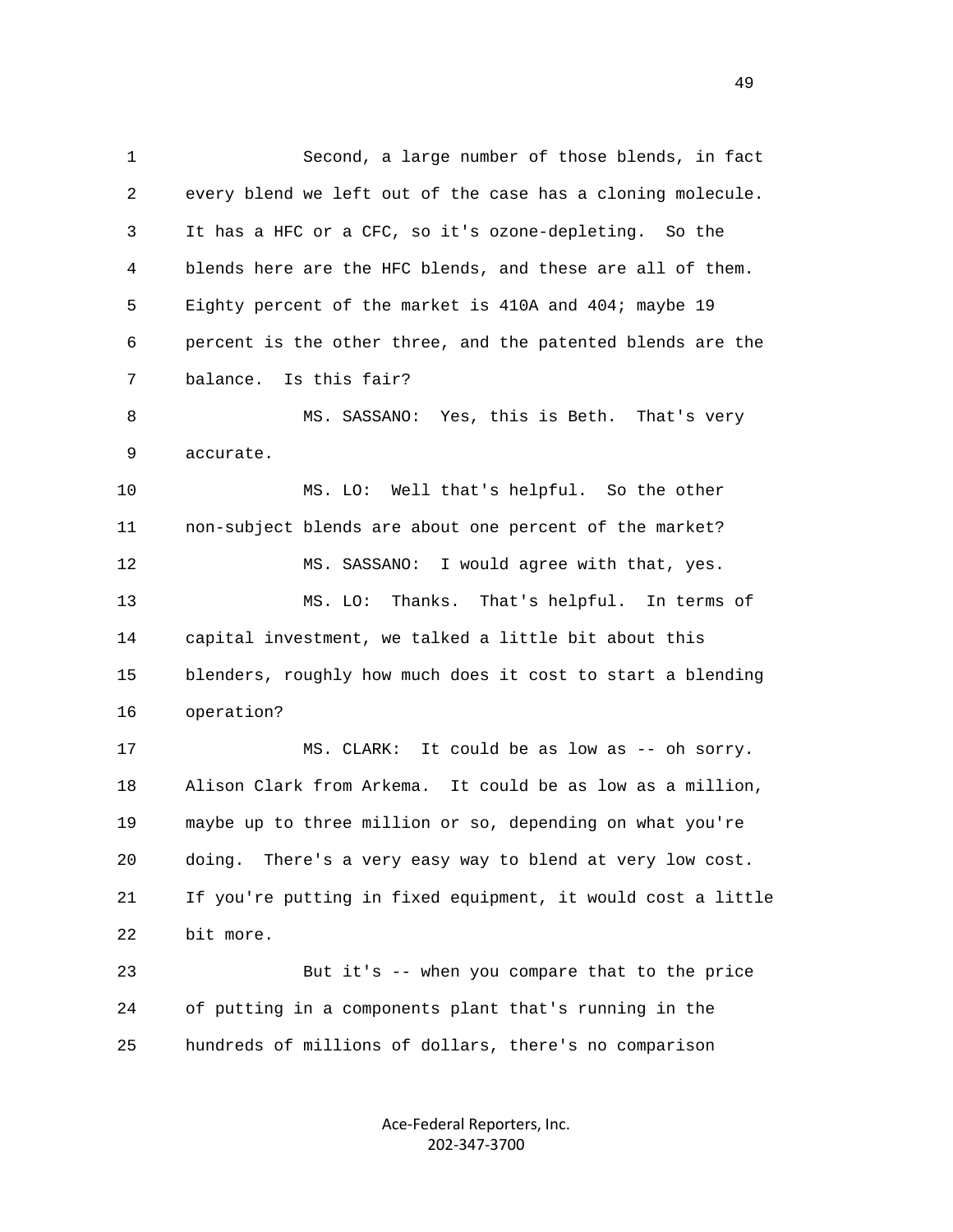Second, a large number of those blends, in fact every blend we left out of the case has a cloning molecule. It has a HFC or a CFC, so it's ozone-depleting. So the blends here are the HFC blends, and these are all of them. Eighty percent of the market is 410A and 404; maybe 19 percent is the other three, and the patented blends are the balance. Is this fair?

MS. SASSANO: Yes, this is Beth. That's very accurate.

MS. LO: Well that's helpful. So the other non-subject blends are about one percent of the market?

MS. SASSANO: I would agree with that, yes.

MS. LO: Thanks. That's helpful. In terms of capital investment, we talked a little bit about this blenders, roughly how much does it cost to start a blending operation?

MS. CLARK: It could be as low as -- oh sorry. Alison Clark from Arkema. It could be as low as a million, maybe up to three million or so, depending on what you're doing. There's a very easy way to blend at very low cost. If you're putting in fixed equipment, it would cost a little bit more.

But it's -- when you compare that to the price of putting in a components plant that's running in the hundreds of millions of dollars, there's no comparison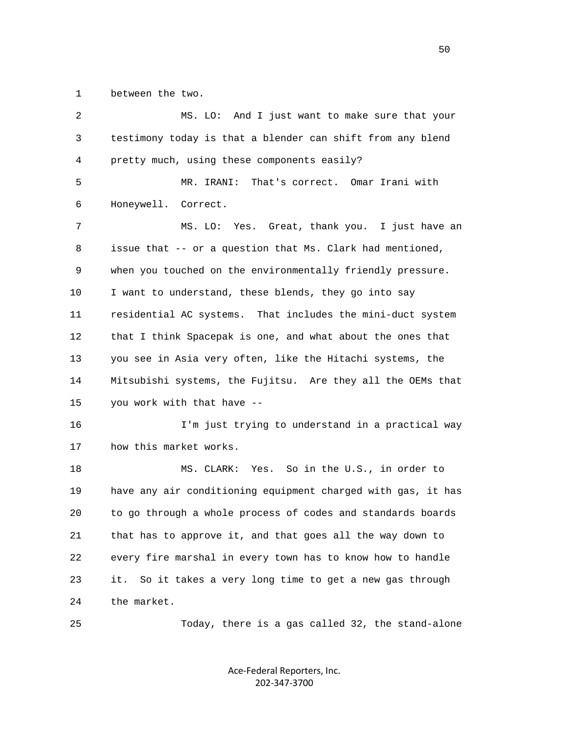1 between the two.

2 MS. LO: And I just want to make sure that your

3 testimony today is that a blender can shift from any blend

4 pretty much, using these components easily?

5 MR. IRANI: That's correct. Omar Irani with

6 Honeywell. Correct.

7 MS. LO: Yes. Great, thank you. I just have an

8 issue that -- or a question that Ms. Clark had mentioned,

9 when you touched on the environmentally friendly pressure.

10 I want to understand, these blends, they go into say

11 residential AC systems. That includes the mini-duct system

12 that I think Spacepak is one, and what about the ones that

13 you see in Asia very often, like the Hitachi systems, the

14 Mitsubishi systems, the Fujitsu. Are they all the OEMs that

15 you work with that have --

16 I'm just trying to understand in a practical way

17 how this market works.

18 MS. CLARK: Yes. So in the U.S., in order to

19 have any air conditioning equipment charged with gas, it has

20 to go through a whole process of codes and standards boards

21 that has to approve it, and that goes all the way down to

22 every fire marshal in every town has to know how to handle

23 it. So it takes a very long time to get a new gas through

24 the market.

25 Today, there is a gas called 32, the stand-alone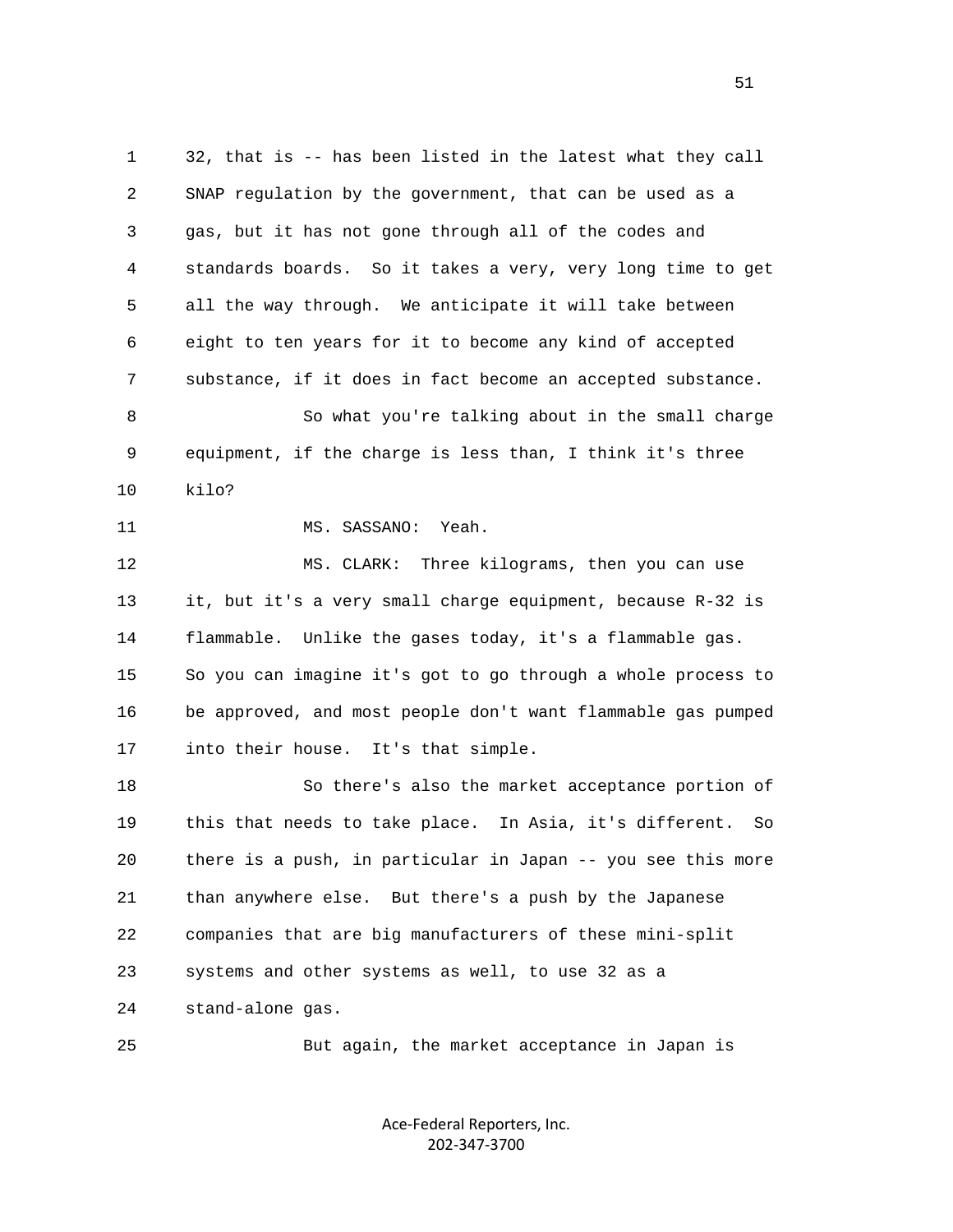1 32, that is -- has been listed in the latest what they call
2 SNAP regulation by the government, that can be used as a
3 gas, but it has not gone through all of the codes and
4 standards boards. So it takes a very, very long time to get
5 all the way through. We anticipate it will take between
6 eight to ten years for it to become any kind of accepted
7 substance, if it does in fact become an accepted substance.
8 So what you're talking about in the small charge
9 equipment, if the charge is less than, I think it's three
10 kilo?
11 MS. SASSANO: Yeah.
12 MS. CLARK: Three kilograms, then you can use
13 it, but it's a very small charge equipment, because R-32 is
14 flammable. Unlike the gases today, it's a flammable gas.
15 So you can imagine it's got to go through a whole process to
16 be approved, and most people don't want flammable gas pumped
17 into their house. It's that simple.
18 So there's also the market acceptance portion of
19 this that needs to take place. In Asia, it's different. So
20 there is a push, in particular in Japan -- you see this more
21 than anywhere else. But there's a push by the Japanese
22 companies that are big manufacturers of these mini-split
23 systems and other systems as well, to use 32 as a
24 stand-alone gas.
25 But again, the market acceptance in Japan is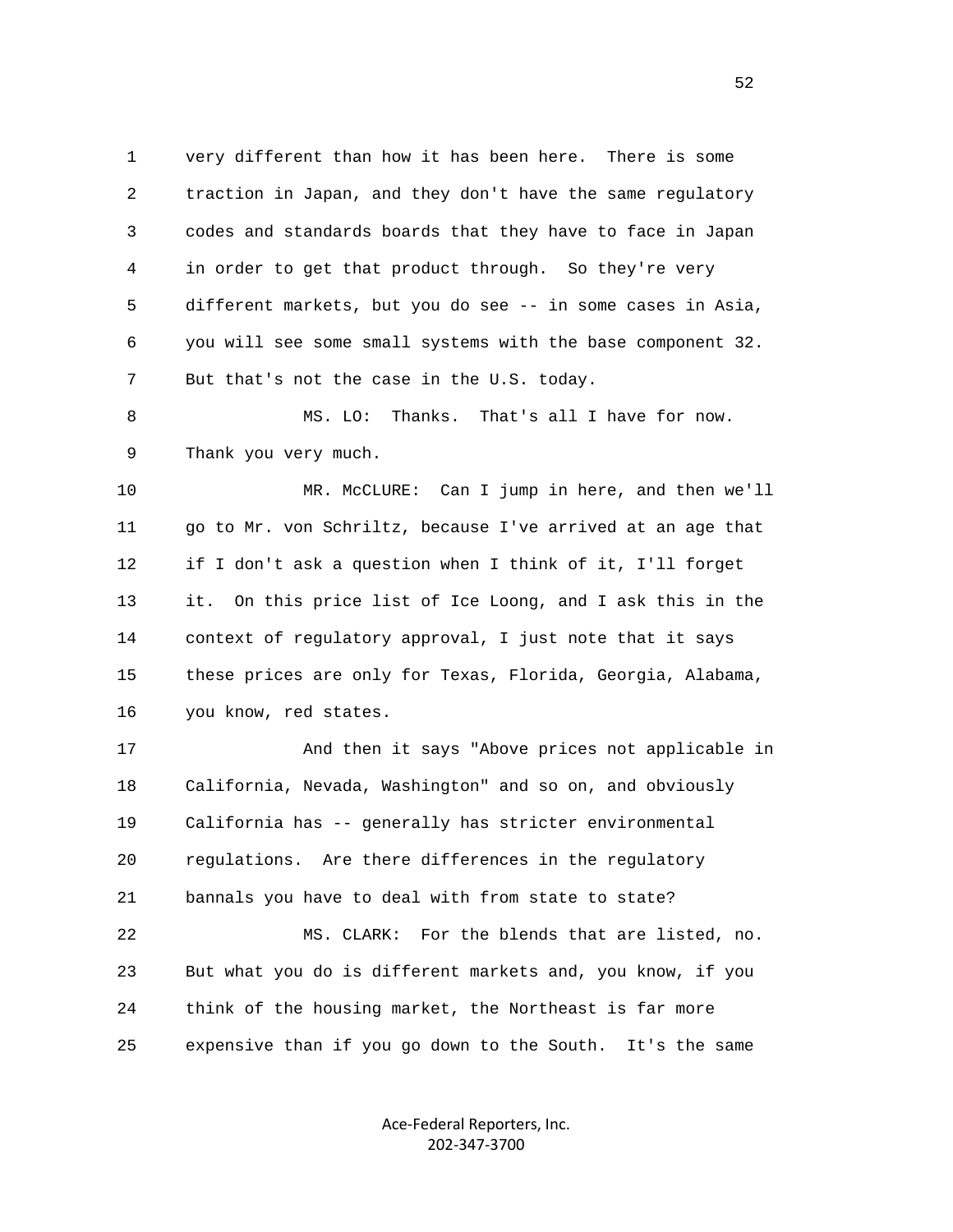very different than how it has been here. There is some traction in Japan, and they don't have the same regulatory codes and standards boards that they have to face in Japan in order to get that product through. So they're very different markets, but you do see -- in some cases in Asia, you will see some small systems with the base component 32. But that's not the case in the U.S. today.

MS. LO: Thanks. That's all I have for now. Thank you very much.

MR. McCLURE: Can I jump in here, and then we'll go to Mr. von Schriltz, because I've arrived at an age that if I don't ask a question when I think of it, I'll forget it. On this price list of Ice Loong, and I ask this in the context of regulatory approval, I just note that it says these prices are only for Texas, Florida, Georgia, Alabama, you know, red states.

And then it says "Above prices not applicable in California, Nevada, Washington" and so on, and obviously California has -- generally has stricter environmental regulations. Are there differences in the regulatory bannals you have to deal with from state to state?

MS. CLARK: For the blends that are listed, no. But what you do is different markets and, you know, if you think of the housing market, the Northeast is far more expensive than if you go down to the South. It's the same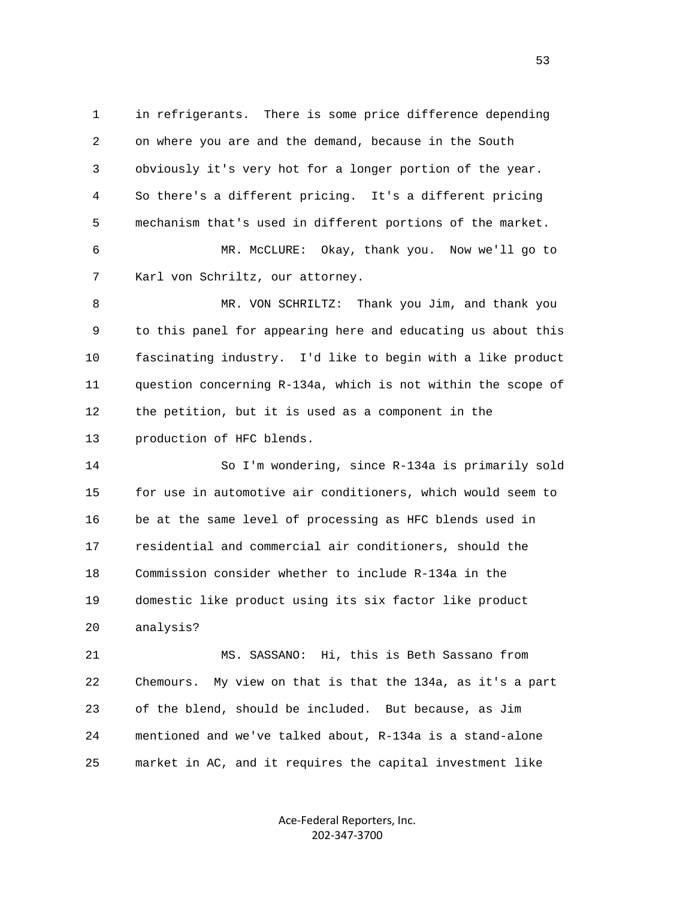in refrigerants. There is some price difference depending on where you are and the demand, because in the South obviously it's very hot for a longer portion of the year. So there's a different pricing. It's a different pricing mechanism that's used in different portions of the market.

MR. McCLURE: Okay, thank you. Now we'll go to Karl von Schriltz, our attorney.

MR. VON SCHRILTZ: Thank you Jim, and thank you to this panel for appearing here and educating us about this fascinating industry. I'd like to begin with a like product question concerning R-134a, which is not within the scope of the petition, but it is used as a component in the production of HFC blends.

So I'm wondering, since R-134a is primarily sold for use in automotive air conditioners, which would seem to be at the same level of processing as HFC blends used in residential and commercial air conditioners, should the Commission consider whether to include R-134a in the domestic like product using its six factor like product analysis?

MS. SASSANO: Hi, this is Beth Sassano from Chemours. My view on that is that the 134a, as it's a part of the blend, should be included. But because, as Jim mentioned and we've talked about, R-134a is a stand-alone market in AC, and it requires the capital investment like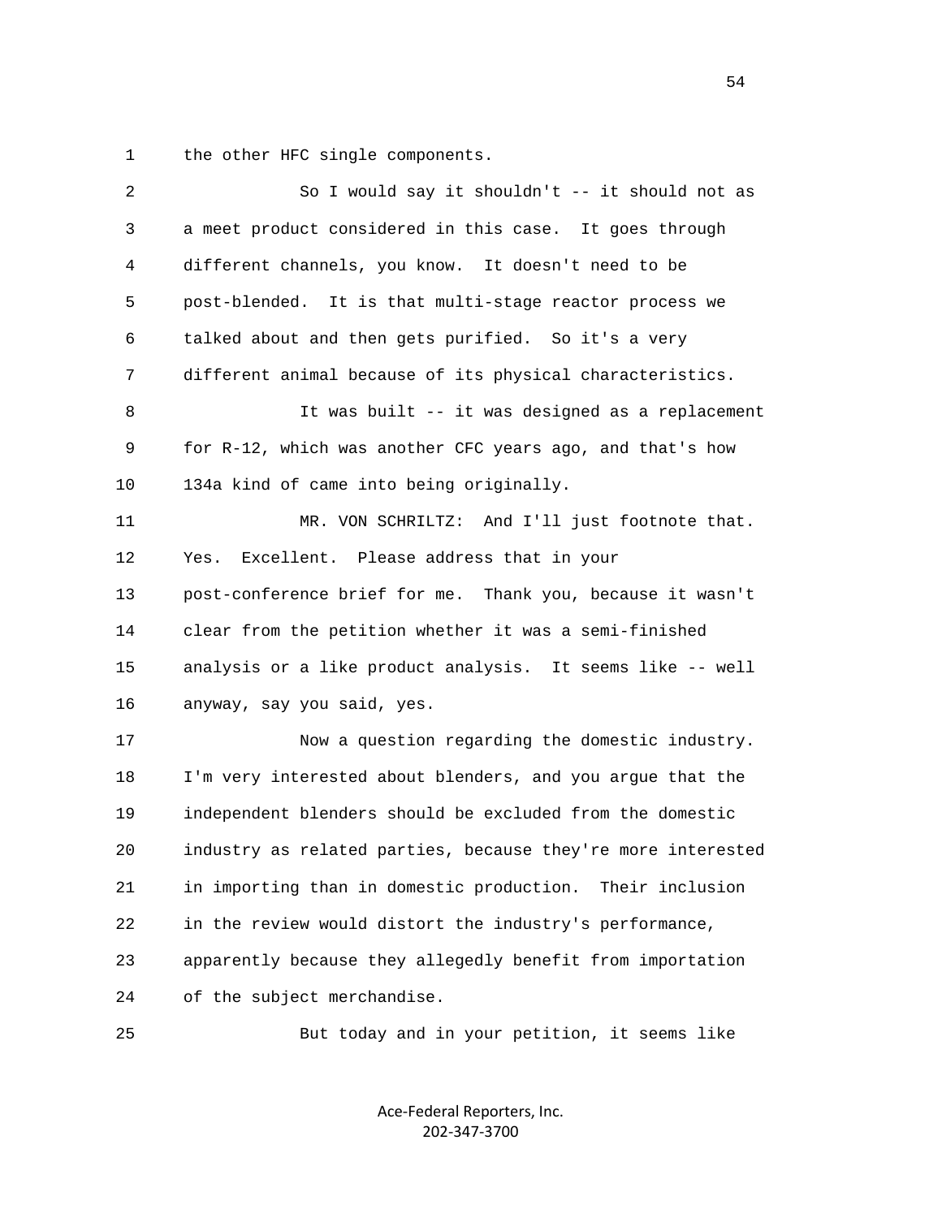1 the other HFC single components.

2 So I would say it shouldn't -- it should not as
3 a meet product considered in this case. It goes through
4 different channels, you know. It doesn't need to be
5 post-blended. It is that multi-stage reactor process we
6 talked about and then gets purified. So it's a very
7 different animal because of its physical characteristics.

8 It was built -- it was designed as a replacement
9 for R-12, which was another CFC years ago, and that's how
10 134a kind of came into being originally.

11 MR. VON SCHRILTZ: And I'll just footnote that.
12 Yes. Excellent. Please address that in your
13 post-conference brief for me. Thank you, because it wasn't
14 clear from the petition whether it was a semi-finished
15 analysis or a like product analysis. It seems like -- well
16 anyway, say you said, yes.

17 Now a question regarding the domestic industry.
18 I'm very interested about blenders, and you argue that the
19 independent blenders should be excluded from the domestic
20 industry as related parties, because they're more interested
21 in importing than in domestic production. Their inclusion
22 in the review would distort the industry's performance,
23 apparently because they allegedly benefit from importation
24 of the subject merchandise.

25 But today and in your petition, it seems like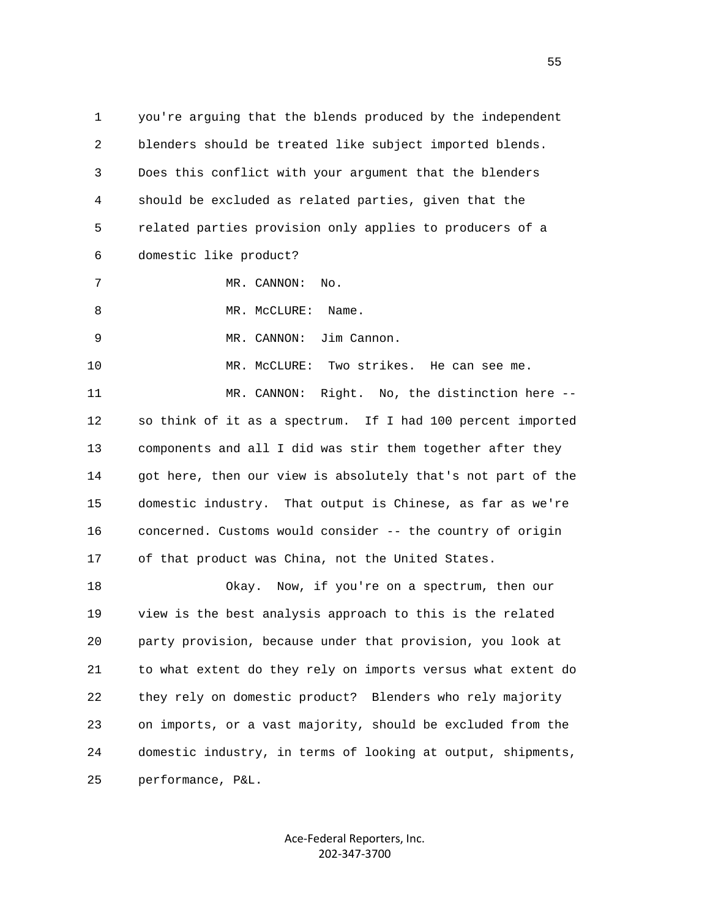1 you're arguing that the blends produced by the independent
2 blenders should be treated like subject imported blends.
3 Does this conflict with your argument that the blenders
4 should be excluded as related parties, given that the
5 related parties provision only applies to producers of a
6 domestic like product?

7 MR. CANNON: No.

8 MR. McCLURE: Name.

9 MR. CANNON: Jim Cannon.

10 MR. McCLURE: Two strikes. He can see me.

11 MR. CANNON: Right. No, the distinction here --
12 so think of it as a spectrum. If I had 100 percent imported
13 components and all I did was stir them together after they
14 got here, then our view is absolutely that's not part of the
15 domestic industry. That output is Chinese, as far as we're
16 concerned. Customs would consider -- the country of origin
17 of that product was China, not the United States.

18 Okay. Now, if you're on a spectrum, then our
19 view is the best analysis approach to this is the related
20 party provision, because under that provision, you look at
21 to what extent do they rely on imports versus what extent do
22 they rely on domestic product? Blenders who rely majority
23 on imports, or a vast majority, should be excluded from the
24 domestic industry, in terms of looking at output, shipments,
25 performance, P&L.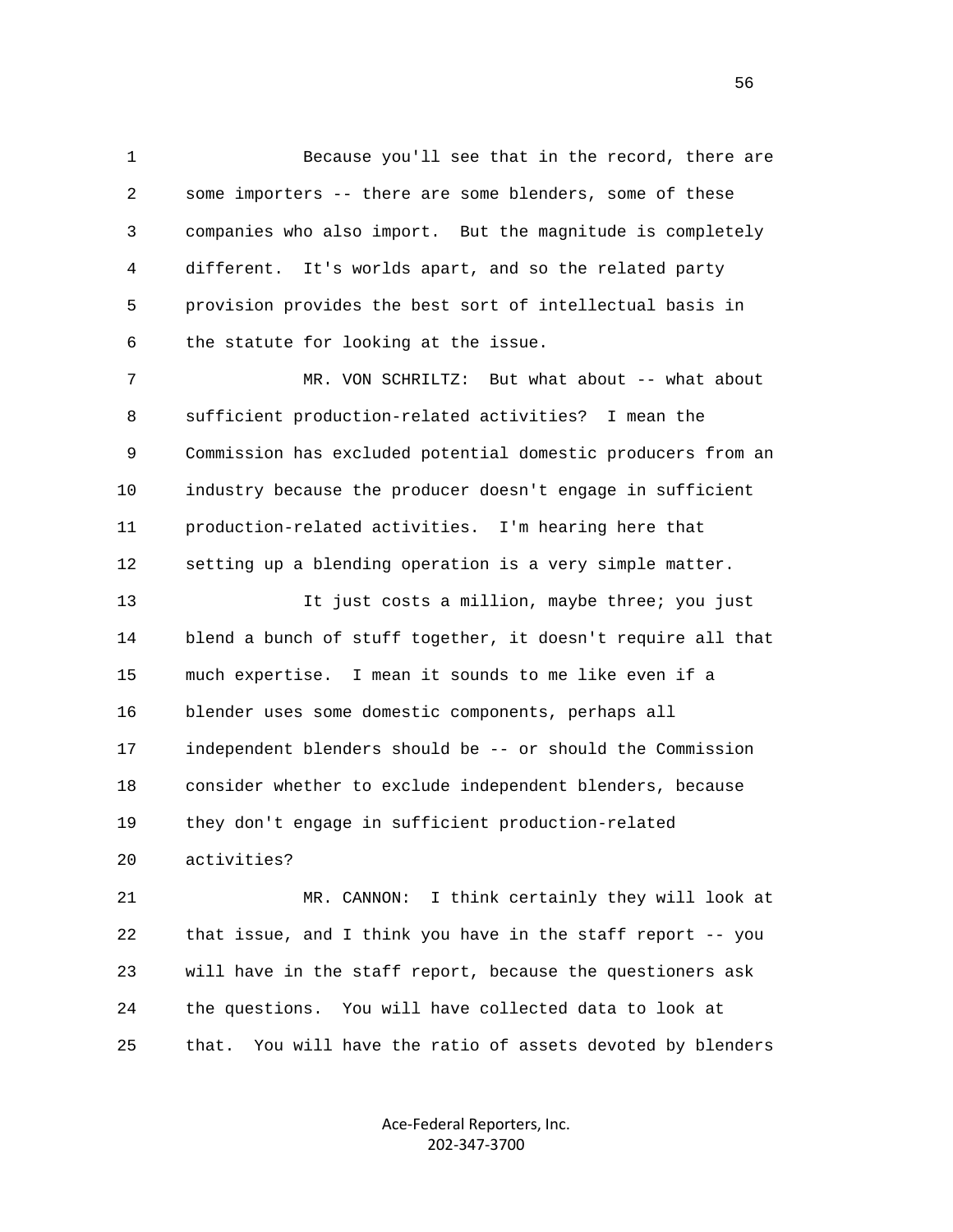Because you'll see that in the record, there are some importers -- there are some blenders, some of these companies who also import. But the magnitude is completely different. It's worlds apart, and so the related party provision provides the best sort of intellectual basis in the statute for looking at the issue.

MR. VON SCHRILTZ: But what about -- what about sufficient production-related activities? I mean the Commission has excluded potential domestic producers from an industry because the producer doesn't engage in sufficient production-related activities. I'm hearing here that setting up a blending operation is a very simple matter.

It just costs a million, maybe three; you just blend a bunch of stuff together, it doesn't require all that much expertise. I mean it sounds to me like even if a blender uses some domestic components, perhaps all independent blenders should be -- or should the Commission consider whether to exclude independent blenders, because they don't engage in sufficient production-related activities?

MR. CANNON: I think certainly they will look at that issue, and I think you have in the staff report -- you will have in the staff report, because the questioners ask the questions. You will have collected data to look at that. You will have the ratio of assets devoted by blenders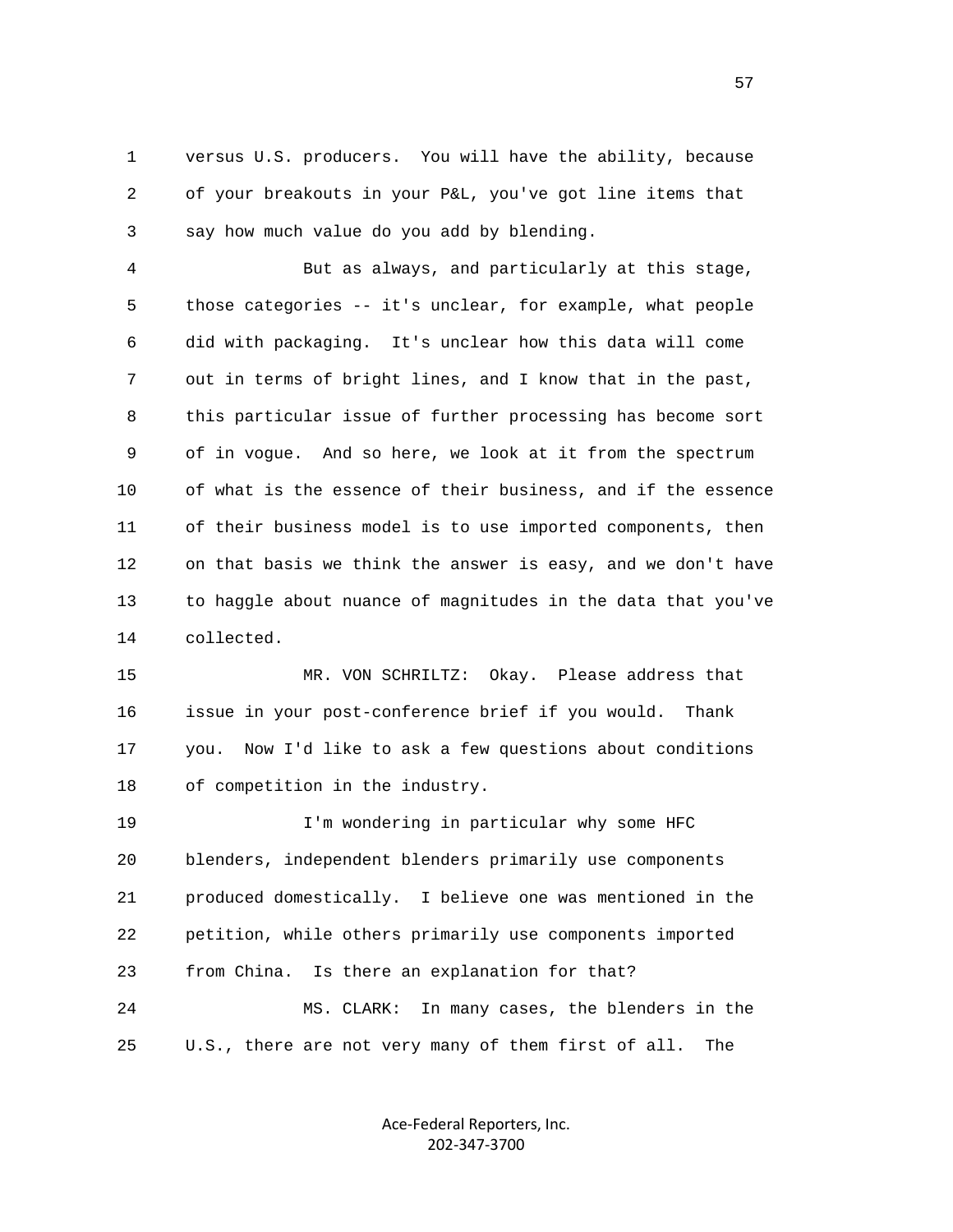versus U.S. producers. You will have the ability, because of your breakouts in your P&L, you've got line items that say how much value do you add by blending.

But as always, and particularly at this stage, those categories -- it's unclear, for example, what people did with packaging. It's unclear how this data will come out in terms of bright lines, and I know that in the past, this particular issue of further processing has become sort of in vogue. And so here, we look at it from the spectrum of what is the essence of their business, and if the essence of their business model is to use imported components, then on that basis we think the answer is easy, and we don't have to haggle about nuance of magnitudes in the data that you've collected.

MR. VON SCHRILTZ: Okay. Please address that issue in your post-conference brief if you would. Thank you. Now I'd like to ask a few questions about conditions of competition in the industry.

I'm wondering in particular why some HFC blenders, independent blenders primarily use components produced domestically. I believe one was mentioned in the petition, while others primarily use components imported from China. Is there an explanation for that?

MS. CLARK: In many cases, the blenders in the U.S., there are not very many of them first of all. The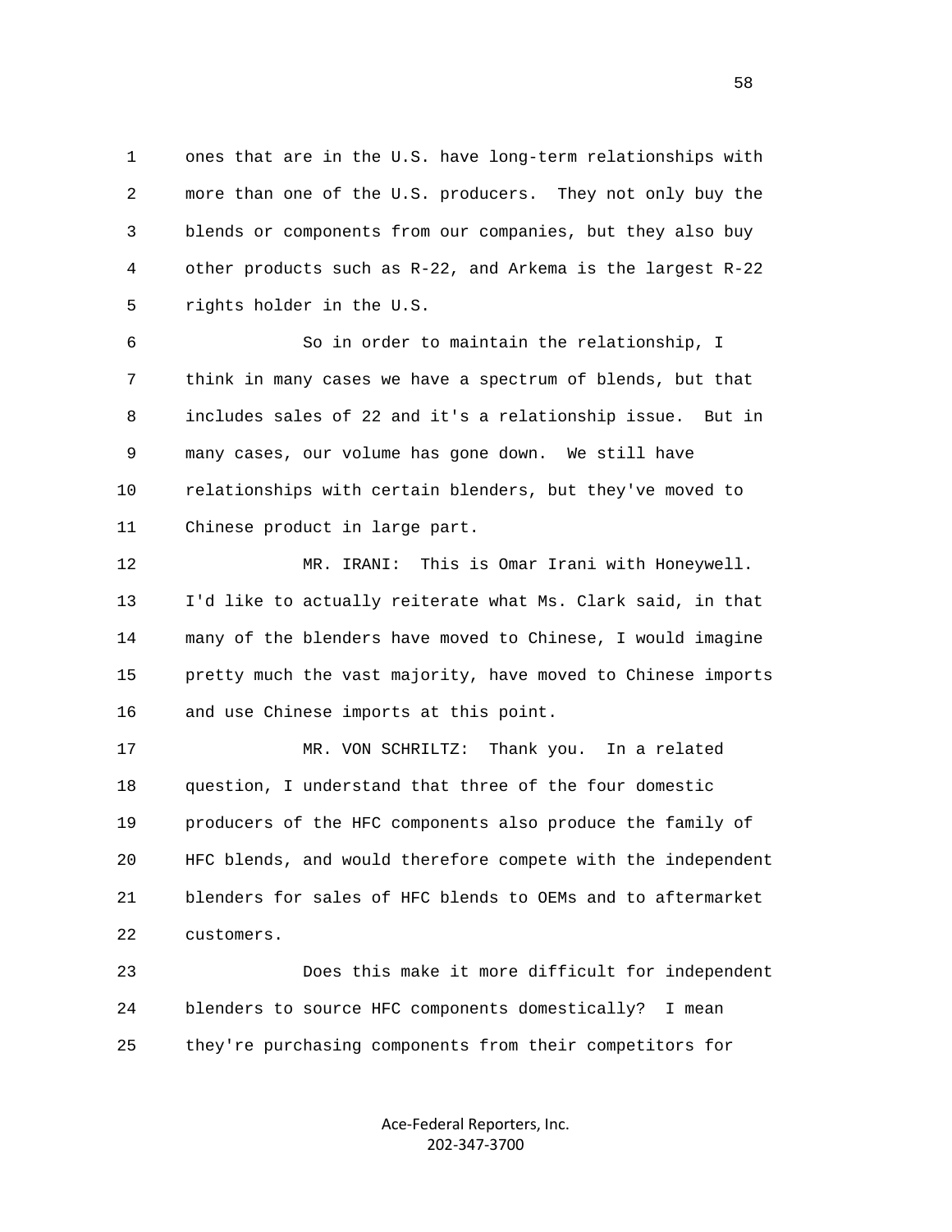ones that are in the U.S. have long-term relationships with more than one of the U.S. producers. They not only buy the blends or components from our companies, but they also buy other products such as R-22, and Arkema is the largest R-22 rights holder in the U.S.

So in order to maintain the relationship, I think in many cases we have a spectrum of blends, but that includes sales of 22 and it's a relationship issue. But in many cases, our volume has gone down. We still have relationships with certain blenders, but they've moved to Chinese product in large part.

MR. IRANI: This is Omar Irani with Honeywell. I'd like to actually reiterate what Ms. Clark said, in that many of the blenders have moved to Chinese, I would imagine pretty much the vast majority, have moved to Chinese imports and use Chinese imports at this point.

MR. VON SCHRILTZ: Thank you. In a related question, I understand that three of the four domestic producers of the HFC components also produce the family of HFC blends, and would therefore compete with the independent blenders for sales of HFC blends to OEMs and to aftermarket customers.

Does this make it more difficult for independent blenders to source HFC components domestically? I mean they're purchasing components from their competitors for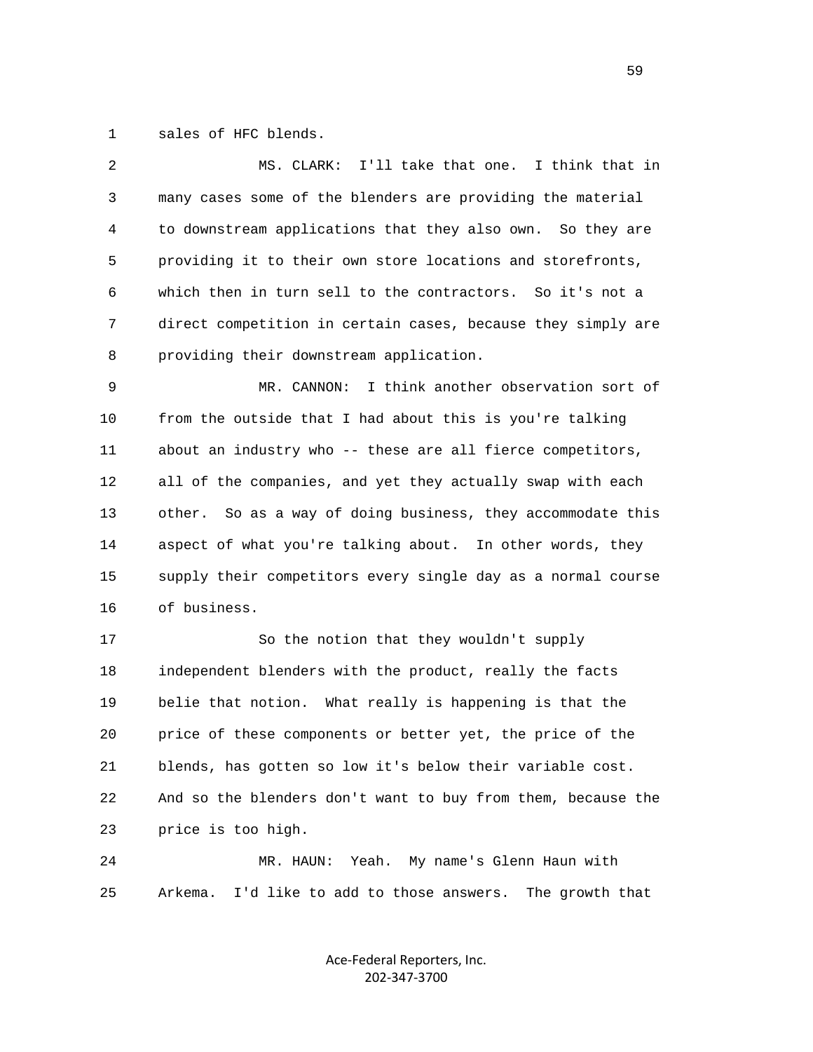sales of HFC blends.

MS. CLARK: I'll take that one. I think that in many cases some of the blenders are providing the material to downstream applications that they also own. So they are providing it to their own store locations and storefronts, which then in turn sell to the contractors. So it's not a direct competition in certain cases, because they simply are providing their downstream application.

MR. CANNON: I think another observation sort of from the outside that I had about this is you're talking about an industry who -- these are all fierce competitors, all of the companies, and yet they actually swap with each other. So as a way of doing business, they accommodate this aspect of what you're talking about. In other words, they supply their competitors every single day as a normal course of business.

So the notion that they wouldn't supply independent blenders with the product, really the facts belie that notion. What really is happening is that the price of these components or better yet, the price of the blends, has gotten so low it's below their variable cost. And so the blenders don't want to buy from them, because the price is too high.

MR. HAUN: Yeah. My name's Glenn Haun with Arkema. I'd like to add to those answers. The growth that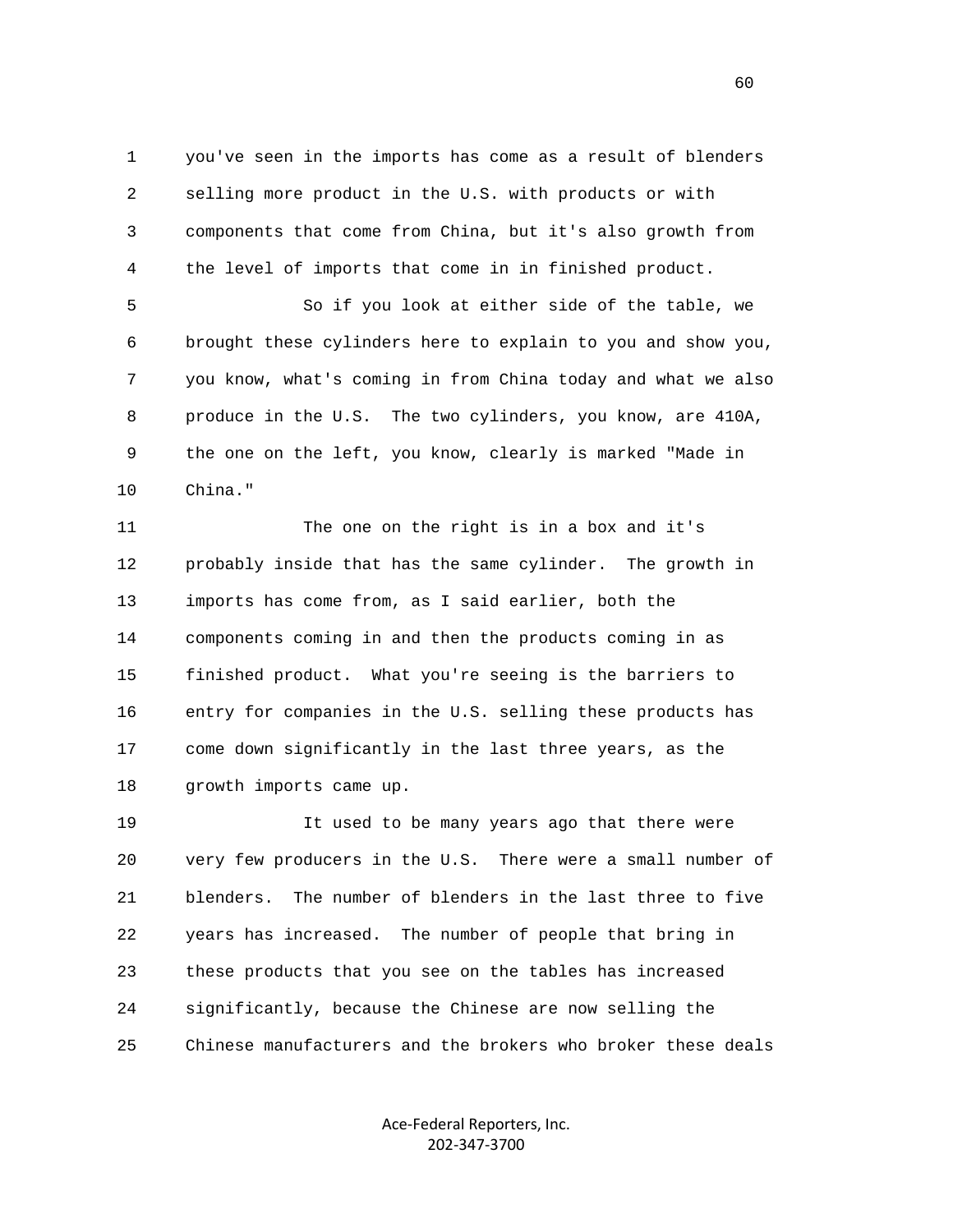1 you've seen in the imports has come as a result of blenders
2 selling more product in the U.S. with products or with
3 components that come from China, but it's also growth from
4 the level of imports that come in in finished product.

5 So if you look at either side of the table, we
6 brought these cylinders here to explain to you and show you,
7 you know, what's coming in from China today and what we also
8 produce in the U.S. The two cylinders, you know, are 410A,
9 the one on the left, you know, clearly is marked "Made in
10 China."

11 The one on the right is in a box and it's
12 probably inside that has the same cylinder. The growth in
13 imports has come from, as I said earlier, both the
14 components coming in and then the products coming in as
15 finished product. What you're seeing is the barriers to
16 entry for companies in the U.S. selling these products has
17 come down significantly in the last three years, as the
18 growth imports came up.

19 It used to be many years ago that there were
20 very few producers in the U.S. There were a small number of
21 blenders. The number of blenders in the last three to five
22 years has increased. The number of people that bring in
23 these products that you see on the tables has increased
24 significantly, because the Chinese are now selling the
25 Chinese manufacturers and the brokers who broker these deals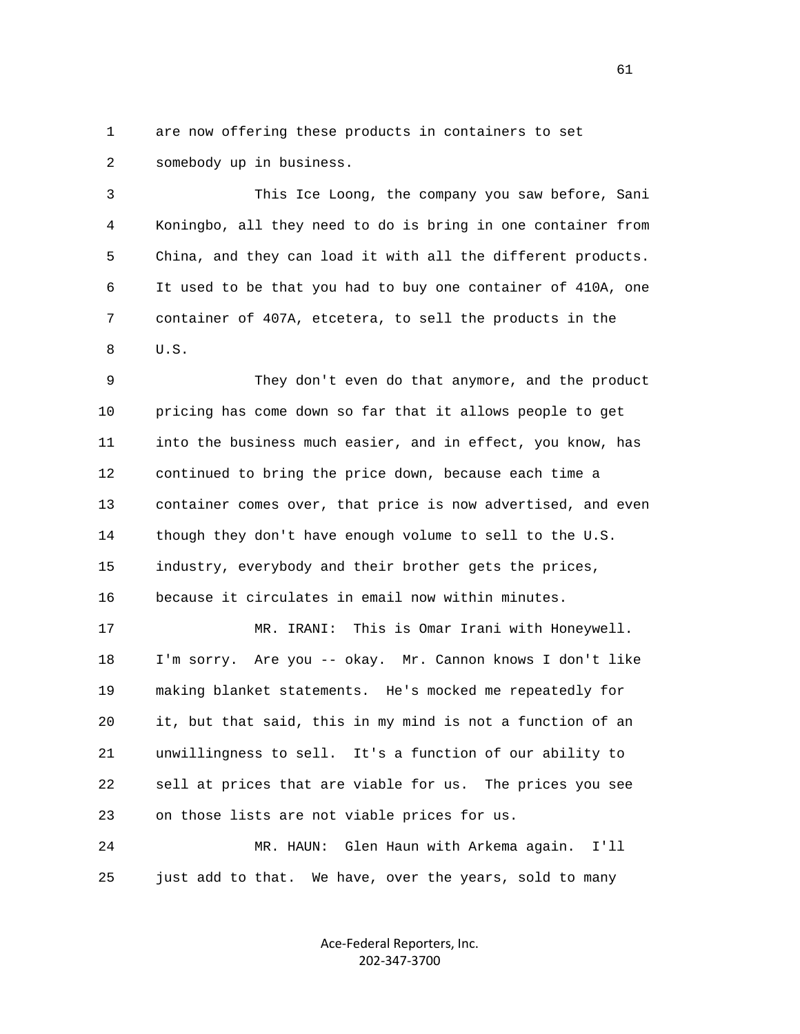are now offering these products in containers to set somebody up in business.

This Ice Loong, the company you saw before, Sani Koningbo, all they need to do is bring in one container from China, and they can load it with all the different products. It used to be that you had to buy one container of 410A, one container of 407A, etcetera, to sell the products in the U.S.

They don't even do that anymore, and the product pricing has come down so far that it allows people to get into the business much easier, and in effect, you know, has continued to bring the price down, because each time a container comes over, that price is now advertised, and even though they don't have enough volume to sell to the U.S. industry, everybody and their brother gets the prices, because it circulates in email now within minutes.

MR. IRANI: This is Omar Irani with Honeywell. I'm sorry. Are you -- okay. Mr. Cannon knows I don't like making blanket statements. He's mocked me repeatedly for it, but that said, this in my mind is not a function of an unwillingness to sell. It's a function of our ability to sell at prices that are viable for us. The prices you see on those lists are not viable prices for us.

MR. HAUN: Glen Haun with Arkema again. I'll just add to that. We have, over the years, sold to many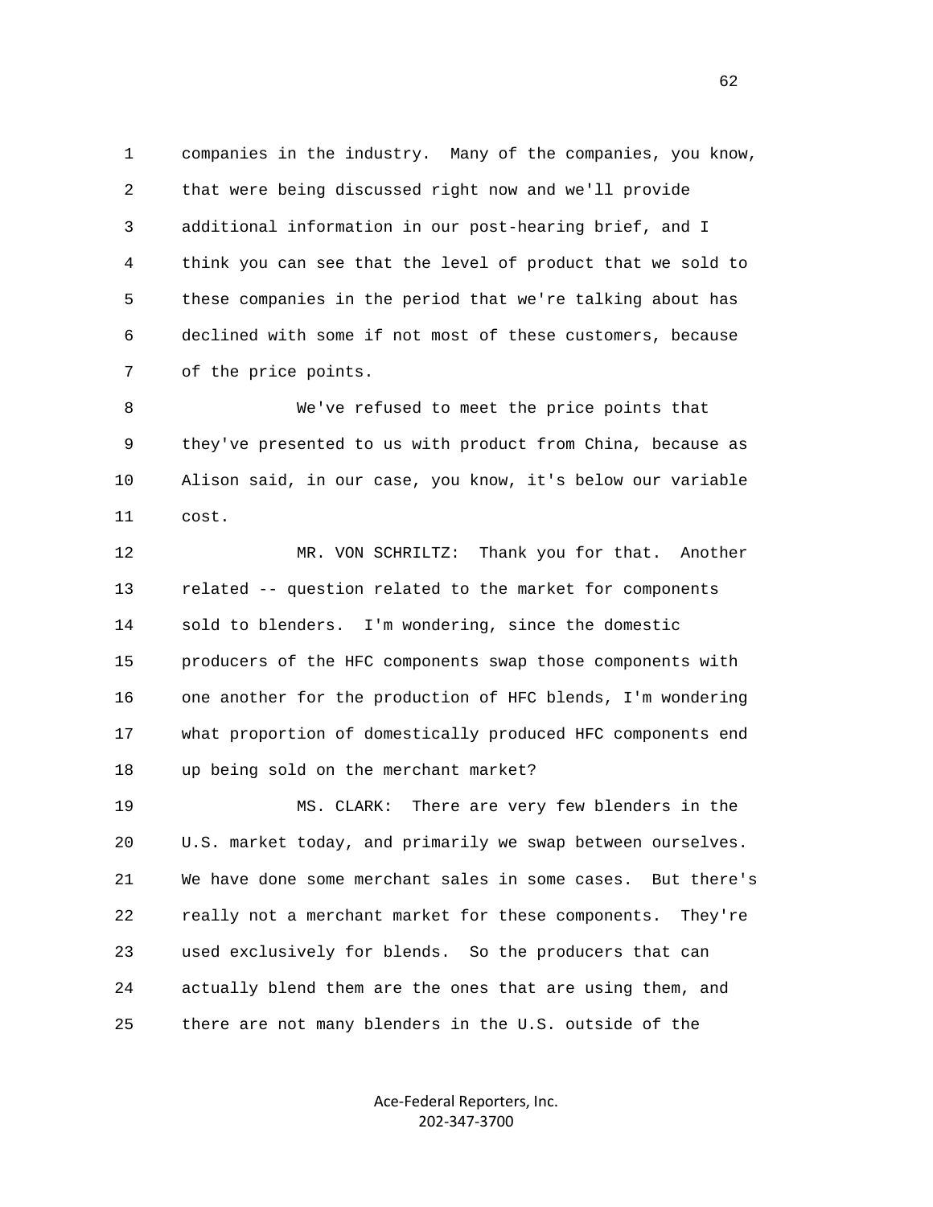companies in the industry. Many of the companies, you know, that were being discussed right now and we'll provide additional information in our post-hearing brief, and I think you can see that the level of product that we sold to these companies in the period that we're talking about has declined with some if not most of these customers, because of the price points.

We've refused to meet the price points that they've presented to us with product from China, because as Alison said, in our case, you know, it's below our variable cost.

MR. VON SCHRILTZ: Thank you for that. Another related -- question related to the market for components sold to blenders. I'm wondering, since the domestic producers of the HFC components swap those components with one another for the production of HFC blends, I'm wondering what proportion of domestically produced HFC components end up being sold on the merchant market?

MS. CLARK: There are very few blenders in the U.S. market today, and primarily we swap between ourselves. We have done some merchant sales in some cases. But there's really not a merchant market for these components. They're used exclusively for blends. So the producers that can actually blend them are the ones that are using them, and there are not many blenders in the U.S. outside of the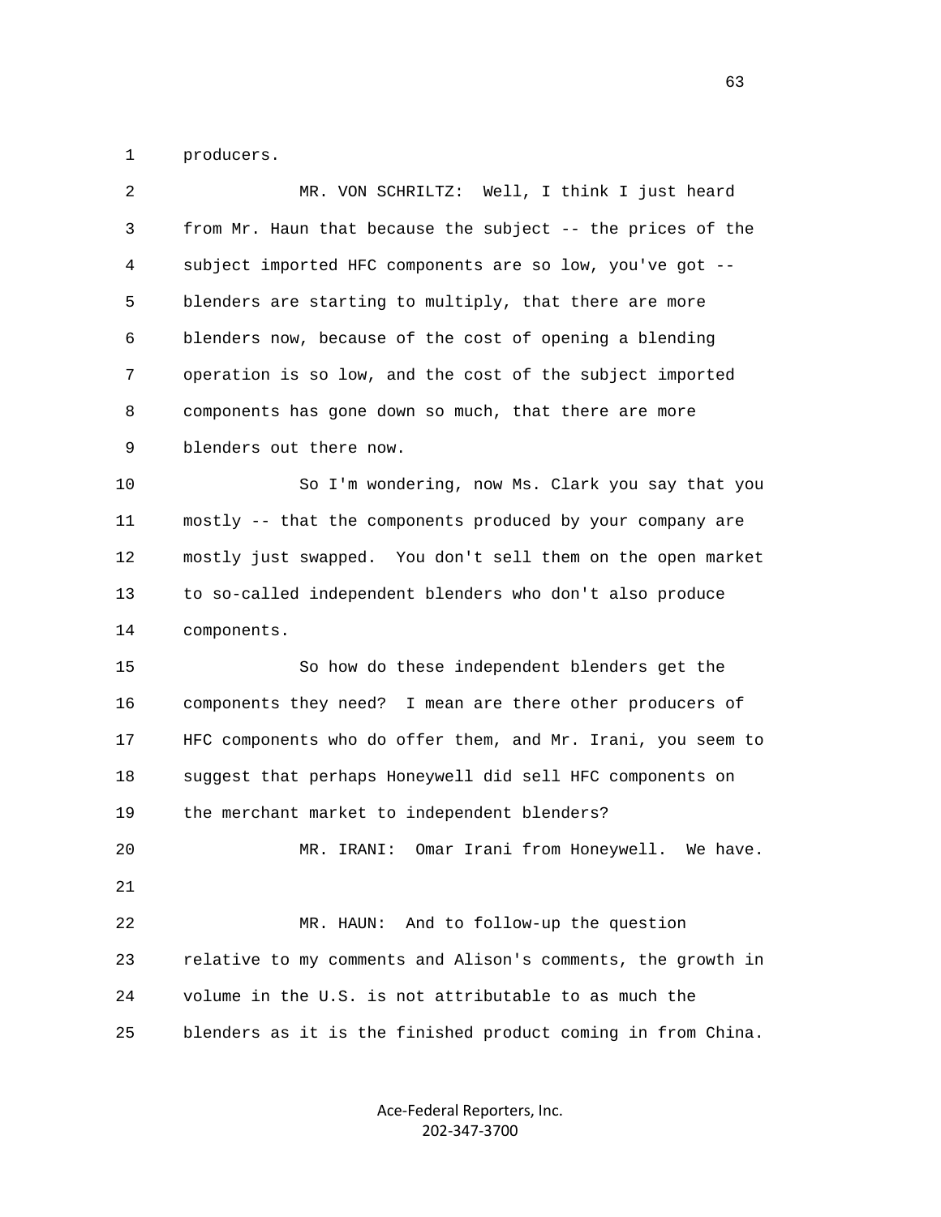producers.

MR. VON SCHRILTZ: Well, I think I just heard from Mr. Haun that because the subject -- the prices of the subject imported HFC components are so low, you've got -- blenders are starting to multiply, that there are more blenders now, because of the cost of opening a blending operation is so low, and the cost of the subject imported components has gone down so much, that there are more blenders out there now.

So I'm wondering, now Ms. Clark you say that you mostly -- that the components produced by your company are mostly just swapped. You don't sell them on the open market to so-called independent blenders who don't also produce components.

So how do these independent blenders get the components they need? I mean are there other producers of HFC components who do offer them, and Mr. Irani, you seem to suggest that perhaps Honeywell did sell HFC components on the merchant market to independent blenders?

MR. IRANI: Omar Irani from Honeywell. We have.

MR. HAUN: And to follow-up the question relative to my comments and Alison's comments, the growth in volume in the U.S. is not attributable to as much the blenders as it is the finished product coming in from China.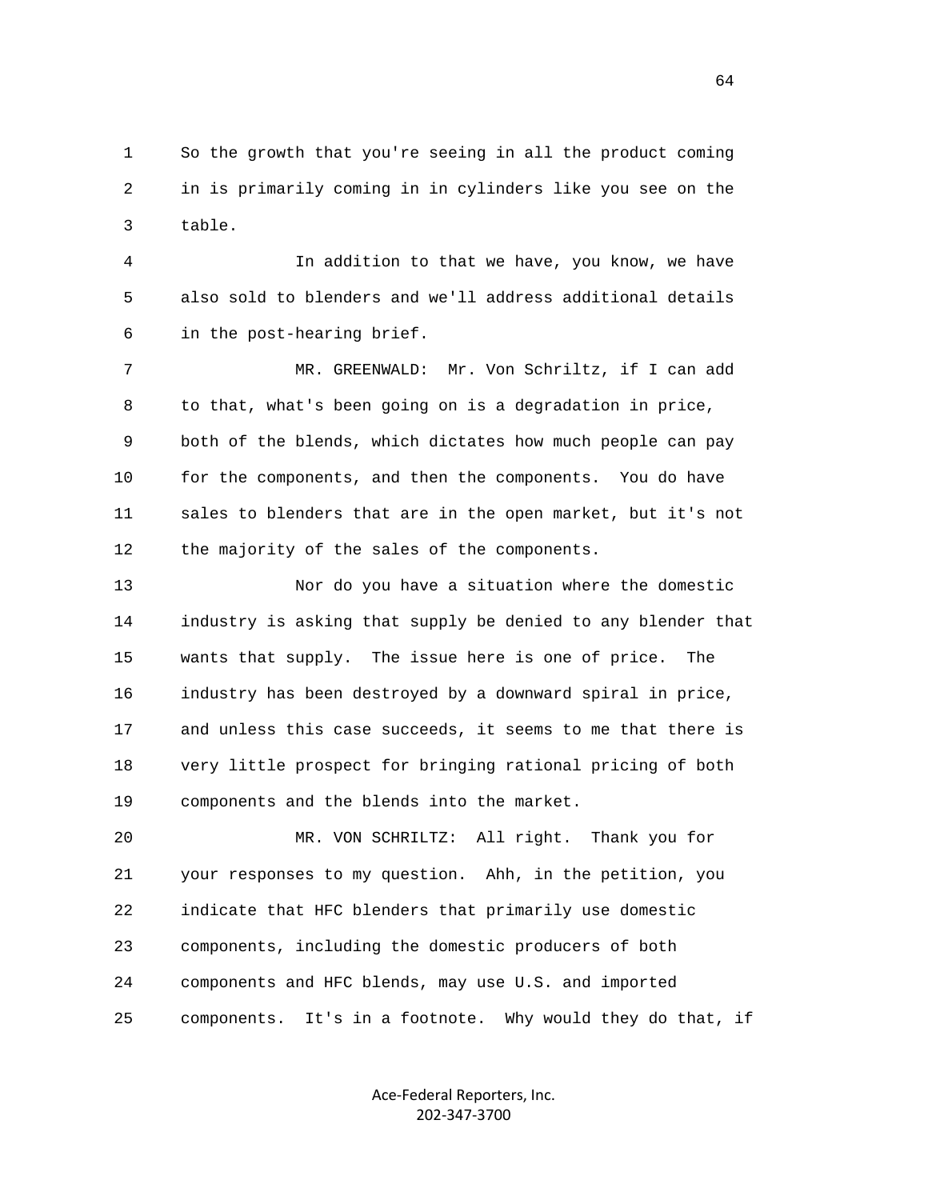So the growth that you're seeing in all the product coming in is primarily coming in in cylinders like you see on the table.

In addition to that we have, you know, we have also sold to blenders and we'll address additional details in the post-hearing brief.

MR. GREENWALD: Mr. Von Schriltz, if I can add to that, what's been going on is a degradation in price, both of the blends, which dictates how much people can pay for the components, and then the components. You do have sales to blenders that are in the open market, but it's not the majority of the sales of the components.

Nor do you have a situation where the domestic industry is asking that supply be denied to any blender that wants that supply. The issue here is one of price. The industry has been destroyed by a downward spiral in price, and unless this case succeeds, it seems to me that there is very little prospect for bringing rational pricing of both components and the blends into the market.

MR. VON SCHRILTZ: All right. Thank you for your responses to my question. Ahh, in the petition, you indicate that HFC blenders that primarily use domestic components, including the domestic producers of both components and HFC blends, may use U.S. and imported components. It's in a footnote. Why would they do that, if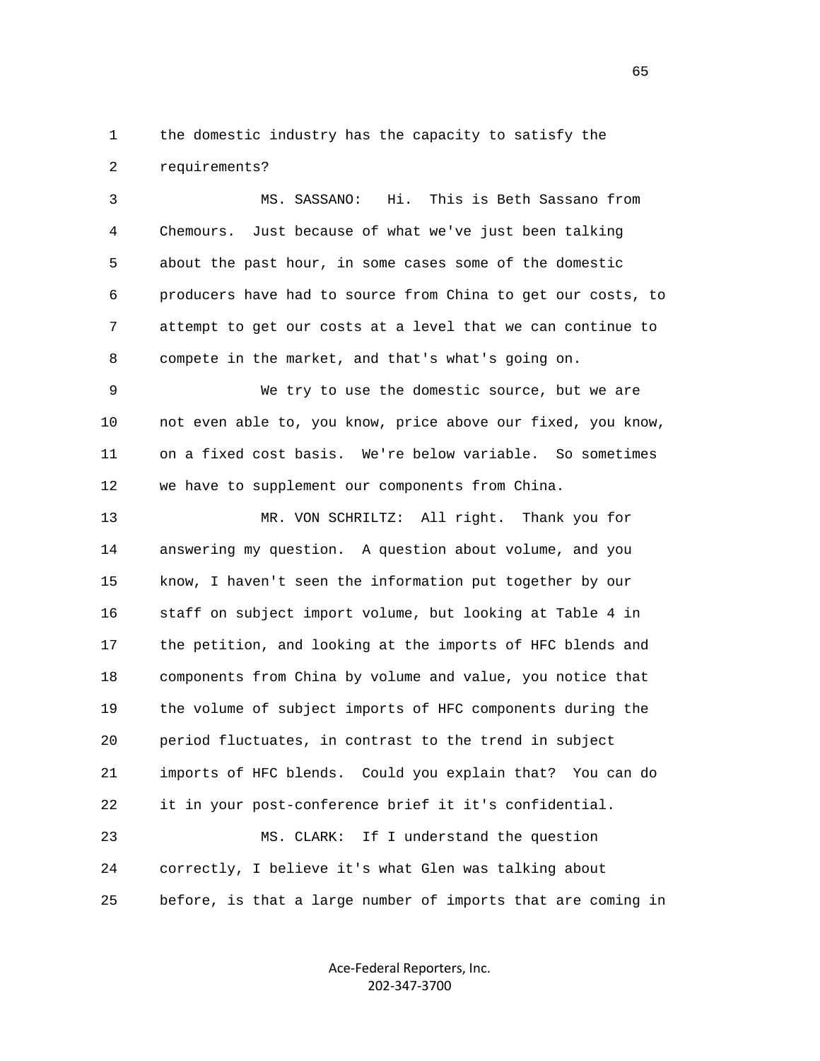the domestic industry has the capacity to satisfy the requirements?

MS. SASSANO: Hi. This is Beth Sassano from Chemours. Just because of what we've just been talking about the past hour, in some cases some of the domestic producers have had to source from China to get our costs, to attempt to get our costs at a level that we can continue to compete in the market, and that's what's going on.

We try to use the domestic source, but we are not even able to, you know, price above our fixed, you know, on a fixed cost basis. We're below variable. So sometimes we have to supplement our components from China.

MR. VON SCHRILTZ: All right. Thank you for answering my question. A question about volume, and you know, I haven't seen the information put together by our staff on subject import volume, but looking at Table 4 in the petition, and looking at the imports of HFC blends and components from China by volume and value, you notice that the volume of subject imports of HFC components during the period fluctuates, in contrast to the trend in subject imports of HFC blends. Could you explain that? You can do it in your post-conference brief it it's confidential.

MS. CLARK: If I understand the question correctly, I believe it's what Glen was talking about before, is that a large number of imports that are coming in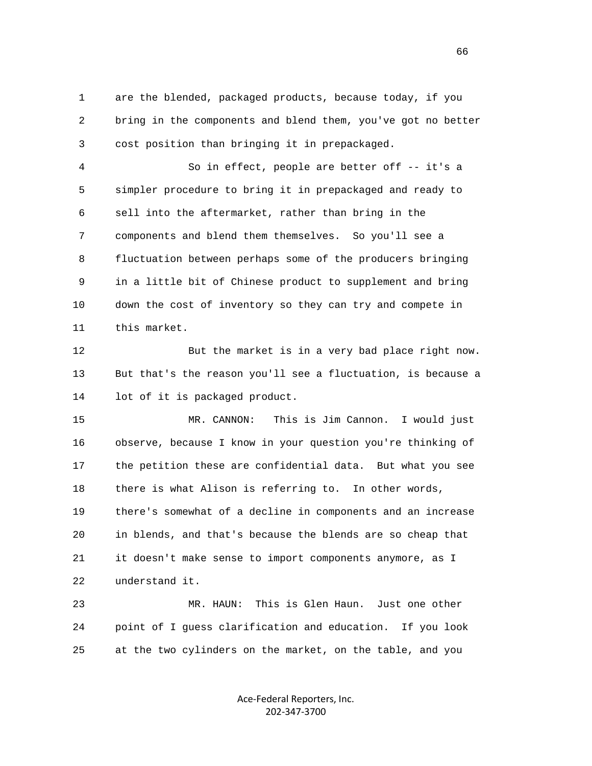are the blended, packaged products, because today, if you bring in the components and blend them, you've got no better cost position than bringing it in prepackaged.

So in effect, people are better off -- it's a simpler procedure to bring it in prepackaged and ready to sell into the aftermarket, rather than bring in the components and blend them themselves. So you'll see a fluctuation between perhaps some of the producers bringing in a little bit of Chinese product to supplement and bring down the cost of inventory so they can try and compete in this market.

But the market is in a very bad place right now. But that's the reason you'll see a fluctuation, is because a lot of it is packaged product.

MR. CANNON: This is Jim Cannon. I would just observe, because I know in your question you're thinking of the petition these are confidential data. But what you see there is what Alison is referring to. In other words, there's somewhat of a decline in components and an increase in blends, and that's because the blends are so cheap that it doesn't make sense to import components anymore, as I understand it.

MR. HAUN: This is Glen Haun. Just one other point of I guess clarification and education. If you look at the two cylinders on the market, on the table, and you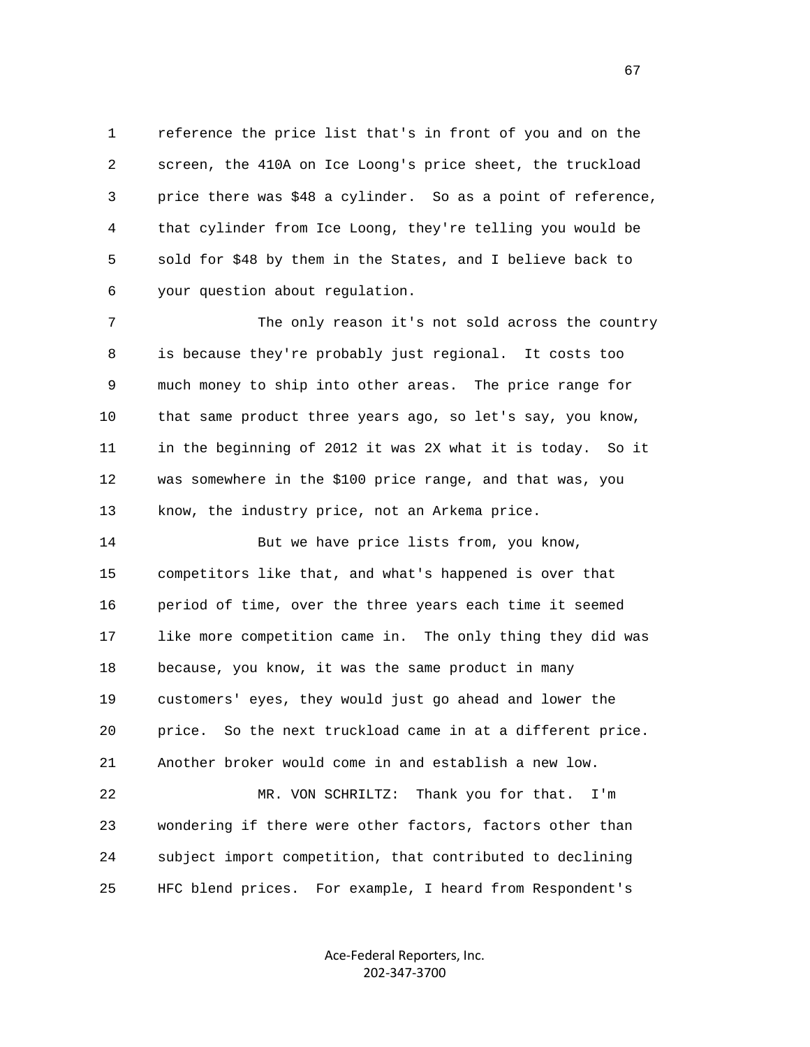1 reference the price list that's in front of you and on the
2 screen, the 410A on Ice Loong's price sheet, the truckload
3 price there was $48 a cylinder. So as a point of reference,
4 that cylinder from Ice Loong, they're telling you would be
5 sold for $48 by them in the States, and I believe back to
6 your question about regulation.

7 The only reason it's not sold across the country
8 is because they're probably just regional. It costs too
9 much money to ship into other areas. The price range for
10 that same product three years ago, so let's say, you know,
11 in the beginning of 2012 it was 2X what it is today. So it
12 was somewhere in the $100 price range, and that was, you
13 know, the industry price, not an Arkema price.

14 But we have price lists from, you know,
15 competitors like that, and what's happened is over that
16 period of time, over the three years each time it seemed
17 like more competition came in. The only thing they did was
18 because, you know, it was the same product in many
19 customers' eyes, they would just go ahead and lower the
20 price. So the next truckload came in at a different price.
21 Another broker would come in and establish a new low.

22 MR. VON SCHRILTZ: Thank you for that. I'm
23 wondering if there were other factors, factors other than
24 subject import competition, that contributed to declining
25 HFC blend prices. For example, I heard from Respondent's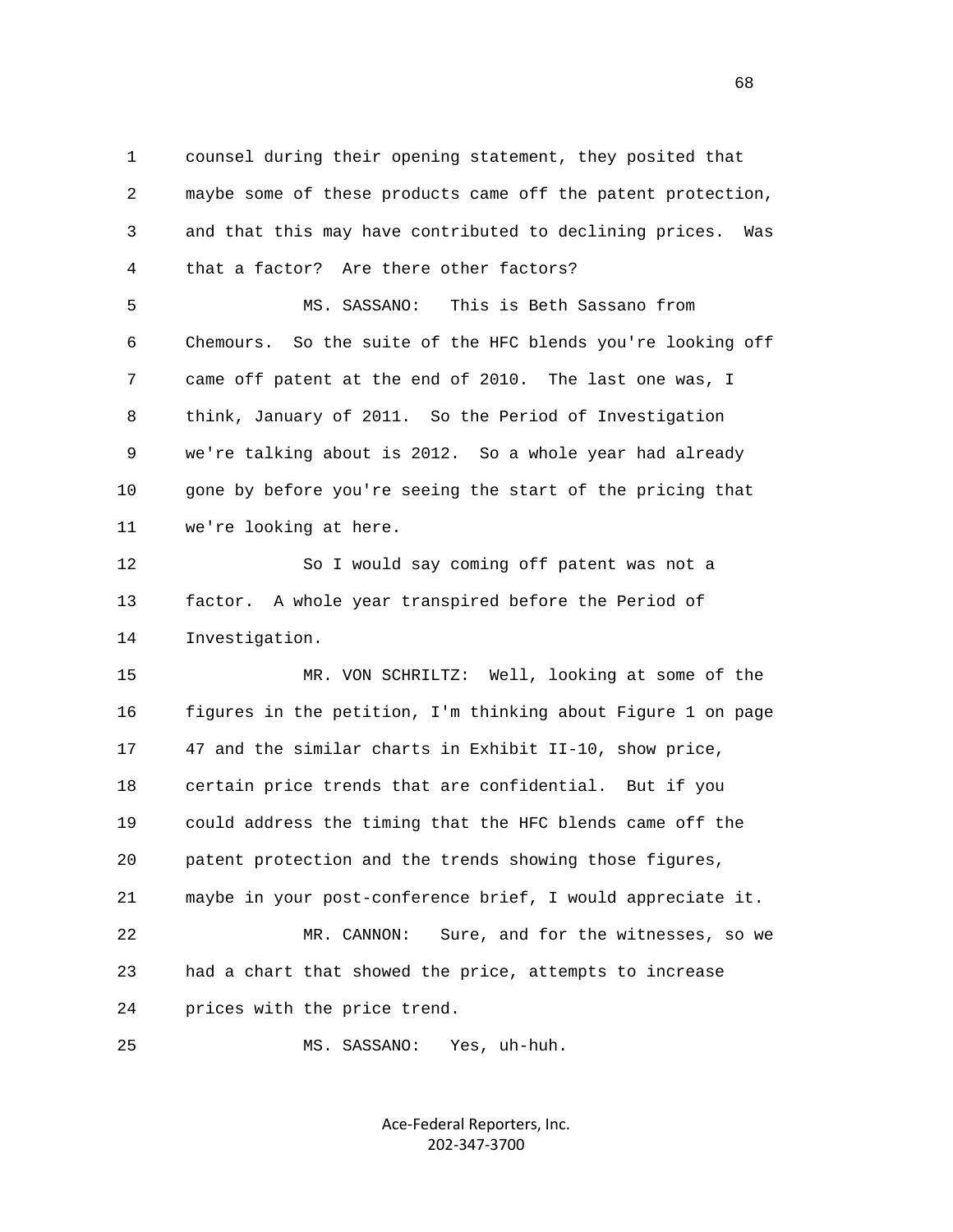1 counsel during their opening statement, they posited that
2 maybe some of these products came off the patent protection,
3 and that this may have contributed to declining prices. Was
4 that a factor? Are there other factors?

5 MS. SASSANO: This is Beth Sassano from
6 Chemours. So the suite of the HFC blends you're looking off
7 came off patent at the end of 2010. The last one was, I
8 think, January of 2011. So the Period of Investigation
9 we're talking about is 2012. So a whole year had already
10 gone by before you're seeing the start of the pricing that
11 we're looking at here.

12 So I would say coming off patent was not a
13 factor. A whole year transpired before the Period of
14 Investigation.

15 MR. VON SCHRILTZ: Well, looking at some of the
16 figures in the petition, I'm thinking about Figure 1 on page
17 47 and the similar charts in Exhibit II-10, show price,
18 certain price trends that are confidential. But if you
19 could address the timing that the HFC blends came off the
20 patent protection and the trends showing those figures,
21 maybe in your post-conference brief, I would appreciate it.

22 MR. CANNON: Sure, and for the witnesses, so we
23 had a chart that showed the price, attempts to increase
24 prices with the price trend.

25 MS. SASSANO: Yes, uh-huh.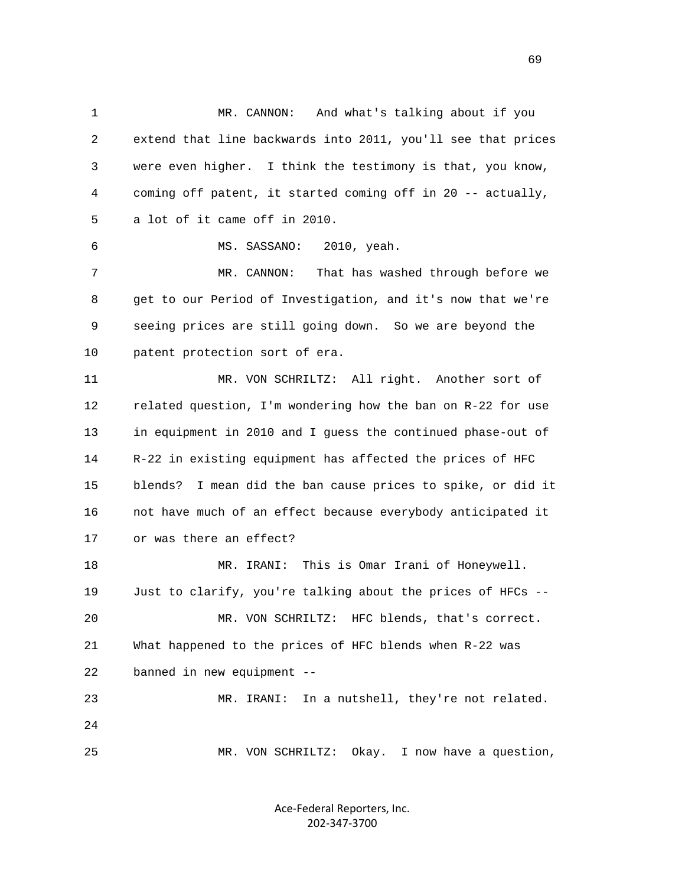MR. CANNON: And what's talking about if you extend that line backwards into 2011, you'll see that prices were even higher. I think the testimony is that, you know, coming off patent, it started coming off in 20 -- actually, a lot of it came off in 2010.

MS. SASSANO: 2010, yeah.

MR. CANNON: That has washed through before we get to our Period of Investigation, and it's now that we're seeing prices are still going down. So we are beyond the patent protection sort of era.

MR. VON SCHRILTZ: All right. Another sort of related question, I'm wondering how the ban on R-22 for use in equipment in 2010 and I guess the continued phase-out of R-22 in existing equipment has affected the prices of HFC blends? I mean did the ban cause prices to spike, or did it not have much of an effect because everybody anticipated it or was there an effect?

MR. IRANI: This is Omar Irani of Honeywell. Just to clarify, you're talking about the prices of HFCs --

MR. VON SCHRILTZ: HFC blends, that's correct. What happened to the prices of HFC blends when R-22 was banned in new equipment --

MR. IRANI: In a nutshell, they're not related.

MR. VON SCHRILTZ: Okay. I now have a question,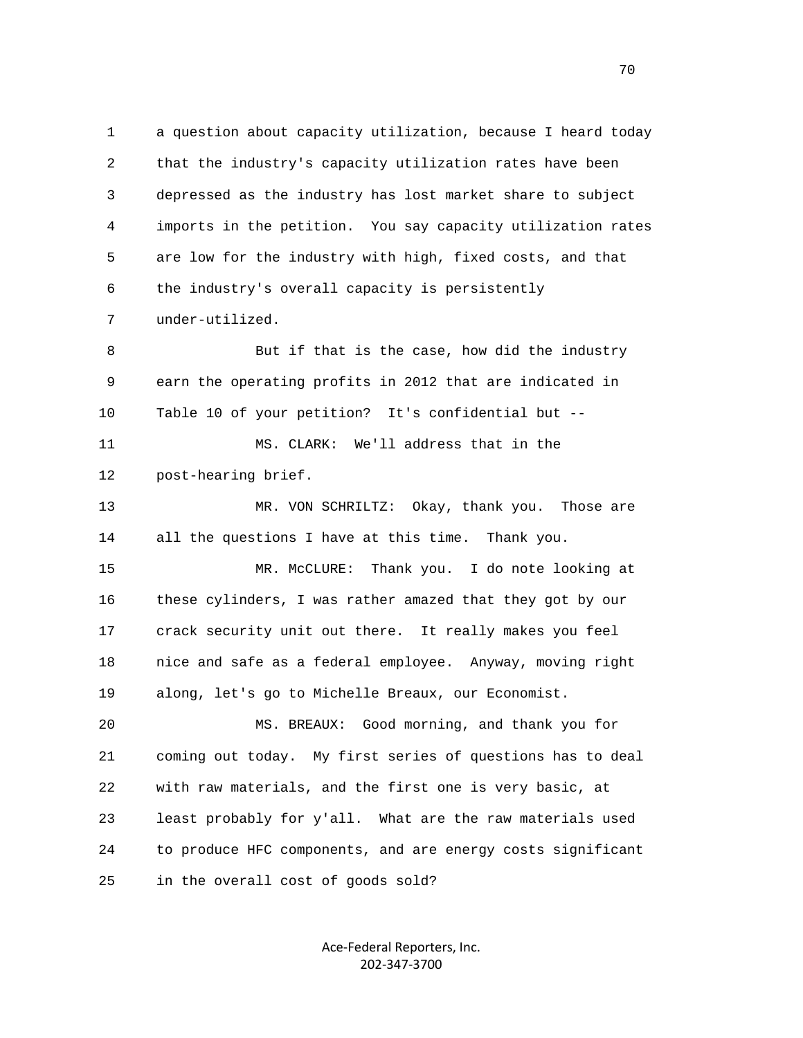1 a question about capacity utilization, because I heard today
2 that the industry's capacity utilization rates have been
3 depressed as the industry has lost market share to subject
4 imports in the petition. You say capacity utilization rates
5 are low for the industry with high, fixed costs, and that
6 the industry's overall capacity is persistently
7 under-utilized.

8 But if that is the case, how did the industry
9 earn the operating profits in 2012 that are indicated in
10 Table 10 of your petition? It's confidential but --

11 MS. CLARK: We'll address that in the
12 post-hearing brief.

13 MR. VON SCHRILTZ: Okay, thank you. Those are
14 all the questions I have at this time. Thank you.

15 MR. McCLURE: Thank you. I do note looking at
16 these cylinders, I was rather amazed that they got by our
17 crack security unit out there. It really makes you feel
18 nice and safe as a federal employee. Anyway, moving right
19 along, let's go to Michelle Breaux, our Economist.

20 MS. BREAUX: Good morning, and thank you for
21 coming out today. My first series of questions has to deal
22 with raw materials, and the first one is very basic, at
23 least probably for y'all. What are the raw materials used
24 to produce HFC components, and are energy costs significant
25 in the overall cost of goods sold?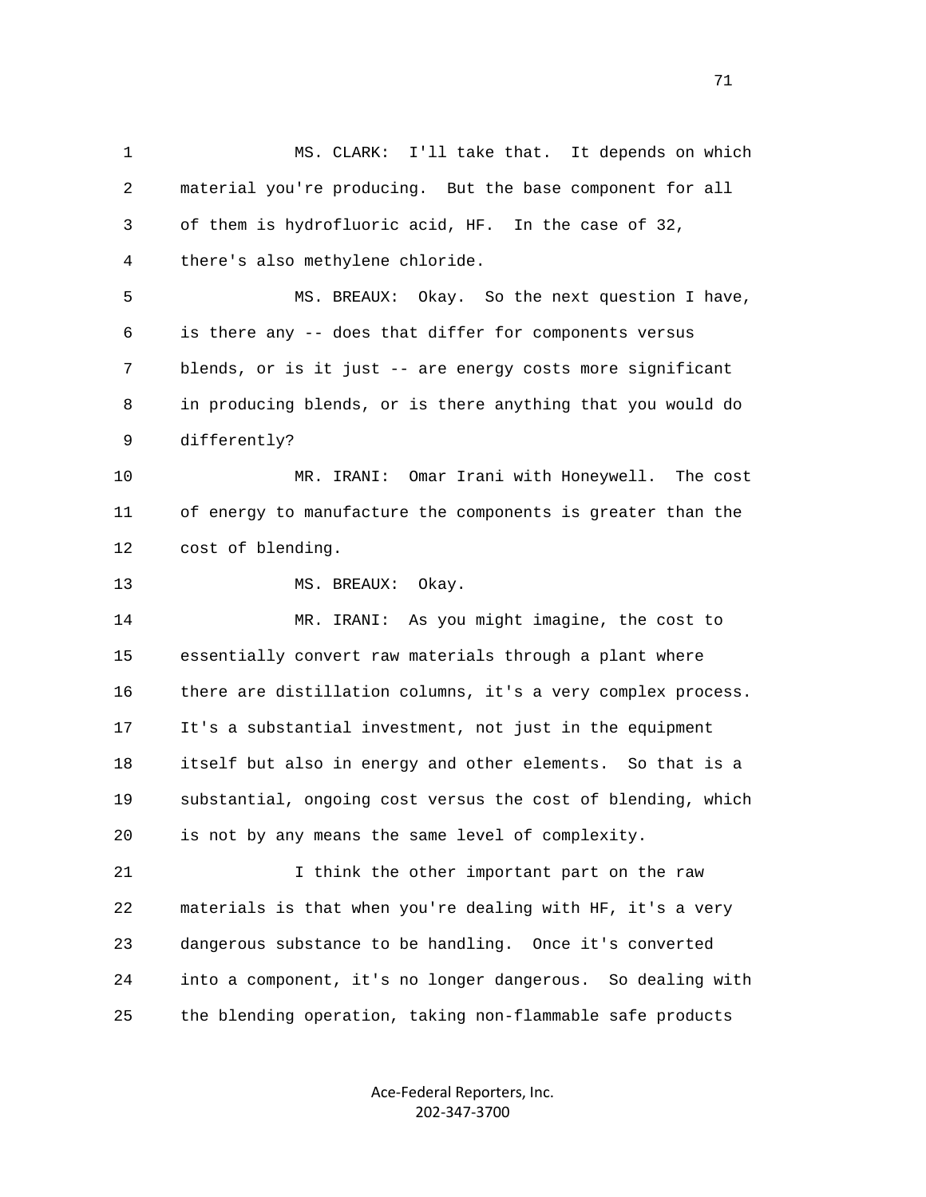MS. CLARK: I'll take that. It depends on which material you're producing. But the base component for all of them is hydrofluoric acid, HF. In the case of 32, there's also methylene chloride.

MS. BREAUX: Okay. So the next question I have, is there any -- does that differ for components versus blends, or is it just -- are energy costs more significant in producing blends, or is there anything that you would do differently?

MR. IRANI: Omar Irani with Honeywell. The cost of energy to manufacture the components is greater than the cost of blending.

MS. BREAUX: Okay.

MR. IRANI: As you might imagine, the cost to essentially convert raw materials through a plant where there are distillation columns, it's a very complex process. It's a substantial investment, not just in the equipment itself but also in energy and other elements. So that is a substantial, ongoing cost versus the cost of blending, which is not by any means the same level of complexity.

I think the other important part on the raw materials is that when you're dealing with HF, it's a very dangerous substance to be handling. Once it's converted into a component, it's no longer dangerous. So dealing with the blending operation, taking non-flammable safe products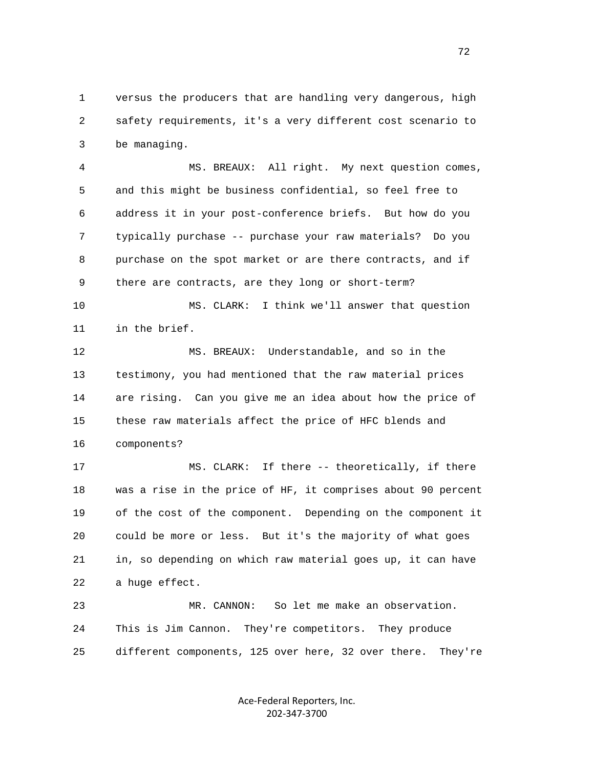versus the producers that are handling very dangerous, high safety requirements, it's a very different cost scenario to be managing.

MS. BREAUX: All right. My next question comes, and this might be business confidential, so feel free to address it in your post-conference briefs. But how do you typically purchase -- purchase your raw materials? Do you purchase on the spot market or are there contracts, and if there are contracts, are they long or short-term?

MS. CLARK: I think we'll answer that question in the brief.

MS. BREAUX: Understandable, and so in the testimony, you had mentioned that the raw material prices are rising. Can you give me an idea about how the price of these raw materials affect the price of HFC blends and components?

MS. CLARK: If there -- theoretically, if there was a rise in the price of HF, it comprises about 90 percent of the cost of the component. Depending on the component it could be more or less. But it's the majority of what goes in, so depending on which raw material goes up, it can have a huge effect.

MR. CANNON: So let me make an observation. This is Jim Cannon. They're competitors. They produce different components, 125 over here, 32 over there. They're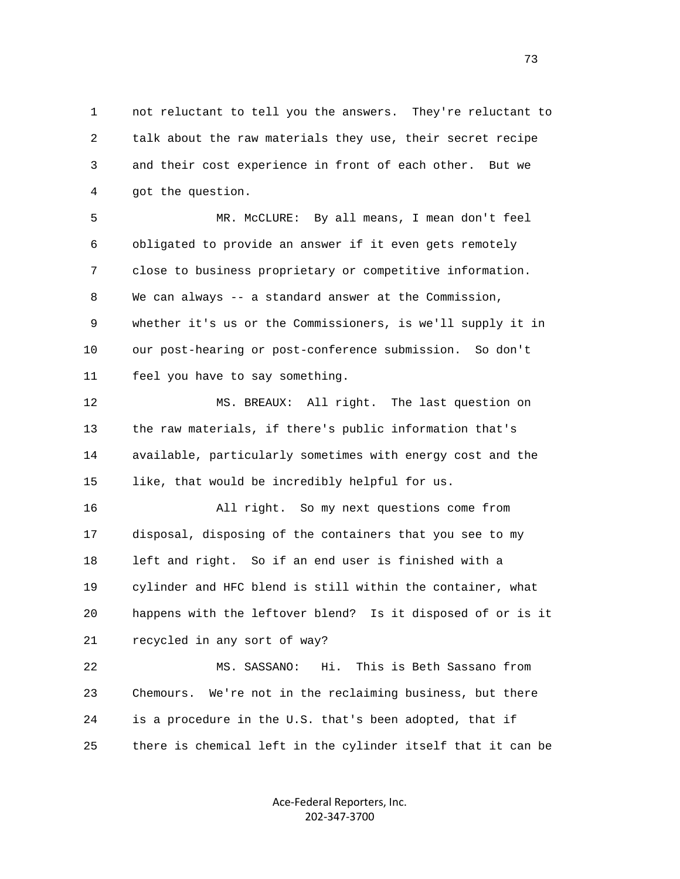1 not reluctant to tell you the answers. They're reluctant to
2 talk about the raw materials they use, their secret recipe
3 and their cost experience in front of each other. But we
4 got the question.

5 MR. McCLURE: By all means, I mean don't feel
6 obligated to provide an answer if it even gets remotely
7 close to business proprietary or competitive information.
8 We can always -- a standard answer at the Commission,
9 whether it's us or the Commissioners, is we'll supply it in
10 our post-hearing or post-conference submission. So don't
11 feel you have to say something.

12 MS. BREAUX: All right. The last question on
13 the raw materials, if there's public information that's
14 available, particularly sometimes with energy cost and the
15 like, that would be incredibly helpful for us.

16 All right. So my next questions come from
17 disposal, disposing of the containers that you see to my
18 left and right. So if an end user is finished with a
19 cylinder and HFC blend is still within the container, what
20 happens with the leftover blend? Is it disposed of or is it
21 recycled in any sort of way?

22 MS. SASSANO: Hi. This is Beth Sassano from
23 Chemours. We're not in the reclaiming business, but there
24 is a procedure in the U.S. that's been adopted, that if
25 there is chemical left in the cylinder itself that it can be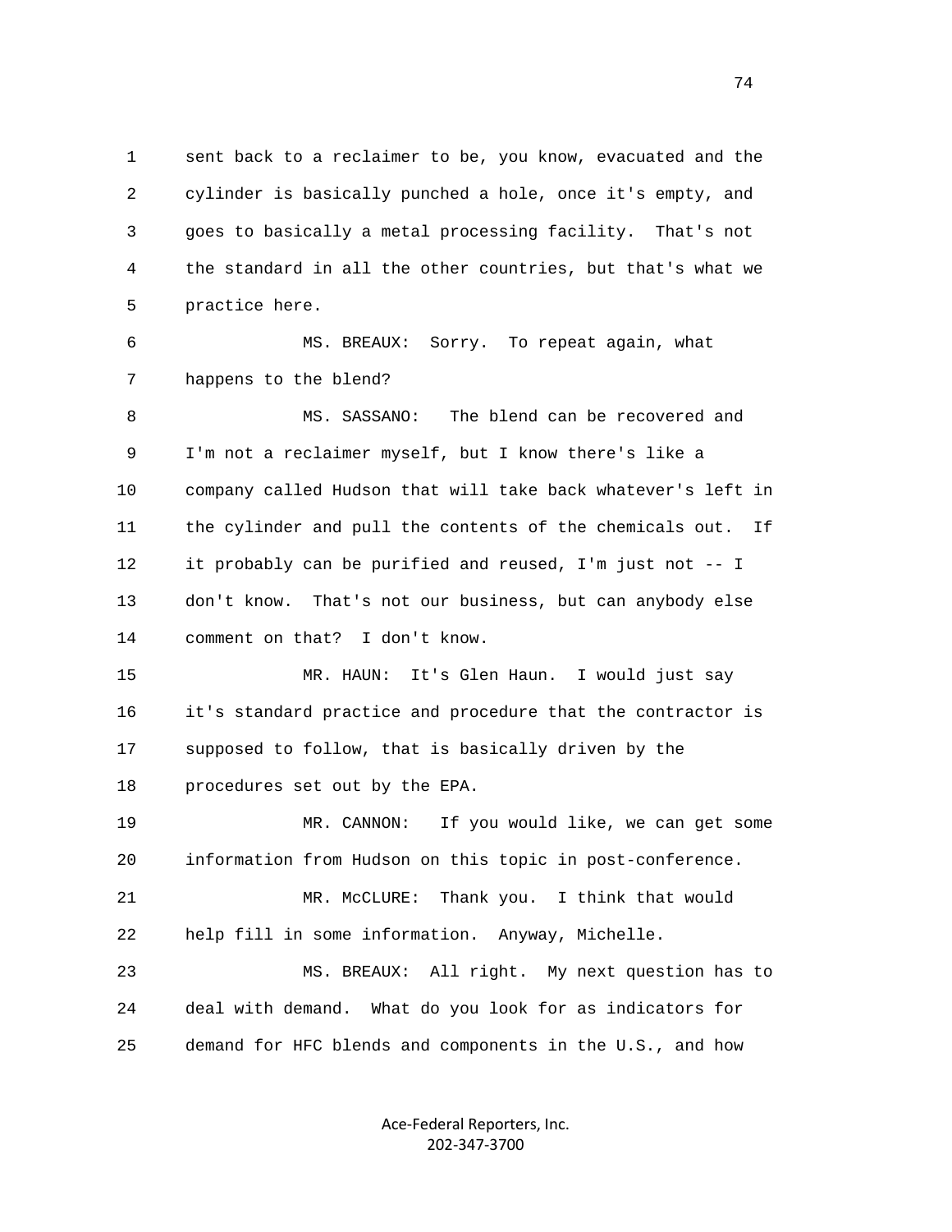sent back to a reclaimer to be, you know, evacuated and the cylinder is basically punched a hole, once it's empty, and goes to basically a metal processing facility. That's not the standard in all the other countries, but that's what we practice here.

MS. BREAUX: Sorry. To repeat again, what happens to the blend?

MS. SASSANO: The blend can be recovered and I'm not a reclaimer myself, but I know there's like a company called Hudson that will take back whatever's left in the cylinder and pull the contents of the chemicals out. If it probably can be purified and reused, I'm just not -- I don't know. That's not our business, but can anybody else comment on that? I don't know.

MR. HAUN: It's Glen Haun. I would just say it's standard practice and procedure that the contractor is supposed to follow, that is basically driven by the procedures set out by the EPA.

MR. CANNON: If you would like, we can get some information from Hudson on this topic in post-conference.

MR. McCLURE: Thank you. I think that would help fill in some information. Anyway, Michelle.

MS. BREAUX: All right. My next question has to deal with demand. What do you look for as indicators for demand for HFC blends and components in the U.S., and how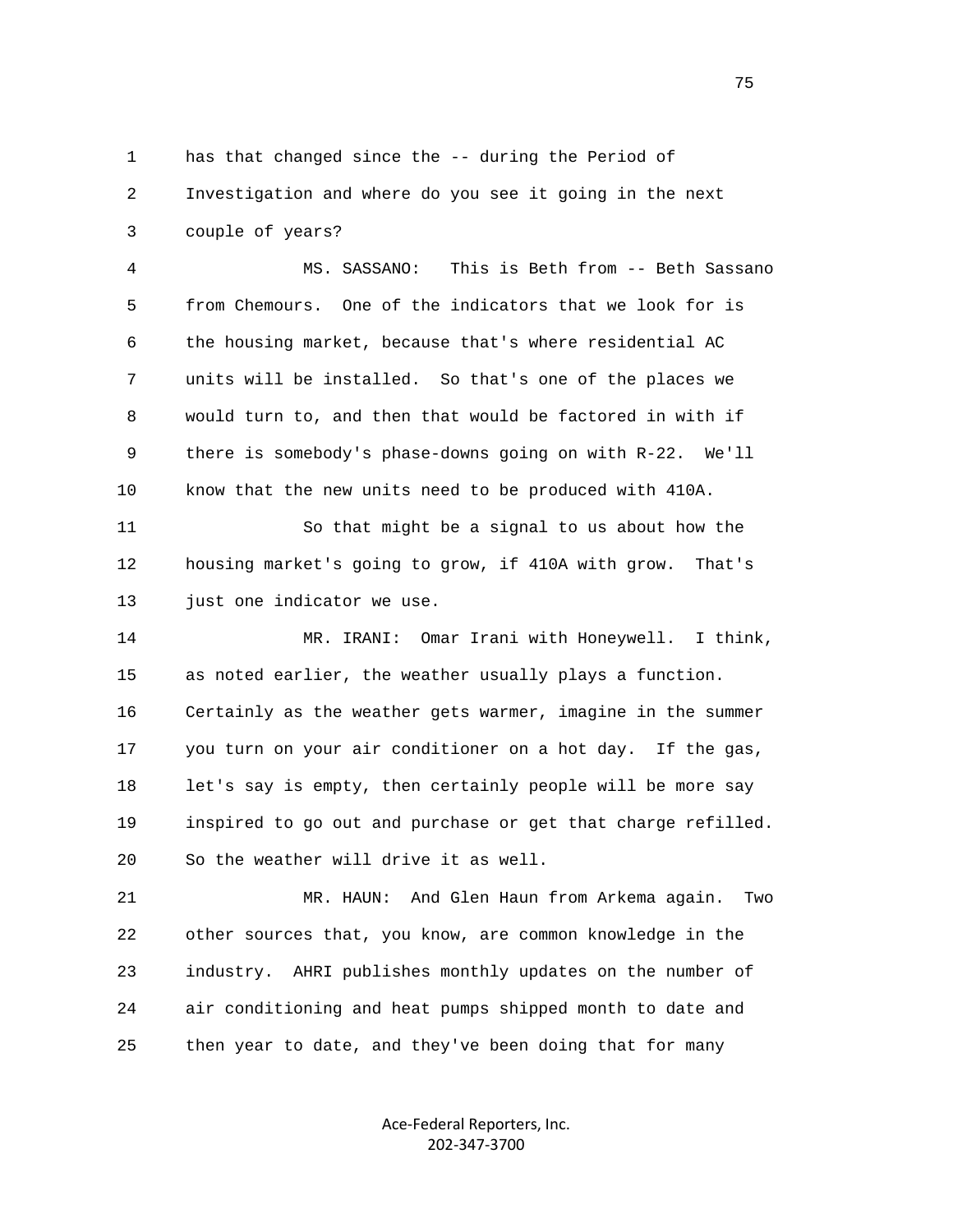has that changed since the -- during the Period of Investigation and where do you see it going in the next couple of years?

MS. SASSANO: This is Beth from -- Beth Sassano from Chemours. One of the indicators that we look for is the housing market, because that's where residential AC units will be installed. So that's one of the places we would turn to, and then that would be factored in with if there is somebody's phase-downs going on with R-22. We'll know that the new units need to be produced with 410A.

So that might be a signal to us about how the housing market's going to grow, if 410A with grow. That's just one indicator we use.

MR. IRANI: Omar Irani with Honeywell. I think, as noted earlier, the weather usually plays a function. Certainly as the weather gets warmer, imagine in the summer you turn on your air conditioner on a hot day. If the gas, let's say is empty, then certainly people will be more say inspired to go out and purchase or get that charge refilled. So the weather will drive it as well.

MR. HAUN: And Glen Haun from Arkema again. Two other sources that, you know, are common knowledge in the industry. AHRI publishes monthly updates on the number of air conditioning and heat pumps shipped month to date and then year to date, and they've been doing that for many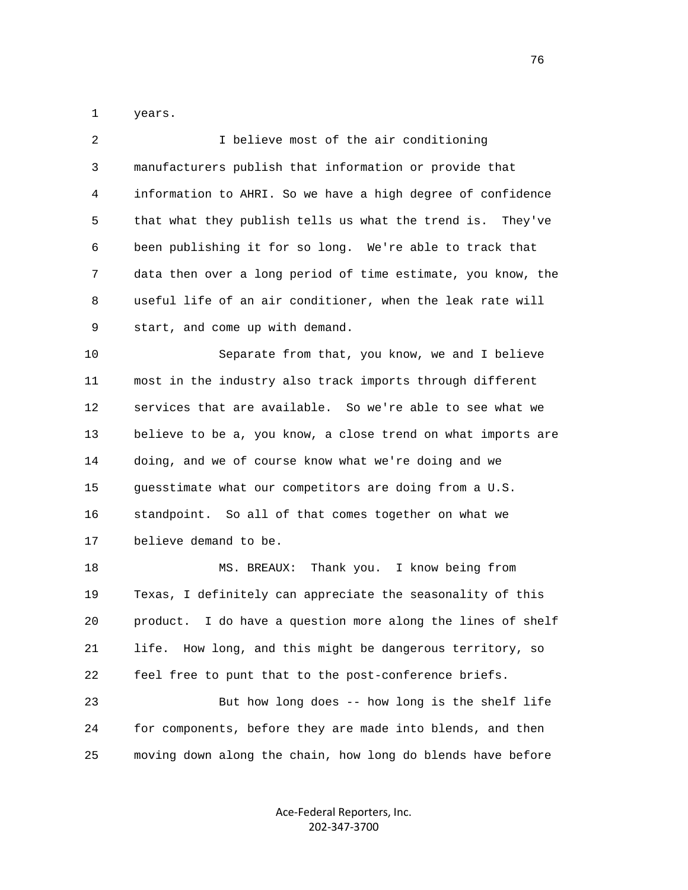1 years.

2 I believe most of the air conditioning
3 manufacturers publish that information or provide that
4 information to AHRI. So we have a high degree of confidence
5 that what they publish tells us what the trend is. They've
6 been publishing it for so long. We're able to track that
7 data then over a long period of time estimate, you know, the
8 useful life of an air conditioner, when the leak rate will
9 start, and come up with demand.

10 Separate from that, you know, we and I believe
11 most in the industry also track imports through different
12 services that are available. So we're able to see what we
13 believe to be a, you know, a close trend on what imports are
14 doing, and we of course know what we're doing and we
15 guesstimate what our competitors are doing from a U.S.
16 standpoint. So all of that comes together on what we
17 believe demand to be.

18 MS. BREAUX: Thank you. I know being from
19 Texas, I definitely can appreciate the seasonality of this
20 product. I do have a question more along the lines of shelf
21 life. How long, and this might be dangerous territory, so
22 feel free to punt that to the post-conference briefs.

23 But how long does -- how long is the shelf life
24 for components, before they are made into blends, and then
25 moving down along the chain, how long do blends have before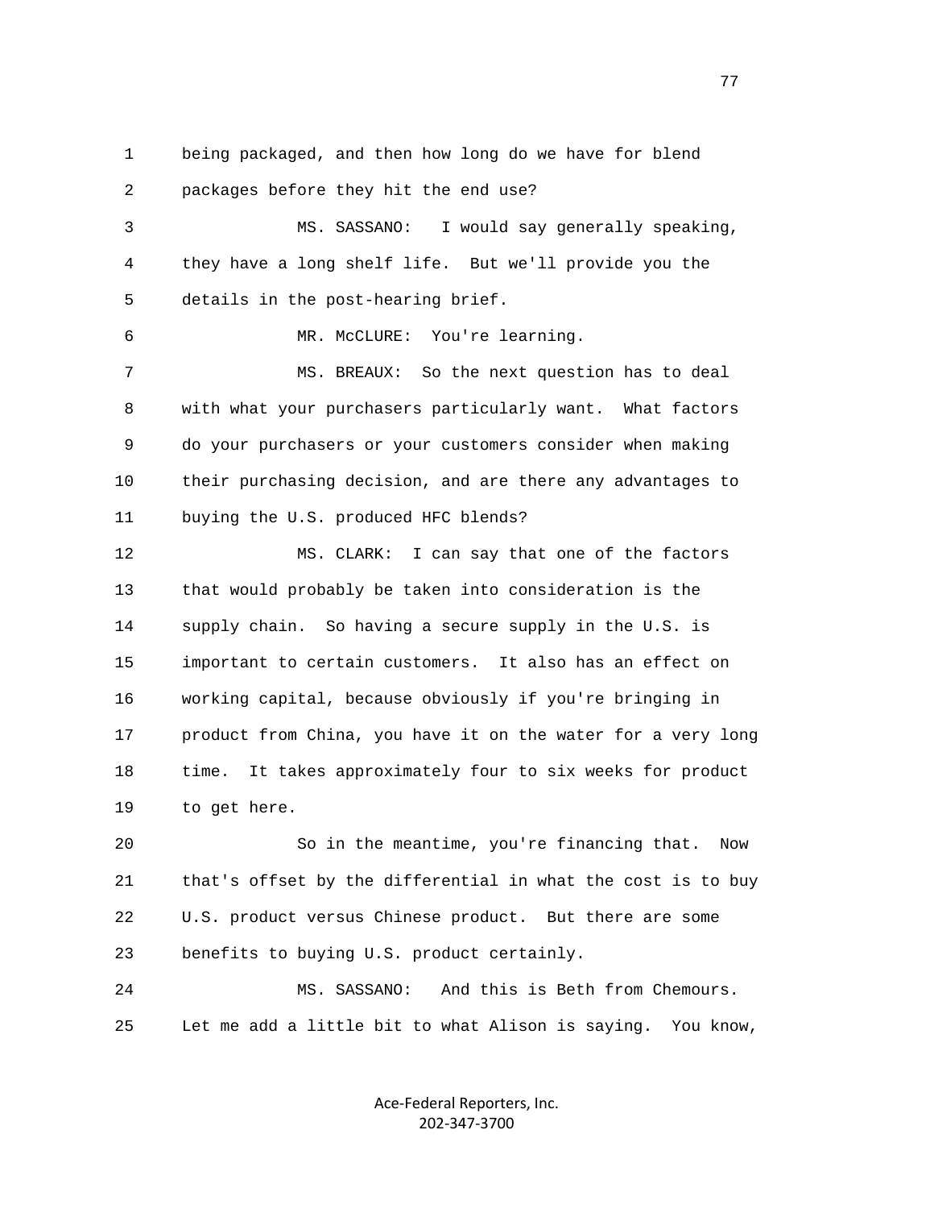1 being packaged, and then how long do we have for blend
2 packages before they hit the end use?
3 MS. SASSANO: I would say generally speaking,
4 they have a long shelf life. But we'll provide you the
5 details in the post-hearing brief.
6 MR. McCLURE: You're learning.
7 MS. BREAUX: So the next question has to deal
8 with what your purchasers particularly want. What factors
9 do your purchasers or your customers consider when making
10 their purchasing decision, and are there any advantages to
11 buying the U.S. produced HFC blends?
12 MS. CLARK: I can say that one of the factors
13 that would probably be taken into consideration is the
14 supply chain. So having a secure supply in the U.S. is
15 important to certain customers. It also has an effect on
16 working capital, because obviously if you're bringing in
17 product from China, you have it on the water for a very long
18 time. It takes approximately four to six weeks for product
19 to get here.
20 So in the meantime, you're financing that. Now
21 that's offset by the differential in what the cost is to buy
22 U.S. product versus Chinese product. But there are some
23 benefits to buying U.S. product certainly.
24 MS. SASSANO: And this is Beth from Chemours.
25 Let me add a little bit to what Alison is saying. You know,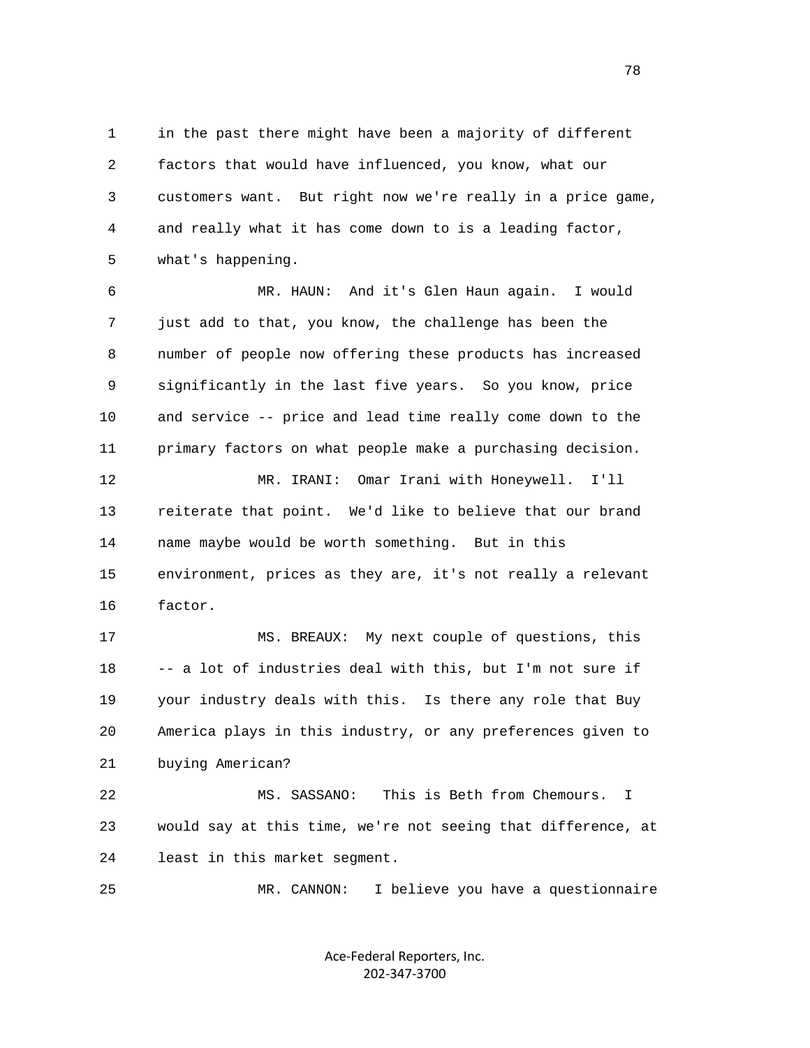in the past there might have been a majority of different factors that would have influenced, you know, what our customers want. But right now we're really in a price game, and really what it has come down to is a leading factor, what's happening.

MR. HAUN: And it's Glen Haun again. I would just add to that, you know, the challenge has been the number of people now offering these products has increased significantly in the last five years. So you know, price and service -- price and lead time really come down to the primary factors on what people make a purchasing decision.

MR. IRANI: Omar Irani with Honeywell. I'll reiterate that point. We'd like to believe that our brand name maybe would be worth something. But in this environment, prices as they are, it's not really a relevant factor.

MS. BREAUX: My next couple of questions, this -- a lot of industries deal with this, but I'm not sure if your industry deals with this. Is there any role that Buy America plays in this industry, or any preferences given to buying American?

MS. SASSANO: This is Beth from Chemours. I would say at this time, we're not seeing that difference, at least in this market segment.

MR. CANNON: I believe you have a questionnaire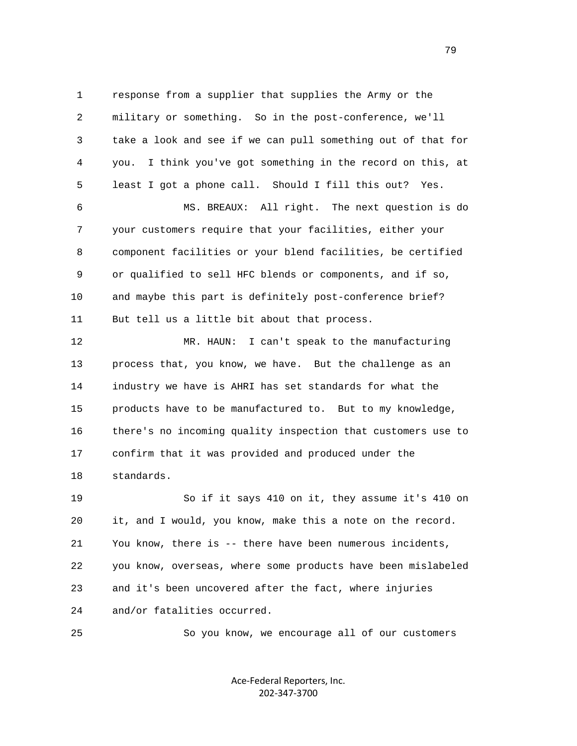response from a supplier that supplies the Army or the military or something. So in the post-conference, we'll take a look and see if we can pull something out of that for you. I think you've got something in the record on this, at least I got a phone call. Should I fill this out? Yes.

MS. BREAUX: All right. The next question is do your customers require that your facilities, either your component facilities or your blend facilities, be certified or qualified to sell HFC blends or components, and if so, and maybe this part is definitely post-conference brief? But tell us a little bit about that process.

MR. HAUN: I can't speak to the manufacturing process that, you know, we have. But the challenge as an industry we have is AHRI has set standards for what the products have to be manufactured to. But to my knowledge, there's no incoming quality inspection that customers use to confirm that it was provided and produced under the standards.

So if it says 410 on it, they assume it's 410 on it, and I would, you know, make this a note on the record. You know, there is -- there have been numerous incidents, you know, overseas, where some products have been mislabeled and it's been uncovered after the fact, where injuries and/or fatalities occurred.

So you know, we encourage all of our customers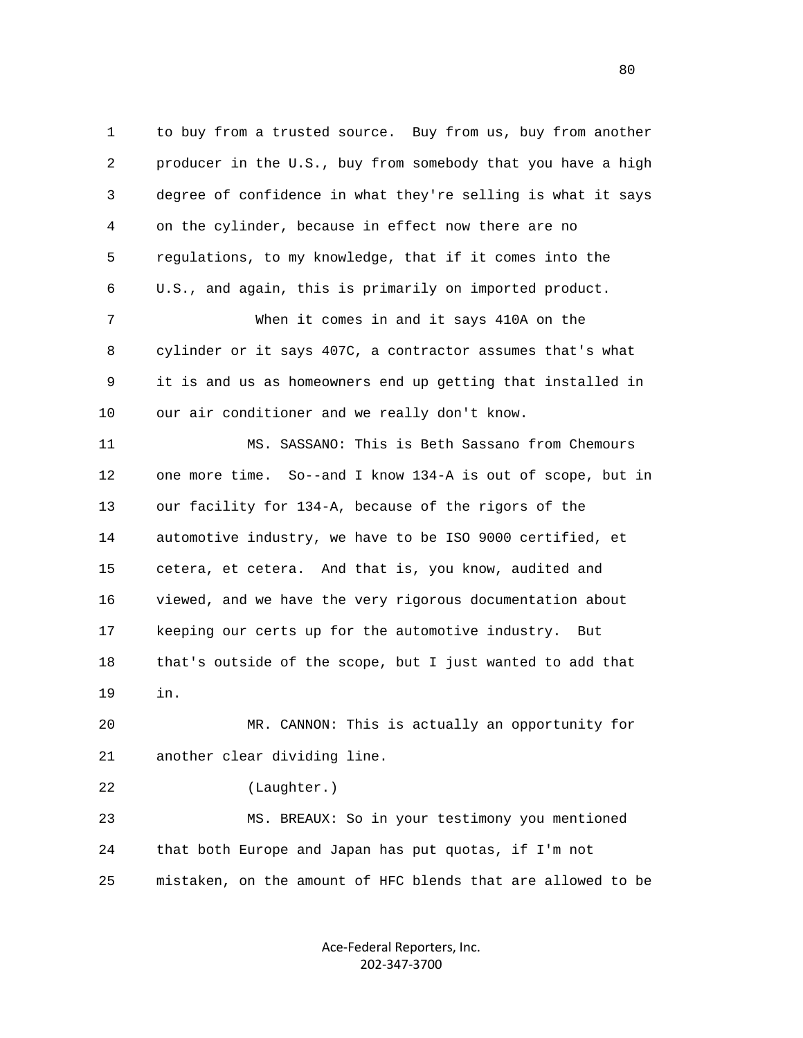to buy from a trusted source. Buy from us, buy from another producer in the U.S., buy from somebody that you have a high degree of confidence in what they're selling is what it says on the cylinder, because in effect now there are no regulations, to my knowledge, that if it comes into the U.S., and again, this is primarily on imported product.

When it comes in and it says 410A on the cylinder or it says 407C, a contractor assumes that's what it is and us as homeowners end up getting that installed in our air conditioner and we really don't know.

MS. SASSANO: This is Beth Sassano from Chemours one more time. So--and I know 134-A is out of scope, but in our facility for 134-A, because of the rigors of the automotive industry, we have to be ISO 9000 certified, et cetera, et cetera. And that is, you know, audited and viewed, and we have the very rigorous documentation about keeping our certs up for the automotive industry. But that's outside of the scope, but I just wanted to add that in.

MR. CANNON: This is actually an opportunity for another clear dividing line.

(Laughter.)

MS. BREAUX: So in your testimony you mentioned that both Europe and Japan has put quotas, if I'm not mistaken, on the amount of HFC blends that are allowed to be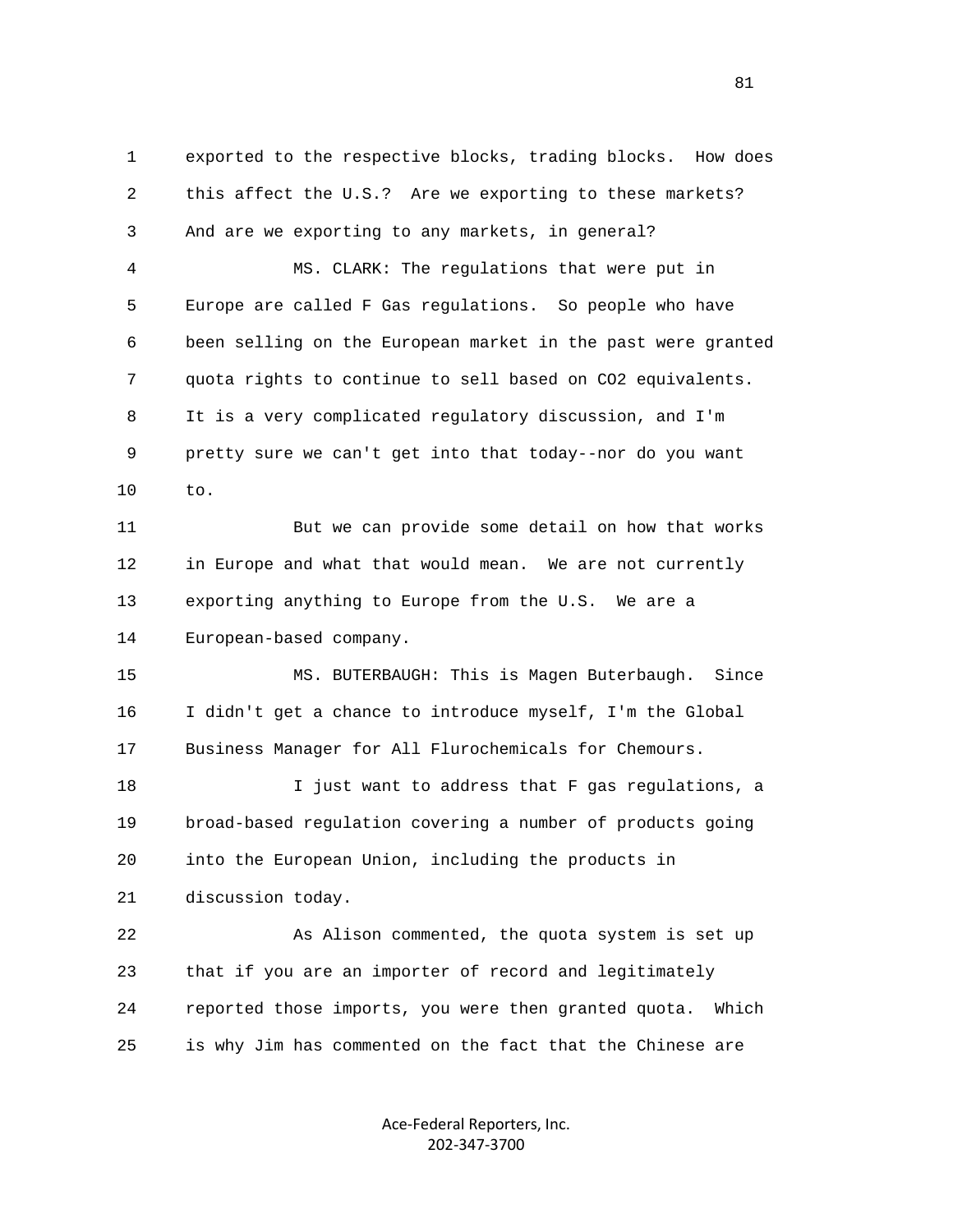1 exported to the respective blocks, trading blocks. How does
2 this affect the U.S.? Are we exporting to these markets?
3 And are we exporting to any markets, in general?

4 MS. CLARK: The regulations that were put in
5 Europe are called F Gas regulations. So people who have
6 been selling on the European market in the past were granted
7 quota rights to continue to sell based on CO2 equivalents.
8 It is a very complicated regulatory discussion, and I'm
9 pretty sure we can't get into that today--nor do you want
10 to.

11 But we can provide some detail on how that works
12 in Europe and what that would mean. We are not currently
13 exporting anything to Europe from the U.S. We are a
14 European-based company.

15 MS. BUTERBAUGH: This is Magen Buterbaugh. Since
16 I didn't get a chance to introduce myself, I'm the Global
17 Business Manager for All Flurochemicals for Chemours.

18 I just want to address that F gas regulations, a
19 broad-based regulation covering a number of products going
20 into the European Union, including the products in
21 discussion today.

22 As Alison commented, the quota system is set up
23 that if you are an importer of record and legitimately
24 reported those imports, you were then granted quota. Which
25 is why Jim has commented on the fact that the Chinese are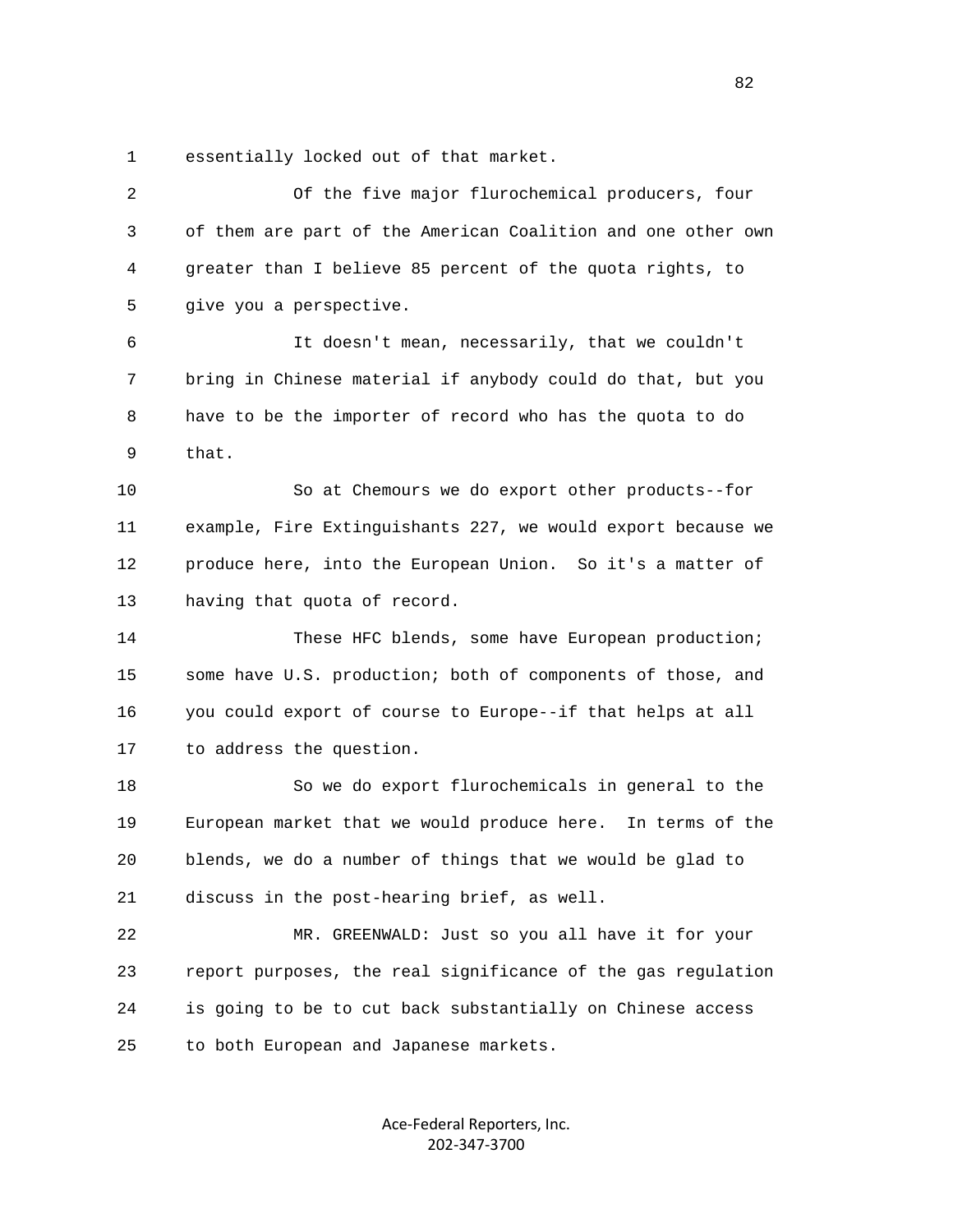essentially locked out of that market.

Of the five major flurochemical producers, four of them are part of the American Coalition and one other own greater than I believe 85 percent of the quota rights, to give you a perspective.

It doesn't mean, necessarily, that we couldn't bring in Chinese material if anybody could do that, but you have to be the importer of record who has the quota to do that.

So at Chemours we do export other products--for example, Fire Extinguishants 227, we would export because we produce here, into the European Union. So it's a matter of having that quota of record.

These HFC blends, some have European production; some have U.S. production; both of components of those, and you could export of course to Europe--if that helps at all to address the question.

So we do export flurochemicals in general to the European market that we would produce here. In terms of the blends, we do a number of things that we would be glad to discuss in the post-hearing brief, as well.

MR. GREENWALD: Just so you all have it for your report purposes, the real significance of the gas regulation is going to be to cut back substantially on Chinese access to both European and Japanese markets.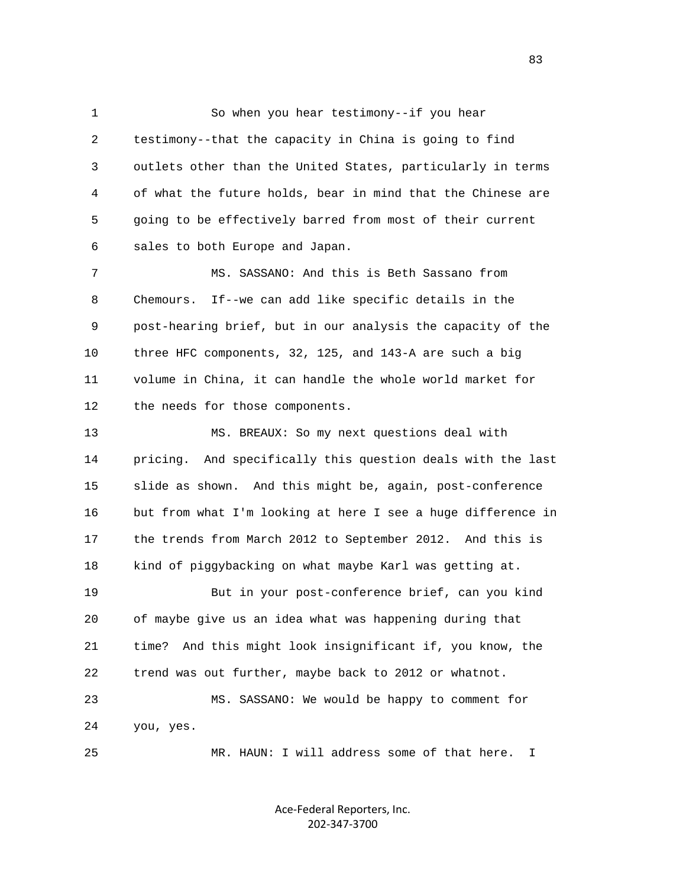So when you hear testimony--if you hear testimony--that the capacity in China is going to find outlets other than the United States, particularly in terms of what the future holds, bear in mind that the Chinese are going to be effectively barred from most of their current sales to both Europe and Japan.

MS. SASSANO: And this is Beth Sassano from Chemours. If--we can add like specific details in the post-hearing brief, but in our analysis the capacity of the three HFC components, 32, 125, and 143-A are such a big volume in China, it can handle the whole world market for the needs for those components.

MS. BREAUX: So my next questions deal with pricing. And specifically this question deals with the last slide as shown. And this might be, again, post-conference but from what I'm looking at here I see a huge difference in the trends from March 2012 to September 2012. And this is kind of piggybacking on what maybe Karl was getting at.

But in your post-conference brief, can you kind of maybe give us an idea what was happening during that time? And this might look insignificant if, you know, the trend was out further, maybe back to 2012 or whatnot.

MS. SASSANO: We would be happy to comment for you, yes.

MR. HAUN: I will address some of that here. I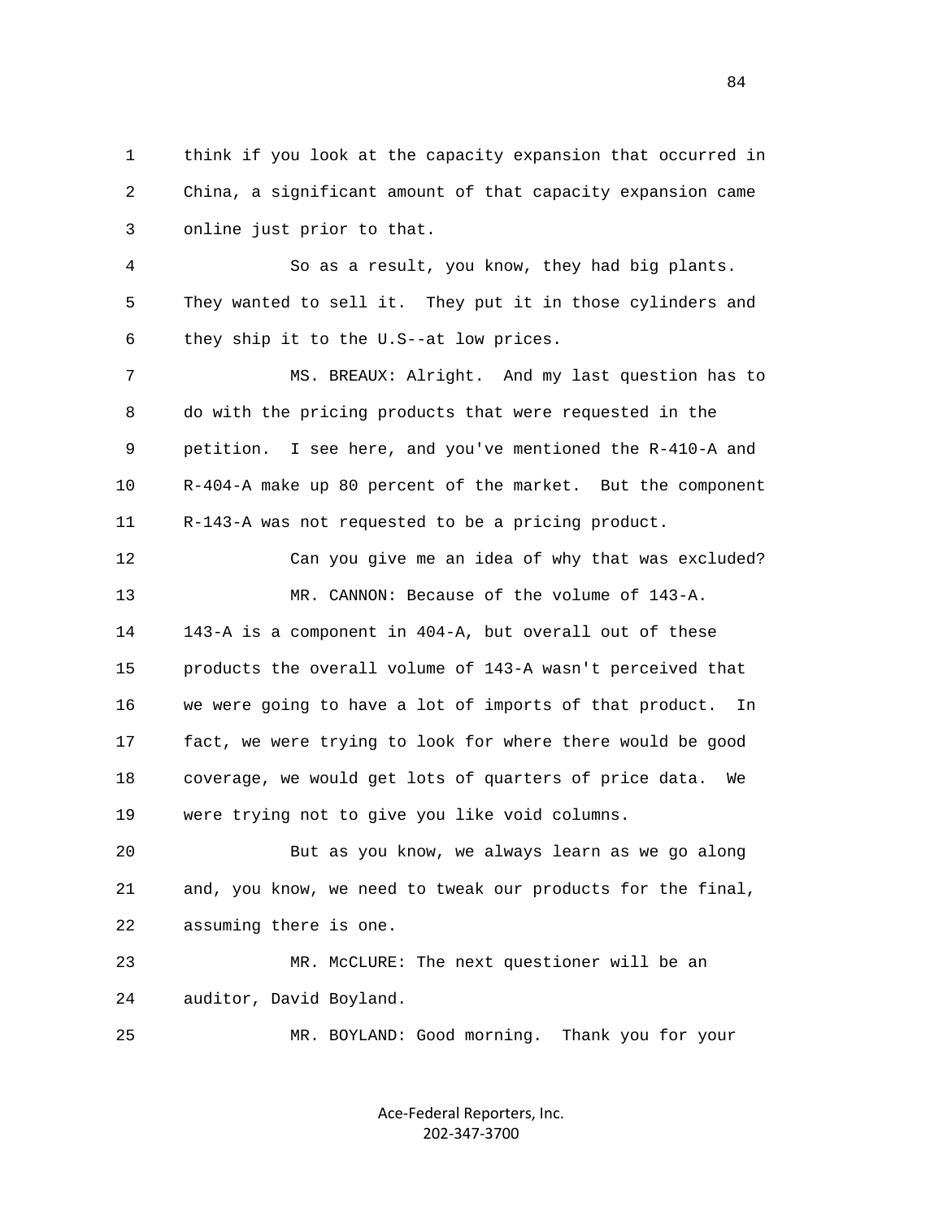think if you look at the capacity expansion that occurred in China, a significant amount of that capacity expansion came online just prior to that.

So as a result, you know, they had big plants. They wanted to sell it. They put it in those cylinders and they ship it to the U.S--at low prices.

MS. BREAUX: Alright. And my last question has to do with the pricing products that were requested in the petition. I see here, and you've mentioned the R-410-A and R-404-A make up 80 percent of the market. But the component R-143-A was not requested to be a pricing product.

Can you give me an idea of why that was excluded?

MR. CANNON: Because of the volume of 143-A. 143-A is a component in 404-A, but overall out of these products the overall volume of 143-A wasn't perceived that we were going to have a lot of imports of that product. In fact, we were trying to look for where there would be good coverage, we would get lots of quarters of price data. We were trying not to give you like void columns.

But as you know, we always learn as we go along and, you know, we need to tweak our products for the final, assuming there is one.

MR. McCLURE: The next questioner will be an auditor, David Boyland.

MR. BOYLAND: Good morning. Thank you for your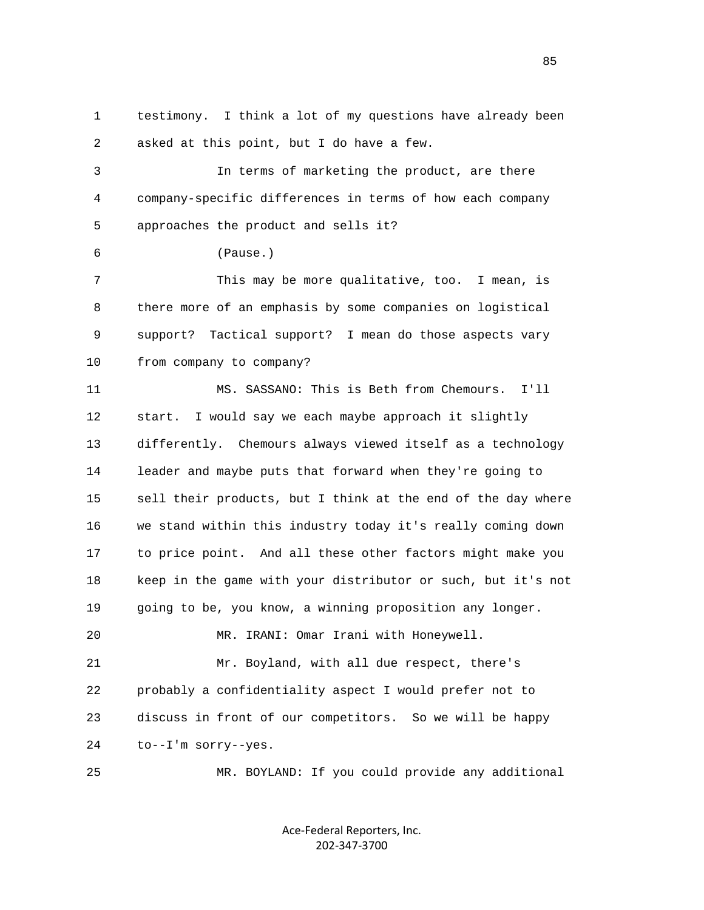testimony. I think a lot of my questions have already been asked at this point, but I do have a few.

In terms of marketing the product, are there company-specific differences in terms of how each company approaches the product and sells it?

(Pause.)

This may be more qualitative, too. I mean, is there more of an emphasis by some companies on logistical support? Tactical support? I mean do those aspects vary from company to company?

MS. SASSANO: This is Beth from Chemours. I'll start. I would say we each maybe approach it slightly differently. Chemours always viewed itself as a technology leader and maybe puts that forward when they're going to sell their products, but I think at the end of the day where we stand within this industry today it's really coming down to price point. And all these other factors might make you keep in the game with your distributor or such, but it's not going to be, you know, a winning proposition any longer.

MR. IRANI: Omar Irani with Honeywell.

Mr. Boyland, with all due respect, there's probably a confidentiality aspect I would prefer not to discuss in front of our competitors. So we will be happy to--I'm sorry--yes.

MR. BOYLAND: If you could provide any additional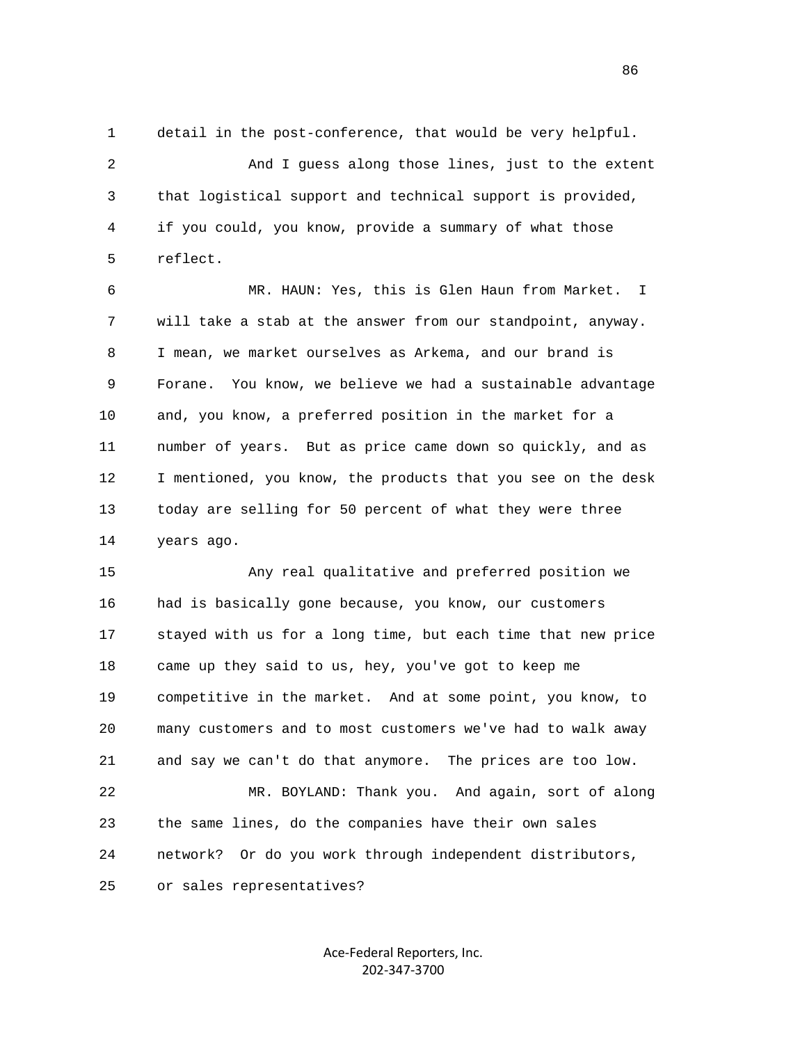detail in the post-conference, that would be very helpful.

And I guess along those lines, just to the extent that logistical support and technical support is provided, if you could, you know, provide a summary of what those reflect.

MR. HAUN: Yes, this is Glen Haun from Market. I will take a stab at the answer from our standpoint, anyway. I mean, we market ourselves as Arkema, and our brand is Forane. You know, we believe we had a sustainable advantage and, you know, a preferred position in the market for a number of years. But as price came down so quickly, and as I mentioned, you know, the products that you see on the desk today are selling for 50 percent of what they were three years ago.

Any real qualitative and preferred position we had is basically gone because, you know, our customers stayed with us for a long time, but each time that new price came up they said to us, hey, you've got to keep me competitive in the market. And at some point, you know, to many customers and to most customers we've had to walk away and say we can't do that anymore. The prices are too low.

MR. BOYLAND: Thank you. And again, sort of along the same lines, do the companies have their own sales network? Or do you work through independent distributors, or sales representatives?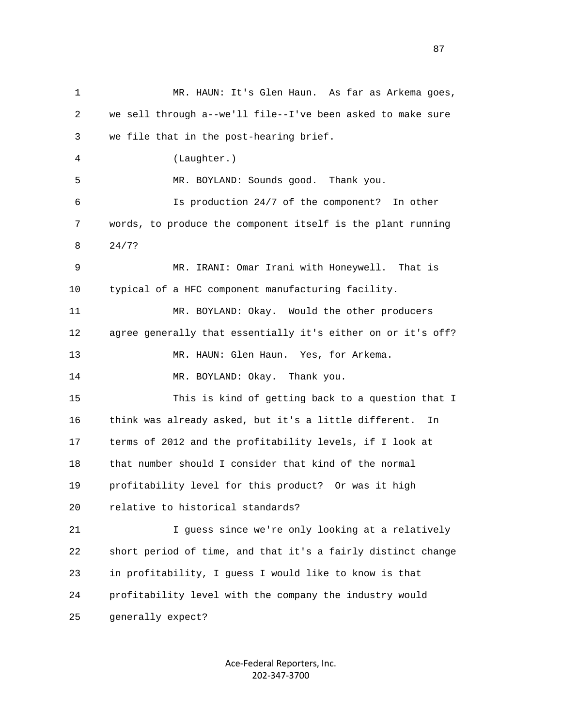1 MR. HAUN: It's Glen Haun. As far as Arkema goes,
2 we sell through a--we'll file--I've been asked to make sure
3 we file that in the post-hearing brief.
4 (Laughter.)
5 MR. BOYLAND: Sounds good. Thank you.
6 Is production 24/7 of the component? In other
7 words, to produce the component itself is the plant running
8 24/7?
9 MR. IRANI: Omar Irani with Honeywell. That is
10 typical of a HFC component manufacturing facility.
11 MR. BOYLAND: Okay. Would the other producers
12 agree generally that essentially it's either on or it's off?
13 MR. HAUN: Glen Haun. Yes, for Arkema.
14 MR. BOYLAND: Okay. Thank you.
15 This is kind of getting back to a question that I
16 think was already asked, but it's a little different. In
17 terms of 2012 and the profitability levels, if I look at
18 that number should I consider that kind of the normal
19 profitability level for this product? Or was it high
20 relative to historical standards?
21 I guess since we're only looking at a relatively
22 short period of time, and that it's a fairly distinct change
23 in profitability, I guess I would like to know is that
24 profitability level with the company the industry would
25 generally expect?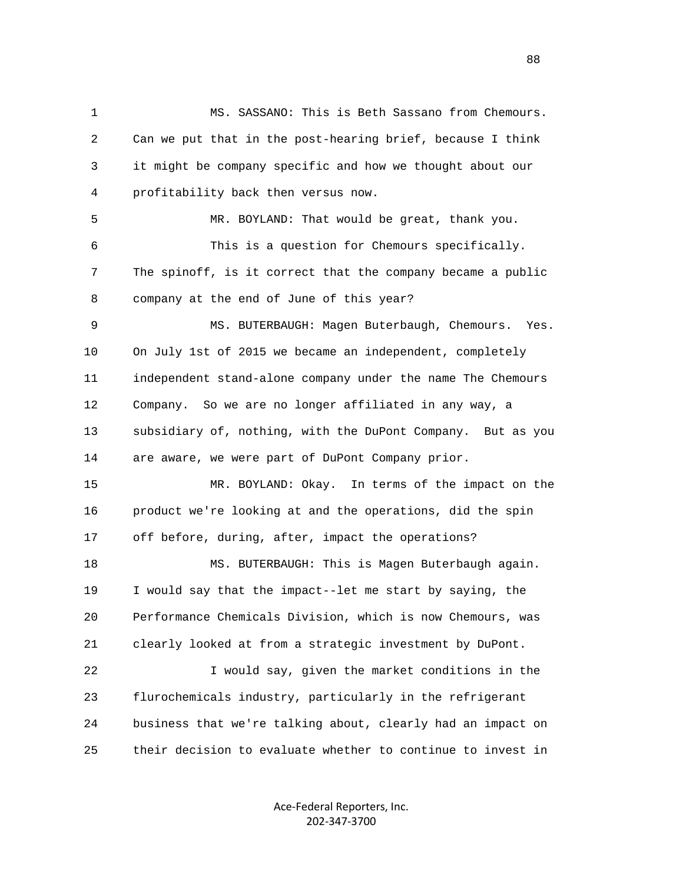MS. SASSANO: This is Beth Sassano from Chemours. Can we put that in the post-hearing brief, because I think it might be company specific and how we thought about our profitability back then versus now.

MR. BOYLAND: That would be great, thank you.

This is a question for Chemours specifically. The spinoff, is it correct that the company became a public company at the end of June of this year?

MS. BUTERBAUGH: Magen Buterbaugh, Chemours. Yes. On July 1st of 2015 we became an independent, completely independent stand-alone company under the name The Chemours Company. So we are no longer affiliated in any way, a subsidiary of, nothing, with the DuPont Company. But as you are aware, we were part of DuPont Company prior.

MR. BOYLAND: Okay. In terms of the impact on the product we're looking at and the operations, did the spin off before, during, after, impact the operations?

MS. BUTERBAUGH: This is Magen Buterbaugh again. I would say that the impact--let me start by saying, the Performance Chemicals Division, which is now Chemours, was clearly looked at from a strategic investment by DuPont.

I would say, given the market conditions in the flurochemicals industry, particularly in the refrigerant business that we're talking about, clearly had an impact on their decision to evaluate whether to continue to invest in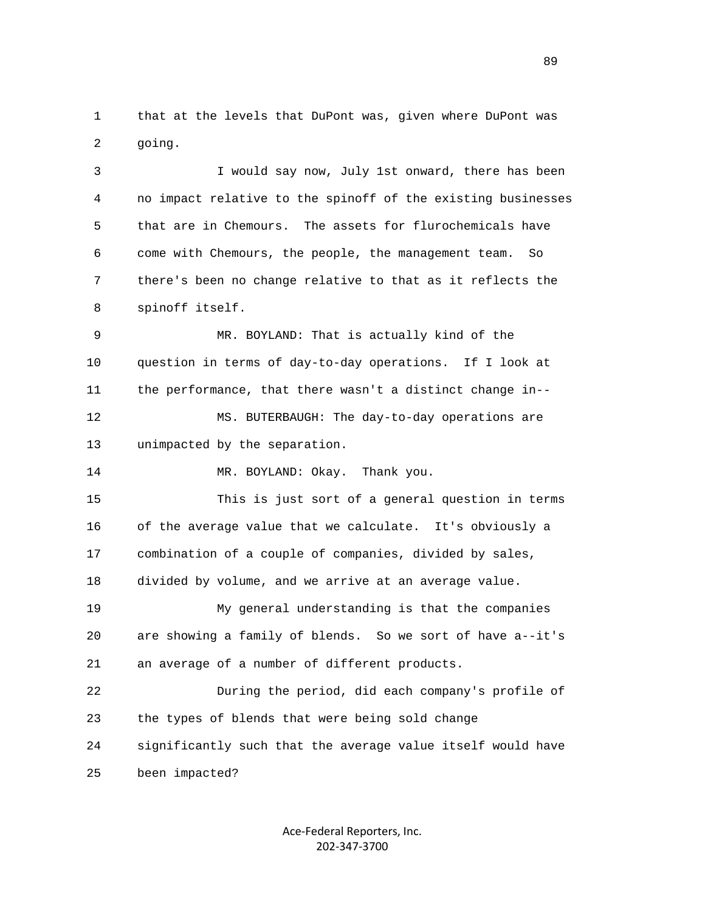that at the levels that DuPont was, given where DuPont was going.

I would say now, July 1st onward, there has been no impact relative to the spinoff of the existing businesses that are in Chemours. The assets for flurochemicals have come with Chemours, the people, the management team. So there's been no change relative to that as it reflects the spinoff itself.

MR. BOYLAND: That is actually kind of the question in terms of day-to-day operations. If I look at the performance, that there wasn't a distinct change in--

MS. BUTERBAUGH: The day-to-day operations are unimpacted by the separation.

MR. BOYLAND: Okay. Thank you.

This is just sort of a general question in terms of the average value that we calculate. It's obviously a combination of a couple of companies, divided by sales, divided by volume, and we arrive at an average value.

My general understanding is that the companies are showing a family of blends. So we sort of have a--it's an average of a number of different products.

During the period, did each company's profile of the types of blends that were being sold change significantly such that the average value itself would have been impacted?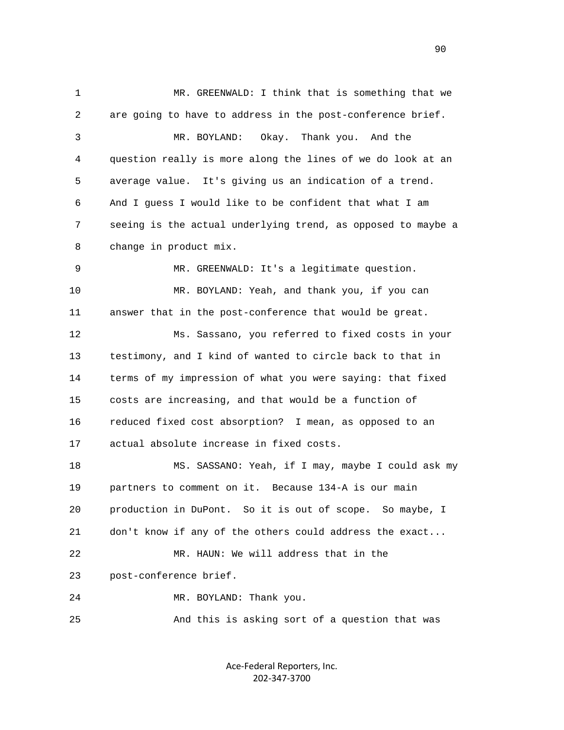MR. GREENWALD: I think that is something that we are going to have to address in the post-conference brief.

MR. BOYLAND: Okay. Thank you. And the question really is more along the lines of we do look at an average value. It's giving us an indication of a trend. And I guess I would like to be confident that what I am seeing is the actual underlying trend, as opposed to maybe a change in product mix.

MR. GREENWALD: It's a legitimate question.

MR. BOYLAND: Yeah, and thank you, if you can answer that in the post-conference that would be great.

Ms. Sassano, you referred to fixed costs in your testimony, and I kind of wanted to circle back to that in terms of my impression of what you were saying: that fixed costs are increasing, and that would be a function of reduced fixed cost absorption? I mean, as opposed to an actual absolute increase in fixed costs.

MS. SASSANO: Yeah, if I may, maybe I could ask my partners to comment on it. Because 134-A is our main production in DuPont. So it is out of scope. So maybe, I don't know if any of the others could address the exact...

MR. HAUN: We will address that in the post-conference brief.

MR. BOYLAND: Thank you.

And this is asking sort of a question that was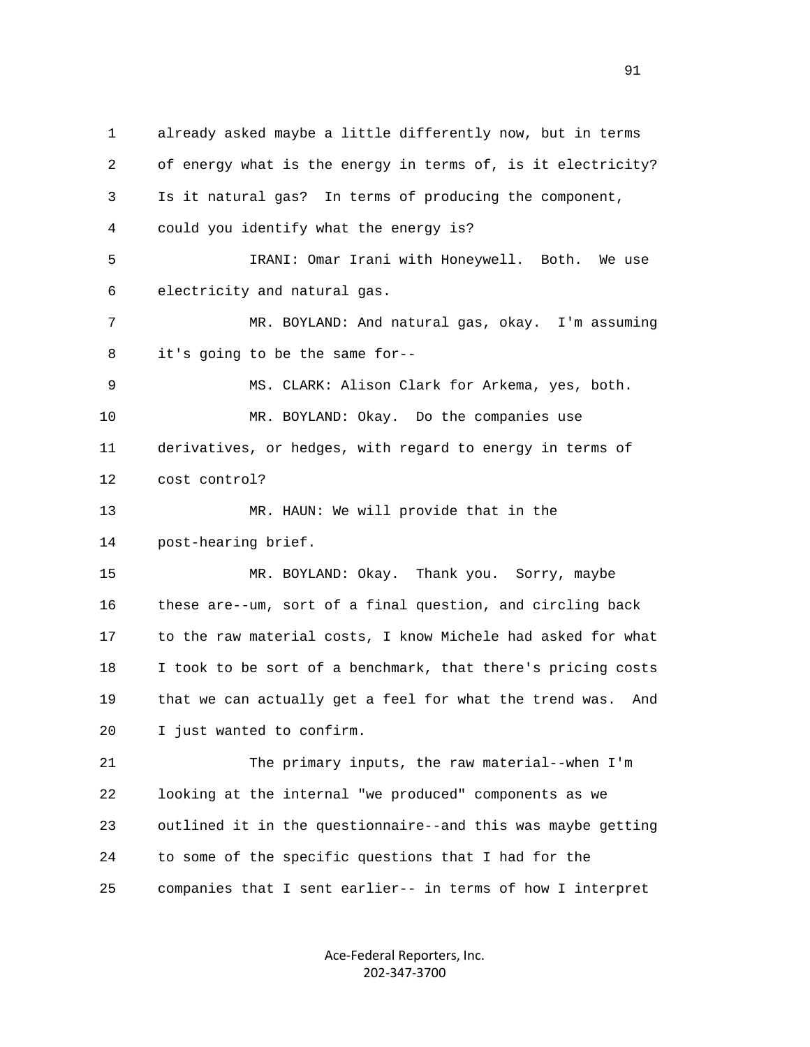already asked maybe a little differently now, but in terms of energy what is the energy in terms of, is it electricity? Is it natural gas? In terms of producing the component, could you identify what the energy is?

IRANI: Omar Irani with Honeywell. Both. We use electricity and natural gas.

MR. BOYLAND: And natural gas, okay. I'm assuming it's going to be the same for--

MS. CLARK: Alison Clark for Arkema, yes, both.

MR. BOYLAND: Okay. Do the companies use derivatives, or hedges, with regard to energy in terms of cost control?

MR. HAUN: We will provide that in the post-hearing brief.

MR. BOYLAND: Okay. Thank you. Sorry, maybe these are--um, sort of a final question, and circling back to the raw material costs, I know Michele had asked for what I took to be sort of a benchmark, that there's pricing costs that we can actually get a feel for what the trend was. And I just wanted to confirm.

The primary inputs, the raw material--when I'm looking at the internal "we produced" components as we outlined it in the questionnaire--and this was maybe getting to some of the specific questions that I had for the companies that I sent earlier-- in terms of how I interpret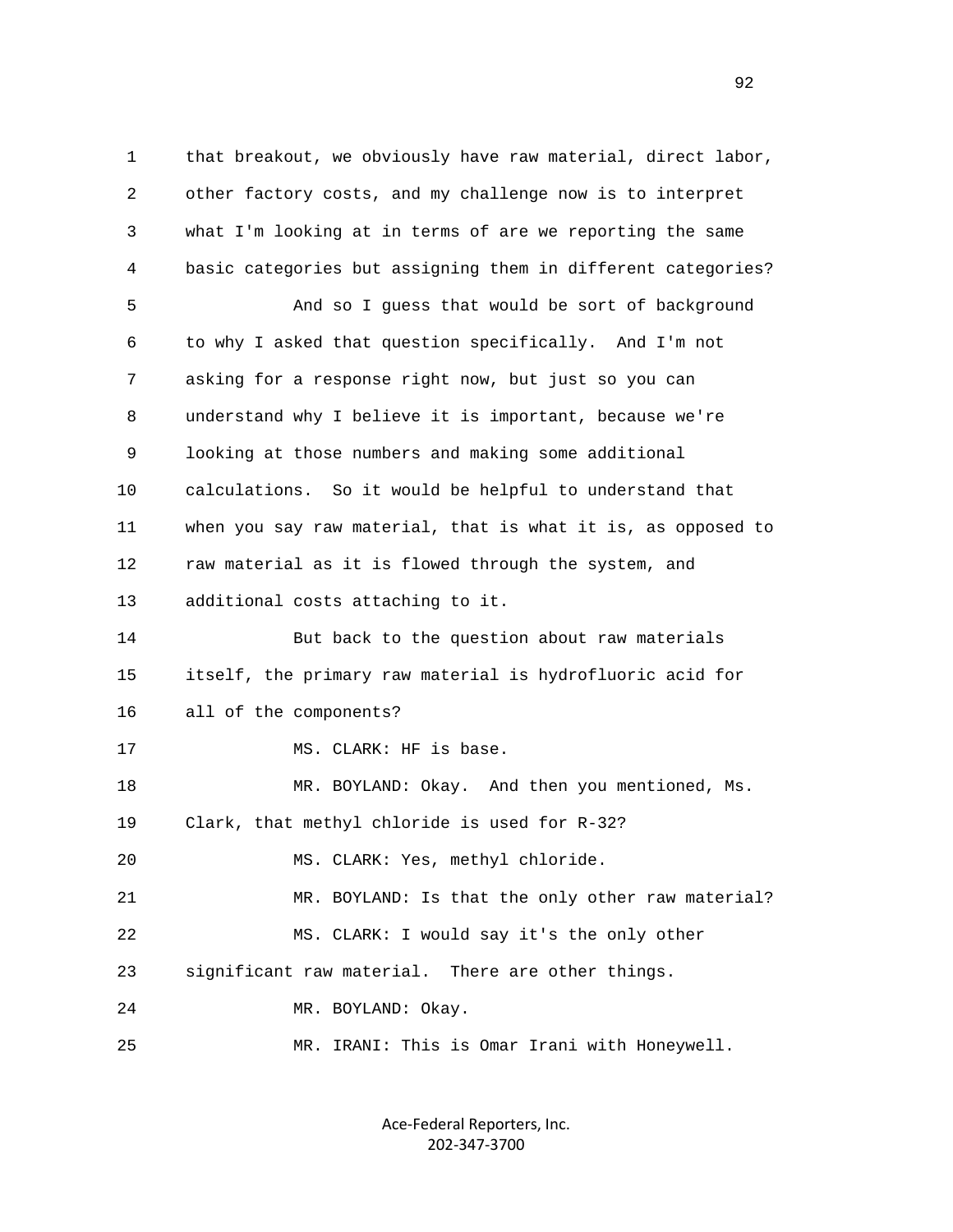that breakout, we obviously have raw material, direct labor, other factory costs, and my challenge now is to interpret what I'm looking at in terms of are we reporting the same basic categories but assigning them in different categories?

And so I guess that would be sort of background to why I asked that question specifically. And I'm not asking for a response right now, but just so you can understand why I believe it is important, because we're looking at those numbers and making some additional calculations. So it would be helpful to understand that when you say raw material, that is what it is, as opposed to raw material as it is flowed through the system, and additional costs attaching to it.

But back to the question about raw materials itself, the primary raw material is hydrofluoric acid for all of the components?

MS. CLARK: HF is base.

MR. BOYLAND: Okay. And then you mentioned, Ms. Clark, that methyl chloride is used for R-32?

MS. CLARK: Yes, methyl chloride.

MR. BOYLAND: Is that the only other raw material?

MS. CLARK: I would say it's the only other significant raw material. There are other things.

MR. BOYLAND: Okay.

MR. IRANI: This is Omar Irani with Honeywell.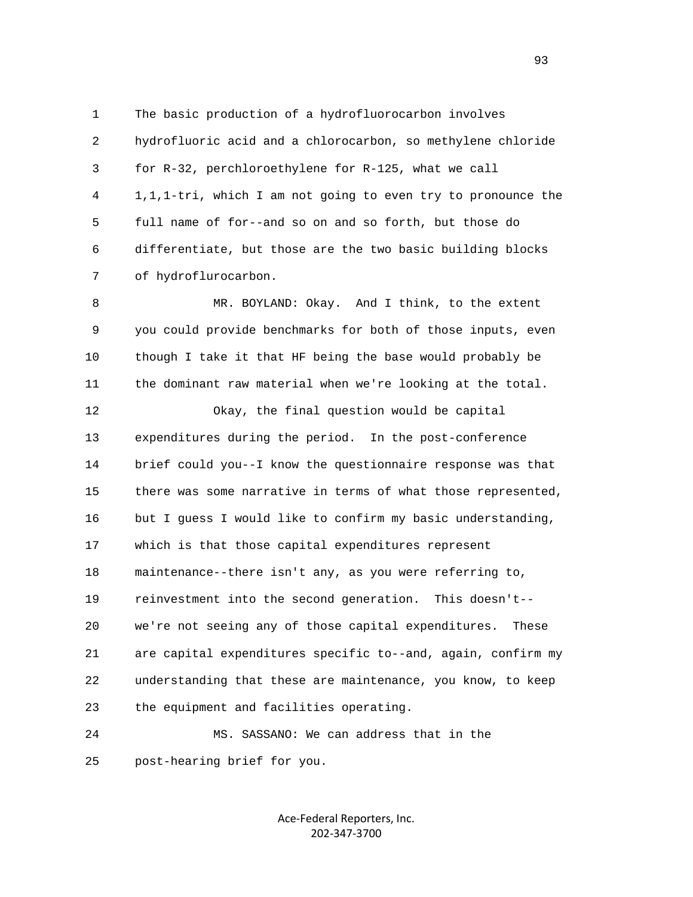1 The basic production of a hydrofluorocarbon involves
2 hydrofluoric acid and a chlorocarbon, so methylene chloride
3 for R-32, perchloroethylene for R-125, what we call
4 1,1,1-tri, which I am not going to even try to pronounce the
5 full name of for--and so on and so forth, but those do
6 differentiate, but those are the two basic building blocks
7 of hydroflurocarbon.

8 MR. BOYLAND: Okay. And I think, to the extent
9 you could provide benchmarks for both of those inputs, even
10 though I take it that HF being the base would probably be
11 the dominant raw material when we're looking at the total.

12 Okay, the final question would be capital
13 expenditures during the period. In the post-conference
14 brief could you--I know the questionnaire response was that
15 there was some narrative in terms of what those represented,
16 but I guess I would like to confirm my basic understanding,
17 which is that those capital expenditures represent
18 maintenance--there isn't any, as you were referring to,
19 reinvestment into the second generation. This doesn't--
20 we're not seeing any of those capital expenditures. These
21 are capital expenditures specific to--and, again, confirm my
22 understanding that these are maintenance, you know, to keep
23 the equipment and facilities operating.

24 MS. SASSANO: We can address that in the
25 post-hearing brief for you.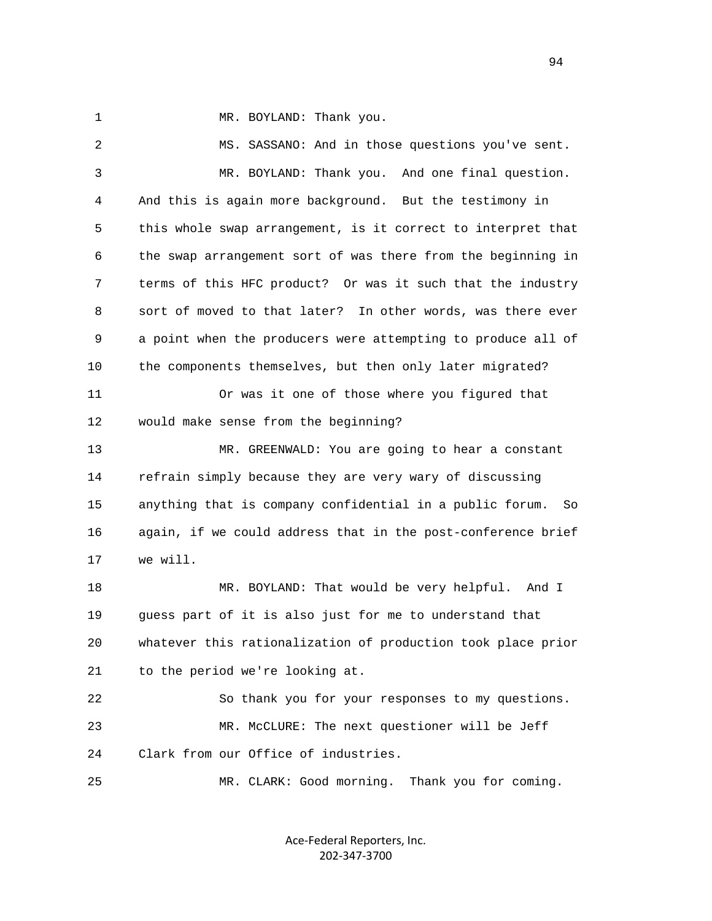MR. BOYLAND: Thank you.

MS. SASSANO: And in those questions you've sent.

MR. BOYLAND: Thank you. And one final question. And this is again more background. But the testimony in this whole swap arrangement, is it correct to interpret that the swap arrangement sort of was there from the beginning in terms of this HFC product? Or was it such that the industry sort of moved to that later? In other words, was there ever a point when the producers were attempting to produce all of the components themselves, but then only later migrated?

Or was it one of those where you figured that would make sense from the beginning?

MR. GREENWALD: You are going to hear a constant refrain simply because they are very wary of discussing anything that is company confidential in a public forum. So again, if we could address that in the post-conference brief we will.

MR. BOYLAND: That would be very helpful. And I guess part of it is also just for me to understand that whatever this rationalization of production took place prior to the period we're looking at.

So thank you for your responses to my questions.

MR. McCLURE: The next questioner will be Jeff Clark from our Office of industries.

MR. CLARK: Good morning. Thank you for coming.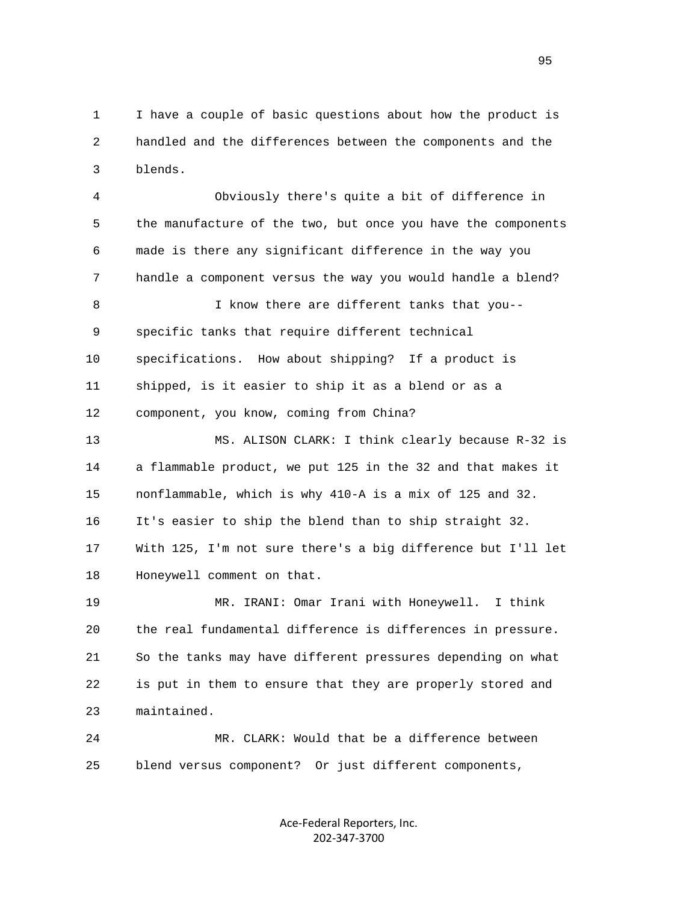I have a couple of basic questions about how the product is handled and the differences between the components and the blends.

Obviously there's quite a bit of difference in the manufacture of the two, but once you have the components made is there any significant difference in the way you handle a component versus the way you would handle a blend?

I know there are different tanks that you-- specific tanks that require different technical specifications. How about shipping? If a product is shipped, is it easier to ship it as a blend or as a component, you know, coming from China?

MS. ALISON CLARK: I think clearly because R-32 is a flammable product, we put 125 in the 32 and that makes it nonflammable, which is why 410-A is a mix of 125 and 32. It's easier to ship the blend than to ship straight 32. With 125, I'm not sure there's a big difference but I'll let Honeywell comment on that.

MR. IRANI: Omar Irani with Honeywell. I think the real fundamental difference is differences in pressure. So the tanks may have different pressures depending on what is put in them to ensure that they are properly stored and maintained.

MR. CLARK: Would that be a difference between blend versus component? Or just different components,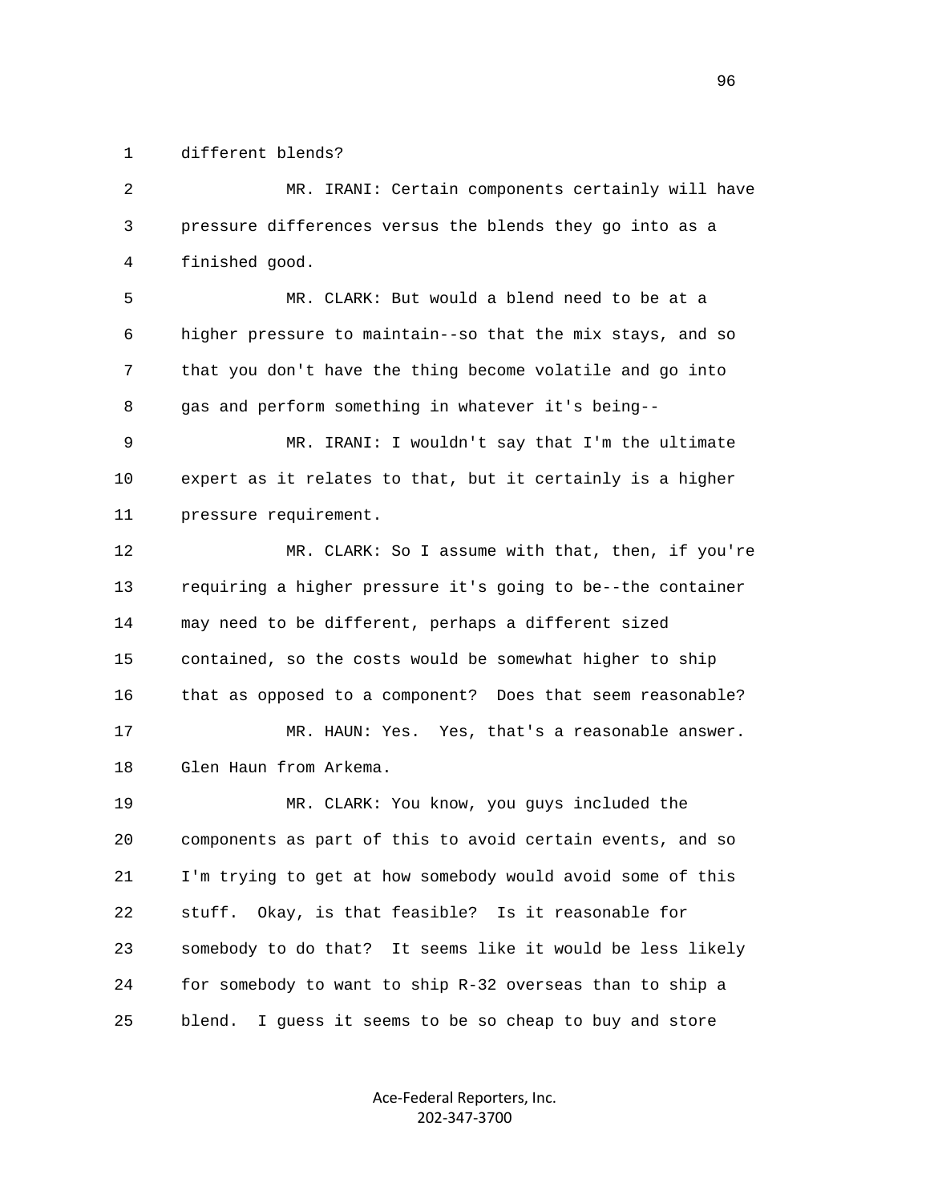1 different blends?

2 MR. IRANI: Certain components certainly will have
3 pressure differences versus the blends they go into as a
4 finished good.

5 MR. CLARK: But would a blend need to be at a
6 higher pressure to maintain--so that the mix stays, and so
7 that you don't have the thing become volatile and go into
8 gas and perform something in whatever it's being--

9 MR. IRANI: I wouldn't say that I'm the ultimate
10 expert as it relates to that, but it certainly is a higher
11 pressure requirement.

12 MR. CLARK: So I assume with that, then, if you're
13 requiring a higher pressure it's going to be--the container
14 may need to be different, perhaps a different sized
15 contained, so the costs would be somewhat higher to ship
16 that as opposed to a component? Does that seem reasonable?

17 MR. HAUN: Yes. Yes, that's a reasonable answer.
18 Glen Haun from Arkema.

19 MR. CLARK: You know, you guys included the
20 components as part of this to avoid certain events, and so
21 I'm trying to get at how somebody would avoid some of this
22 stuff. Okay, is that feasible? Is it reasonable for
23 somebody to do that? It seems like it would be less likely
24 for somebody to want to ship R-32 overseas than to ship a
25 blend. I guess it seems to be so cheap to buy and store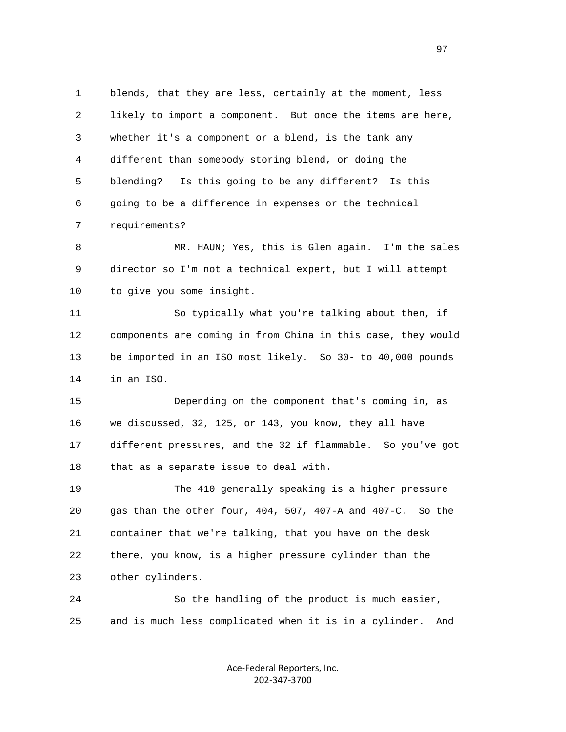blends, that they are less, certainly at the moment, less likely to import a component. But once the items are here, whether it's a component or a blend, is the tank any different than somebody storing blend, or doing the blending? Is this going to be any different? Is this going to be a difference in expenses or the technical requirements?

MR. HAUN; Yes, this is Glen again. I'm the sales director so I'm not a technical expert, but I will attempt to give you some insight.

So typically what you're talking about then, if components are coming in from China in this case, they would be imported in an ISO most likely. So 30- to 40,000 pounds in an ISO.

Depending on the component that's coming in, as we discussed, 32, 125, or 143, you know, they all have different pressures, and the 32 if flammable. So you've got that as a separate issue to deal with.

The 410 generally speaking is a higher pressure gas than the other four, 404, 507, 407-A and 407-C. So the container that we're talking, that you have on the desk there, you know, is a higher pressure cylinder than the other cylinders.

So the handling of the product is much easier, and is much less complicated when it is in a cylinder. And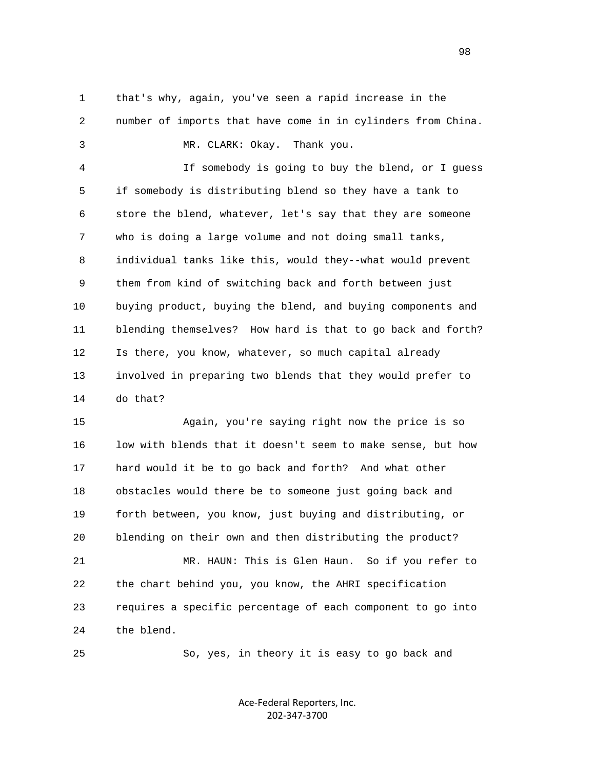that's why, again, you've seen a rapid increase in the number of imports that have come in in cylinders from China.

MR. CLARK: Okay. Thank you.

If somebody is going to buy the blend, or I guess if somebody is distributing blend so they have a tank to store the blend, whatever, let's say that they are someone who is doing a large volume and not doing small tanks, individual tanks like this, would they--what would prevent them from kind of switching back and forth between just buying product, buying the blend, and buying components and blending themselves? How hard is that to go back and forth? Is there, you know, whatever, so much capital already involved in preparing two blends that they would prefer to do that?

Again, you're saying right now the price is so low with blends that it doesn't seem to make sense, but how hard would it be to go back and forth? And what other obstacles would there be to someone just going back and forth between, you know, just buying and distributing, or blending on their own and then distributing the product?

MR. HAUN: This is Glen Haun. So if you refer to the chart behind you, you know, the AHRI specification requires a specific percentage of each component to go into the blend.

So, yes, in theory it is easy to go back and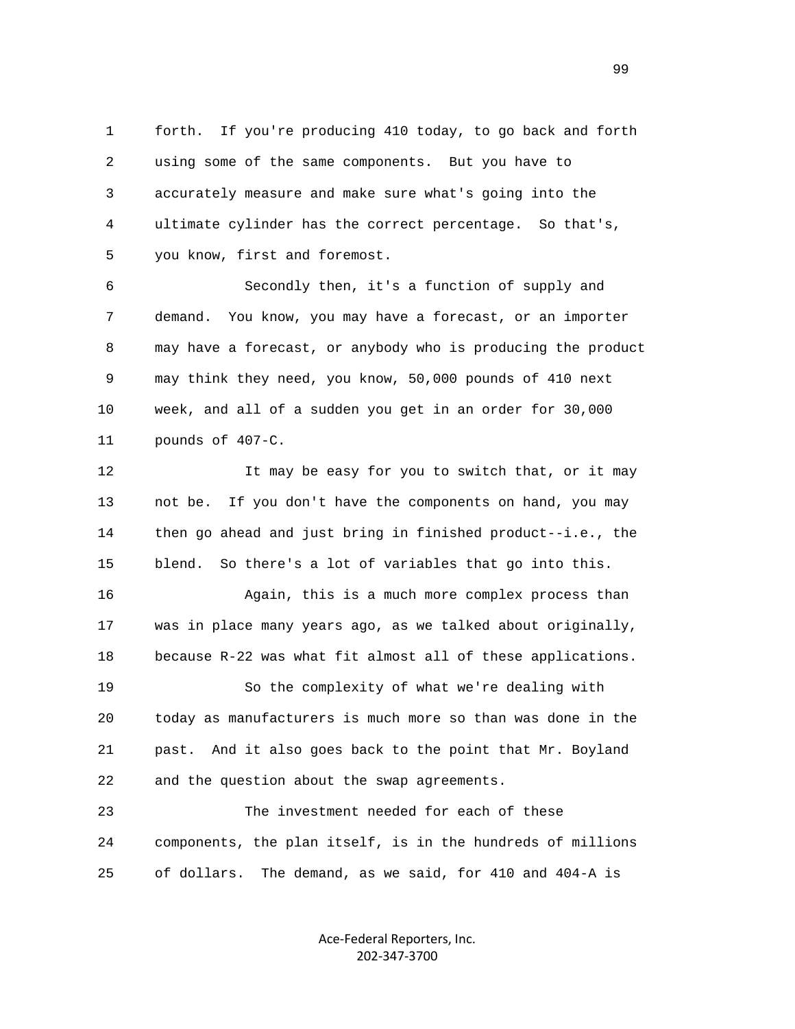forth. If you're producing 410 today, to go back and forth using some of the same components. But you have to accurately measure and make sure what's going into the ultimate cylinder has the correct percentage. So that's, you know, first and foremost.

Secondly then, it's a function of supply and demand. You know, you may have a forecast, or an importer may have a forecast, or anybody who is producing the product may think they need, you know, 50,000 pounds of 410 next week, and all of a sudden you get in an order for 30,000 pounds of 407-C.

It may be easy for you to switch that, or it may not be. If you don't have the components on hand, you may then go ahead and just bring in finished product--i.e., the blend. So there's a lot of variables that go into this.

Again, this is a much more complex process than was in place many years ago, as we talked about originally, because R-22 was what fit almost all of these applications.

So the complexity of what we're dealing with today as manufacturers is much more so than was done in the past. And it also goes back to the point that Mr. Boyland and the question about the swap agreements.

The investment needed for each of these components, the plan itself, is in the hundreds of millions of dollars. The demand, as we said, for 410 and 404-A is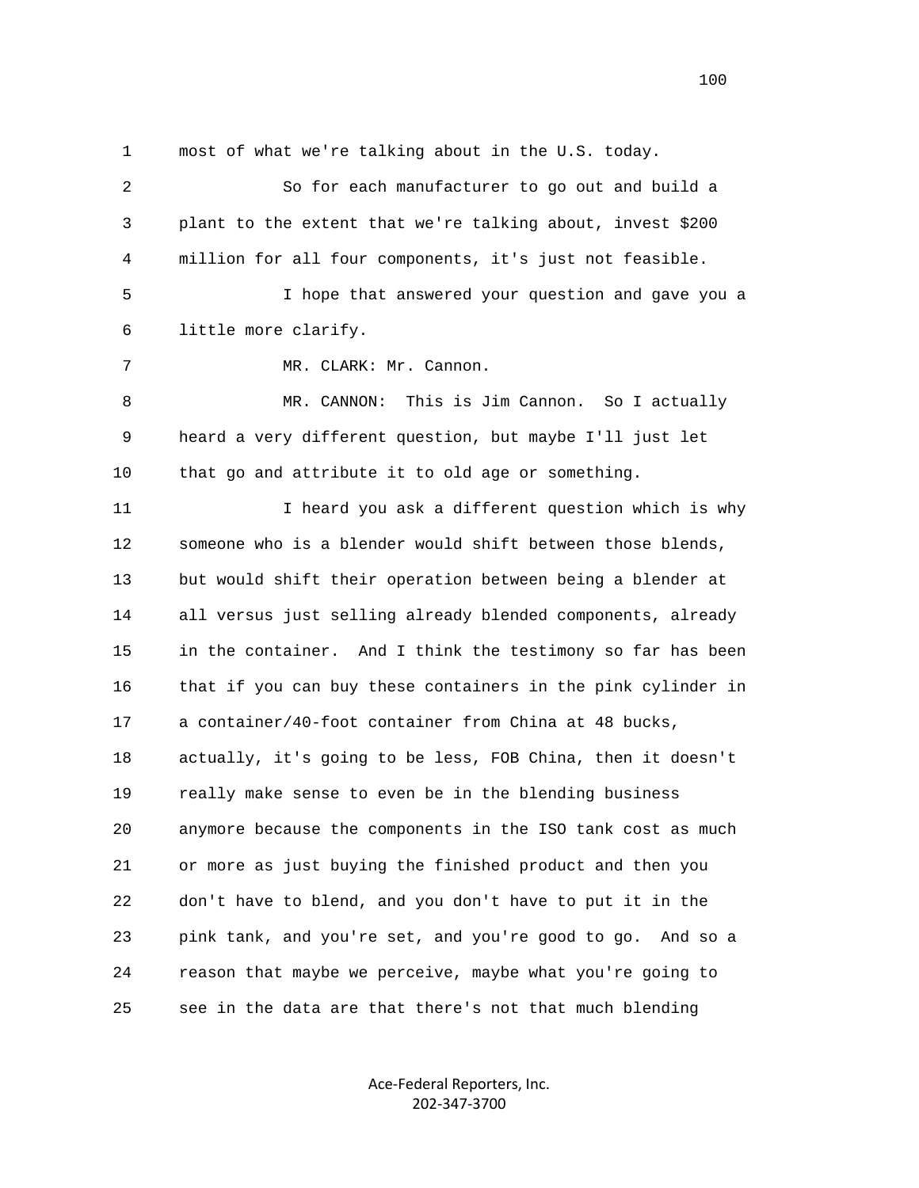most of what we're talking about in the U.S. today.

So for each manufacturer to go out and build a plant to the extent that we're talking about, invest $200 million for all four components, it's just not feasible.

I hope that answered your question and gave you a little more clarify.

MR. CLARK: Mr. Cannon.

MR. CANNON: This is Jim Cannon. So I actually heard a very different question, but maybe I'll just let that go and attribute it to old age or something.

I heard you ask a different question which is why someone who is a blender would shift between those blends, but would shift their operation between being a blender at all versus just selling already blended components, already in the container. And I think the testimony so far has been that if you can buy these containers in the pink cylinder in a container/40-foot container from China at 48 bucks, actually, it's going to be less, FOB China, then it doesn't really make sense to even be in the blending business anymore because the components in the ISO tank cost as much or more as just buying the finished product and then you don't have to blend, and you don't have to put it in the pink tank, and you're set, and you're good to go. And so a reason that maybe we perceive, maybe what you're going to see in the data are that there's not that much blending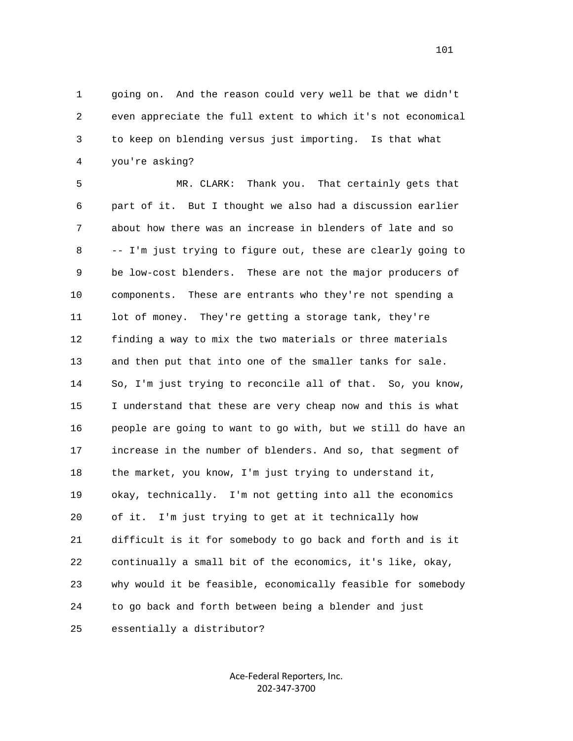going on. And the reason could very well be that we didn't even appreciate the full extent to which it's not economical to keep on blending versus just importing. Is that what you're asking?

MR. CLARK: Thank you. That certainly gets that part of it. But I thought we also had a discussion earlier about how there was an increase in blenders of late and so -- I'm just trying to figure out, these are clearly going to be low-cost blenders. These are not the major producers of components. These are entrants who they're not spending a lot of money. They're getting a storage tank, they're finding a way to mix the two materials or three materials and then put that into one of the smaller tanks for sale. So, I'm just trying to reconcile all of that. So, you know, I understand that these are very cheap now and this is what people are going to want to go with, but we still do have an increase in the number of blenders. And so, that segment of the market, you know, I'm just trying to understand it, okay, technically. I'm not getting into all the economics of it. I'm just trying to get at it technically how difficult is it for somebody to go back and forth and is it continually a small bit of the economics, it's like, okay, why would it be feasible, economically feasible for somebody to go back and forth between being a blender and just essentially a distributor?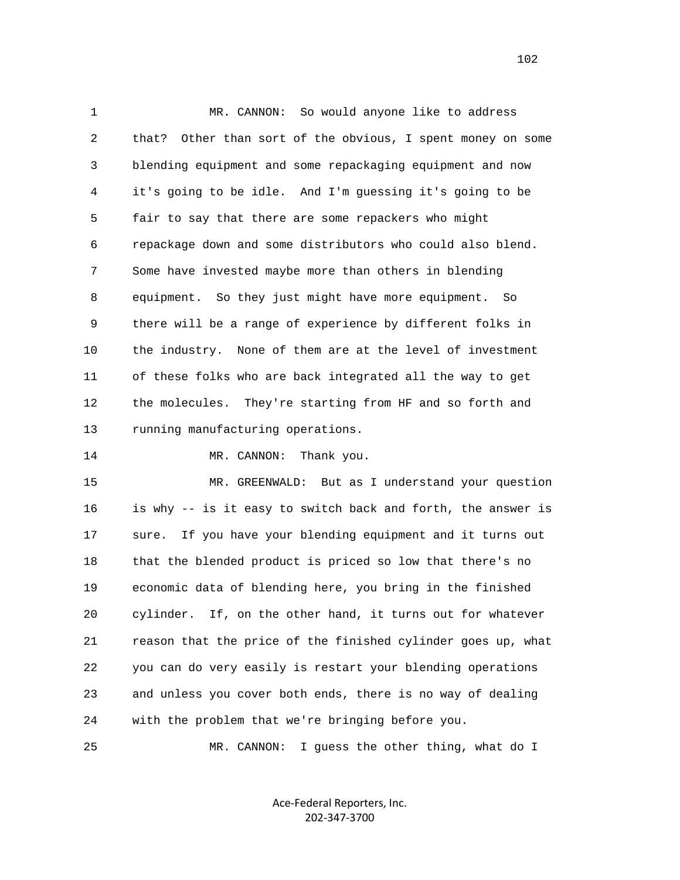1 MR. CANNON: So would anyone like to address
2 that? Other than sort of the obvious, I spent money on some
3 blending equipment and some repackaging equipment and now
4 it's going to be idle. And I'm guessing it's going to be
5 fair to say that there are some repackers who might
6 repackage down and some distributors who could also blend.
7 Some have invested maybe more than others in blending
8 equipment. So they just might have more equipment. So
9 there will be a range of experience by different folks in
10 the industry. None of them are at the level of investment
11 of these folks who are back integrated all the way to get
12 the molecules. They're starting from HF and so forth and
13 running manufacturing operations.
14 MR. CANNON: Thank you.
15 MR. GREENWALD: But as I understand your question
16 is why -- is it easy to switch back and forth, the answer is
17 sure. If you have your blending equipment and it turns out
18 that the blended product is priced so low that there's no
19 economic data of blending here, you bring in the finished
20 cylinder. If, on the other hand, it turns out for whatever
21 reason that the price of the finished cylinder goes up, what
22 you can do very easily is restart your blending operations
23 and unless you cover both ends, there is no way of dealing
24 with the problem that we're bringing before you.
25 MR. CANNON: I guess the other thing, what do I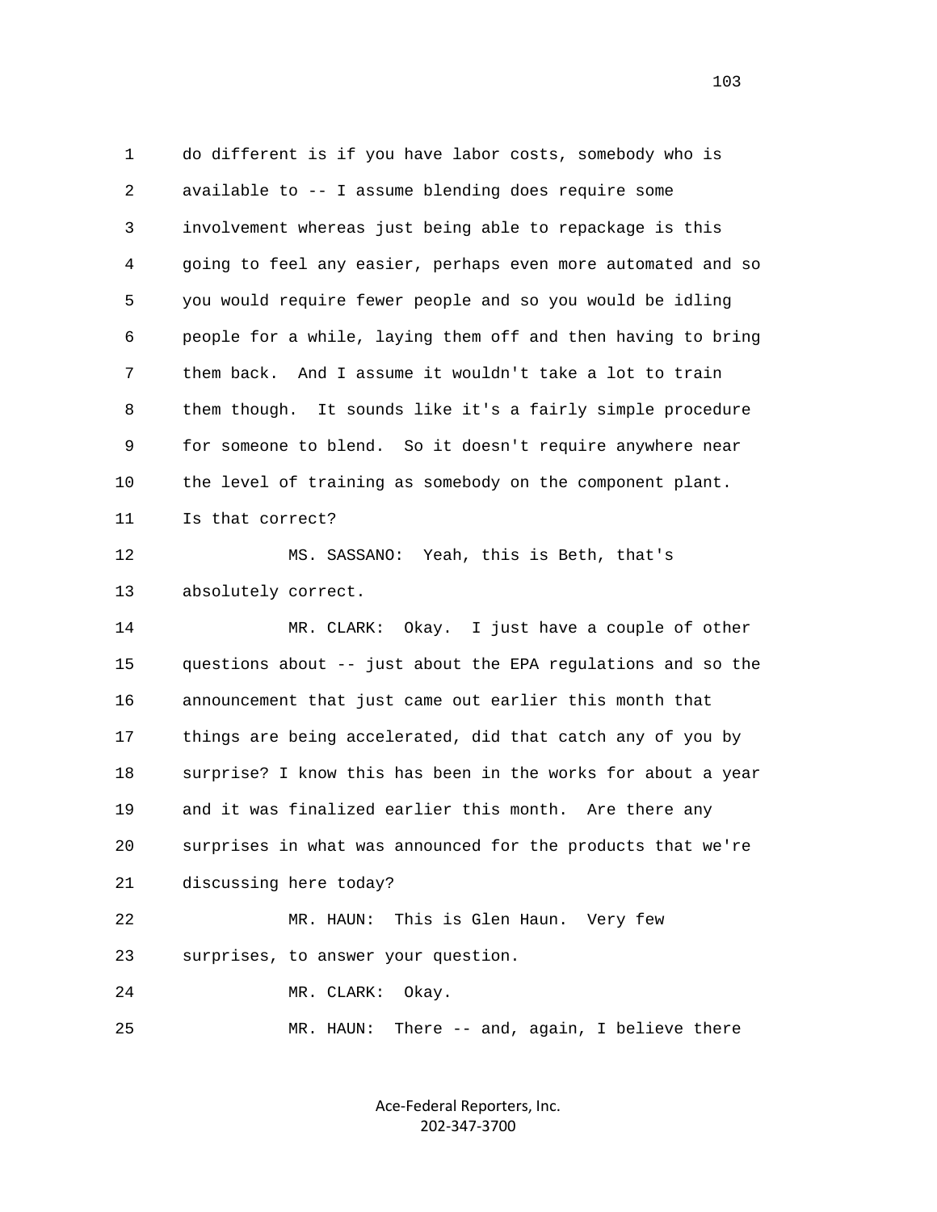do different is if you have labor costs, somebody who is available to -- I assume blending does require some involvement whereas just being able to repackage is this going to feel any easier, perhaps even more automated and so you would require fewer people and so you would be idling people for a while, laying them off and then having to bring them back. And I assume it wouldn't take a lot to train them though. It sounds like it's a fairly simple procedure for someone to blend. So it doesn't require anywhere near the level of training as somebody on the component plant. Is that correct?

MS. SASSANO: Yeah, this is Beth, that's absolutely correct.

MR. CLARK: Okay. I just have a couple of other questions about -- just about the EPA regulations and so the announcement that just came out earlier this month that things are being accelerated, did that catch any of you by surprise? I know this has been in the works for about a year and it was finalized earlier this month. Are there any surprises in what was announced for the products that we're discussing here today?

MR. HAUN: This is Glen Haun. Very few surprises, to answer your question.

MR. CLARK: Okay.

MR. HAUN: There -- and, again, I believe there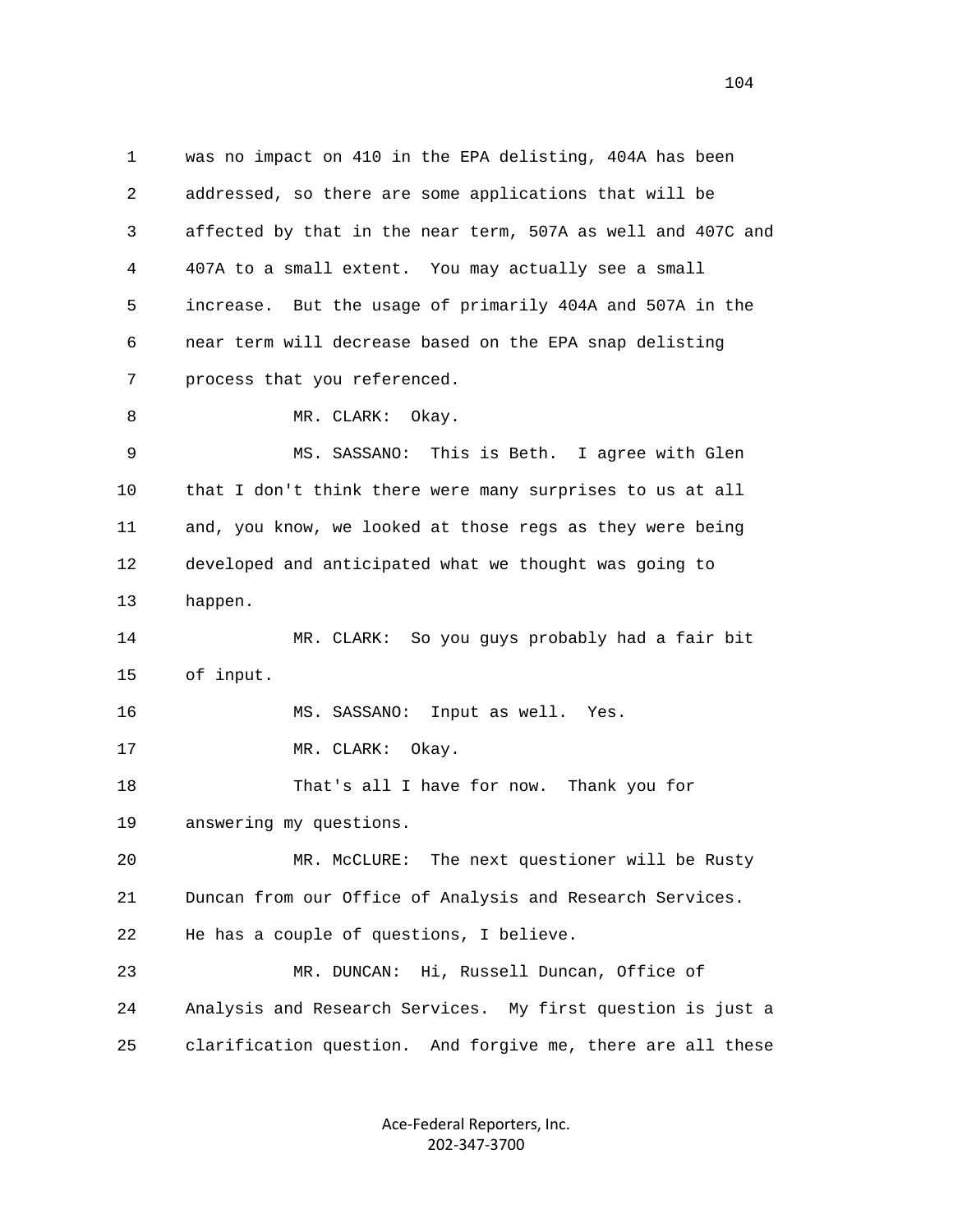was no impact on 410 in the EPA delisting, 404A has been addressed, so there are some applications that will be affected by that in the near term, 507A as well and 407C and 407A to a small extent. You may actually see a small increase. But the usage of primarily 404A and 507A in the near term will decrease based on the EPA snap delisting process that you referenced.

MR. CLARK: Okay.

MS. SASSANO: This is Beth. I agree with Glen that I don't think there were many surprises to us at all and, you know, we looked at those regs as they were being developed and anticipated what we thought was going to happen.

MR. CLARK: So you guys probably had a fair bit of input.

MS. SASSANO: Input as well. Yes.

MR. CLARK: Okay.

That's all I have for now. Thank you for answering my questions.

MR. McCLURE: The next questioner will be Rusty Duncan from our Office of Analysis and Research Services. He has a couple of questions, I believe.

MR. DUNCAN: Hi, Russell Duncan, Office of Analysis and Research Services. My first question is just a clarification question. And forgive me, there are all these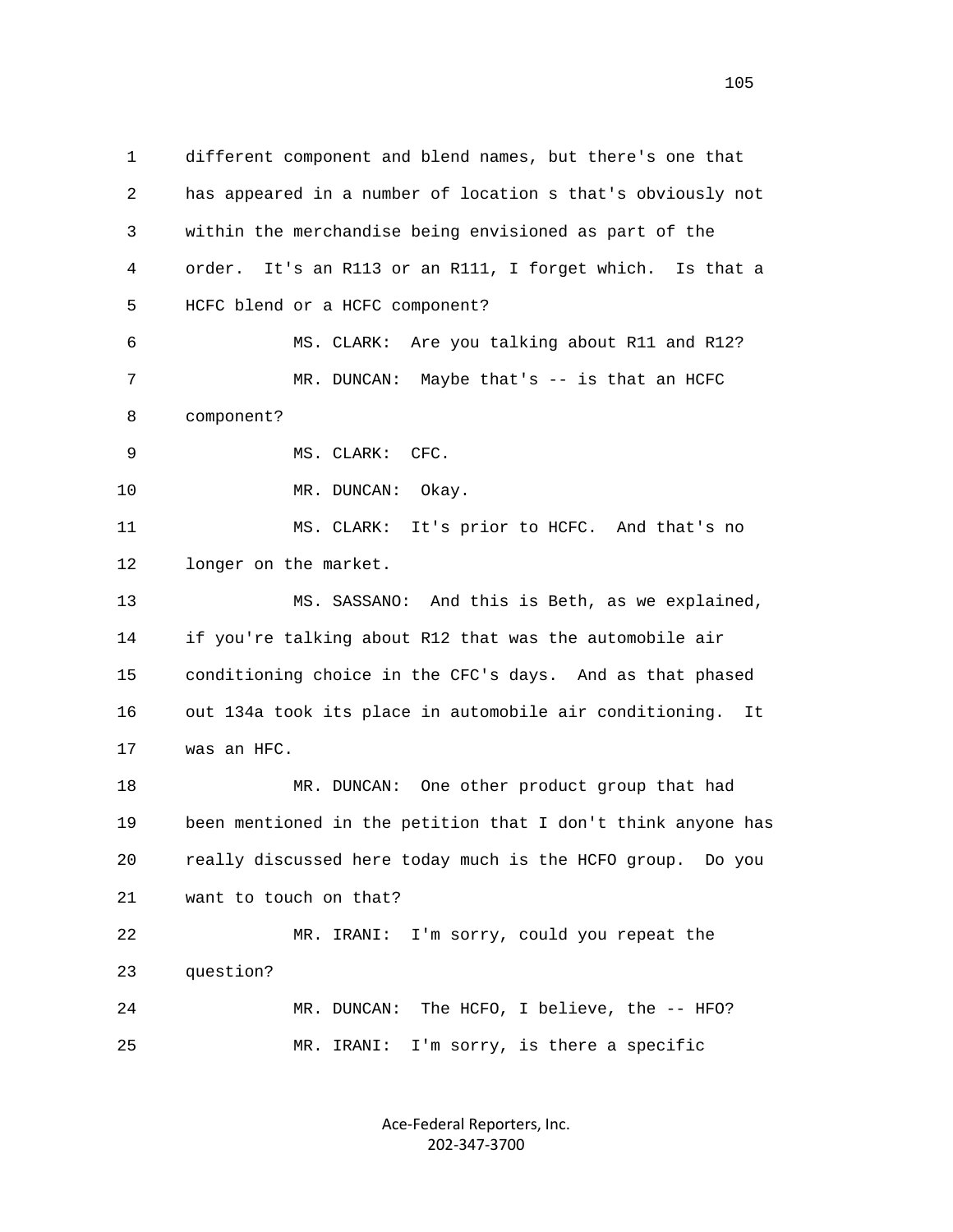different component and blend names, but there's one that has appeared in a number of location s that's obviously not within the merchandise being envisioned as part of the order. It's an R113 or an R111, I forget which. Is that a HCFC blend or a HCFC component?

MS. CLARK: Are you talking about R11 and R12?

MR. DUNCAN: Maybe that's -- is that an HCFC component?

MS. CLARK: CFC.

MR. DUNCAN: Okay.

MS. CLARK: It's prior to HCFC. And that's no longer on the market.

MS. SASSANO: And this is Beth, as we explained, if you're talking about R12 that was the automobile air conditioning choice in the CFC's days. And as that phased out 134a took its place in automobile air conditioning. It was an HFC.

MR. DUNCAN: One other product group that had been mentioned in the petition that I don't think anyone has really discussed here today much is the HCFO group. Do you want to touch on that?

MR. IRANI: I'm sorry, could you repeat the question?

MR. DUNCAN: The HCFO, I believe, the -- HFO?

MR. IRANI: I'm sorry, is there a specific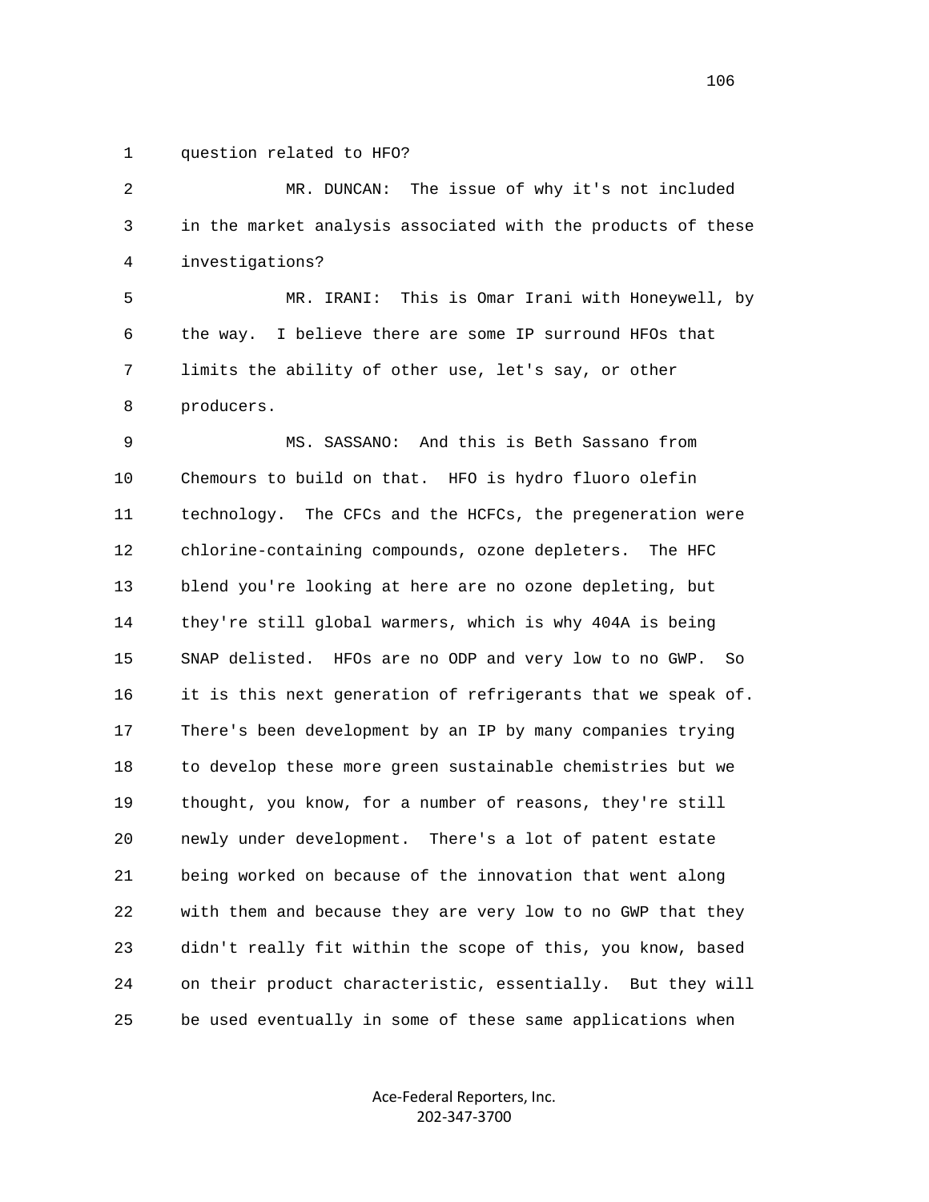1 question related to HFO?

2 MR. DUNCAN: The issue of why it's not included

3 in the market analysis associated with the products of these

4 investigations?

5 MR. IRANI: This is Omar Irani with Honeywell, by

6 the way. I believe there are some IP surround HFOs that

7 limits the ability of other use, let's say, or other

8 producers.

9 MS. SASSANO: And this is Beth Sassano from

10 Chemours to build on that. HFO is hydro fluoro olefin

11 technology. The CFCs and the HCFCs, the pregeneration were

12 chlorine-containing compounds, ozone depleters. The HFC

13 blend you're looking at here are no ozone depleting, but

14 they're still global warmers, which is why 404A is being

15 SNAP delisted. HFOs are no ODP and very low to no GWP. So

16 it is this next generation of refrigerants that we speak of.

17 There's been development by an IP by many companies trying

18 to develop these more green sustainable chemistries but we

19 thought, you know, for a number of reasons, they're still

20 newly under development. There's a lot of patent estate

21 being worked on because of the innovation that went along

22 with them and because they are very low to no GWP that they

23 didn't really fit within the scope of this, you know, based

24 on their product characteristic, essentially. But they will

25 be used eventually in some of these same applications when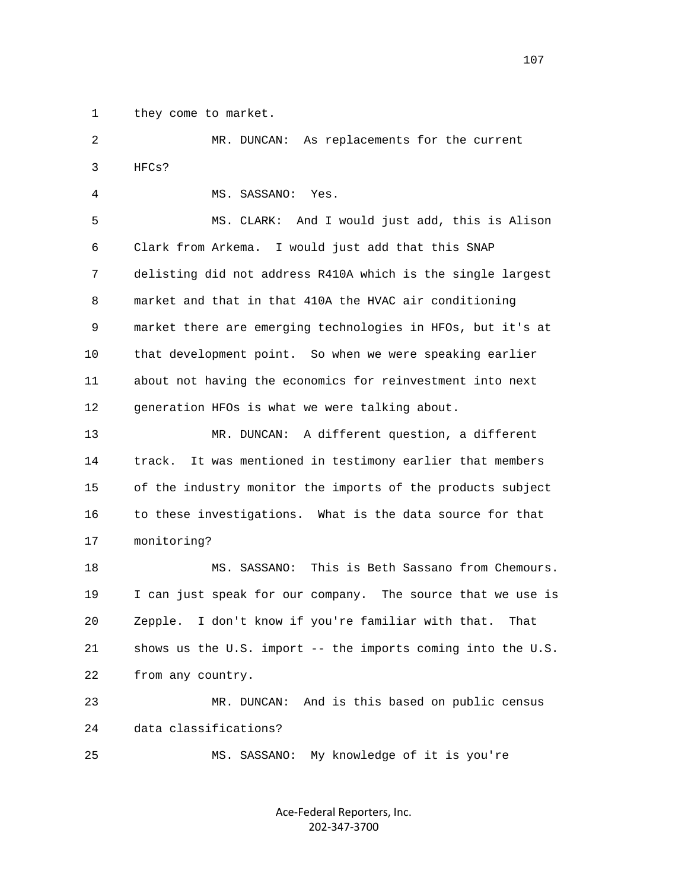1 they come to market.

2 MR. DUNCAN: As replacements for the current

3 HFCs?

4 MS. SASSANO: Yes.

5 MS. CLARK: And I would just add, this is Alison

6 Clark from Arkema. I would just add that this SNAP

7 delisting did not address R410A which is the single largest

8 market and that in that 410A the HVAC air conditioning

9 market there are emerging technologies in HFOs, but it's at

10 that development point. So when we were speaking earlier

11 about not having the economics for reinvestment into next

12 generation HFOs is what we were talking about.

13 MR. DUNCAN: A different question, a different

14 track. It was mentioned in testimony earlier that members

15 of the industry monitor the imports of the products subject

16 to these investigations. What is the data source for that

17 monitoring?

18 MS. SASSANO: This is Beth Sassano from Chemours.

19 I can just speak for our company. The source that we use is

20 Zepple. I don't know if you're familiar with that. That

21 shows us the U.S. import -- the imports coming into the U.S.

22 from any country.

23 MR. DUNCAN: And is this based on public census

24 data classifications?

25 MS. SASSANO: My knowledge of it is you're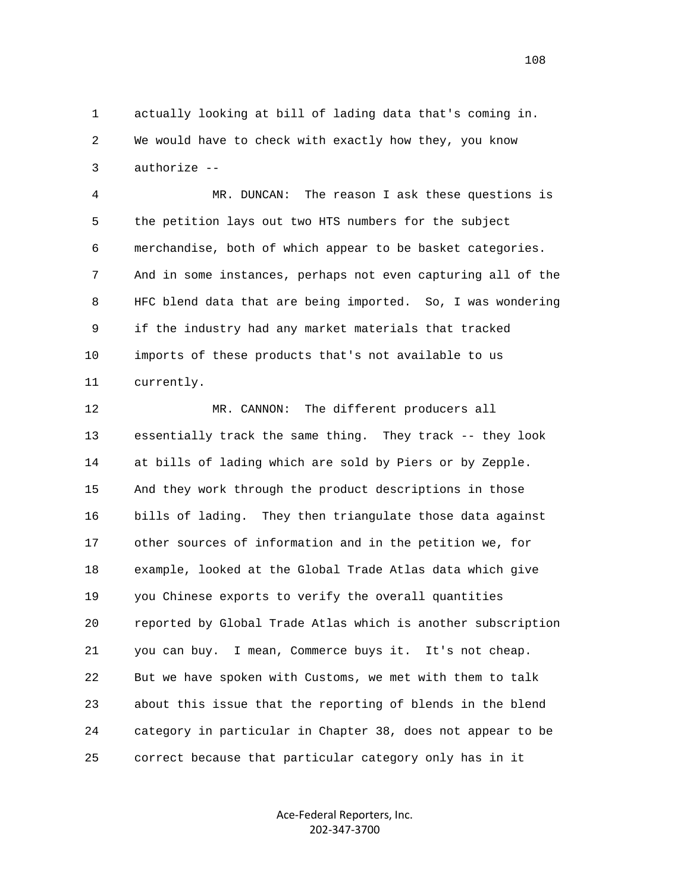actually looking at bill of lading data that's coming in. We would have to check with exactly how they, you know authorize --

MR. DUNCAN: The reason I ask these questions is the petition lays out two HTS numbers for the subject merchandise, both of which appear to be basket categories. And in some instances, perhaps not even capturing all of the HFC blend data that are being imported. So, I was wondering if the industry had any market materials that tracked imports of these products that's not available to us currently.

MR. CANNON: The different producers all essentially track the same thing. They track -- they look at bills of lading which are sold by Piers or by Zepple. And they work through the product descriptions in those bills of lading. They then triangulate those data against other sources of information and in the petition we, for example, looked at the Global Trade Atlas data which give you Chinese exports to verify the overall quantities reported by Global Trade Atlas which is another subscription you can buy. I mean, Commerce buys it. It's not cheap. But we have spoken with Customs, we met with them to talk about this issue that the reporting of blends in the blend category in particular in Chapter 38, does not appear to be correct because that particular category only has in it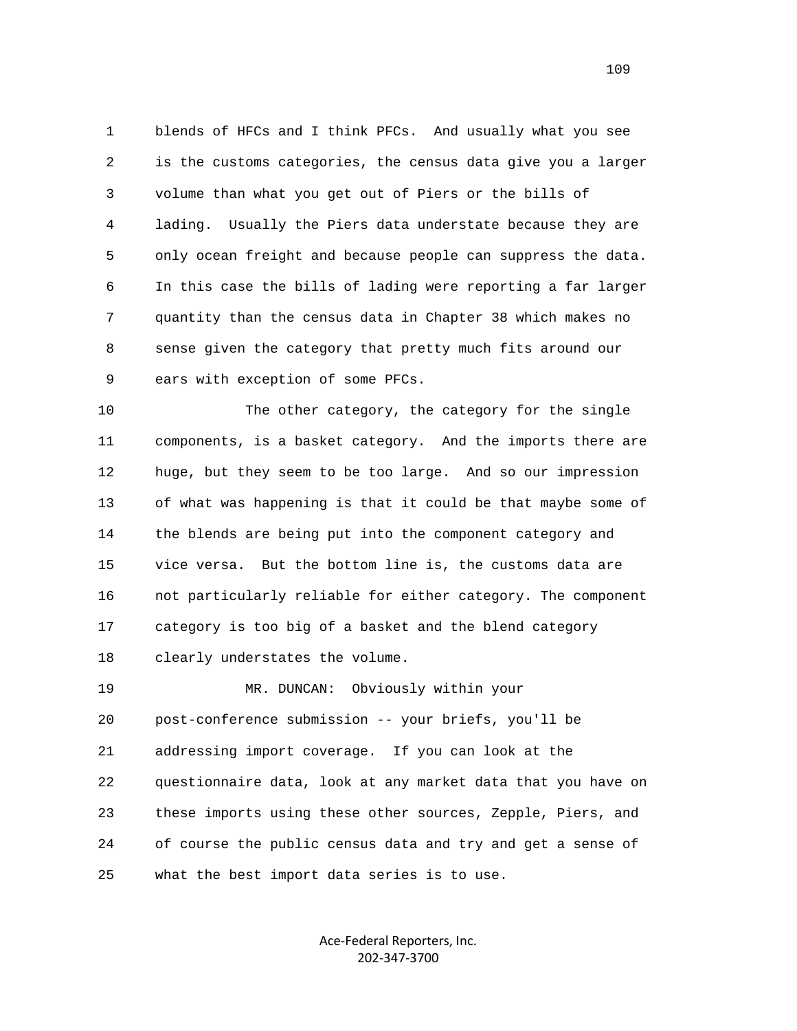blends of HFCs and I think PFCs. And usually what you see is the customs categories, the census data give you a larger volume than what you get out of Piers or the bills of lading. Usually the Piers data understate because they are only ocean freight and because people can suppress the data. In this case the bills of lading were reporting a far larger quantity than the census data in Chapter 38 which makes no sense given the category that pretty much fits around our ears with exception of some PFCs.

The other category, the category for the single components, is a basket category. And the imports there are huge, but they seem to be too large. And so our impression of what was happening is that it could be that maybe some of the blends are being put into the component category and vice versa. But the bottom line is, the customs data are not particularly reliable for either category. The component category is too big of a basket and the blend category clearly understates the volume.

MR. DUNCAN: Obviously within your post-conference submission -- your briefs, you'll be addressing import coverage. If you can look at the questionnaire data, look at any market data that you have on these imports using these other sources, Zepple, Piers, and of course the public census data and try and get a sense of what the best import data series is to use.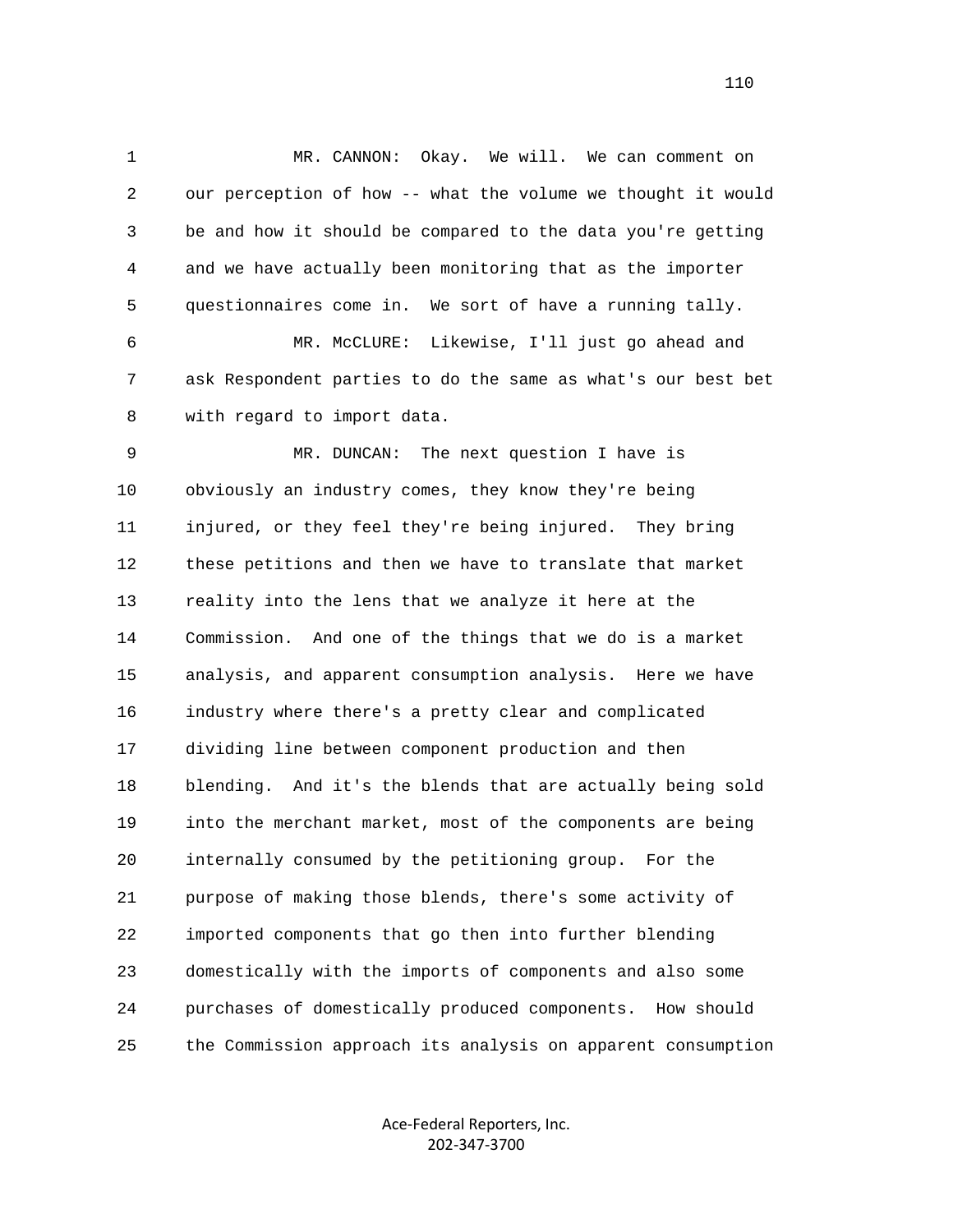MR. CANNON: Okay. We will. We can comment on our perception of how -- what the volume we thought it would be and how it should be compared to the data you're getting and we have actually been monitoring that as the importer questionnaires come in. We sort of have a running tally.

MR. McCLURE: Likewise, I'll just go ahead and ask Respondent parties to do the same as what's our best bet with regard to import data.

MR. DUNCAN: The next question I have is obviously an industry comes, they know they're being injured, or they feel they're being injured. They bring these petitions and then we have to translate that market reality into the lens that we analyze it here at the Commission. And one of the things that we do is a market analysis, and apparent consumption analysis. Here we have industry where there's a pretty clear and complicated dividing line between component production and then blending. And it's the blends that are actually being sold into the merchant market, most of the components are being internally consumed by the petitioning group. For the purpose of making those blends, there's some activity of imported components that go then into further blending domestically with the imports of components and also some purchases of domestically produced components. How should the Commission approach its analysis on apparent consumption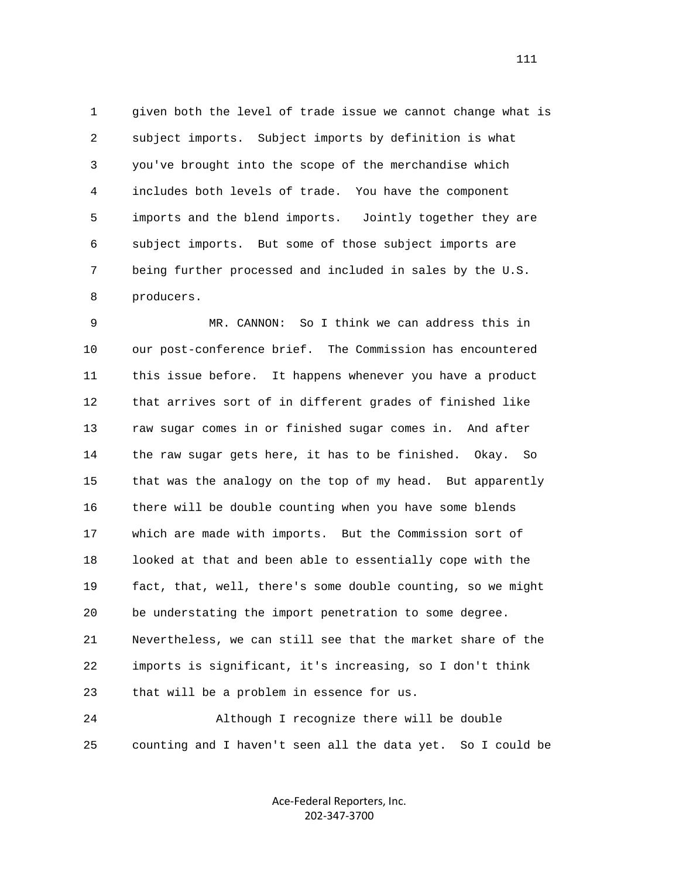given both the level of trade issue we cannot change what is subject imports. Subject imports by definition is what you've brought into the scope of the merchandise which includes both levels of trade. You have the component imports and the blend imports. Jointly together they are subject imports. But some of those subject imports are being further processed and included in sales by the U.S. producers.

MR. CANNON: So I think we can address this in our post-conference brief. The Commission has encountered this issue before. It happens whenever you have a product that arrives sort of in different grades of finished like raw sugar comes in or finished sugar comes in. And after the raw sugar gets here, it has to be finished. Okay. So that was the analogy on the top of my head. But apparently there will be double counting when you have some blends which are made with imports. But the Commission sort of looked at that and been able to essentially cope with the fact, that, well, there's some double counting, so we might be understating the import penetration to some degree. Nevertheless, we can still see that the market share of the imports is significant, it's increasing, so I don't think that will be a problem in essence for us.

Although I recognize there will be double counting and I haven't seen all the data yet. So I could be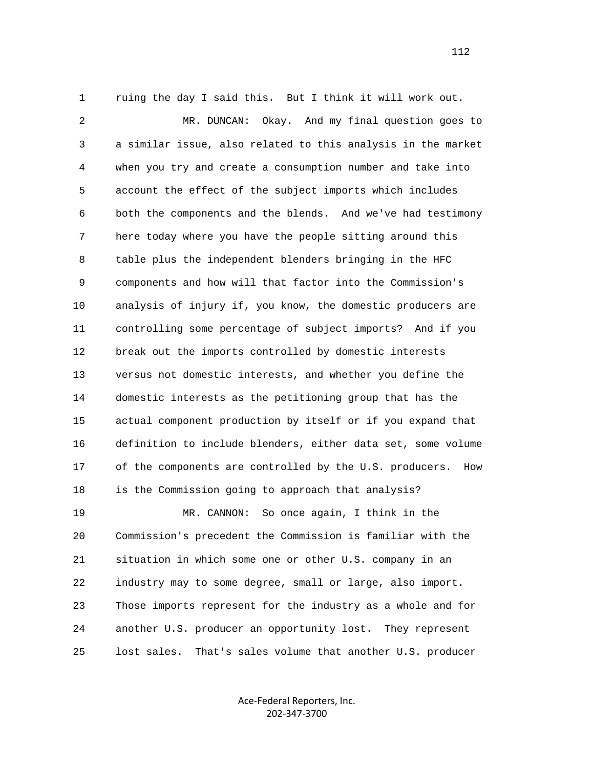ruing the day I said this. But I think it will work out.

MR. DUNCAN: Okay. And my final question goes to a similar issue, also related to this analysis in the market when you try and create a consumption number and take into account the effect of the subject imports which includes both the components and the blends. And we've had testimony here today where you have the people sitting around this table plus the independent blenders bringing in the HFC components and how will that factor into the Commission's analysis of injury if, you know, the domestic producers are controlling some percentage of subject imports? And if you break out the imports controlled by domestic interests versus not domestic interests, and whether you define the domestic interests as the petitioning group that has the actual component production by itself or if you expand that definition to include blenders, either data set, some volume of the components are controlled by the U.S. producers. How is the Commission going to approach that analysis?

MR. CANNON: So once again, I think in the Commission's precedent the Commission is familiar with the situation in which some one or other U.S. company in an industry may to some degree, small or large, also import. Those imports represent for the industry as a whole and for another U.S. producer an opportunity lost. They represent lost sales. That's sales volume that another U.S. producer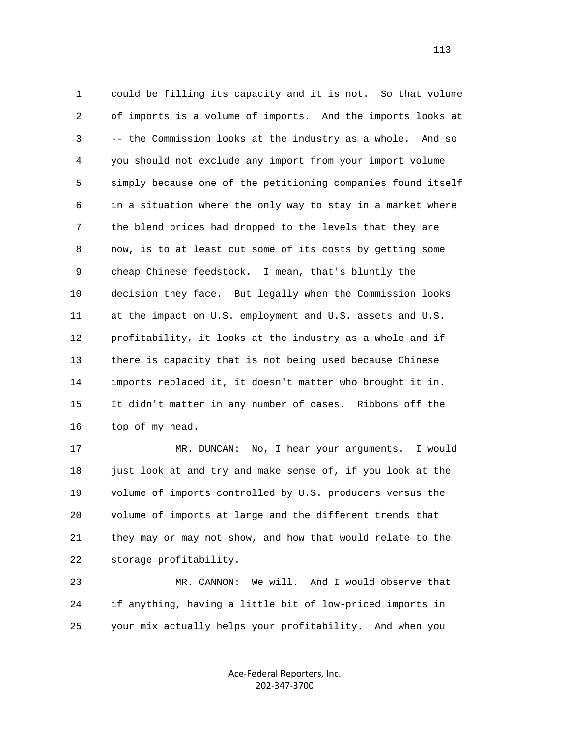could be filling its capacity and it is not. So that volume of imports is a volume of imports. And the imports looks at -- the Commission looks at the industry as a whole. And so you should not exclude any import from your import volume simply because one of the petitioning companies found itself in a situation where the only way to stay in a market where the blend prices had dropped to the levels that they are now, is to at least cut some of its costs by getting some cheap Chinese feedstock. I mean, that's bluntly the decision they face. But legally when the Commission looks at the impact on U.S. employment and U.S. assets and U.S. profitability, it looks at the industry as a whole and if there is capacity that is not being used because Chinese imports replaced it, it doesn't matter who brought it in. It didn't matter in any number of cases. Ribbons off the top of my head.

MR. DUNCAN: No, I hear your arguments. I would just look at and try and make sense of, if you look at the volume of imports controlled by U.S. producers versus the volume of imports at large and the different trends that they may or may not show, and how that would relate to the storage profitability.

MR. CANNON: We will. And I would observe that if anything, having a little bit of low-priced imports in your mix actually helps your profitability. And when you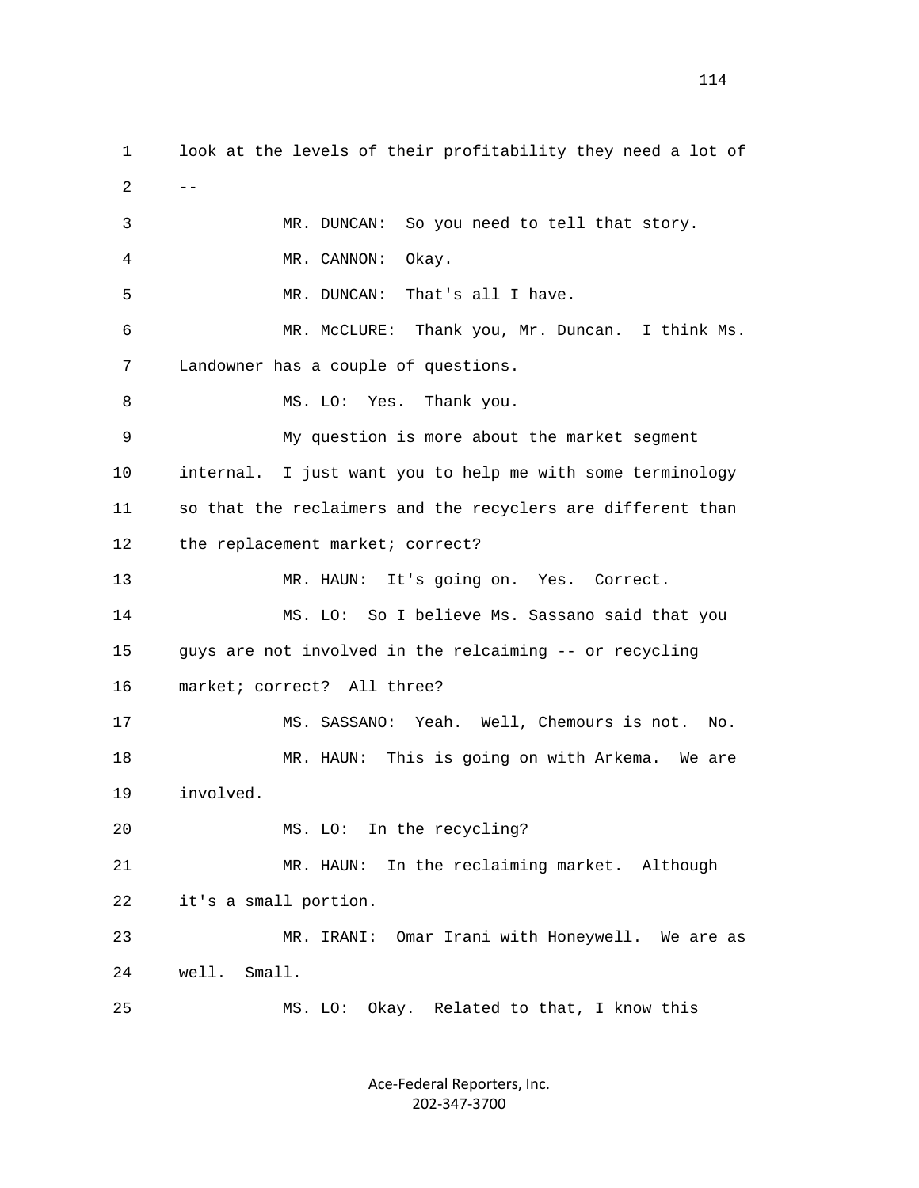look at the levels of their profitability they need a lot of --

MR. DUNCAN: So you need to tell that story.

MR. CANNON: Okay.

MR. DUNCAN: That's all I have.

MR. McCLURE: Thank you, Mr. Duncan. I think Ms. Landowner has a couple of questions.

MS. LO: Yes. Thank you.

My question is more about the market segment internal. I just want you to help me with some terminology so that the reclaimers and the recyclers are different than the replacement market; correct?

MR. HAUN: It's going on. Yes. Correct.

MS. LO: So I believe Ms. Sassano said that you guys are not involved in the relcaiming -- or recycling market; correct? All three?

MS. SASSANO: Yeah. Well, Chemours is not. No.

MR. HAUN: This is going on with Arkema. We are involved.

MS. LO: In the recycling?

MR. HAUN: In the reclaiming market. Although it's a small portion.

MR. IRANI: Omar Irani with Honeywell. We are as well. Small.

MS. LO: Okay. Related to that, I know this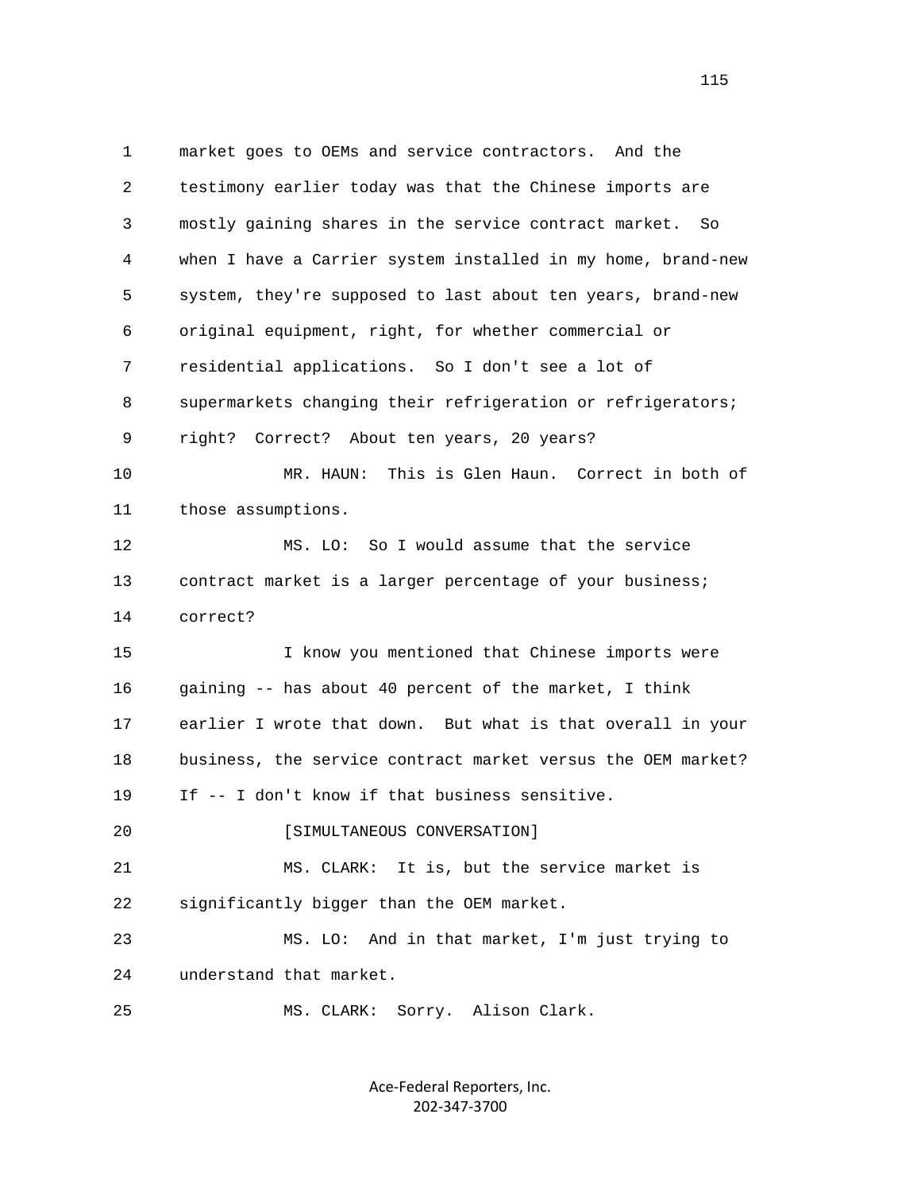market goes to OEMs and service contractors. And the testimony earlier today was that the Chinese imports are mostly gaining shares in the service contract market. So when I have a Carrier system installed in my home, brand-new system, they're supposed to last about ten years, brand-new original equipment, right, for whether commercial or residential applications. So I don't see a lot of supermarkets changing their refrigeration or refrigerators; right? Correct? About ten years, 20 years?

MR. HAUN: This is Glen Haun. Correct in both of those assumptions.

MS. LO: So I would assume that the service contract market is a larger percentage of your business; correct?

I know you mentioned that Chinese imports were gaining -- has about 40 percent of the market, I think earlier I wrote that down. But what is that overall in your business, the service contract market versus the OEM market? If -- I don't know if that business sensitive.

[SIMULTANEOUS CONVERSATION]

MS. CLARK: It is, but the service market is significantly bigger than the OEM market.

MS. LO: And in that market, I'm just trying to understand that market.

MS. CLARK: Sorry. Alison Clark.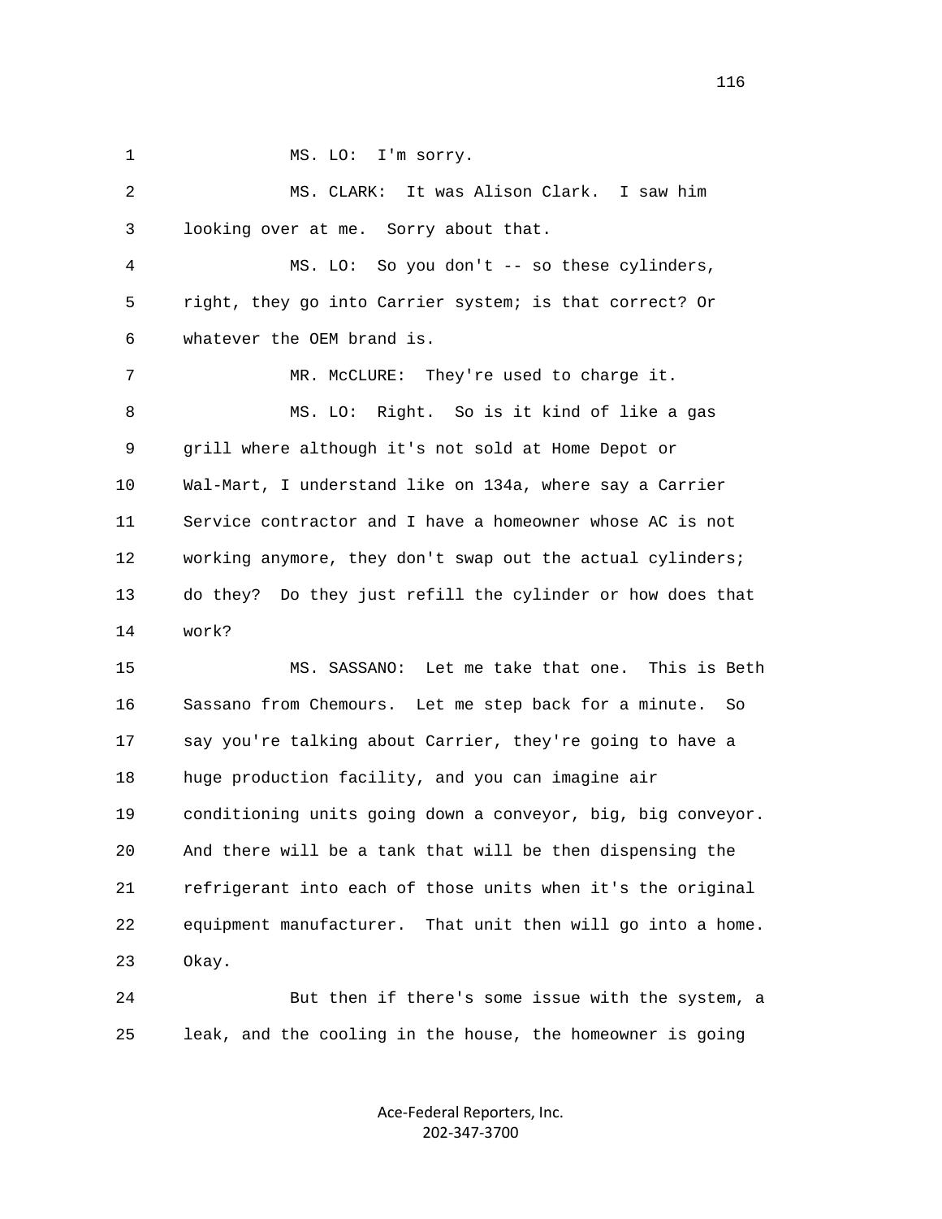1 MS. LO: I'm sorry.

2 MS. CLARK: It was Alison Clark. I saw him

3 looking over at me. Sorry about that.

4 MS. LO: So you don't -- so these cylinders,

5 right, they go into Carrier system; is that correct? Or

6 whatever the OEM brand is.

7 MR. McCLURE: They're used to charge it.

8 MS. LO: Right. So is it kind of like a gas

9 grill where although it's not sold at Home Depot or

10 Wal-Mart, I understand like on 134a, where say a Carrier

11 Service contractor and I have a homeowner whose AC is not

12 working anymore, they don't swap out the actual cylinders;

13 do they? Do they just refill the cylinder or how does that

14 work?

15 MS. SASSANO: Let me take that one. This is Beth

16 Sassano from Chemours. Let me step back for a minute. So

17 say you're talking about Carrier, they're going to have a

18 huge production facility, and you can imagine air

19 conditioning units going down a conveyor, big, big conveyor.

20 And there will be a tank that will be then dispensing the

21 refrigerant into each of those units when it's the original

22 equipment manufacturer. That unit then will go into a home.

23 Okay.

24 But then if there's some issue with the system, a

25 leak, and the cooling in the house, the homeowner is going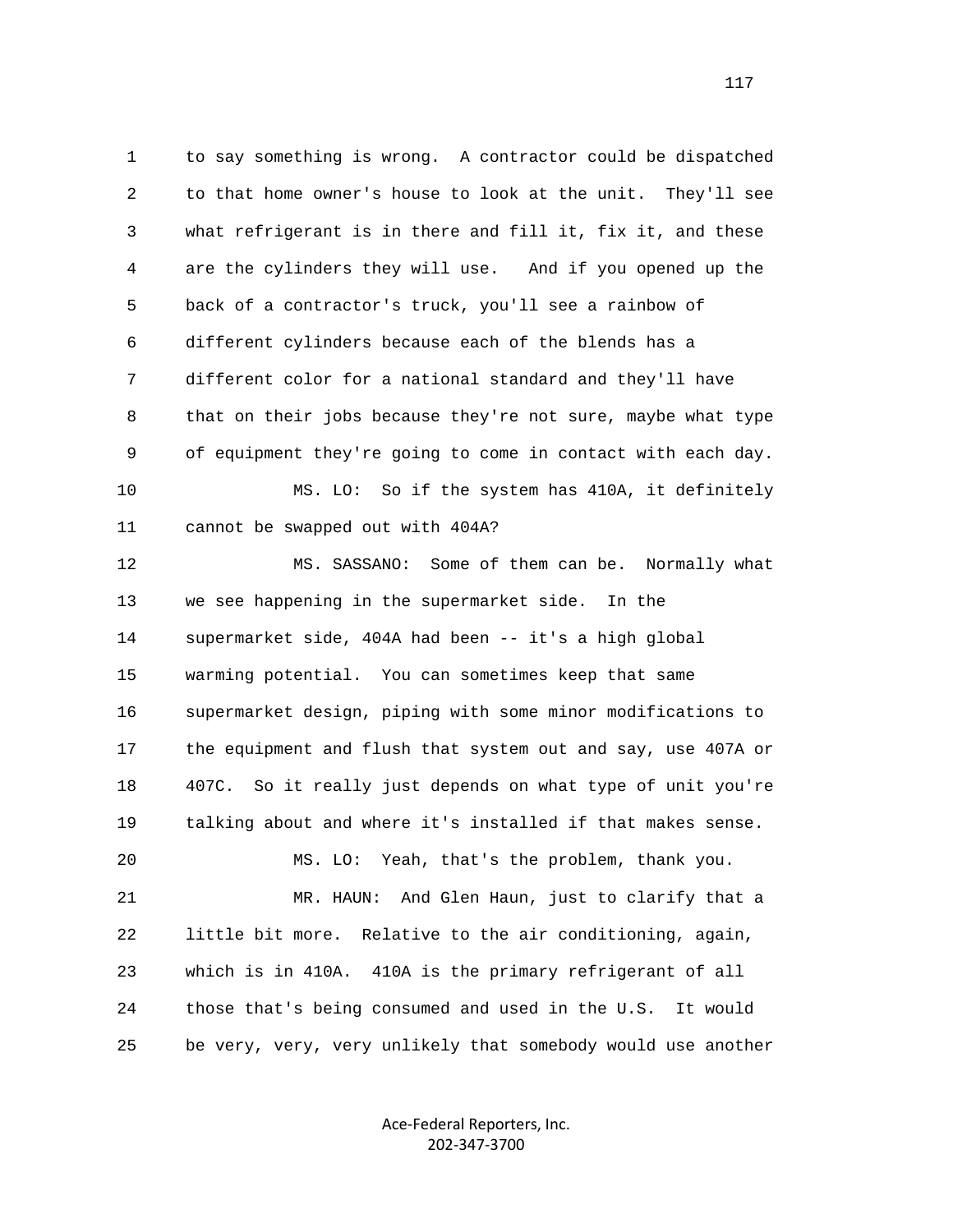1 to say something is wrong. A contractor could be dispatched
2 to that home owner's house to look at the unit. They'll see
3 what refrigerant is in there and fill it, fix it, and these
4 are the cylinders they will use. And if you opened up the
5 back of a contractor's truck, you'll see a rainbow of
6 different cylinders because each of the blends has a
7 different color for a national standard and they'll have
8 that on their jobs because they're not sure, maybe what type
9 of equipment they're going to come in contact with each day.
10 MS. LO: So if the system has 410A, it definitely
11 cannot be swapped out with 404A?
12 MS. SASSANO: Some of them can be. Normally what
13 we see happening in the supermarket side. In the
14 supermarket side, 404A had been -- it's a high global
15 warming potential. You can sometimes keep that same
16 supermarket design, piping with some minor modifications to
17 the equipment and flush that system out and say, use 407A or
18 407C. So it really just depends on what type of unit you're
19 talking about and where it's installed if that makes sense.
20 MS. LO: Yeah, that's the problem, thank you.
21 MR. HAUN: And Glen Haun, just to clarify that a
22 little bit more. Relative to the air conditioning, again,
23 which is in 410A. 410A is the primary refrigerant of all
24 those that's being consumed and used in the U.S. It would
25 be very, very, very unlikely that somebody would use another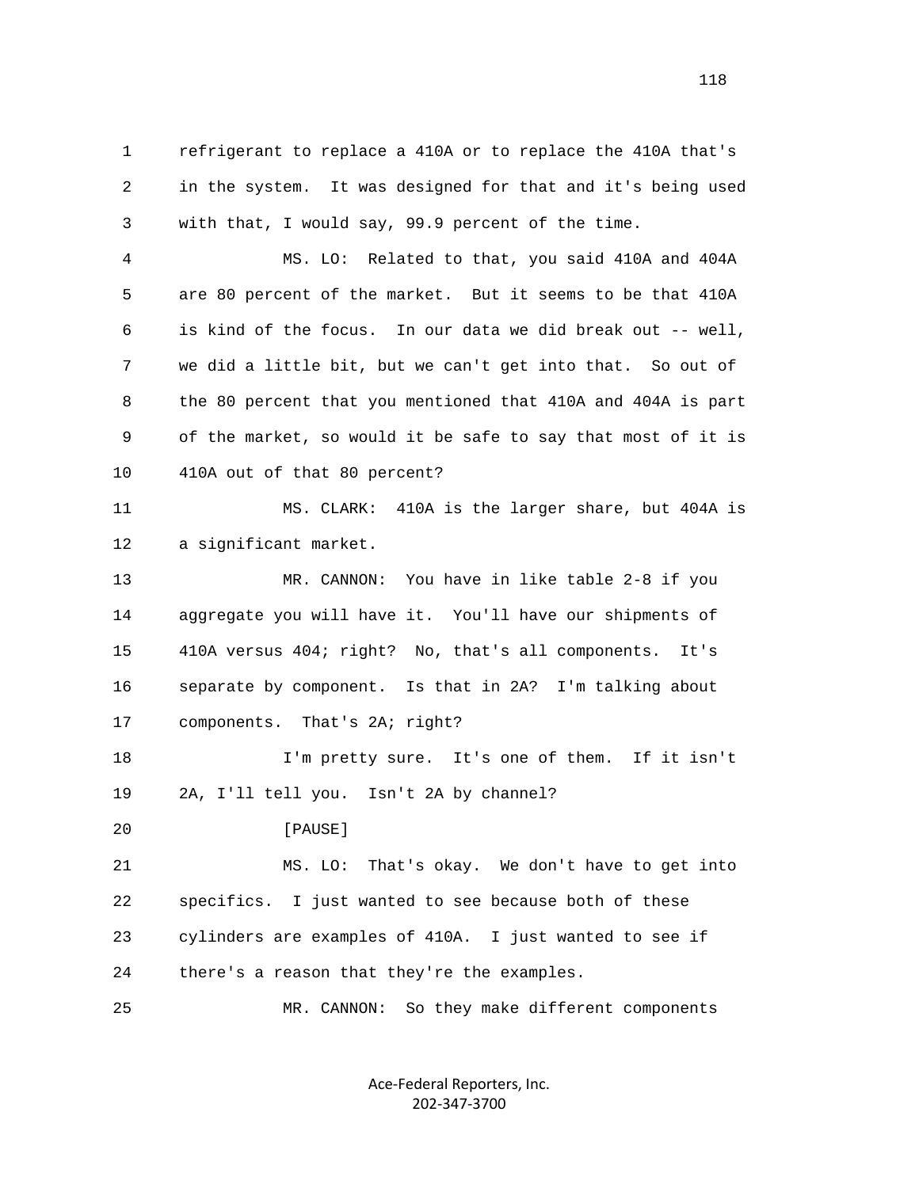1 refrigerant to replace a 410A or to replace the 410A that's
2 in the system. It was designed for that and it's being used
3 with that, I would say, 99.9 percent of the time.

4 MS. LO: Related to that, you said 410A and 404A
5 are 80 percent of the market. But it seems to be that 410A
6 is kind of the focus. In our data we did break out -- well,
7 we did a little bit, but we can't get into that. So out of
8 the 80 percent that you mentioned that 410A and 404A is part
9 of the market, so would it be safe to say that most of it is
10 410A out of that 80 percent?

11 MS. CLARK: 410A is the larger share, but 404A is
12 a significant market.

13 MR. CANNON: You have in like table 2-8 if you
14 aggregate you will have it. You'll have our shipments of
15 410A versus 404; right? No, that's all components. It's
16 separate by component. Is that in 2A? I'm talking about
17 components. That's 2A; right?

18 I'm pretty sure. It's one of them. If it isn't
19 2A, I'll tell you. Isn't 2A by channel?

20 [PAUSE]

21 MS. LO: That's okay. We don't have to get into
22 specifics. I just wanted to see because both of these
23 cylinders are examples of 410A. I just wanted to see if
24 there's a reason that they're the examples.

25 MR. CANNON: So they make different components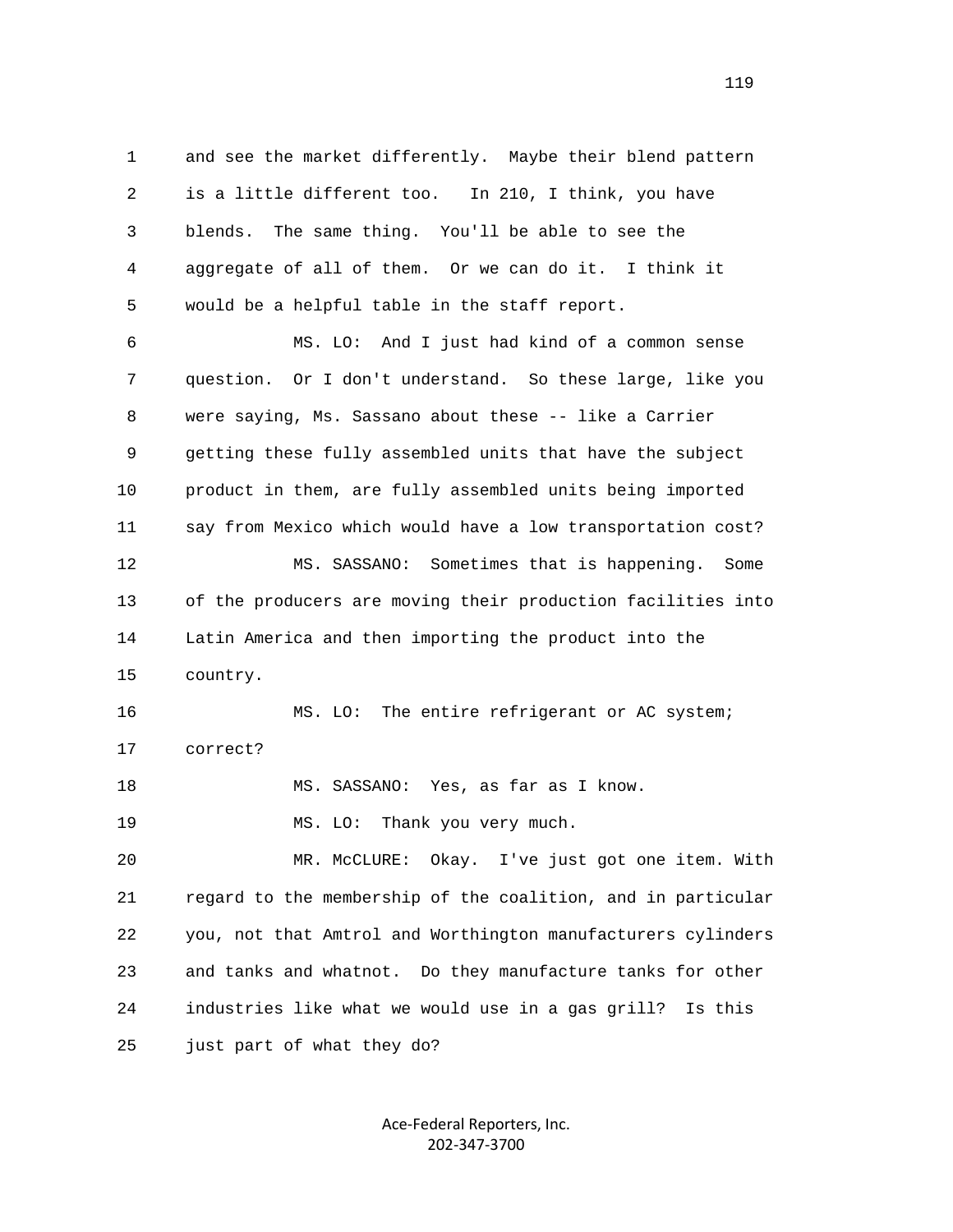1 and see the market differently. Maybe their blend pattern
2 is a little different too. In 210, I think, you have
3 blends. The same thing. You'll be able to see the
4 aggregate of all of them. Or we can do it. I think it
5 would be a helpful table in the staff report.

6 MS. LO: And I just had kind of a common sense
7 question. Or I don't understand. So these large, like you
8 were saying, Ms. Sassano about these -- like a Carrier
9 getting these fully assembled units that have the subject
10 product in them, are fully assembled units being imported
11 say from Mexico which would have a low transportation cost?

12 MS. SASSANO: Sometimes that is happening. Some
13 of the producers are moving their production facilities into
14 Latin America and then importing the product into the
15 country.

16 MS. LO: The entire refrigerant or AC system;
17 correct?

18 MS. SASSANO: Yes, as far as I know.

19 MS. LO: Thank you very much.

20 MR. McCLURE: Okay. I've just got one item. With
21 regard to the membership of the coalition, and in particular
22 you, not that Amtrol and Worthington manufacturers cylinders
23 and tanks and whatnot. Do they manufacture tanks for other
24 industries like what we would use in a gas grill? Is this
25 just part of what they do?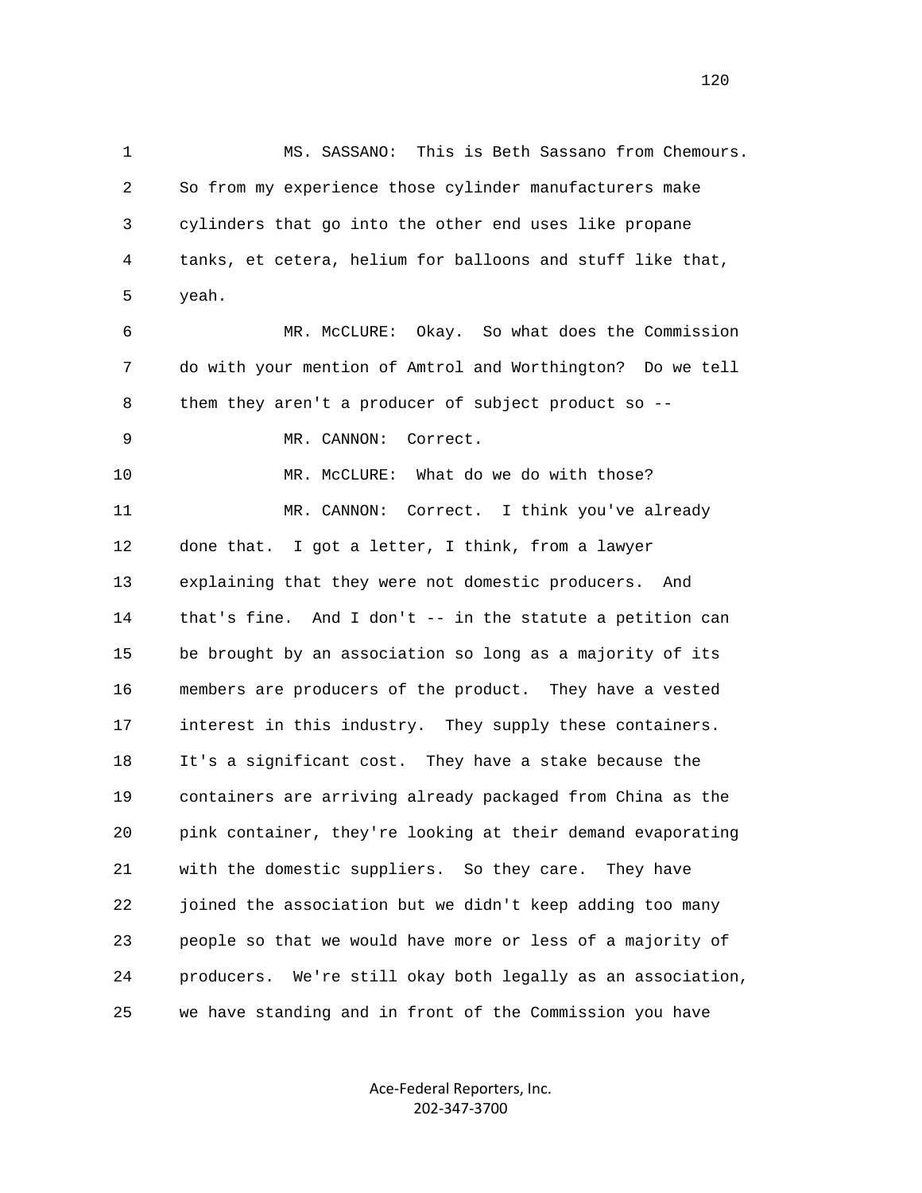MS. SASSANO: This is Beth Sassano from Chemours. So from my experience those cylinder manufacturers make cylinders that go into the other end uses like propane tanks, et cetera, helium for balloons and stuff like that, yeah.

MR. McCLURE: Okay. So what does the Commission do with your mention of Amtrol and Worthington? Do we tell them they aren't a producer of subject product so --

MR. CANNON: Correct.

MR. McCLURE: What do we do with those?

MR. CANNON: Correct. I think you've already done that. I got a letter, I think, from a lawyer explaining that they were not domestic producers. And that's fine. And I don't -- in the statute a petition can be brought by an association so long as a majority of its members are producers of the product. They have a vested interest in this industry. They supply these containers. It's a significant cost. They have a stake because the containers are arriving already packaged from China as the pink container, they're looking at their demand evaporating with the domestic suppliers. So they care. They have joined the association but we didn't keep adding too many people so that we would have more or less of a majority of producers. We're still okay both legally as an association, we have standing and in front of the Commission you have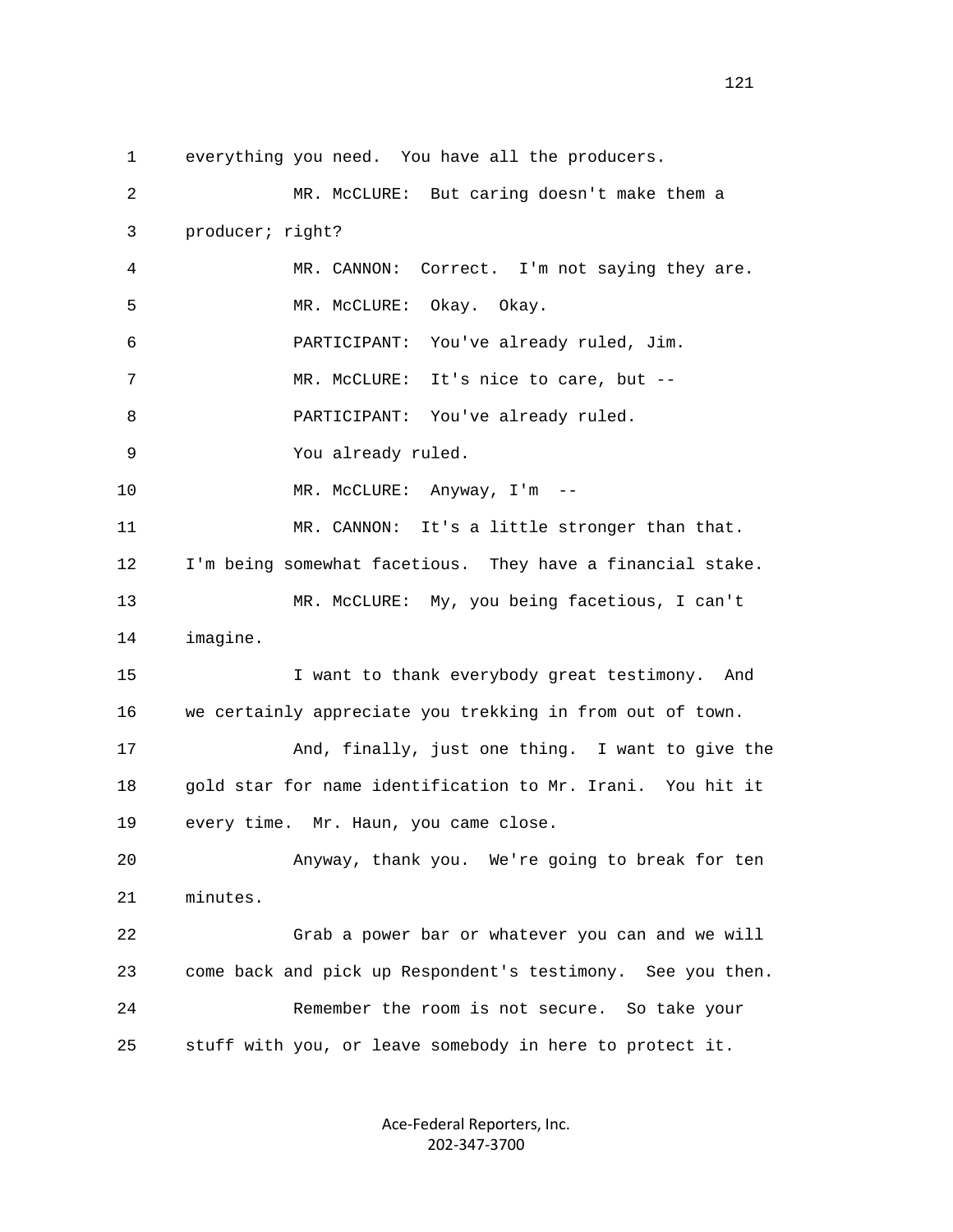everything you need. You have all the producers.

MR. McCLURE: But caring doesn't make them a producer; right?

MR. CANNON: Correct. I'm not saying they are.

MR. McCLURE: Okay. Okay.

PARTICIPANT: You've already ruled, Jim.

MR. McCLURE: It's nice to care, but --

PARTICIPANT: You've already ruled.

You already ruled.

MR. McCLURE: Anyway, I'm --

MR. CANNON: It's a little stronger than that. I'm being somewhat facetious. They have a financial stake.

MR. McCLURE: My, you being facetious, I can't imagine.

I want to thank everybody great testimony. And we certainly appreciate you trekking in from out of town.

And, finally, just one thing. I want to give the gold star for name identification to Mr. Irani. You hit it every time. Mr. Haun, you came close.

Anyway, thank you. We're going to break for ten minutes.

Grab a power bar or whatever you can and we will come back and pick up Respondent's testimony. See you then.

Remember the room is not secure. So take your stuff with you, or leave somebody in here to protect it.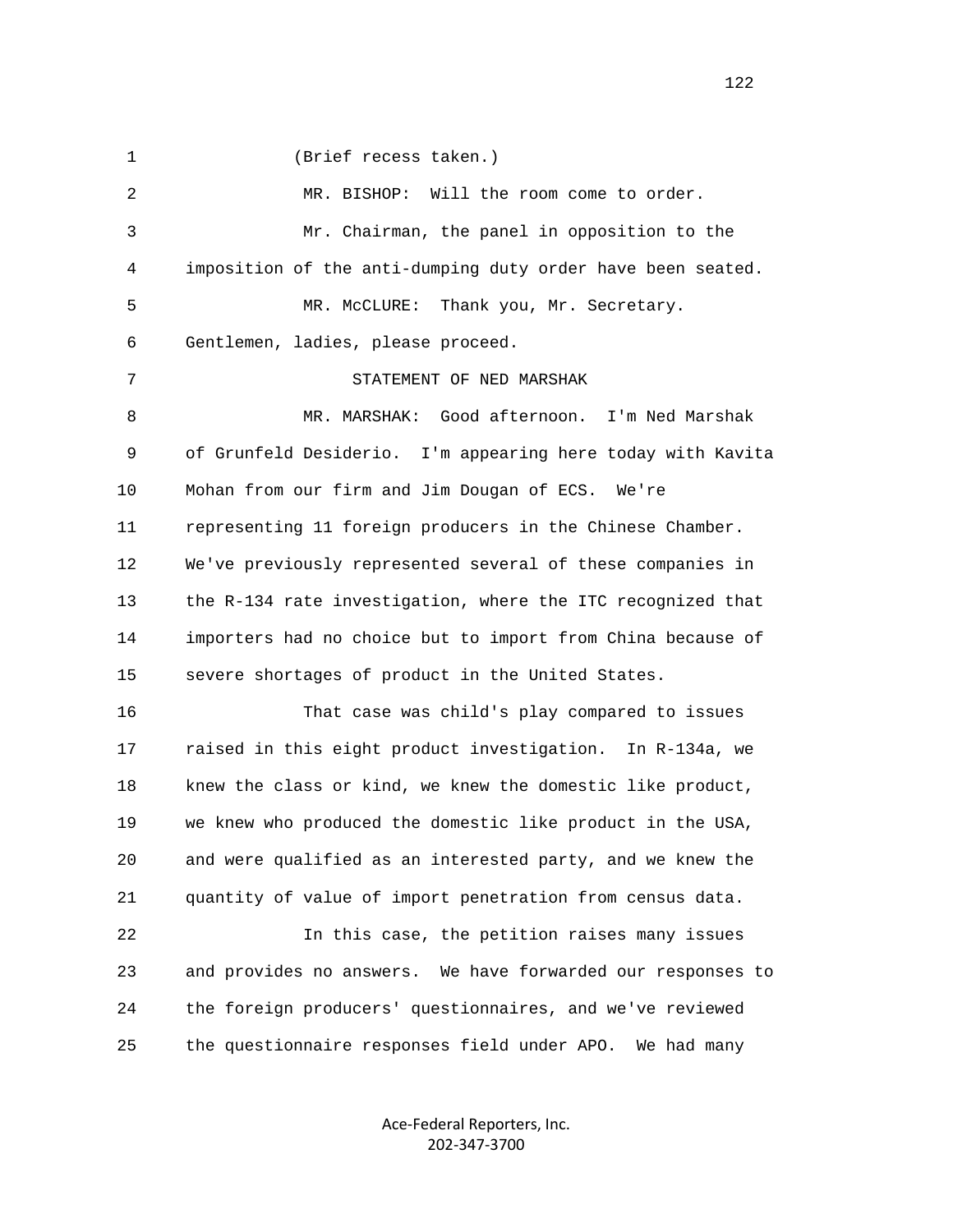(Brief recess taken.)

MR. BISHOP: Will the room come to order.

Mr. Chairman, the panel in opposition to the imposition of the anti-dumping duty order have been seated.

MR. McCLURE: Thank you, Mr. Secretary. Gentlemen, ladies, please proceed.

## STATEMENT OF NED MARSHAK

MR. MARSHAK: Good afternoon. I'm Ned Marshak of Grunfeld Desiderio. I'm appearing here today with Kavita Mohan from our firm and Jim Dougan of ECS. We're representing 11 foreign producers in the Chinese Chamber. We've previously represented several of these companies in the R-134 rate investigation, where the ITC recognized that importers had no choice but to import from China because of severe shortages of product in the United States.

That case was child's play compared to issues raised in this eight product investigation. In R-134a, we knew the class or kind, we knew the domestic like product, we knew who produced the domestic like product in the USA, and were qualified as an interested party, and we knew the quantity of value of import penetration from census data.

In this case, the petition raises many issues and provides no answers. We have forwarded our responses to the foreign producers' questionnaires, and we've reviewed the questionnaire responses field under APO. We had many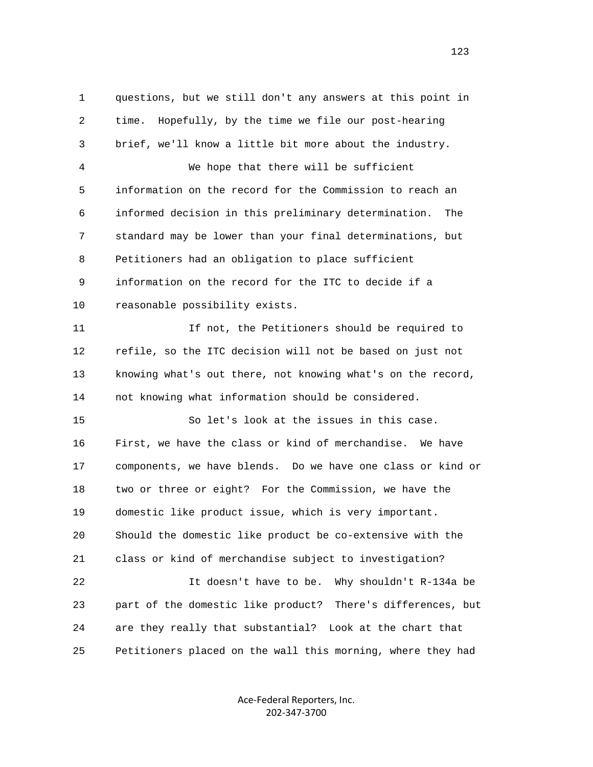questions, but we still don't any answers at this point in time. Hopefully, by the time we file our post-hearing brief, we'll know a little bit more about the industry.

We hope that there will be sufficient information on the record for the Commission to reach an informed decision in this preliminary determination. The standard may be lower than your final determinations, but Petitioners had an obligation to place sufficient information on the record for the ITC to decide if a reasonable possibility exists.

If not, the Petitioners should be required to refile, so the ITC decision will not be based on just not knowing what's out there, not knowing what's on the record, not knowing what information should be considered.

So let's look at the issues in this case. First, we have the class or kind of merchandise. We have components, we have blends. Do we have one class or kind or two or three or eight? For the Commission, we have the domestic like product issue, which is very important. Should the domestic like product be co-extensive with the class or kind of merchandise subject to investigation?

It doesn't have to be. Why shouldn't R-134a be part of the domestic like product? There's differences, but are they really that substantial? Look at the chart that Petitioners placed on the wall this morning, where they had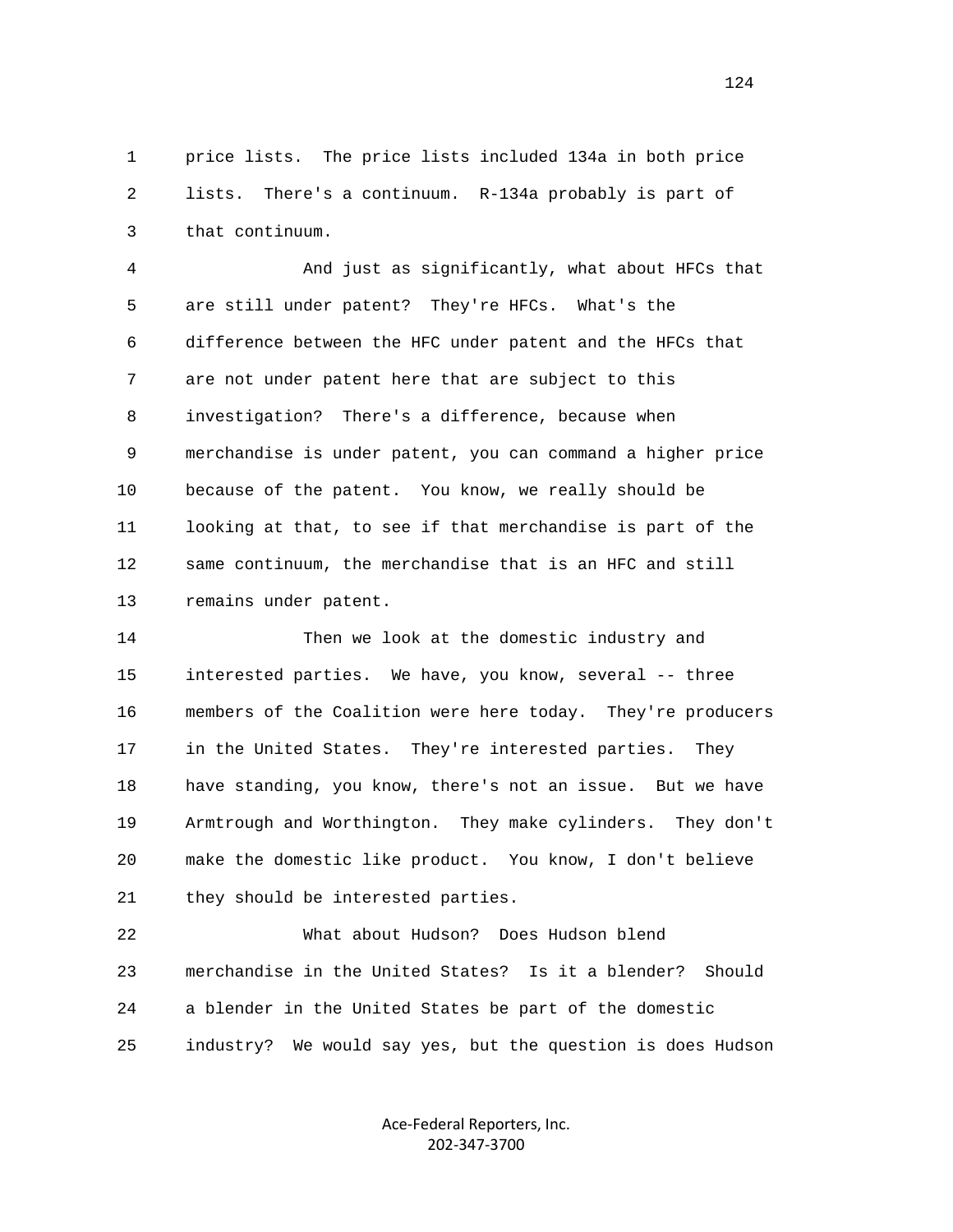1 price lists. The price lists included 134a in both price
2 lists. There's a continuum. R-134a probably is part of
3 that continuum.

4 And just as significantly, what about HFCs that
5 are still under patent? They're HFCs. What's the
6 difference between the HFC under patent and the HFCs that
7 are not under patent here that are subject to this
8 investigation? There's a difference, because when
9 merchandise is under patent, you can command a higher price
10 because of the patent. You know, we really should be
11 looking at that, to see if that merchandise is part of the
12 same continuum, the merchandise that is an HFC and still
13 remains under patent.

14 Then we look at the domestic industry and
15 interested parties. We have, you know, several -- three
16 members of the Coalition were here today. They're producers
17 in the United States. They're interested parties. They
18 have standing, you know, there's not an issue. But we have
19 Armtrough and Worthington. They make cylinders. They don't
20 make the domestic like product. You know, I don't believe
21 they should be interested parties.

22 What about Hudson? Does Hudson blend
23 merchandise in the United States? Is it a blender? Should
24 a blender in the United States be part of the domestic
25 industry? We would say yes, but the question is does Hudson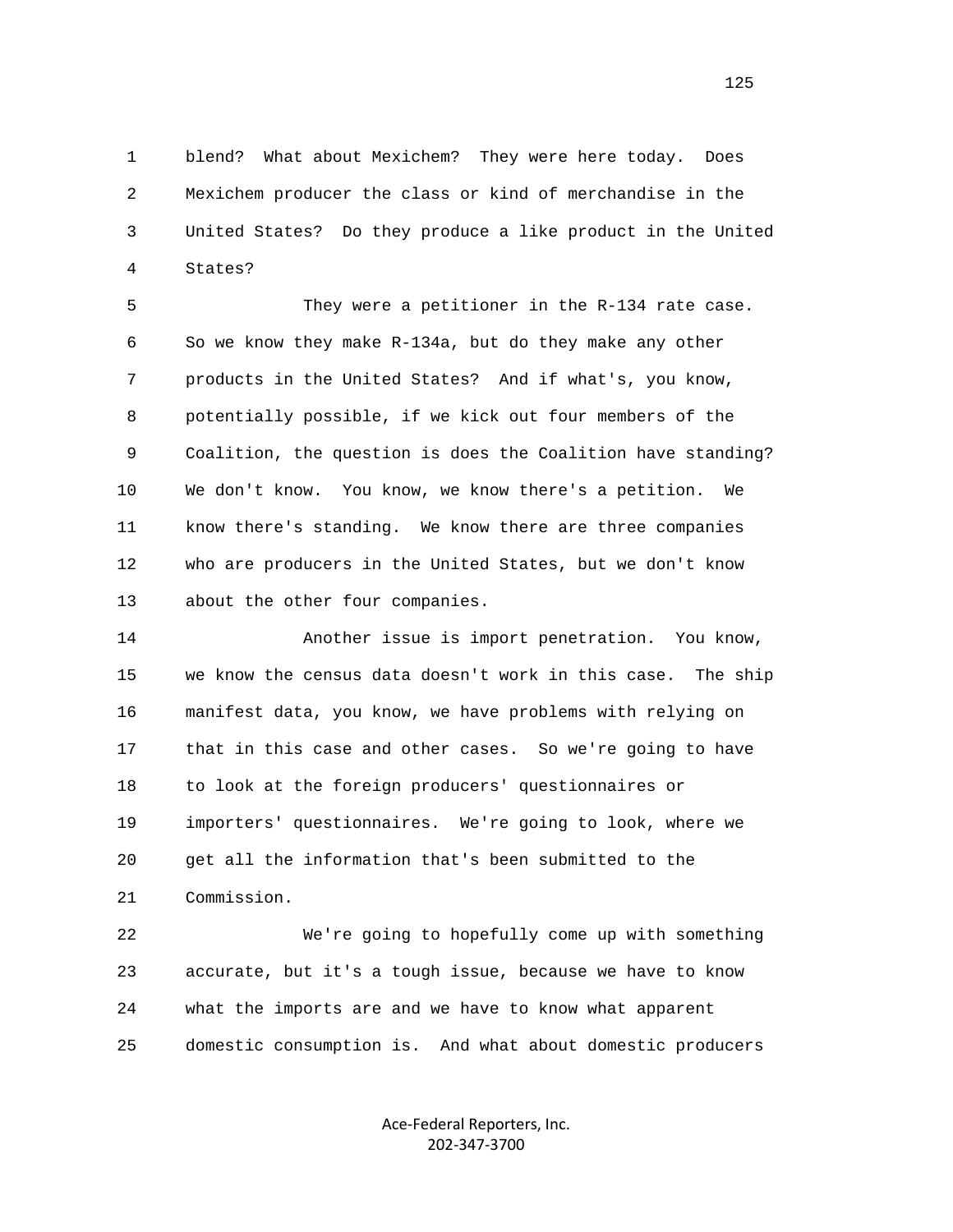1 blend? What about Mexichem? They were here today. Does
2 Mexichem producer the class or kind of merchandise in the
3 United States? Do they produce a like product in the United
4 States?

5 They were a petitioner in the R-134 rate case.
6 So we know they make R-134a, but do they make any other
7 products in the United States? And if what's, you know,
8 potentially possible, if we kick out four members of the
9 Coalition, the question is does the Coalition have standing?
10 We don't know. You know, we know there's a petition. We
11 know there's standing. We know there are three companies
12 who are producers in the United States, but we don't know
13 about the other four companies.

14 Another issue is import penetration. You know,
15 we know the census data doesn't work in this case. The ship
16 manifest data, you know, we have problems with relying on
17 that in this case and other cases. So we're going to have
18 to look at the foreign producers' questionnaires or
19 importers' questionnaires. We're going to look, where we
20 get all the information that's been submitted to the
21 Commission.

22 We're going to hopefully come up with something
23 accurate, but it's a tough issue, because we have to know
24 what the imports are and we have to know what apparent
25 domestic consumption is. And what about domestic producers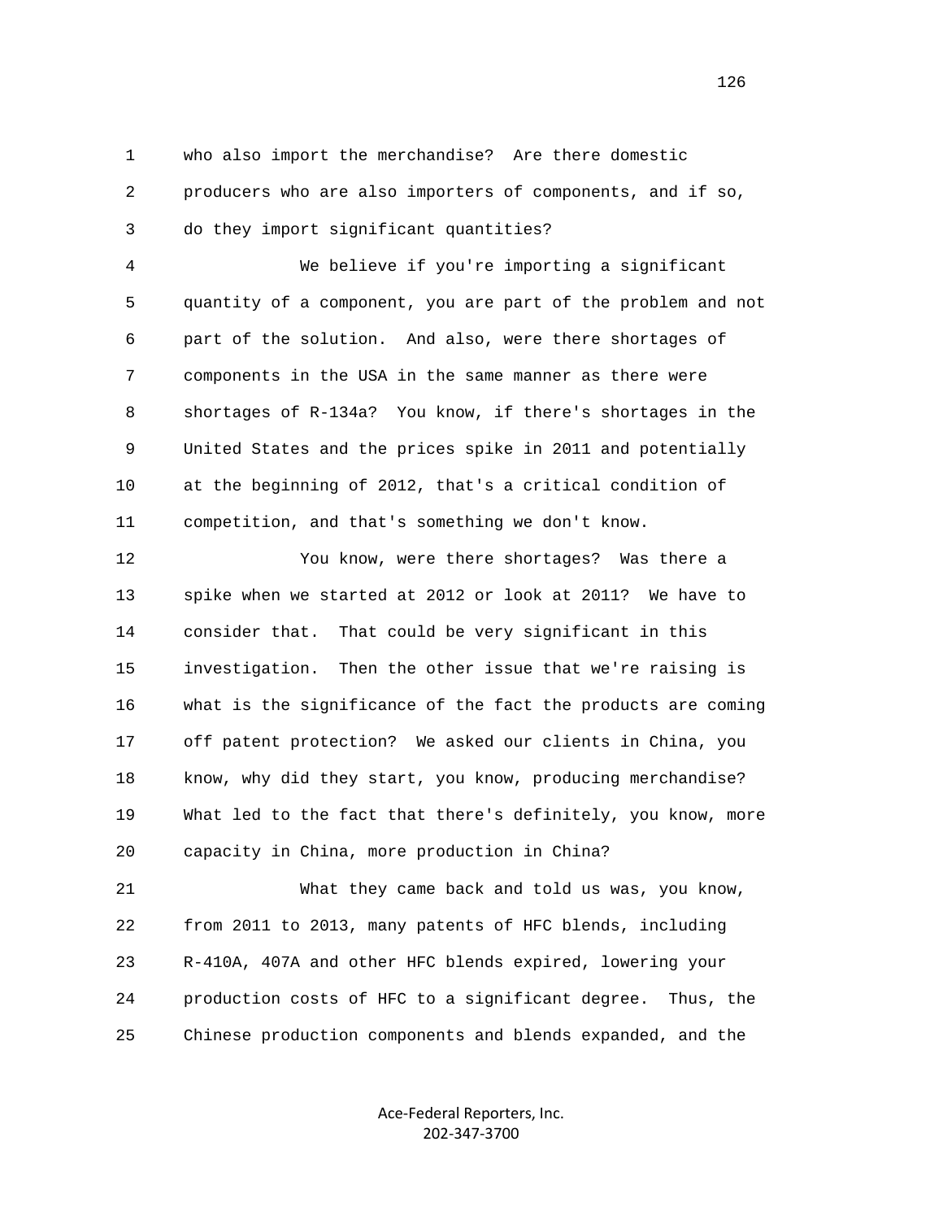who also import the merchandise? Are there domestic producers who are also importers of components, and if so, do they import significant quantities?

We believe if you're importing a significant quantity of a component, you are part of the problem and not part of the solution. And also, were there shortages of components in the USA in the same manner as there were shortages of R-134a? You know, if there's shortages in the United States and the prices spike in 2011 and potentially at the beginning of 2012, that's a critical condition of competition, and that's something we don't know.

You know, were there shortages? Was there a spike when we started at 2012 or look at 2011? We have to consider that. That could be very significant in this investigation. Then the other issue that we're raising is what is the significance of the fact the products are coming off patent protection? We asked our clients in China, you know, why did they start, you know, producing merchandise? What led to the fact that there's definitely, you know, more capacity in China, more production in China?

What they came back and told us was, you know, from 2011 to 2013, many patents of HFC blends, including R-410A, 407A and other HFC blends expired, lowering your production costs of HFC to a significant degree. Thus, the Chinese production components and blends expanded, and the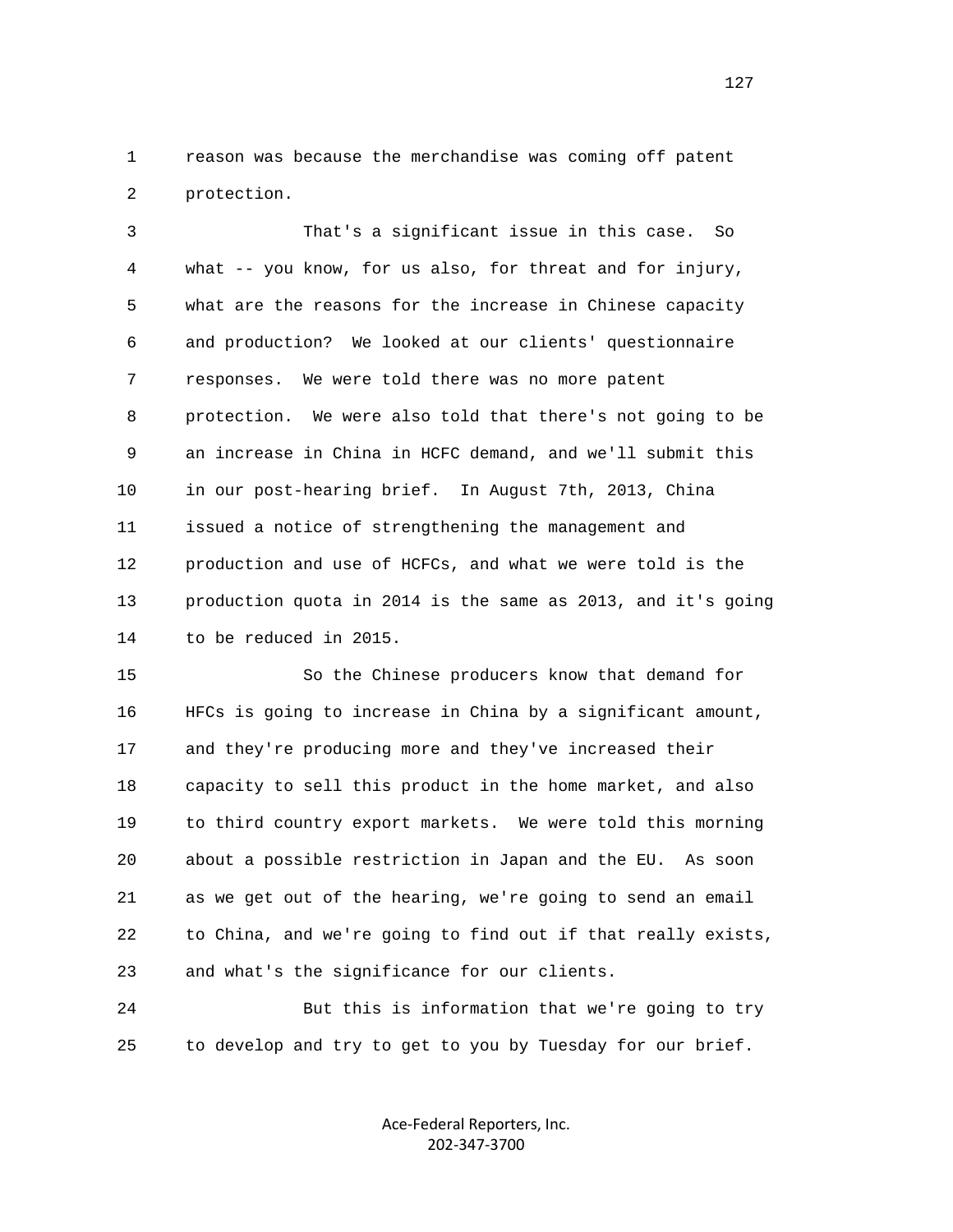reason was because the merchandise was coming off patent protection.

That's a significant issue in this case. So what -- you know, for us also, for threat and for injury, what are the reasons for the increase in Chinese capacity and production? We looked at our clients' questionnaire responses. We were told there was no more patent protection. We were also told that there's not going to be an increase in China in HCFC demand, and we'll submit this in our post-hearing brief. In August 7th, 2013, China issued a notice of strengthening the management and production and use of HCFCs, and what we were told is the production quota in 2014 is the same as 2013, and it's going to be reduced in 2015.

So the Chinese producers know that demand for HFCs is going to increase in China by a significant amount, and they're producing more and they've increased their capacity to sell this product in the home market, and also to third country export markets. We were told this morning about a possible restriction in Japan and the EU. As soon as we get out of the hearing, we're going to send an email to China, and we're going to find out if that really exists, and what's the significance for our clients.

But this is information that we're going to try to develop and try to get to you by Tuesday for our brief.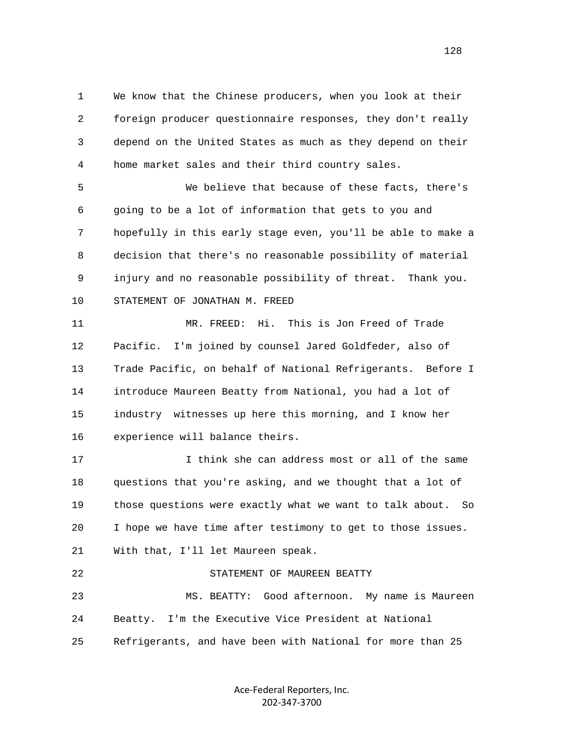We know that the Chinese producers, when you look at their foreign producer questionnaire responses, they don't really depend on the United States as much as they depend on their home market sales and their third country sales.

We believe that because of these facts, there's going to be a lot of information that gets to you and hopefully in this early stage even, you'll be able to make a decision that there's no reasonable possibility of material injury and no reasonable possibility of threat. Thank you.

STATEMENT OF JONATHAN M. FREED

MR. FREED: Hi. This is Jon Freed of Trade Pacific. I'm joined by counsel Jared Goldfeder, also of Trade Pacific, on behalf of National Refrigerants. Before I introduce Maureen Beatty from National, you had a lot of industry witnesses up here this morning, and I know her experience will balance theirs.

I think she can address most or all of the same questions that you're asking, and we thought that a lot of those questions were exactly what we want to talk about. So I hope we have time after testimony to get to those issues. With that, I'll let Maureen speak.

STATEMENT OF MAUREEN BEATTY

MS. BEATTY: Good afternoon. My name is Maureen Beatty. I'm the Executive Vice President at National Refrigerants, and have been with National for more than 25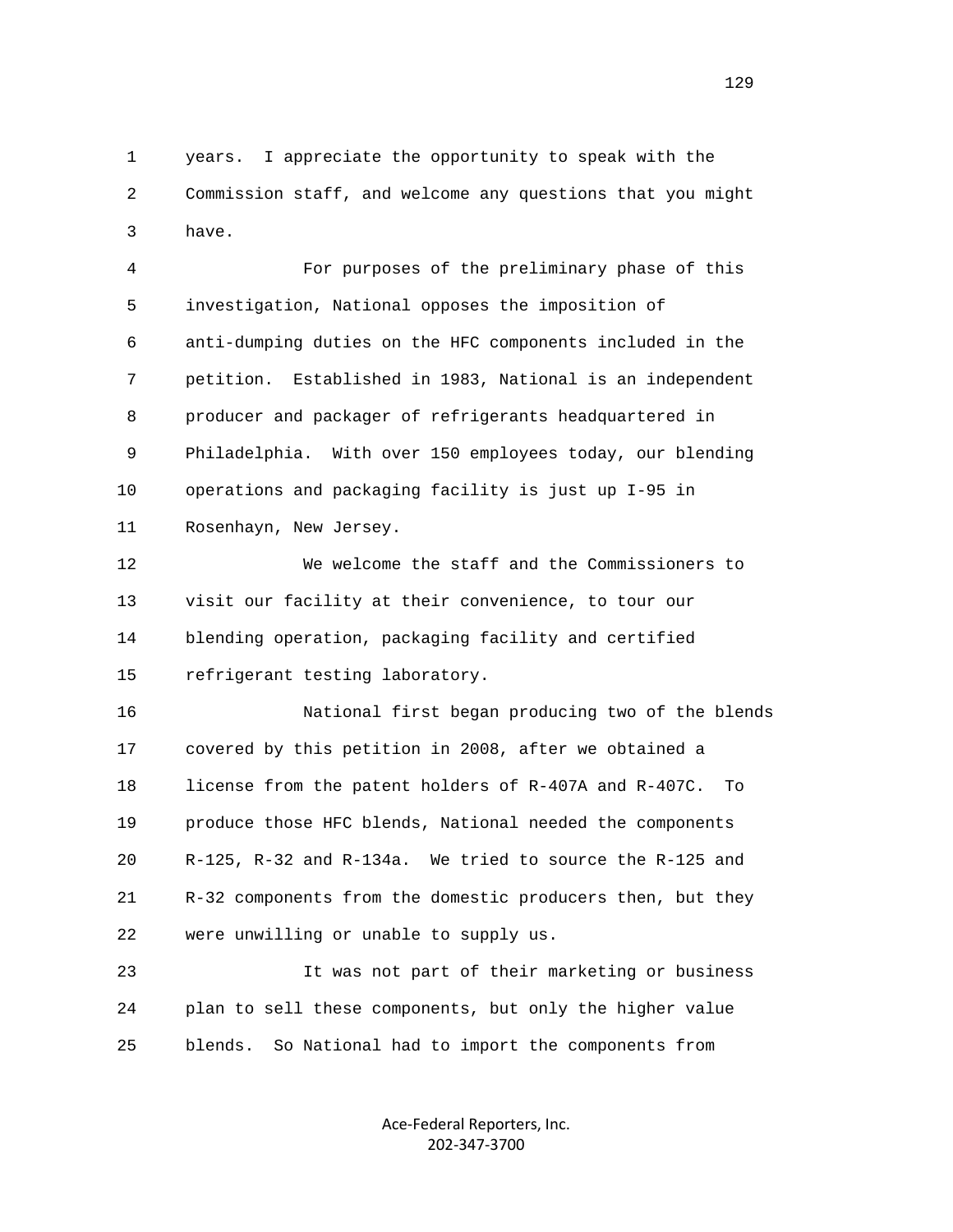years. I appreciate the opportunity to speak with the Commission staff, and welcome any questions that you might have.

For purposes of the preliminary phase of this investigation, National opposes the imposition of anti-dumping duties on the HFC components included in the petition. Established in 1983, National is an independent producer and packager of refrigerants headquartered in Philadelphia. With over 150 employees today, our blending operations and packaging facility is just up I-95 in Rosenhayn, New Jersey.

We welcome the staff and the Commissioners to visit our facility at their convenience, to tour our blending operation, packaging facility and certified refrigerant testing laboratory.

National first began producing two of the blends covered by this petition in 2008, after we obtained a license from the patent holders of R-407A and R-407C. To produce those HFC blends, National needed the components R-125, R-32 and R-134a. We tried to source the R-125 and R-32 components from the domestic producers then, but they were unwilling or unable to supply us.

It was not part of their marketing or business plan to sell these components, but only the higher value blends. So National had to import the components from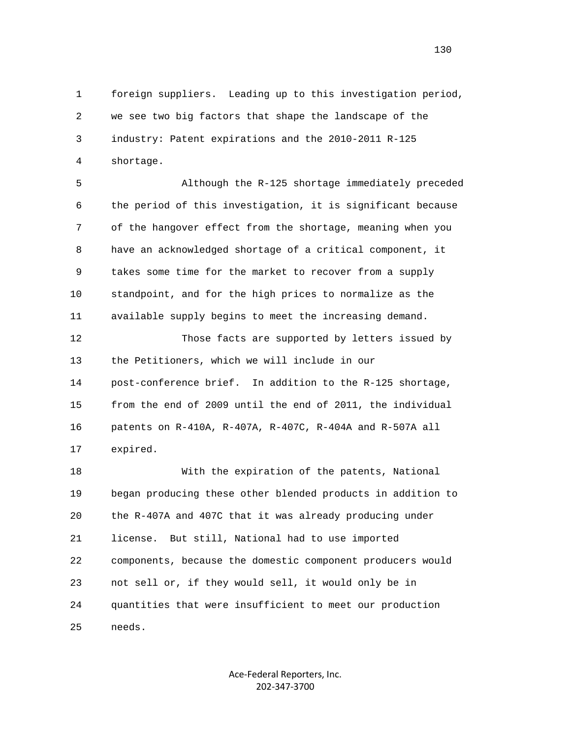foreign suppliers. Leading up to this investigation period, we see two big factors that shape the landscape of the industry: Patent expirations and the 2010-2011 R-125 shortage.

Although the R-125 shortage immediately preceded the period of this investigation, it is significant because of the hangover effect from the shortage, meaning when you have an acknowledged shortage of a critical component, it takes some time for the market to recover from a supply standpoint, and for the high prices to normalize as the available supply begins to meet the increasing demand.

Those facts are supported by letters issued by the Petitioners, which we will include in our post-conference brief. In addition to the R-125 shortage, from the end of 2009 until the end of 2011, the individual patents on R-410A, R-407A, R-407C, R-404A and R-507A all expired.

With the expiration of the patents, National began producing these other blended products in addition to the R-407A and 407C that it was already producing under license. But still, National had to use imported components, because the domestic component producers would not sell or, if they would sell, it would only be in quantities that were insufficient to meet our production needs.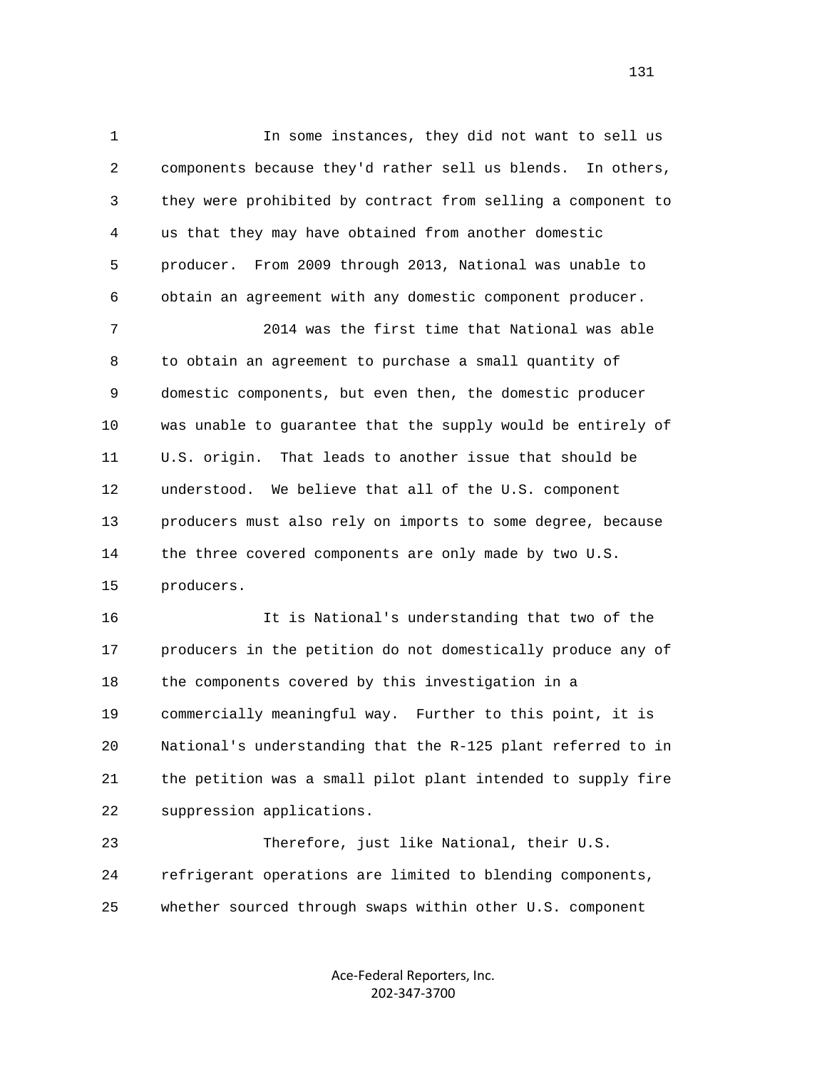In some instances, they did not want to sell us components because they'd rather sell us blends. In others, they were prohibited by contract from selling a component to us that they may have obtained from another domestic producer. From 2009 through 2013, National was unable to obtain an agreement with any domestic component producer.

2014 was the first time that National was able to obtain an agreement to purchase a small quantity of domestic components, but even then, the domestic producer was unable to guarantee that the supply would be entirely of U.S. origin. That leads to another issue that should be understood. We believe that all of the U.S. component producers must also rely on imports to some degree, because the three covered components are only made by two U.S. producers.

It is National's understanding that two of the producers in the petition do not domestically produce any of the components covered by this investigation in a commercially meaningful way. Further to this point, it is National's understanding that the R-125 plant referred to in the petition was a small pilot plant intended to supply fire suppression applications.

Therefore, just like National, their U.S. refrigerant operations are limited to blending components, whether sourced through swaps within other U.S. component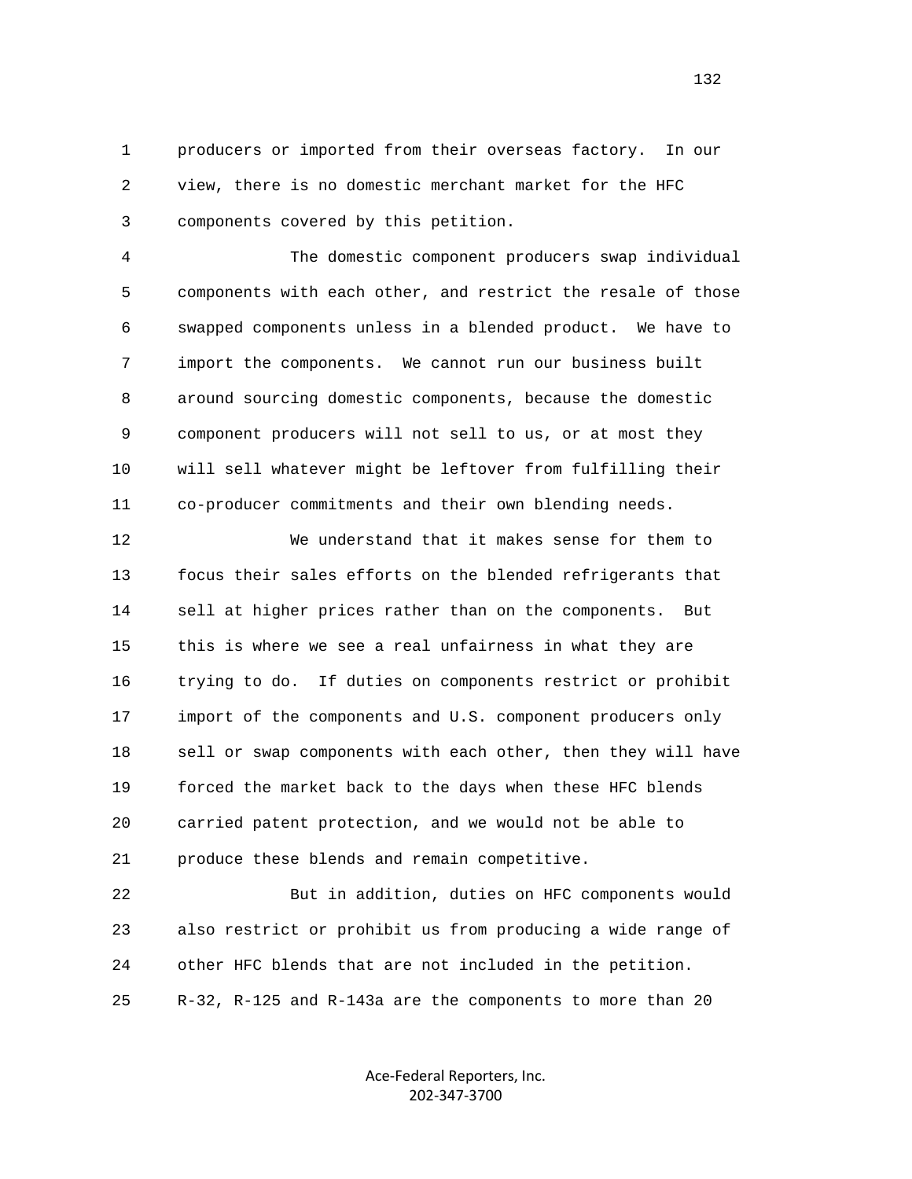producers or imported from their overseas factory. In our view, there is no domestic merchant market for the HFC components covered by this petition.

The domestic component producers swap individual components with each other, and restrict the resale of those swapped components unless in a blended product. We have to import the components. We cannot run our business built around sourcing domestic components, because the domestic component producers will not sell to us, or at most they will sell whatever might be leftover from fulfilling their co-producer commitments and their own blending needs.

We understand that it makes sense for them to focus their sales efforts on the blended refrigerants that sell at higher prices rather than on the components. But this is where we see a real unfairness in what they are trying to do. If duties on components restrict or prohibit import of the components and U.S. component producers only sell or swap components with each other, then they will have forced the market back to the days when these HFC blends carried patent protection, and we would not be able to produce these blends and remain competitive.

But in addition, duties on HFC components would also restrict or prohibit us from producing a wide range of other HFC blends that are not included in the petition. R-32, R-125 and R-143a are the components to more than 20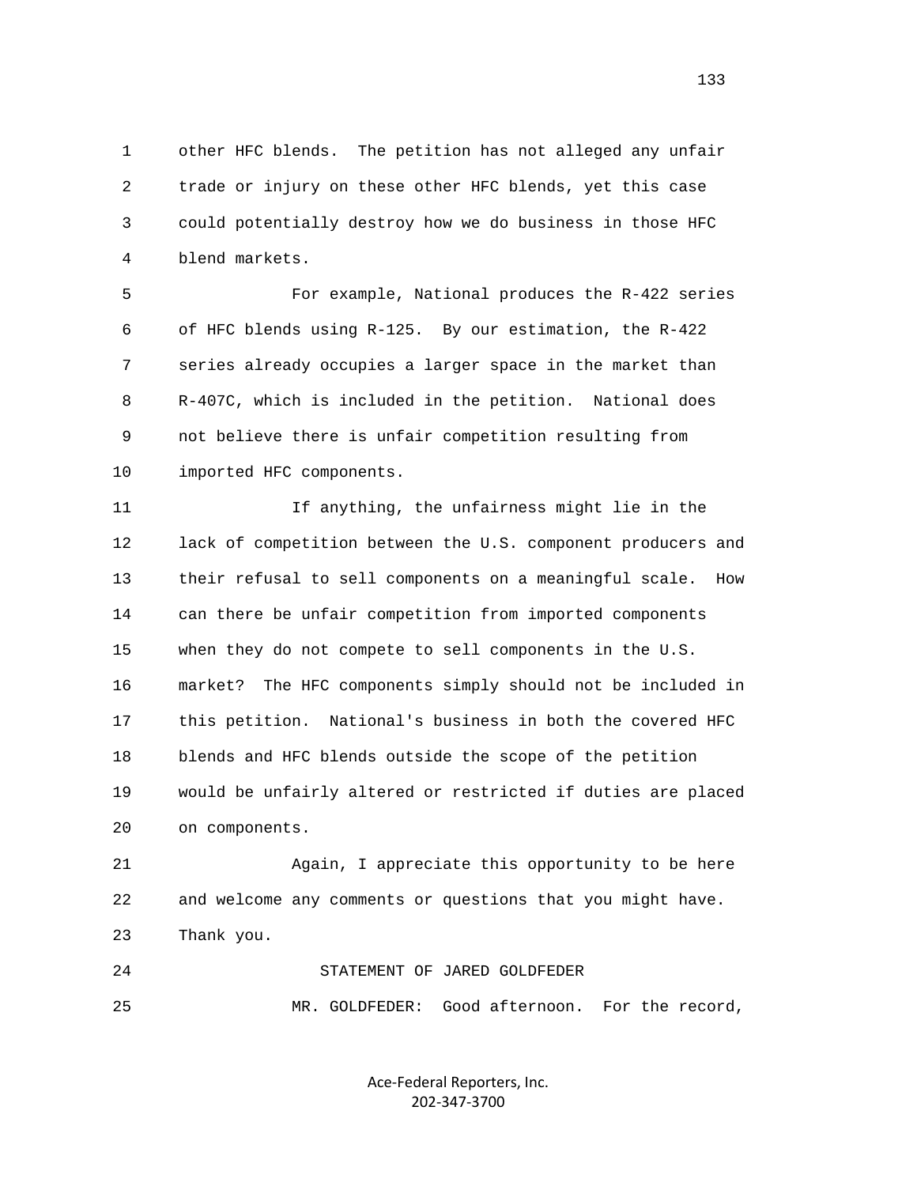other HFC blends. The petition has not alleged any unfair trade or injury on these other HFC blends, yet this case could potentially destroy how we do business in those HFC blend markets.

For example, National produces the R-422 series of HFC blends using R-125. By our estimation, the R-422 series already occupies a larger space in the market than R-407C, which is included in the petition. National does not believe there is unfair competition resulting from imported HFC components.

If anything, the unfairness might lie in the lack of competition between the U.S. component producers and their refusal to sell components on a meaningful scale. How can there be unfair competition from imported components when they do not compete to sell components in the U.S. market? The HFC components simply should not be included in this petition. National's business in both the covered HFC blends and HFC blends outside the scope of the petition would be unfairly altered or restricted if duties are placed on components.

Again, I appreciate this opportunity to be here and welcome any comments or questions that you might have. Thank you.

STATEMENT OF JARED GOLDFEDER

MR. GOLDFEDER: Good afternoon. For the record,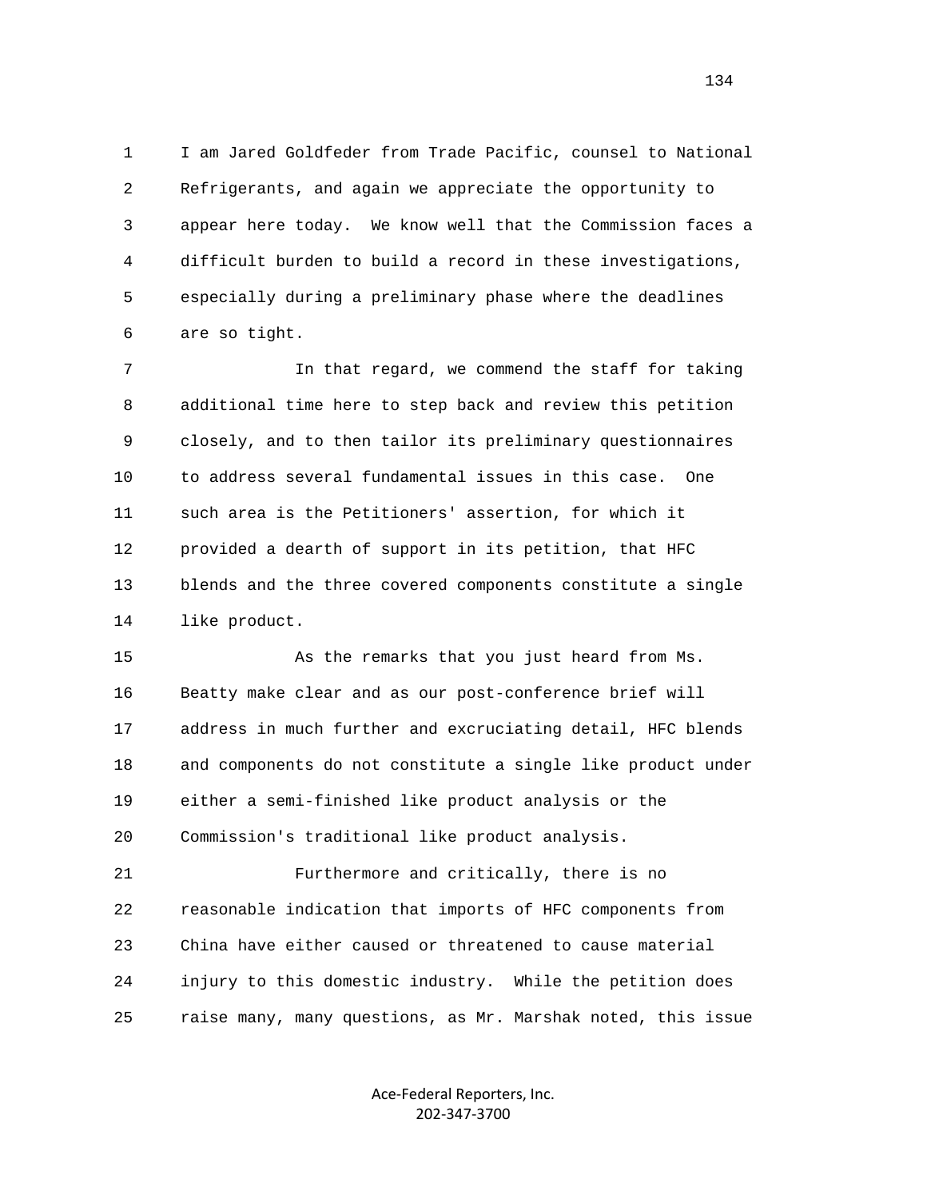I am Jared Goldfeder from Trade Pacific, counsel to National Refrigerants, and again we appreciate the opportunity to appear here today. We know well that the Commission faces a difficult burden to build a record in these investigations, especially during a preliminary phase where the deadlines are so tight.

In that regard, we commend the staff for taking additional time here to step back and review this petition closely, and to then tailor its preliminary questionnaires to address several fundamental issues in this case. One such area is the Petitioners' assertion, for which it provided a dearth of support in its petition, that HFC blends and the three covered components constitute a single like product.

As the remarks that you just heard from Ms. Beatty make clear and as our post-conference brief will address in much further and excruciating detail, HFC blends and components do not constitute a single like product under either a semi-finished like product analysis or the Commission's traditional like product analysis.

Furthermore and critically, there is no reasonable indication that imports of HFC components from China have either caused or threatened to cause material injury to this domestic industry. While the petition does raise many, many questions, as Mr. Marshak noted, this issue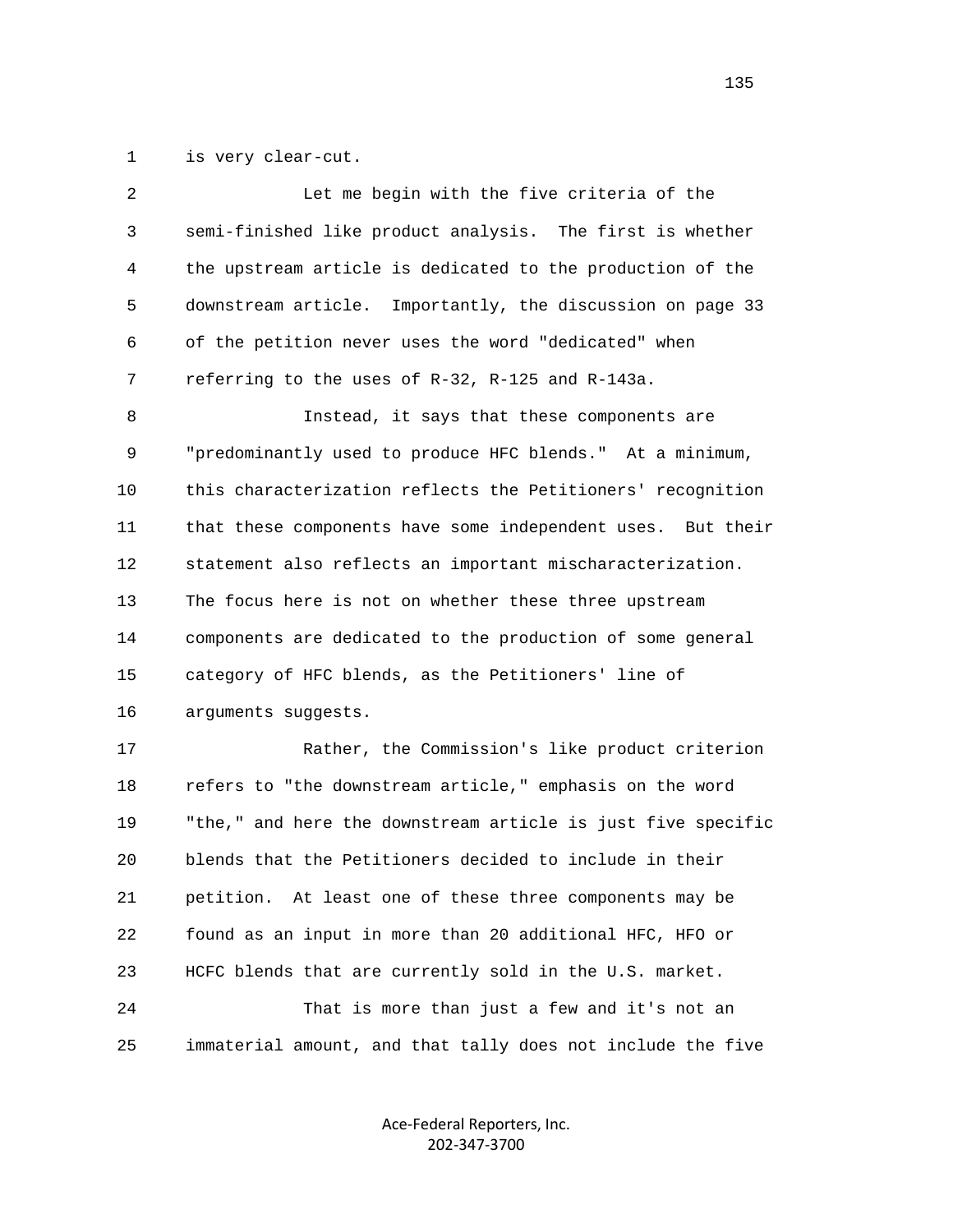is very clear-cut.

Let me begin with the five criteria of the semi-finished like product analysis. The first is whether the upstream article is dedicated to the production of the downstream article. Importantly, the discussion on page 33 of the petition never uses the word "dedicated" when referring to the uses of R-32, R-125 and R-143a.

Instead, it says that these components are "predominantly used to produce HFC blends." At a minimum, this characterization reflects the Petitioners' recognition that these components have some independent uses. But their statement also reflects an important mischaracterization. The focus here is not on whether these three upstream components are dedicated to the production of some general category of HFC blends, as the Petitioners' line of arguments suggests.

Rather, the Commission's like product criterion refers to "the downstream article," emphasis on the word "the," and here the downstream article is just five specific blends that the Petitioners decided to include in their petition. At least one of these three components may be found as an input in more than 20 additional HFC, HFO or HCFC blends that are currently sold in the U.S. market.

That is more than just a few and it's not an immaterial amount, and that tally does not include the five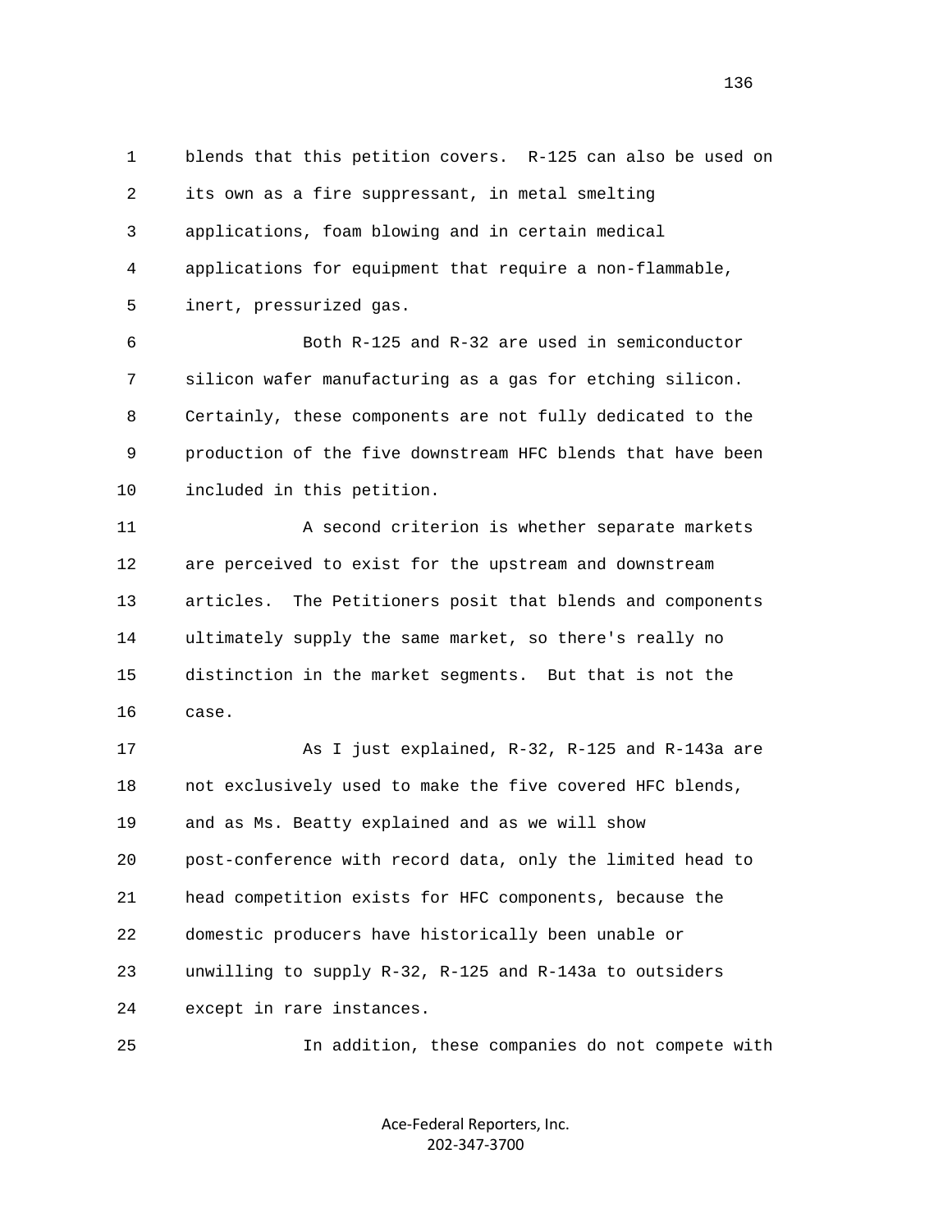blends that this petition covers. R-125 can also be used on its own as a fire suppressant, in metal smelting applications, foam blowing and in certain medical applications for equipment that require a non-flammable, inert, pressurized gas.

Both R-125 and R-32 are used in semiconductor silicon wafer manufacturing as a gas for etching silicon. Certainly, these components are not fully dedicated to the production of the five downstream HFC blends that have been included in this petition.

A second criterion is whether separate markets are perceived to exist for the upstream and downstream articles. The Petitioners posit that blends and components ultimately supply the same market, so there's really no distinction in the market segments. But that is not the case.

As I just explained, R-32, R-125 and R-143a are not exclusively used to make the five covered HFC blends, and as Ms. Beatty explained and as we will show post-conference with record data, only the limited head to head competition exists for HFC components, because the domestic producers have historically been unable or unwilling to supply R-32, R-125 and R-143a to outsiders except in rare instances.

In addition, these companies do not compete with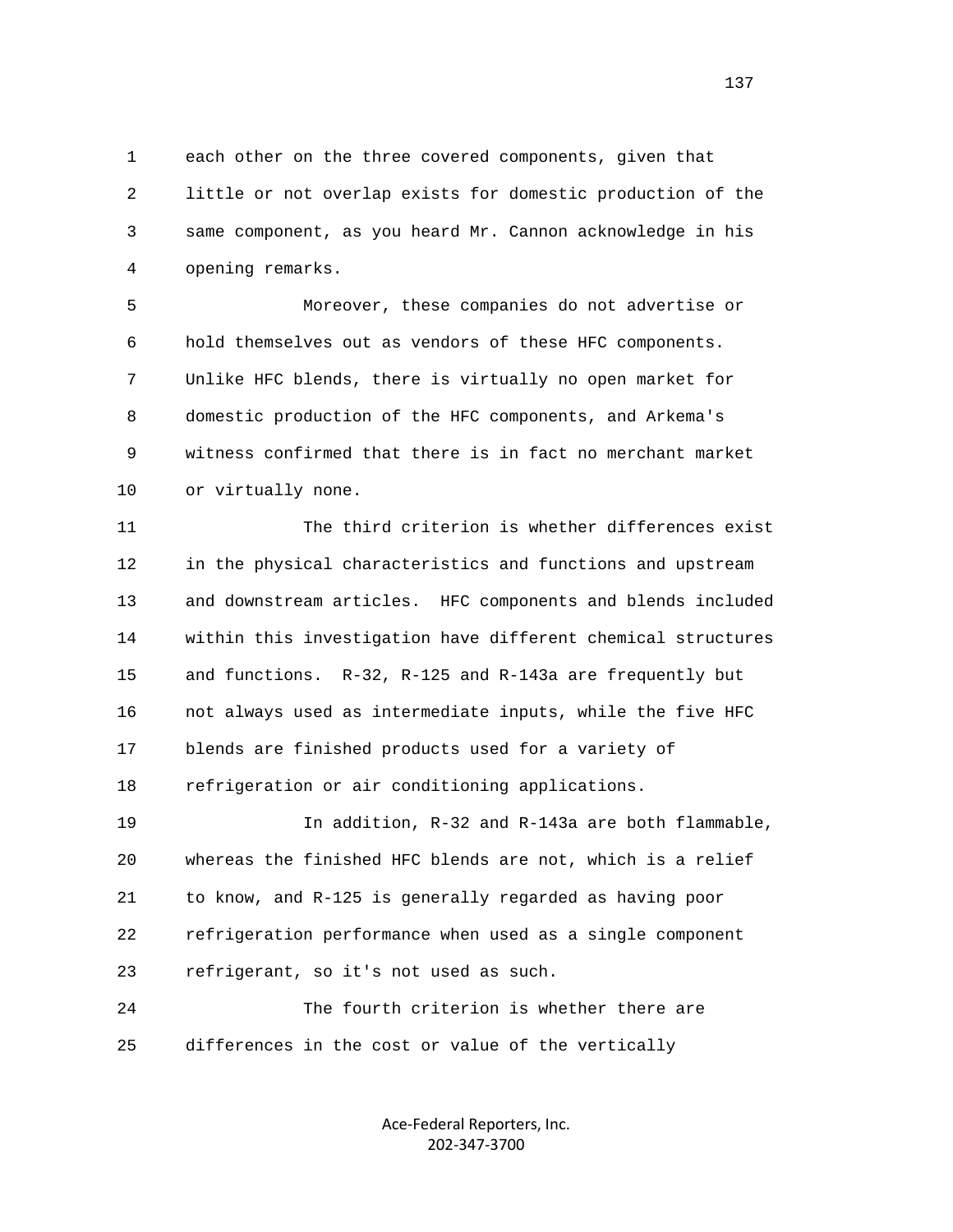each other on the three covered components, given that little or not overlap exists for domestic production of the same component, as you heard Mr. Cannon acknowledge in his opening remarks.

Moreover, these companies do not advertise or hold themselves out as vendors of these HFC components. Unlike HFC blends, there is virtually no open market for domestic production of the HFC components, and Arkema's witness confirmed that there is in fact no merchant market or virtually none.

The third criterion is whether differences exist in the physical characteristics and functions and upstream and downstream articles. HFC components and blends included within this investigation have different chemical structures and functions. R-32, R-125 and R-143a are frequently but not always used as intermediate inputs, while the five HFC blends are finished products used for a variety of refrigeration or air conditioning applications.

In addition, R-32 and R-143a are both flammable, whereas the finished HFC blends are not, which is a relief to know, and R-125 is generally regarded as having poor refrigeration performance when used as a single component refrigerant, so it's not used as such.

The fourth criterion is whether there are differences in the cost or value of the vertically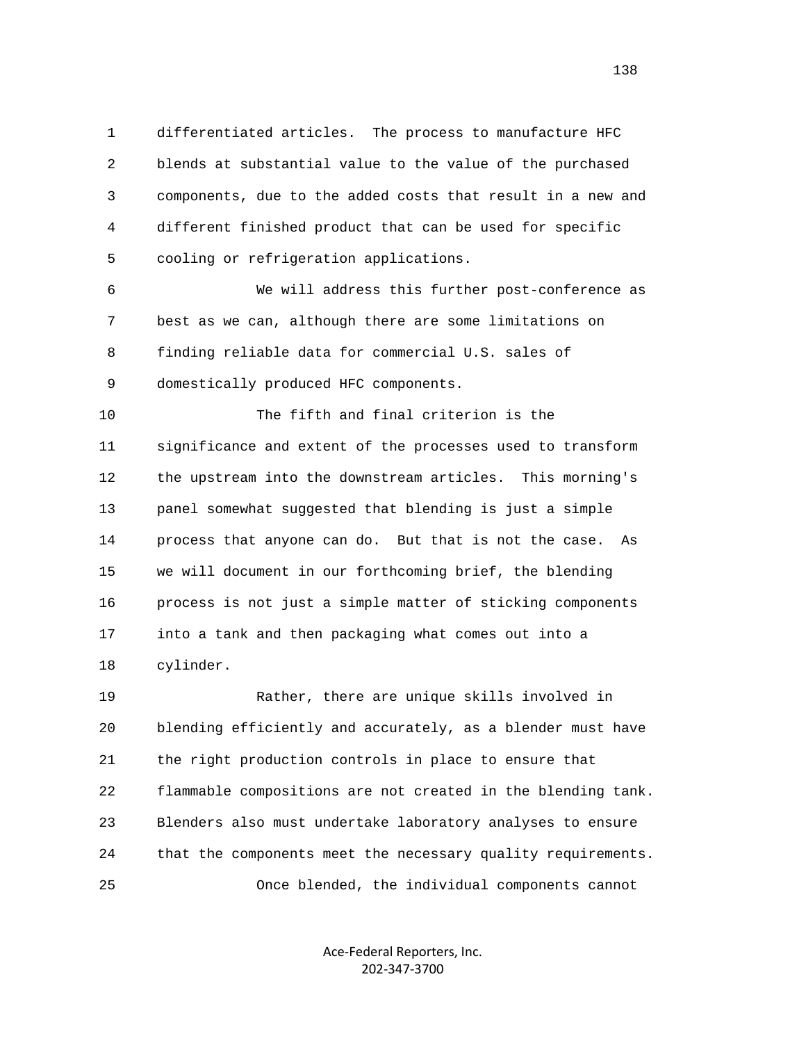differentiated articles. The process to manufacture HFC blends at substantial value to the value of the purchased components, due to the added costs that result in a new and different finished product that can be used for specific cooling or refrigeration applications.

We will address this further post-conference as best as we can, although there are some limitations on finding reliable data for commercial U.S. sales of domestically produced HFC components.

The fifth and final criterion is the significance and extent of the processes used to transform the upstream into the downstream articles. This morning's panel somewhat suggested that blending is just a simple process that anyone can do. But that is not the case. As we will document in our forthcoming brief, the blending process is not just a simple matter of sticking components into a tank and then packaging what comes out into a cylinder.

Rather, there are unique skills involved in blending efficiently and accurately, as a blender must have the right production controls in place to ensure that flammable compositions are not created in the blending tank. Blenders also must undertake laboratory analyses to ensure that the components meet the necessary quality requirements.

Once blended, the individual components cannot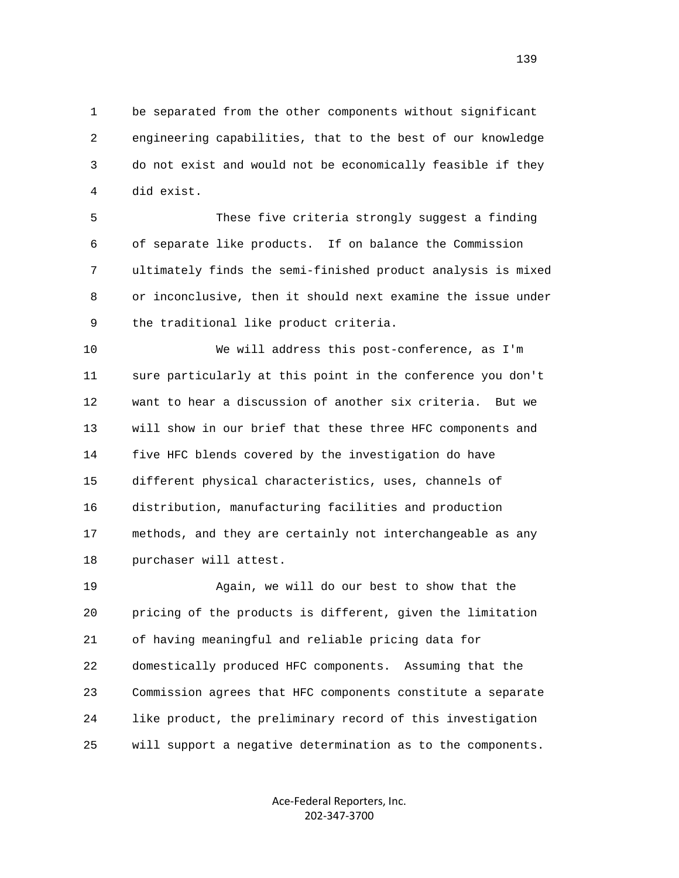be separated from the other components without significant engineering capabilities, that to the best of our knowledge do not exist and would not be economically feasible if they did exist.

These five criteria strongly suggest a finding of separate like products. If on balance the Commission ultimately finds the semi-finished product analysis is mixed or inconclusive, then it should next examine the issue under the traditional like product criteria.

We will address this post-conference, as I'm sure particularly at this point in the conference you don't want to hear a discussion of another six criteria. But we will show in our brief that these three HFC components and five HFC blends covered by the investigation do have different physical characteristics, uses, channels of distribution, manufacturing facilities and production methods, and they are certainly not interchangeable as any purchaser will attest.

Again, we will do our best to show that the pricing of the products is different, given the limitation of having meaningful and reliable pricing data for domestically produced HFC components. Assuming that the Commission agrees that HFC components constitute a separate like product, the preliminary record of this investigation will support a negative determination as to the components.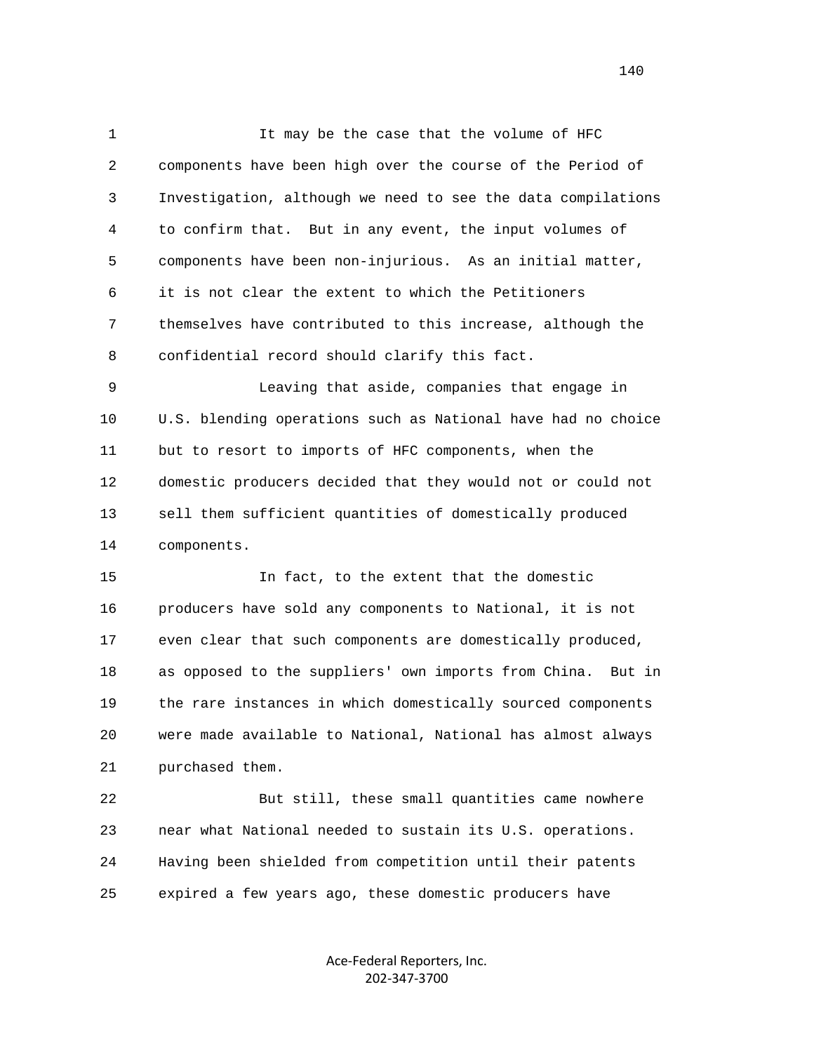It may be the case that the volume of HFC components have been high over the course of the Period of Investigation, although we need to see the data compilations to confirm that. But in any event, the input volumes of components have been non-injurious. As an initial matter, it is not clear the extent to which the Petitioners themselves have contributed to this increase, although the confidential record should clarify this fact.

Leaving that aside, companies that engage in U.S. blending operations such as National have had no choice but to resort to imports of HFC components, when the domestic producers decided that they would not or could not sell them sufficient quantities of domestically produced components.

In fact, to the extent that the domestic producers have sold any components to National, it is not even clear that such components are domestically produced, as opposed to the suppliers' own imports from China. But in the rare instances in which domestically sourced components were made available to National, National has almost always purchased them.

But still, these small quantities came nowhere near what National needed to sustain its U.S. operations. Having been shielded from competition until their patents expired a few years ago, these domestic producers have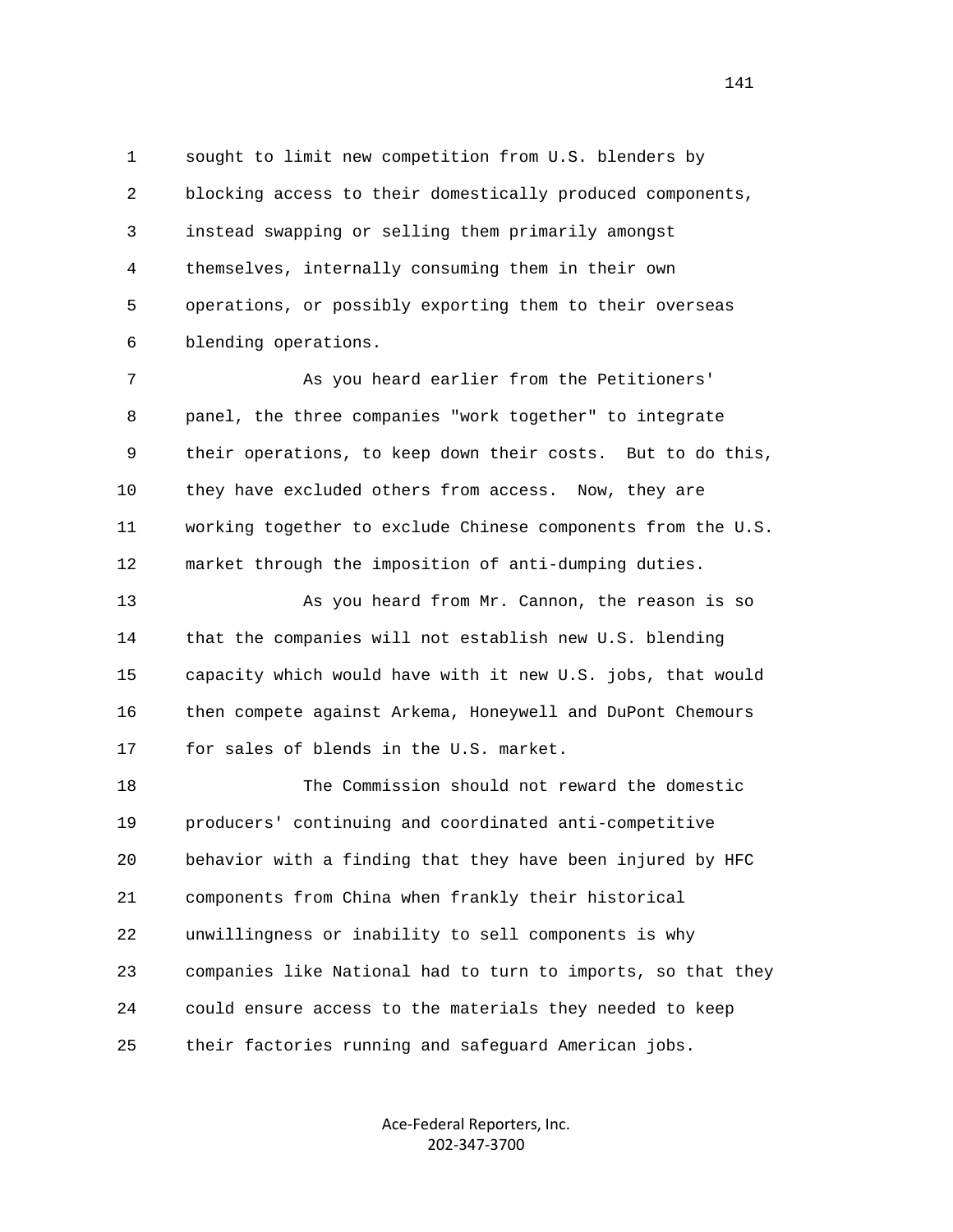sought to limit new competition from U.S. blenders by blocking access to their domestically produced components, instead swapping or selling them primarily amongst themselves, internally consuming them in their own operations, or possibly exporting them to their overseas blending operations.

As you heard earlier from the Petitioners' panel, the three companies "work together" to integrate their operations, to keep down their costs. But to do this, they have excluded others from access. Now, they are working together to exclude Chinese components from the U.S. market through the imposition of anti-dumping duties.

As you heard from Mr. Cannon, the reason is so that the companies will not establish new U.S. blending capacity which would have with it new U.S. jobs, that would then compete against Arkema, Honeywell and DuPont Chemours for sales of blends in the U.S. market.

The Commission should not reward the domestic producers' continuing and coordinated anti-competitive behavior with a finding that they have been injured by HFC components from China when frankly their historical unwillingness or inability to sell components is why companies like National had to turn to imports, so that they could ensure access to the materials they needed to keep their factories running and safeguard American jobs.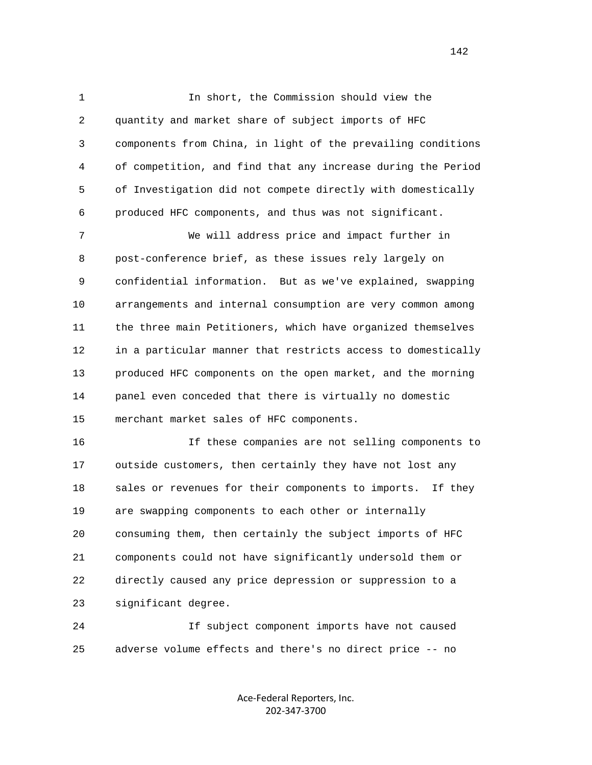In short, the Commission should view the quantity and market share of subject imports of HFC components from China, in light of the prevailing conditions of competition, and find that any increase during the Period of Investigation did not compete directly with domestically produced HFC components, and thus was not significant.

We will address price and impact further in post-conference brief, as these issues rely largely on confidential information. But as we've explained, swapping arrangements and internal consumption are very common among the three main Petitioners, which have organized themselves in a particular manner that restricts access to domestically produced HFC components on the open market, and the morning panel even conceded that there is virtually no domestic merchant market sales of HFC components.

If these companies are not selling components to outside customers, then certainly they have not lost any sales or revenues for their components to imports. If they are swapping components to each other or internally consuming them, then certainly the subject imports of HFC components could not have significantly undersold them or directly caused any price depression or suppression to a significant degree.

If subject component imports have not caused adverse volume effects and there's no direct price -- no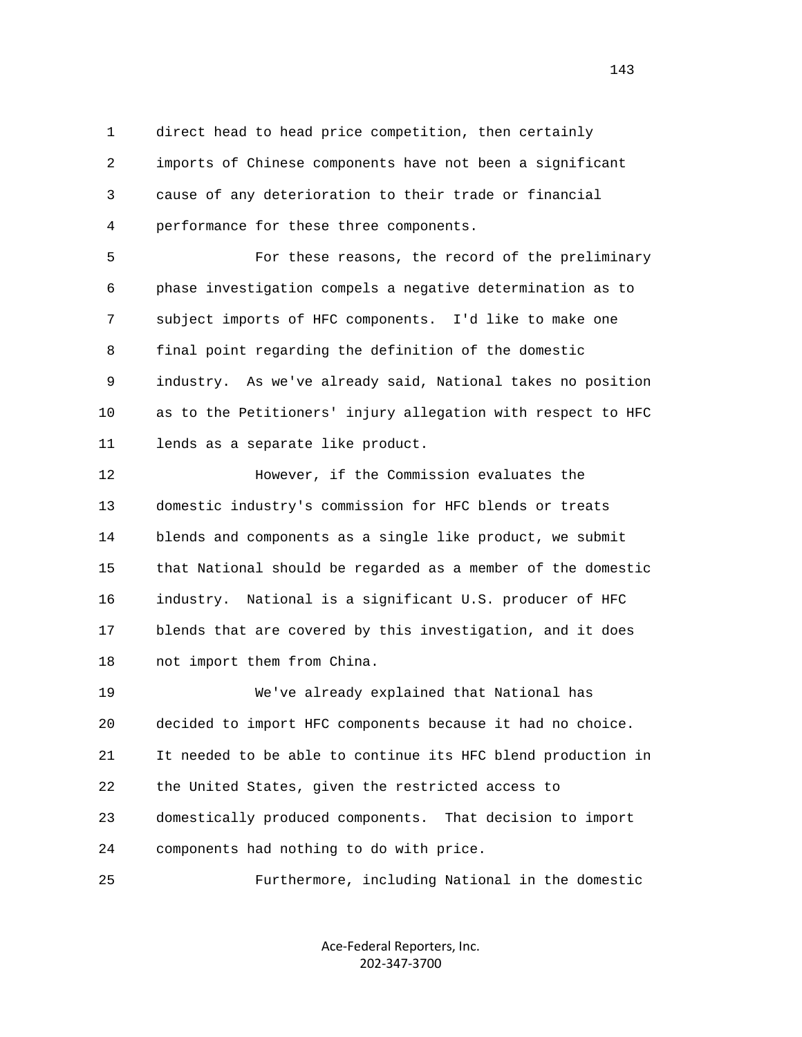direct head to head price competition, then certainly imports of Chinese components have not been a significant cause of any deterioration to their trade or financial performance for these three components.

For these reasons, the record of the preliminary phase investigation compels a negative determination as to subject imports of HFC components. I'd like to make one final point regarding the definition of the domestic industry. As we've already said, National takes no position as to the Petitioners' injury allegation with respect to HFC lends as a separate like product.

However, if the Commission evaluates the domestic industry's commission for HFC blends or treats blends and components as a single like product, we submit that National should be regarded as a member of the domestic industry. National is a significant U.S. producer of HFC blends that are covered by this investigation, and it does not import them from China.

We've already explained that National has decided to import HFC components because it had no choice. It needed to be able to continue its HFC blend production in the United States, given the restricted access to domestically produced components. That decision to import components had nothing to do with price.

Furthermore, including National in the domestic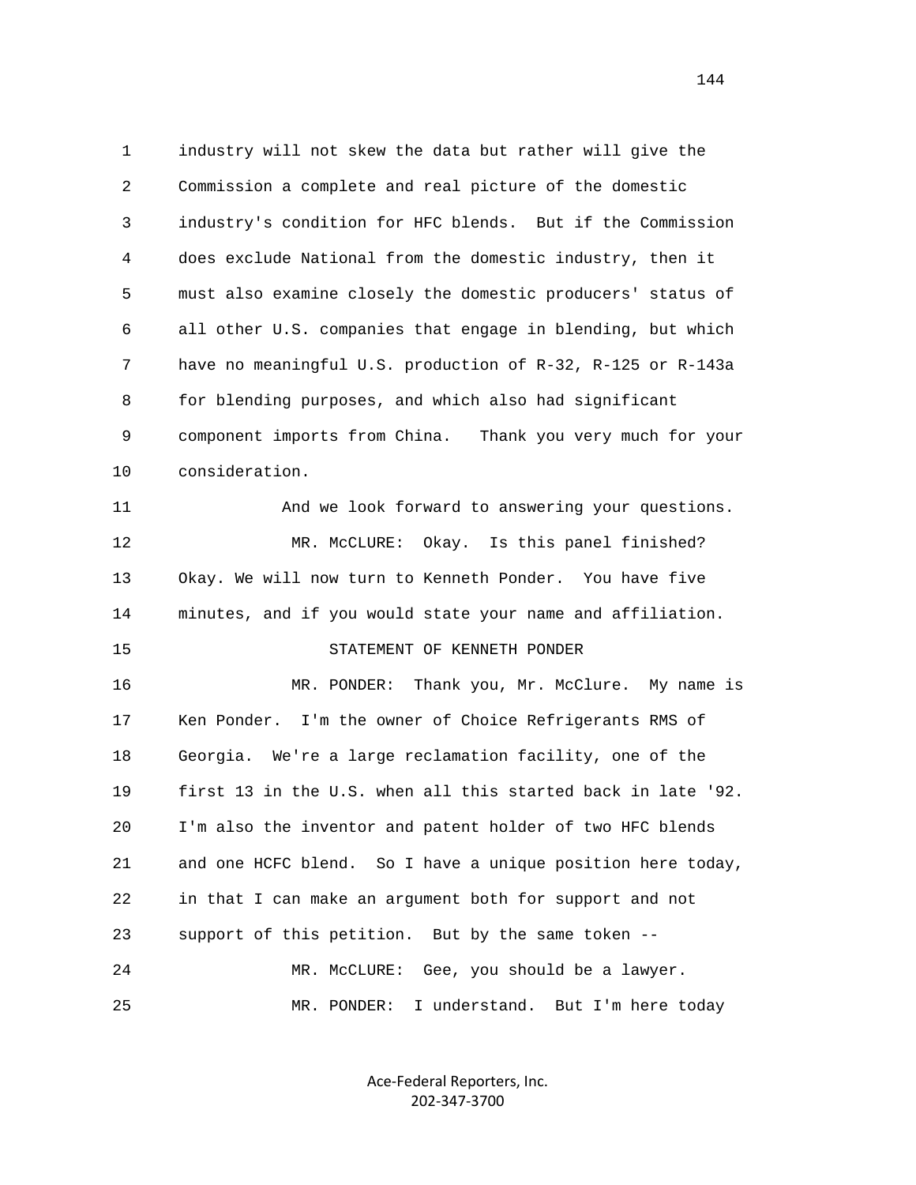industry will not skew the data but rather will give the Commission a complete and real picture of the domestic industry's condition for HFC blends. But if the Commission does exclude National from the domestic industry, then it must also examine closely the domestic producers' status of all other U.S. companies that engage in blending, but which have no meaningful U.S. production of R-32, R-125 or R-143a for blending purposes, and which also had significant component imports from China. Thank you very much for your consideration.

And we look forward to answering your questions.

MR. McCLURE: Okay. Is this panel finished? Okay. We will now turn to Kenneth Ponder. You have five minutes, and if you would state your name and affiliation.

STATEMENT OF KENNETH PONDER

MR. PONDER: Thank you, Mr. McClure. My name is Ken Ponder. I'm the owner of Choice Refrigerants RMS of Georgia. We're a large reclamation facility, one of the first 13 in the U.S. when all this started back in late '92. I'm also the inventor and patent holder of two HFC blends and one HCFC blend. So I have a unique position here today, in that I can make an argument both for support and not support of this petition. But by the same token --

MR. McCLURE: Gee, you should be a lawyer.

MR. PONDER: I understand. But I'm here today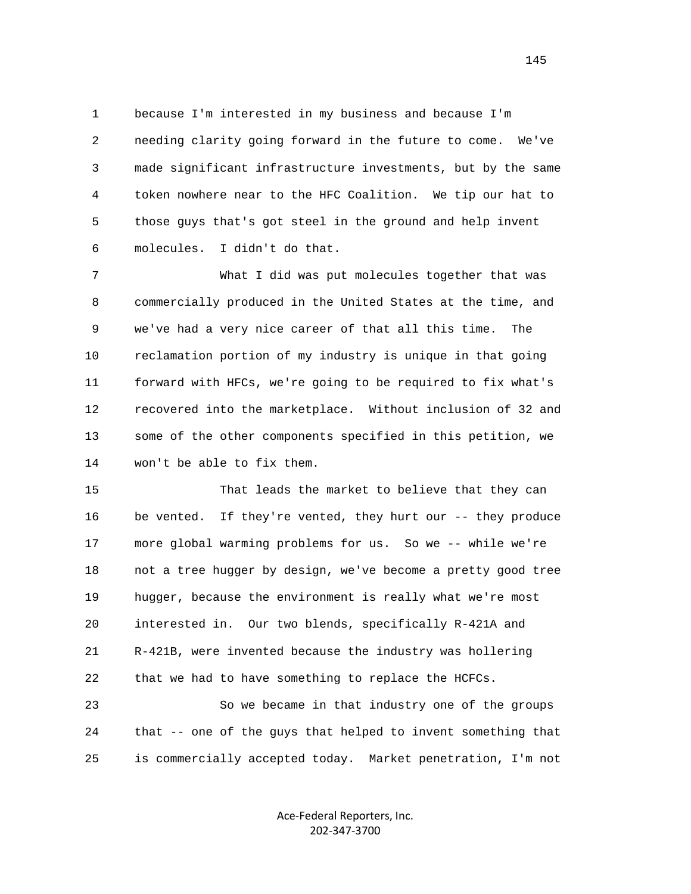because I'm interested in my business and because I'm needing clarity going forward in the future to come. We've made significant infrastructure investments, but by the same token nowhere near to the HFC Coalition. We tip our hat to those guys that's got steel in the ground and help invent molecules. I didn't do that.

What I did was put molecules together that was commercially produced in the United States at the time, and we've had a very nice career of that all this time. The reclamation portion of my industry is unique in that going forward with HFCs, we're going to be required to fix what's recovered into the marketplace. Without inclusion of 32 and some of the other components specified in this petition, we won't be able to fix them.

That leads the market to believe that they can be vented. If they're vented, they hurt our -- they produce more global warming problems for us. So we -- while we're not a tree hugger by design, we've become a pretty good tree hugger, because the environment is really what we're most interested in. Our two blends, specifically R-421A and R-421B, were invented because the industry was hollering that we had to have something to replace the HCFCs.

So we became in that industry one of the groups that -- one of the guys that helped to invent something that is commercially accepted today. Market penetration, I'm not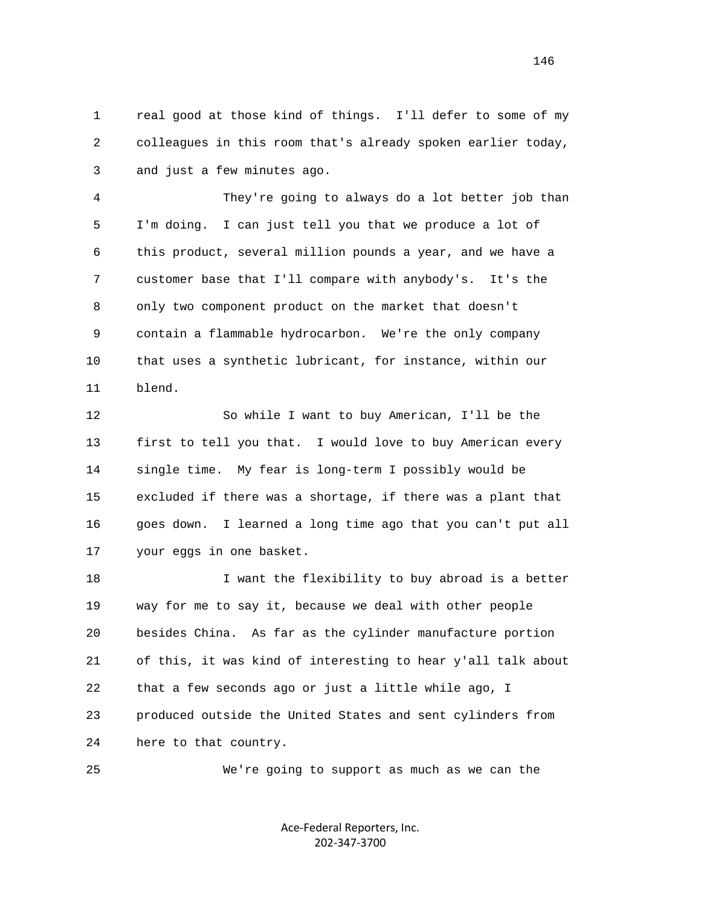real good at those kind of things. I'll defer to some of my colleagues in this room that's already spoken earlier today, and just a few minutes ago.

They're going to always do a lot better job than I'm doing. I can just tell you that we produce a lot of this product, several million pounds a year, and we have a customer base that I'll compare with anybody's. It's the only two component product on the market that doesn't contain a flammable hydrocarbon. We're the only company that uses a synthetic lubricant, for instance, within our blend.

So while I want to buy American, I'll be the first to tell you that. I would love to buy American every single time. My fear is long-term I possibly would be excluded if there was a shortage, if there was a plant that goes down. I learned a long time ago that you can't put all your eggs in one basket.

I want the flexibility to buy abroad is a better way for me to say it, because we deal with other people besides China. As far as the cylinder manufacture portion of this, it was kind of interesting to hear y'all talk about that a few seconds ago or just a little while ago, I produced outside the United States and sent cylinders from here to that country.

We're going to support as much as we can the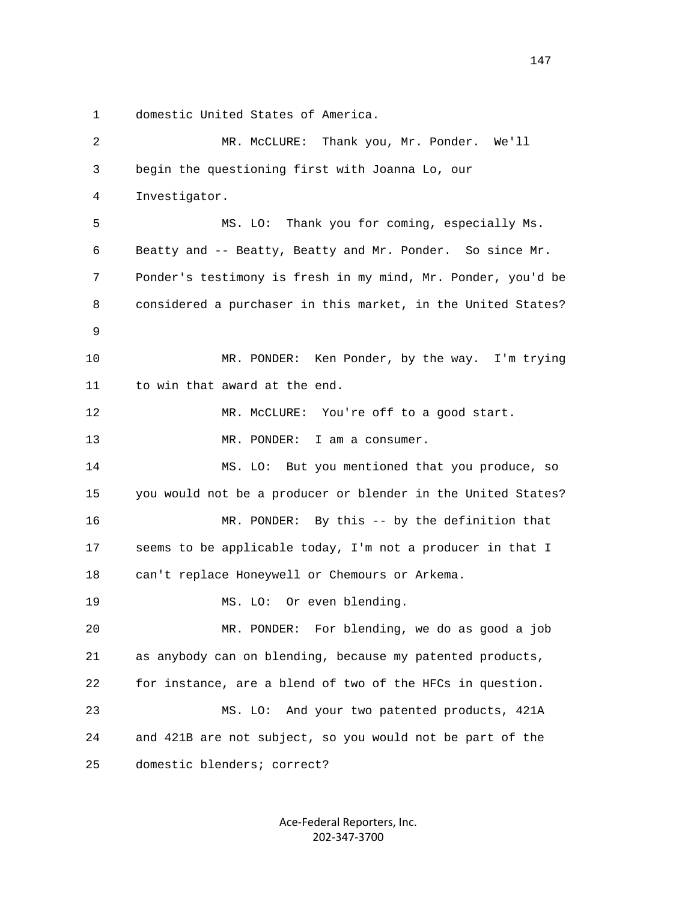domestic United States of America.

MR. McCLURE: Thank you, Mr. Ponder. We'll begin the questioning first with Joanna Lo, our Investigator.

MS. LO: Thank you for coming, especially Ms. Beatty and -- Beatty, Beatty and Mr. Ponder. So since Mr. Ponder's testimony is fresh in my mind, Mr. Ponder, you'd be considered a purchaser in this market, in the United States?

MR. PONDER: Ken Ponder, by the way. I'm trying to win that award at the end.

MR. McCLURE: You're off to a good start.

MR. PONDER: I am a consumer.

MS. LO: But you mentioned that you produce, so you would not be a producer or blender in the United States?

MR. PONDER: By this -- by the definition that seems to be applicable today, I'm not a producer in that I can't replace Honeywell or Chemours or Arkema.

MS. LO: Or even blending.

MR. PONDER: For blending, we do as good a job as anybody can on blending, because my patented products, for instance, are a blend of two of the HFCs in question.

MS. LO: And your two patented products, 421A and 421B are not subject, so you would not be part of the domestic blenders; correct?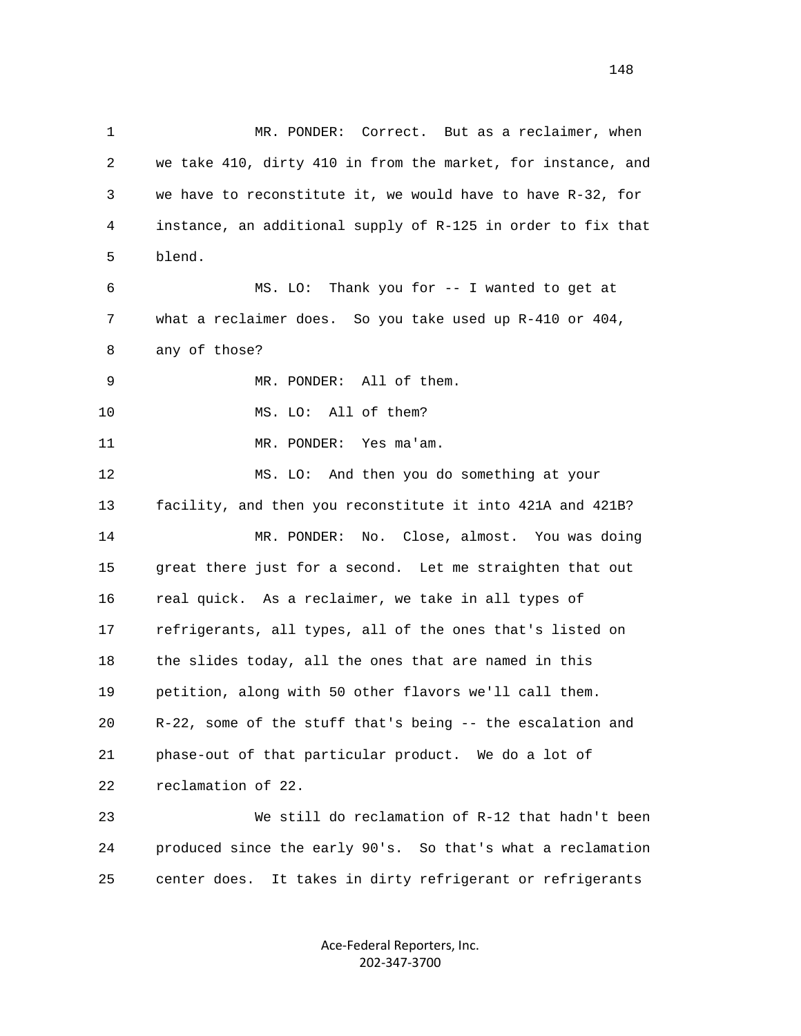MR. PONDER: Correct. But as a reclaimer, when we take 410, dirty 410 in from the market, for instance, and we have to reconstitute it, we would have to have R-32, for instance, an additional supply of R-125 in order to fix that blend.

MS. LO: Thank you for -- I wanted to get at what a reclaimer does. So you take used up R-410 or 404, any of those?

MR. PONDER: All of them.

MS. LO: All of them?

MR. PONDER: Yes ma'am.

MS. LO: And then you do something at your facility, and then you reconstitute it into 421A and 421B?

MR. PONDER: No. Close, almost. You was doing great there just for a second. Let me straighten that out real quick. As a reclaimer, we take in all types of refrigerants, all types, all of the ones that's listed on the slides today, all the ones that are named in this petition, along with 50 other flavors we'll call them. R-22, some of the stuff that's being -- the escalation and phase-out of that particular product. We do a lot of reclamation of 22.

We still do reclamation of R-12 that hadn't been produced since the early 90's. So that's what a reclamation center does. It takes in dirty refrigerant or refrigerants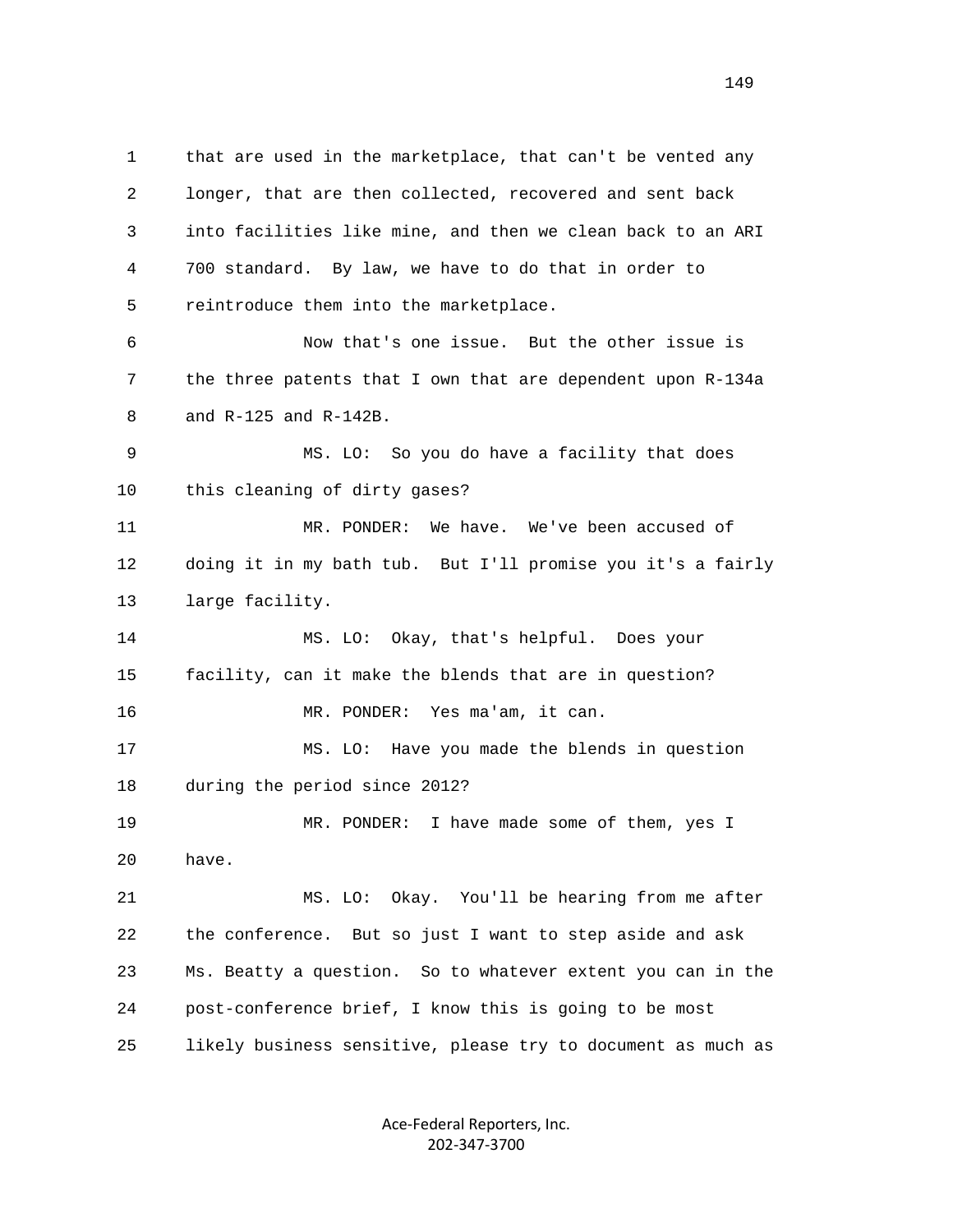that are used in the marketplace, that can't be vented any longer, that are then collected, recovered and sent back into facilities like mine, and then we clean back to an ARI 700 standard. By law, we have to do that in order to reintroduce them into the marketplace.

Now that's one issue. But the other issue is the three patents that I own that are dependent upon R-134a and R-125 and R-142B.

MS. LO: So you do have a facility that does this cleaning of dirty gases?

MR. PONDER: We have. We've been accused of doing it in my bath tub. But I'll promise you it's a fairly large facility.

MS. LO: Okay, that's helpful. Does your facility, can it make the blends that are in question?

MR. PONDER: Yes ma'am, it can.

MS. LO: Have you made the blends in question during the period since 2012?

MR. PONDER: I have made some of them, yes I have.

MS. LO: Okay. You'll be hearing from me after the conference. But so just I want to step aside and ask Ms. Beatty a question. So to whatever extent you can in the post-conference brief, I know this is going to be most likely business sensitive, please try to document as much as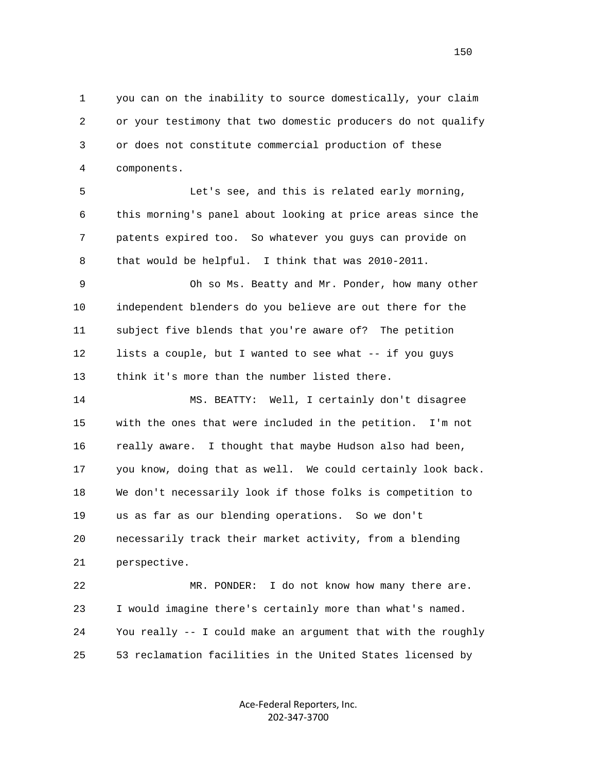1 you can on the inability to source domestically, your claim
2 or your testimony that two domestic producers do not qualify
3 or does not constitute commercial production of these
4 components.

5 Let's see, and this is related early morning,
6 this morning's panel about looking at price areas since the
7 patents expired too. So whatever you guys can provide on
8 that would be helpful. I think that was 2010-2011.

9 Oh so Ms. Beatty and Mr. Ponder, how many other
10 independent blenders do you believe are out there for the
11 subject five blends that you're aware of? The petition
12 lists a couple, but I wanted to see what -- if you guys
13 think it's more than the number listed there.

14 MS. BEATTY: Well, I certainly don't disagree
15 with the ones that were included in the petition. I'm not
16 really aware. I thought that maybe Hudson also had been,
17 you know, doing that as well. We could certainly look back.
18 We don't necessarily look if those folks is competition to
19 us as far as our blending operations. So we don't
20 necessarily track their market activity, from a blending
21 perspective.

22 MR. PONDER: I do not know how many there are.
23 I would imagine there's certainly more than what's named.
24 You really -- I could make an argument that with the roughly
25 53 reclamation facilities in the United States licensed by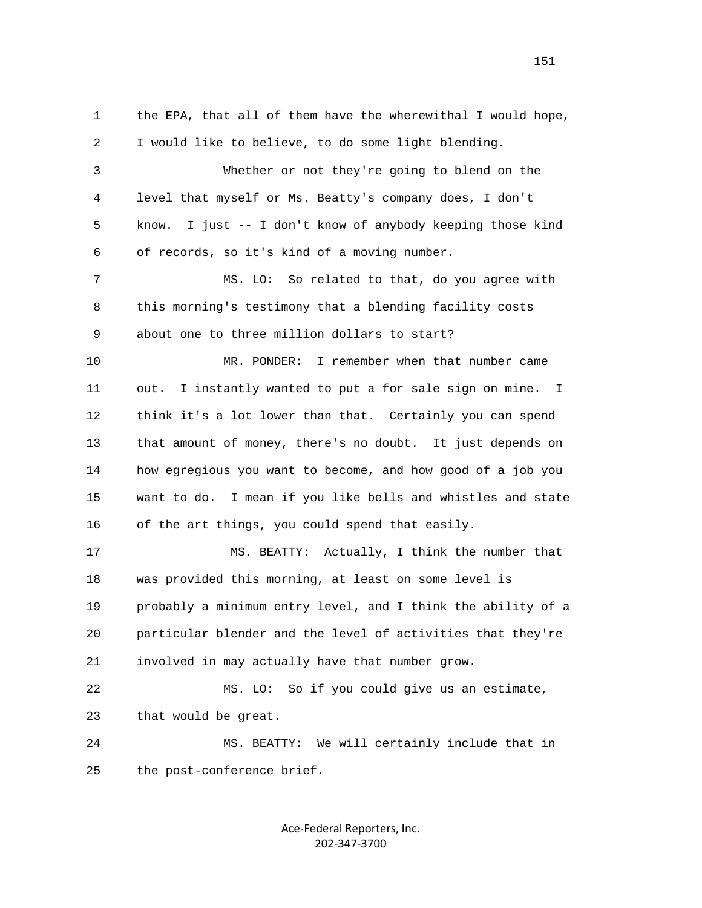the EPA, that all of them have the wherewithal I would hope, I would like to believe, to do some light blending.

Whether or not they're going to blend on the level that myself or Ms. Beatty's company does, I don't know. I just -- I don't know of anybody keeping those kind of records, so it's kind of a moving number.

MS. LO: So related to that, do you agree with this morning's testimony that a blending facility costs about one to three million dollars to start?

MR. PONDER: I remember when that number came out. I instantly wanted to put a for sale sign on mine. I think it's a lot lower than that. Certainly you can spend that amount of money, there's no doubt. It just depends on how egregious you want to become, and how good of a job you want to do. I mean if you like bells and whistles and state of the art things, you could spend that easily.

MS. BEATTY: Actually, I think the number that was provided this morning, at least on some level is probably a minimum entry level, and I think the ability of a particular blender and the level of activities that they're involved in may actually have that number grow.

MS. LO: So if you could give us an estimate, that would be great.

MS. BEATTY: We will certainly include that in the post-conference brief.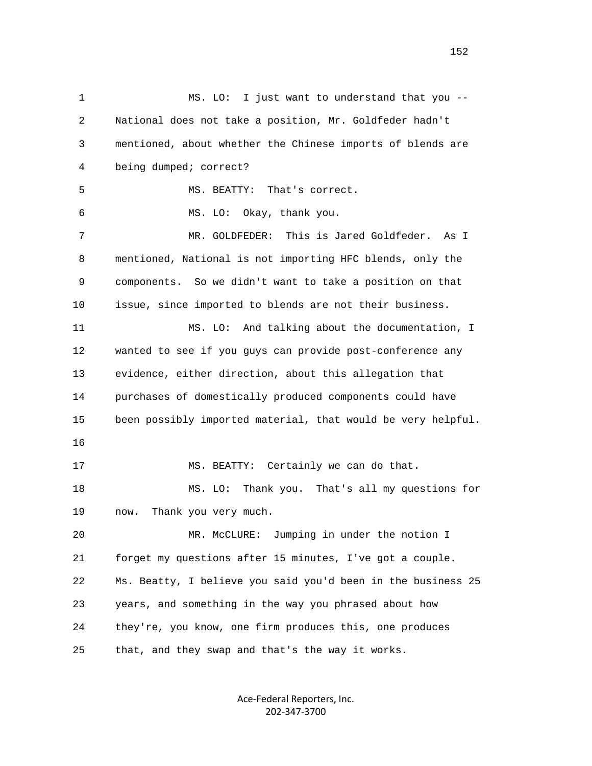MS. LO: I just want to understand that you -- National does not take a position, Mr. Goldfeder hadn't mentioned, about whether the Chinese imports of blends are being dumped; correct?

MS. BEATTY: That's correct.

MS. LO: Okay, thank you.

MR. GOLDFEDER: This is Jared Goldfeder. As I mentioned, National is not importing HFC blends, only the components. So we didn't want to take a position on that issue, since imported to blends are not their business.

MS. LO: And talking about the documentation, I wanted to see if you guys can provide post-conference any evidence, either direction, about this allegation that purchases of domestically produced components could have been possibly imported material, that would be very helpful.

MS. BEATTY: Certainly we can do that.

MS. LO: Thank you. That's all my questions for now. Thank you very much.

MR. McCLURE: Jumping in under the notion I forget my questions after 15 minutes, I've got a couple. Ms. Beatty, I believe you said you'd been in the business 25 years, and something in the way you phrased about how they're, you know, one firm produces this, one produces that, and they swap and that's the way it works.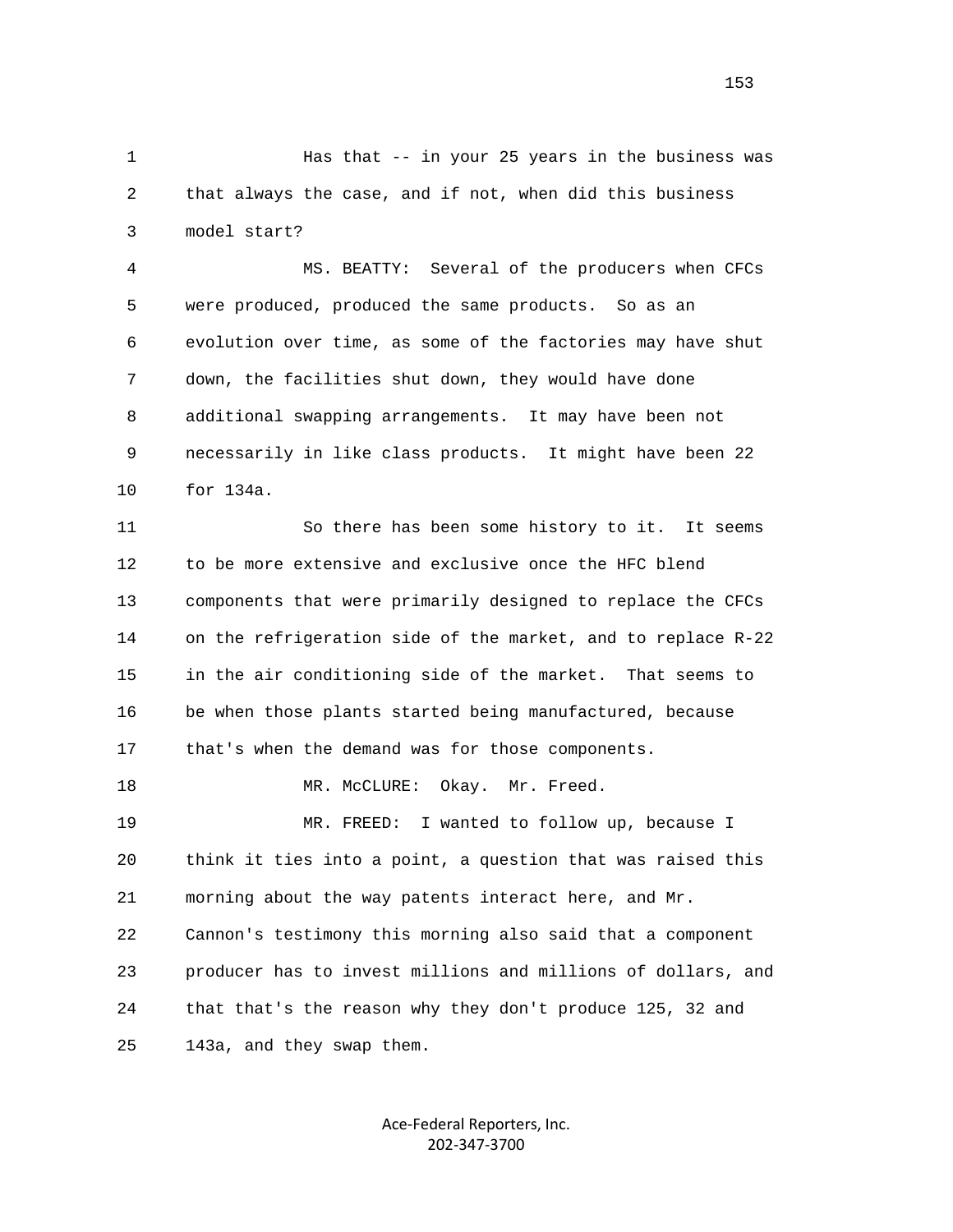1 Has that -- in your 25 years in the business was
2 that always the case, and if not, when did this business
3 model start?

4 MS. BEATTY: Several of the producers when CFCs
5 were produced, produced the same products. So as an
6 evolution over time, as some of the factories may have shut
7 down, the facilities shut down, they would have done
8 additional swapping arrangements. It may have been not
9 necessarily in like class products. It might have been 22
10 for 134a.

11 So there has been some history to it. It seems
12 to be more extensive and exclusive once the HFC blend
13 components that were primarily designed to replace the CFCs
14 on the refrigeration side of the market, and to replace R-22
15 in the air conditioning side of the market. That seems to
16 be when those plants started being manufactured, because
17 that's when the demand was for those components.

18 MR. McCLURE: Okay. Mr. Freed.

19 MR. FREED: I wanted to follow up, because I
20 think it ties into a point, a question that was raised this
21 morning about the way patents interact here, and Mr.
22 Cannon's testimony this morning also said that a component
23 producer has to invest millions and millions of dollars, and
24 that that's the reason why they don't produce 125, 32 and
25 143a, and they swap them.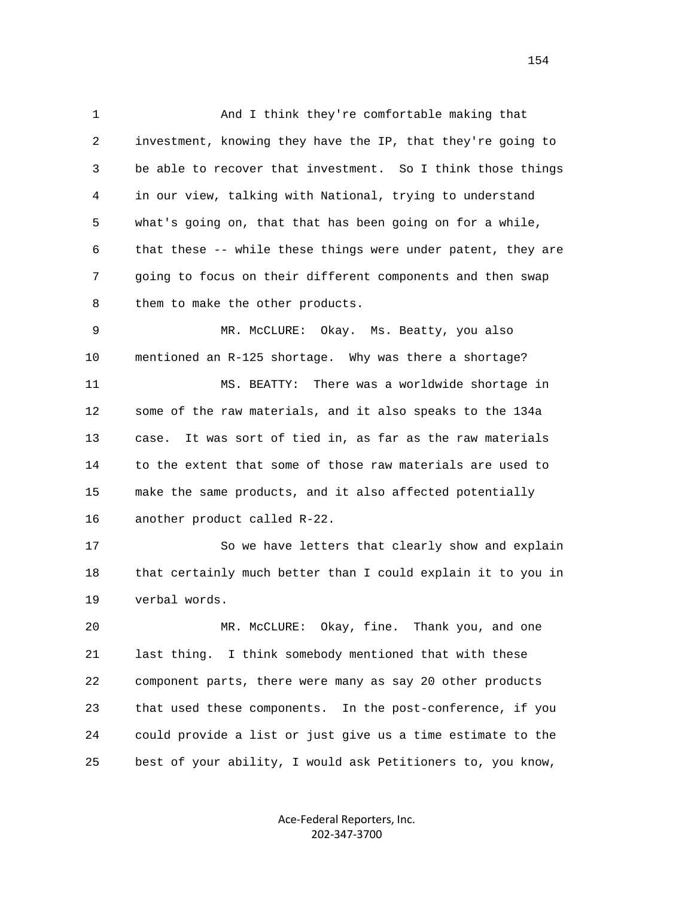And I think they're comfortable making that investment, knowing they have the IP, that they're going to be able to recover that investment. So I think those things in our view, talking with National, trying to understand what's going on, that that has been going on for a while, that these -- while these things were under patent, they are going to focus on their different components and then swap them to make the other products.

MR. McCLURE: Okay. Ms. Beatty, you also mentioned an R-125 shortage. Why was there a shortage?

MS. BEATTY: There was a worldwide shortage in some of the raw materials, and it also speaks to the 134a case. It was sort of tied in, as far as the raw materials to the extent that some of those raw materials are used to make the same products, and it also affected potentially another product called R-22.

So we have letters that clearly show and explain that certainly much better than I could explain it to you in verbal words.

MR. McCLURE: Okay, fine. Thank you, and one last thing. I think somebody mentioned that with these component parts, there were many as say 20 other products that used these components. In the post-conference, if you could provide a list or just give us a time estimate to the best of your ability, I would ask Petitioners to, you know,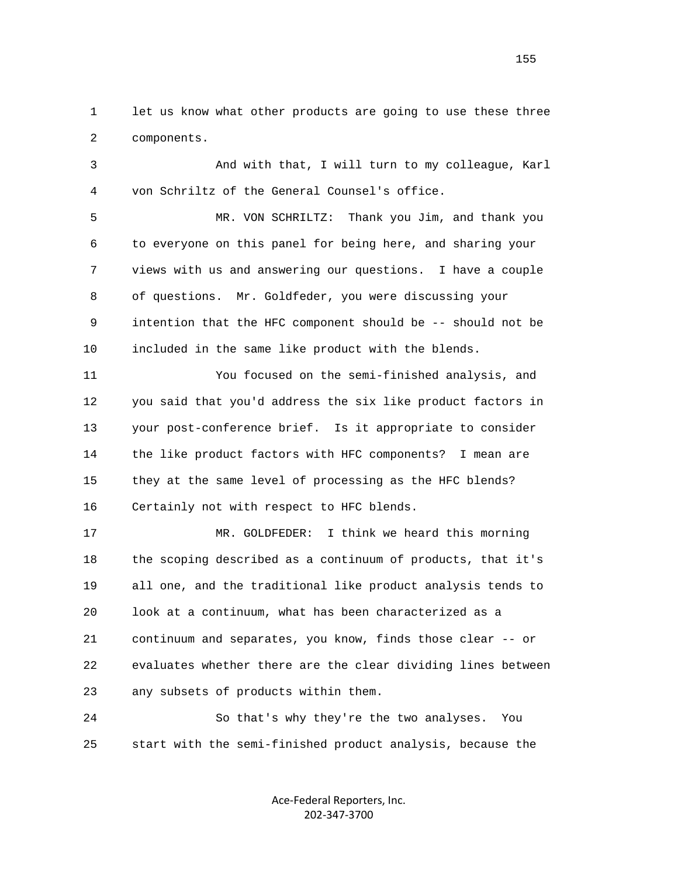let us know what other products are going to use these three components.

And with that, I will turn to my colleague, Karl von Schriltz of the General Counsel's office.

MR. VON SCHRILTZ: Thank you Jim, and thank you to everyone on this panel for being here, and sharing your views with us and answering our questions. I have a couple of questions. Mr. Goldfeder, you were discussing your intention that the HFC component should be -- should not be included in the same like product with the blends.

You focused on the semi-finished analysis, and you said that you'd address the six like product factors in your post-conference brief. Is it appropriate to consider the like product factors with HFC components? I mean are they at the same level of processing as the HFC blends? Certainly not with respect to HFC blends.

MR. GOLDFEDER: I think we heard this morning the scoping described as a continuum of products, that it's all one, and the traditional like product analysis tends to look at a continuum, what has been characterized as a continuum and separates, you know, finds those clear -- or evaluates whether there are the clear dividing lines between any subsets of products within them.

So that's why they're the two analyses. You start with the semi-finished product analysis, because the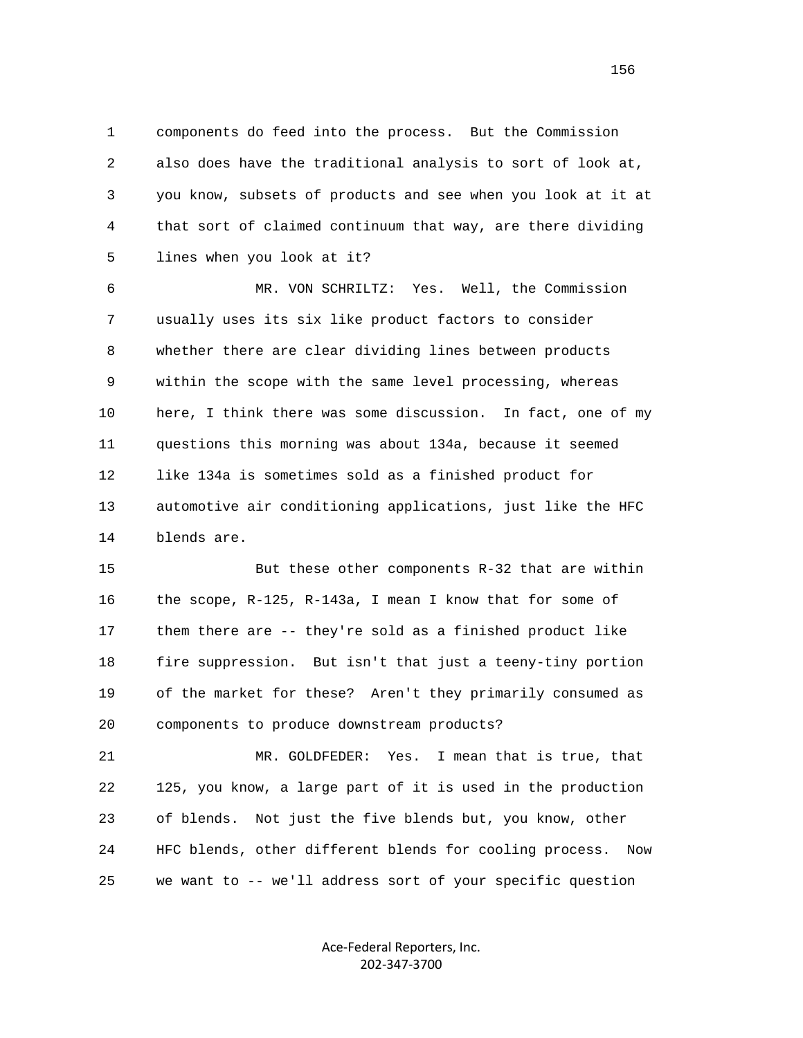components do feed into the process. But the Commission also does have the traditional analysis to sort of look at, you know, subsets of products and see when you look at it at that sort of claimed continuum that way, are there dividing lines when you look at it?

MR. VON SCHRILTZ: Yes. Well, the Commission usually uses its six like product factors to consider whether there are clear dividing lines between products within the scope with the same level processing, whereas here, I think there was some discussion. In fact, one of my questions this morning was about 134a, because it seemed like 134a is sometimes sold as a finished product for automotive air conditioning applications, just like the HFC blends are.

But these other components R-32 that are within the scope, R-125, R-143a, I mean I know that for some of them there are -- they're sold as a finished product like fire suppression. But isn't that just a teeny-tiny portion of the market for these? Aren't they primarily consumed as components to produce downstream products?

MR. GOLDFEDER: Yes. I mean that is true, that 125, you know, a large part of it is used in the production of blends. Not just the five blends but, you know, other HFC blends, other different blends for cooling process. Now we want to -- we'll address sort of your specific question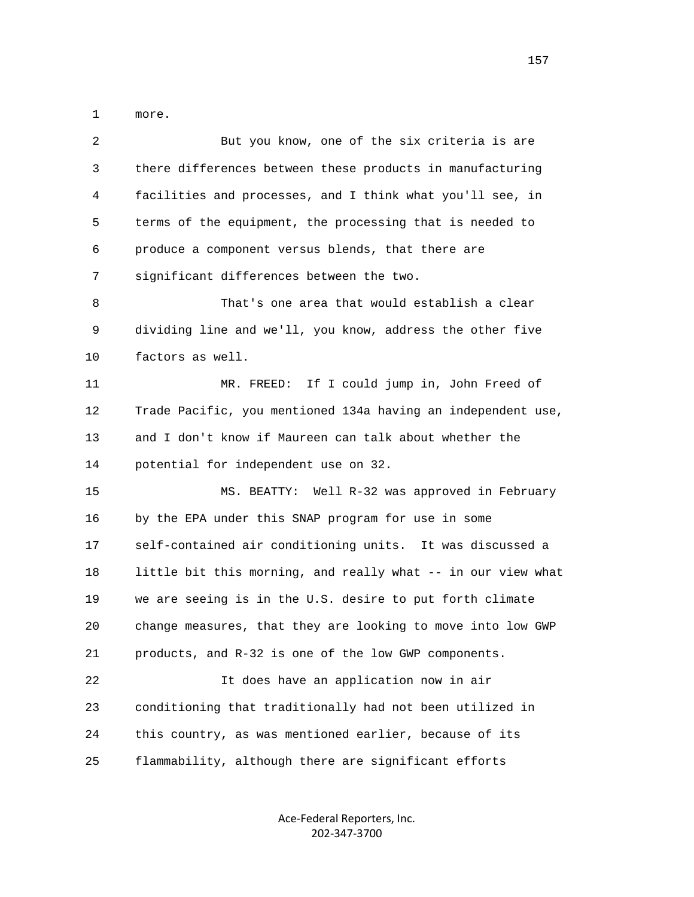more.

But you know, one of the six criteria is are there differences between these products in manufacturing facilities and processes, and I think what you'll see, in terms of the equipment, the processing that is needed to produce a component versus blends, that there are significant differences between the two.

That's one area that would establish a clear dividing line and we'll, you know, address the other five factors as well.

MR. FREED: If I could jump in, John Freed of Trade Pacific, you mentioned 134a having an independent use, and I don't know if Maureen can talk about whether the potential for independent use on 32.

MS. BEATTY: Well R-32 was approved in February by the EPA under this SNAP program for use in some self-contained air conditioning units. It was discussed a little bit this morning, and really what -- in our view what we are seeing is in the U.S. desire to put forth climate change measures, that they are looking to move into low GWP products, and R-32 is one of the low GWP components.

It does have an application now in air conditioning that traditionally had not been utilized in this country, as was mentioned earlier, because of its flammability, although there are significant efforts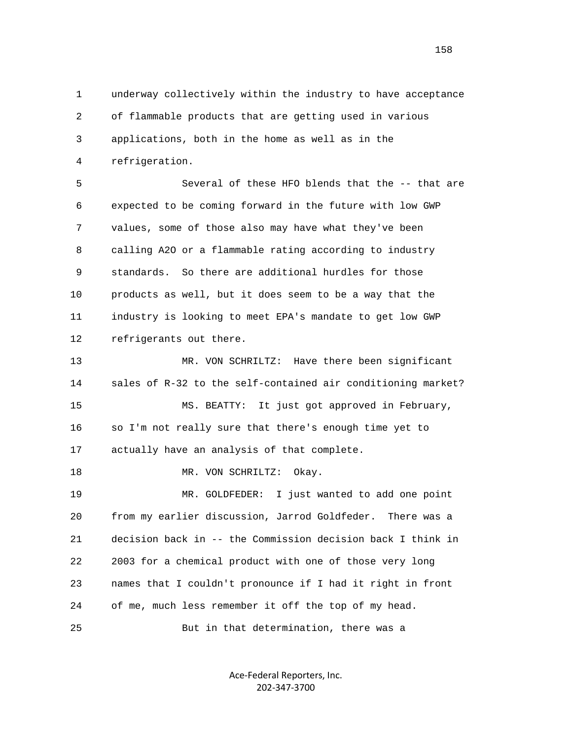underway collectively within the industry to have acceptance of flammable products that are getting used in various applications, both in the home as well as in the refrigeration.

Several of these HFO blends that the -- that are expected to be coming forward in the future with low GWP values, some of those also may have what they've been calling A2O or a flammable rating according to industry standards. So there are additional hurdles for those products as well, but it does seem to be a way that the industry is looking to meet EPA's mandate to get low GWP refrigerants out there.

MR. VON SCHRILTZ: Have there been significant sales of R-32 to the self-contained air conditioning market?

MS. BEATTY: It just got approved in February, so I'm not really sure that there's enough time yet to actually have an analysis of that complete.

MR. VON SCHRILTZ: Okay.

MR. GOLDFEDER: I just wanted to add one point from my earlier discussion, Jarrod Goldfeder. There was a decision back in -- the Commission decision back I think in 2003 for a chemical product with one of those very long names that I couldn't pronounce if I had it right in front of me, much less remember it off the top of my head.

But in that determination, there was a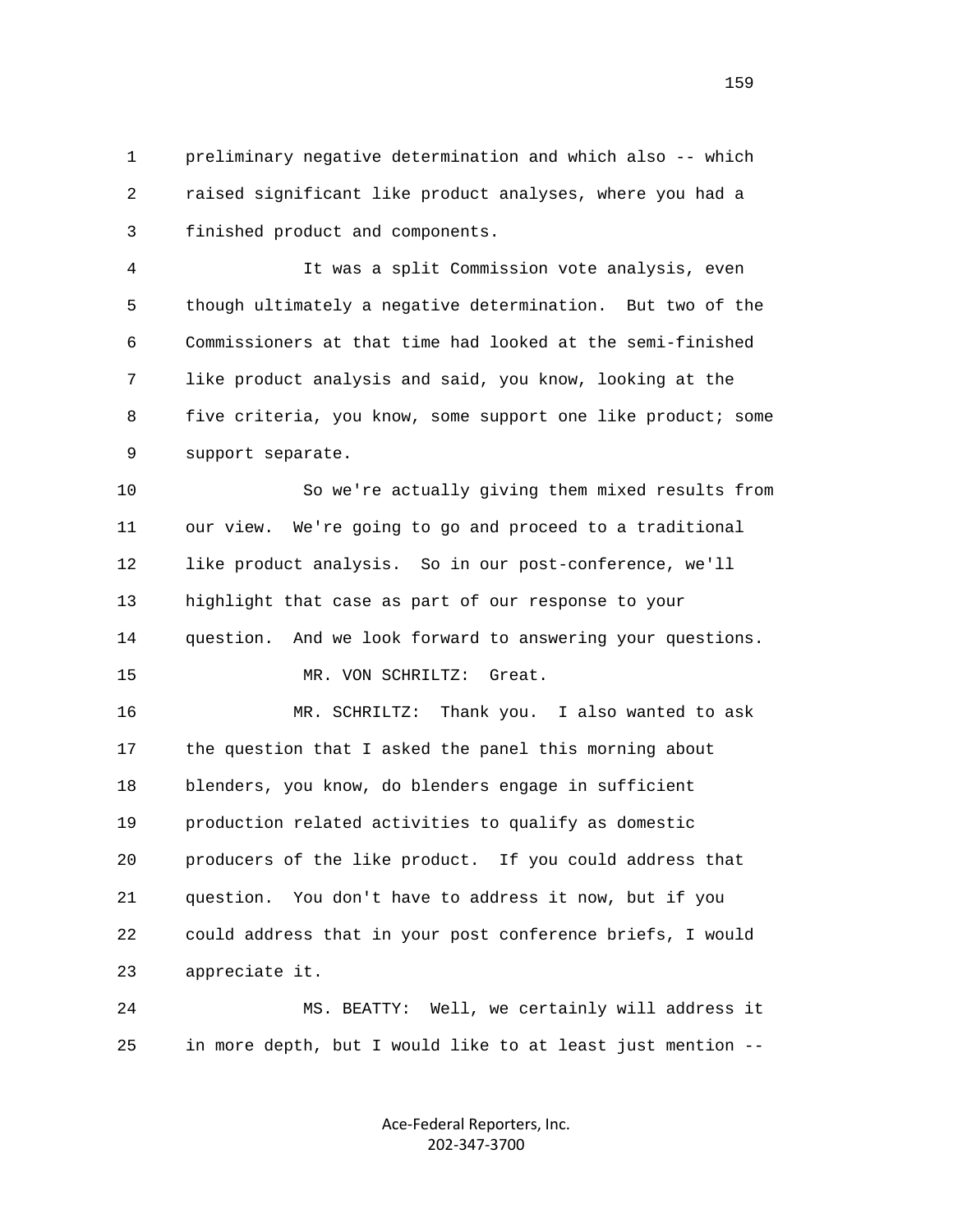preliminary negative determination and which also -- which raised significant like product analyses, where you had a finished product and components.

It was a split Commission vote analysis, even though ultimately a negative determination. But two of the Commissioners at that time had looked at the semi-finished like product analysis and said, you know, looking at the five criteria, you know, some support one like product; some support separate.

So we're actually giving them mixed results from our view. We're going to go and proceed to a traditional like product analysis. So in our post-conference, we'll highlight that case as part of our response to your question. And we look forward to answering your questions.

MR. VON SCHRILTZ: Great.

MR. SCHRILTZ: Thank you. I also wanted to ask the question that I asked the panel this morning about blenders, you know, do blenders engage in sufficient production related activities to qualify as domestic producers of the like product. If you could address that question. You don't have to address it now, but if you could address that in your post conference briefs, I would appreciate it.

MS. BEATTY: Well, we certainly will address it in more depth, but I would like to at least just mention --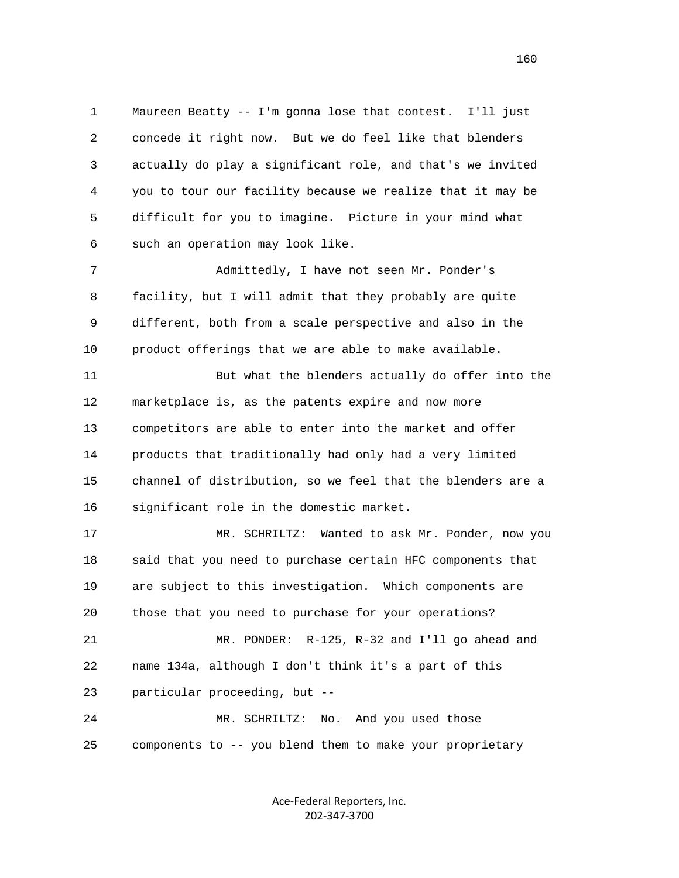Maureen Beatty -- I'm gonna lose that contest. I'll just concede it right now. But we do feel like that blenders actually do play a significant role, and that's we invited you to tour our facility because we realize that it may be difficult for you to imagine. Picture in your mind what such an operation may look like.

Admittedly, I have not seen Mr. Ponder's facility, but I will admit that they probably are quite different, both from a scale perspective and also in the product offerings that we are able to make available.

But what the blenders actually do offer into the marketplace is, as the patents expire and now more competitors are able to enter into the market and offer products that traditionally had only had a very limited channel of distribution, so we feel that the blenders are a significant role in the domestic market.

MR. SCHRILTZ: Wanted to ask Mr. Ponder, now you said that you need to purchase certain HFC components that are subject to this investigation. Which components are those that you need to purchase for your operations?

MR. PONDER: R-125, R-32 and I'll go ahead and name 134a, although I don't think it's a part of this particular proceeding, but --

MR. SCHRILTZ: No. And you used those components to -- you blend them to make your proprietary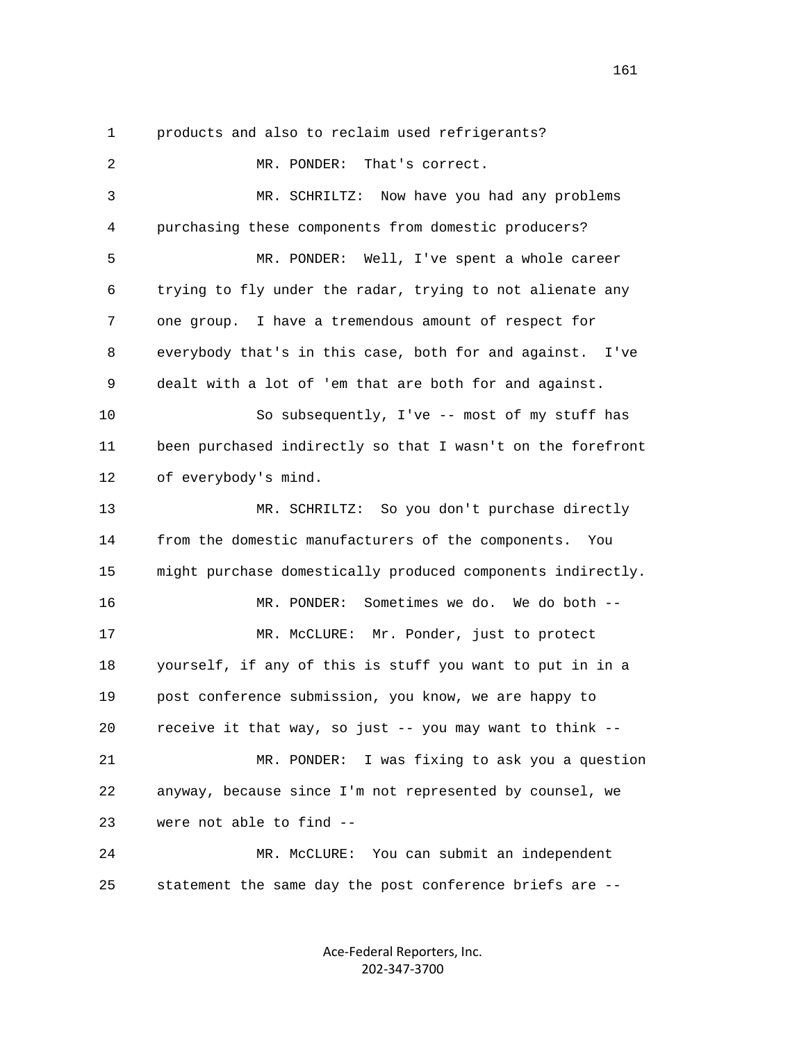1 products and also to reclaim used refrigerants?

2 MR. PONDER: That's correct.

3 MR. SCHRILTZ: Now have you had any problems

4 purchasing these components from domestic producers?

5 MR. PONDER: Well, I've spent a whole career

6 trying to fly under the radar, trying to not alienate any

7 one group. I have a tremendous amount of respect for

8 everybody that's in this case, both for and against. I've

9 dealt with a lot of 'em that are both for and against.

10 So subsequently, I've -- most of my stuff has

11 been purchased indirectly so that I wasn't on the forefront

12 of everybody's mind.

13 MR. SCHRILTZ: So you don't purchase directly

14 from the domestic manufacturers of the components. You

15 might purchase domestically produced components indirectly.

16 MR. PONDER: Sometimes we do. We do both --

17 MR. McCLURE: Mr. Ponder, just to protect

18 yourself, if any of this is stuff you want to put in in a

19 post conference submission, you know, we are happy to

20 receive it that way, so just -- you may want to think --

21 MR. PONDER: I was fixing to ask you a question

22 anyway, because since I'm not represented by counsel, we

23 were not able to find --

24 MR. McCLURE: You can submit an independent

25 statement the same day the post conference briefs are --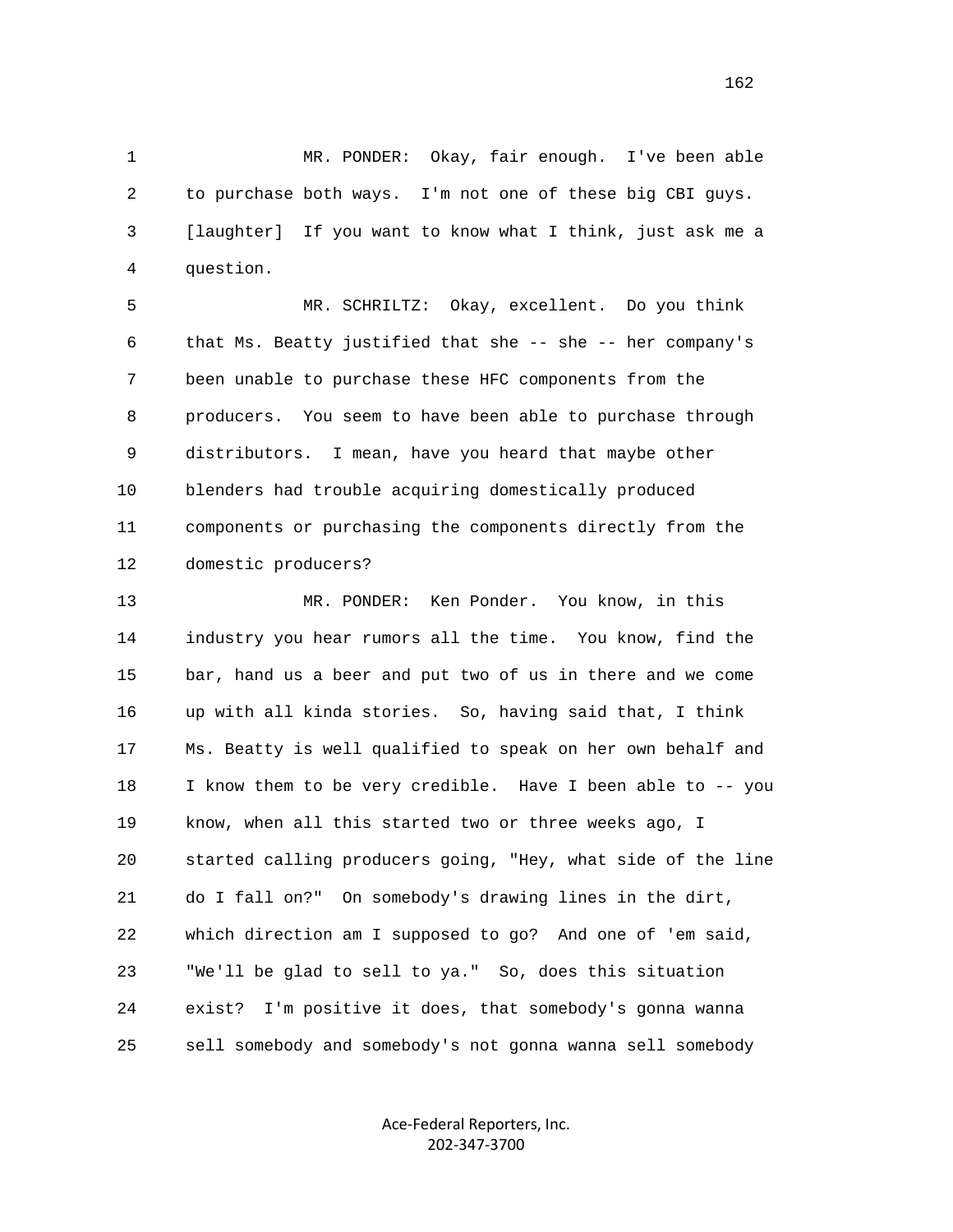MR. PONDER: Okay, fair enough. I've been able to purchase both ways. I'm not one of these big CBI guys. [laughter] If you want to know what I think, just ask me a question.

MR. SCHRILTZ: Okay, excellent. Do you think that Ms. Beatty justified that she -- she -- her company's been unable to purchase these HFC components from the producers. You seem to have been able to purchase through distributors. I mean, have you heard that maybe other blenders had trouble acquiring domestically produced components or purchasing the components directly from the domestic producers?

MR. PONDER: Ken Ponder. You know, in this industry you hear rumors all the time. You know, find the bar, hand us a beer and put two of us in there and we come up with all kinda stories. So, having said that, I think Ms. Beatty is well qualified to speak on her own behalf and I know them to be very credible. Have I been able to -- you know, when all this started two or three weeks ago, I started calling producers going, "Hey, what side of the line do I fall on?" On somebody's drawing lines in the dirt, which direction am I supposed to go? And one of 'em said, "We'll be glad to sell to ya." So, does this situation exist? I'm positive it does, that somebody's gonna wanna sell somebody and somebody's not gonna wanna sell somebody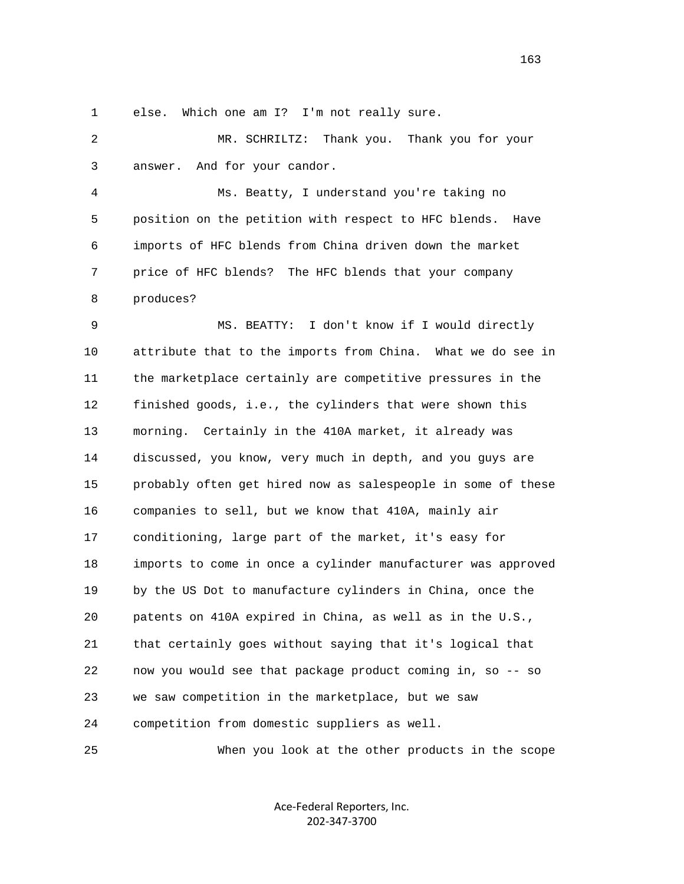1 else. Which one am I? I'm not really sure.

2 MR. SCHRILTZ: Thank you. Thank you for your

3 answer. And for your candor.

4 Ms. Beatty, I understand you're taking no

5 position on the petition with respect to HFC blends. Have

6 imports of HFC blends from China driven down the market

7 price of HFC blends? The HFC blends that your company

8 produces?

9 MS. BEATTY: I don't know if I would directly

10 attribute that to the imports from China. What we do see in

11 the marketplace certainly are competitive pressures in the

12 finished goods, i.e., the cylinders that were shown this

13 morning. Certainly in the 410A market, it already was

14 discussed, you know, very much in depth, and you guys are

15 probably often get hired now as salespeople in some of these

16 companies to sell, but we know that 410A, mainly air

17 conditioning, large part of the market, it's easy for

18 imports to come in once a cylinder manufacturer was approved

19 by the US Dot to manufacture cylinders in China, once the

20 patents on 410A expired in China, as well as in the U.S.,

21 that certainly goes without saying that it's logical that

22 now you would see that package product coming in, so -- so

23 we saw competition in the marketplace, but we saw

24 competition from domestic suppliers as well.

25 When you look at the other products in the scope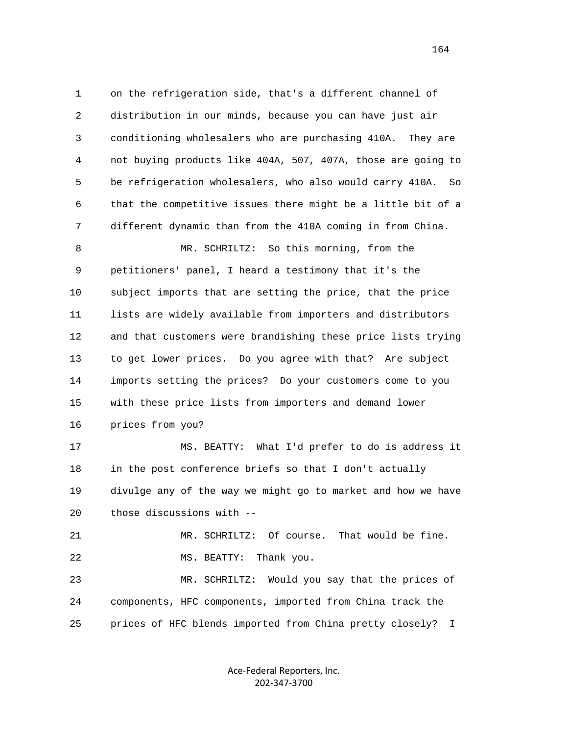on the refrigeration side, that's a different channel of distribution in our minds, because you can have just air conditioning wholesalers who are purchasing 410A. They are not buying products like 404A, 507, 407A, those are going to be refrigeration wholesalers, who also would carry 410A. So that the competitive issues there might be a little bit of a different dynamic than from the 410A coming in from China.

MR. SCHRILTZ: So this morning, from the petitioners' panel, I heard a testimony that it's the subject imports that are setting the price, that the price lists are widely available from importers and distributors and that customers were brandishing these price lists trying to get lower prices. Do you agree with that? Are subject imports setting the prices? Do your customers come to you with these price lists from importers and demand lower prices from you?

MS. BEATTY: What I'd prefer to do is address it in the post conference briefs so that I don't actually divulge any of the way we might go to market and how we have those discussions with --

MR. SCHRILTZ: Of course. That would be fine.

MS. BEATTY: Thank you.

MR. SCHRILTZ: Would you say that the prices of components, HFC components, imported from China track the prices of HFC blends imported from China pretty closely? I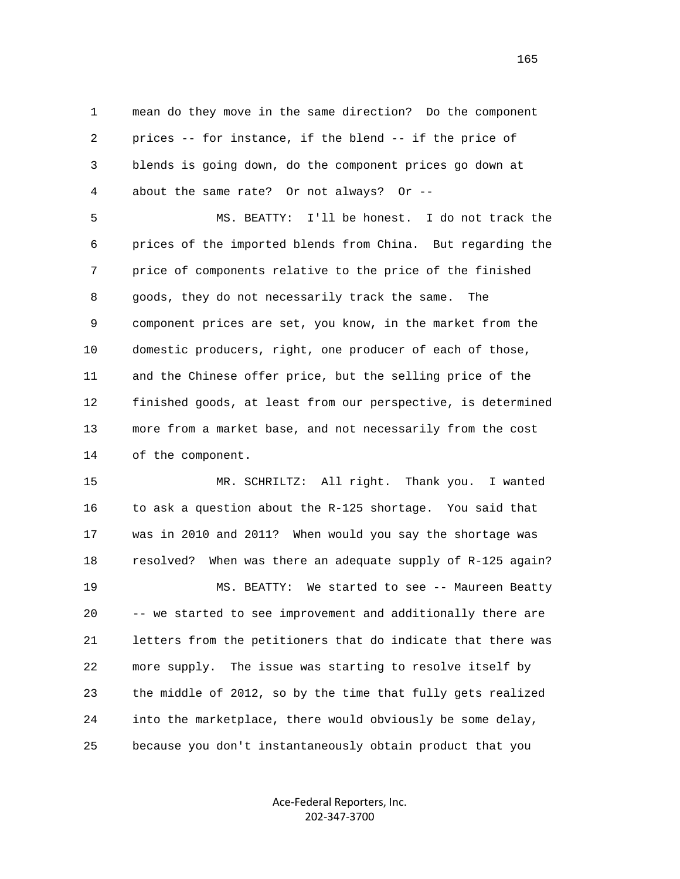1 mean do they move in the same direction? Do the component
2 prices -- for instance, if the blend -- if the price of
3 blends is going down, do the component prices go down at
4 about the same rate? Or not always? Or --
5 MS. BEATTY: I'll be honest. I do not track the
6 prices of the imported blends from China. But regarding the
7 price of components relative to the price of the finished
8 goods, they do not necessarily track the same. The
9 component prices are set, you know, in the market from the
10 domestic producers, right, one producer of each of those,
11 and the Chinese offer price, but the selling price of the
12 finished goods, at least from our perspective, is determined
13 more from a market base, and not necessarily from the cost
14 of the component.
15 MR. SCHRILTZ: All right. Thank you. I wanted
16 to ask a question about the R-125 shortage. You said that
17 was in 2010 and 2011? When would you say the shortage was
18 resolved? When was there an adequate supply of R-125 again?
19 MS. BEATTY: We started to see -- Maureen Beatty
20 -- we started to see improvement and additionally there are
21 letters from the petitioners that do indicate that there was
22 more supply. The issue was starting to resolve itself by
23 the middle of 2012, so by the time that fully gets realized
24 into the marketplace, there would obviously be some delay,
25 because you don't instantaneously obtain product that you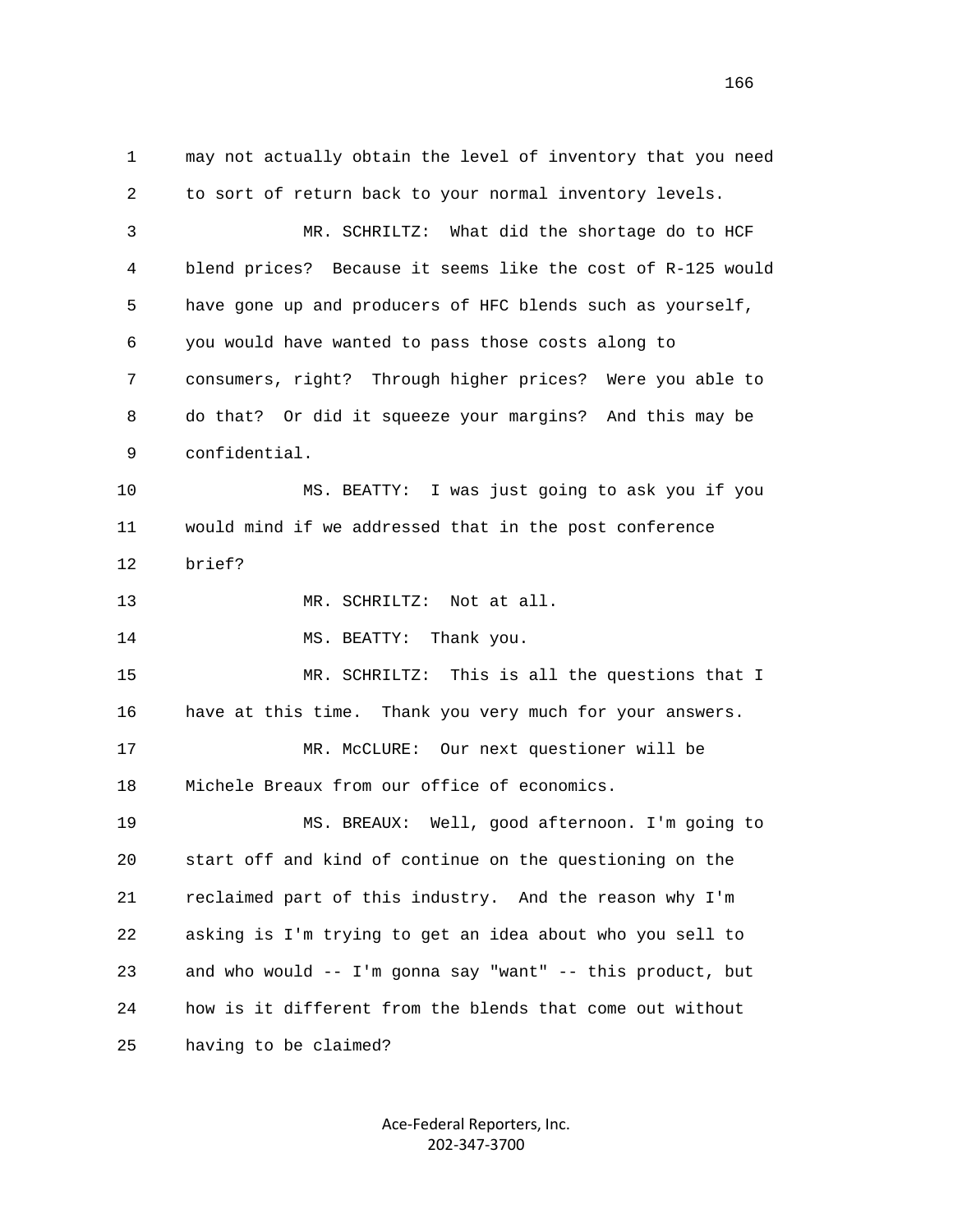1 may not actually obtain the level of inventory that you need
2 to sort of return back to your normal inventory levels.
3 MR. SCHRILTZ: What did the shortage do to HCF
4 blend prices? Because it seems like the cost of R-125 would
5 have gone up and producers of HFC blends such as yourself,
6 you would have wanted to pass those costs along to
7 consumers, right? Through higher prices? Were you able to
8 do that? Or did it squeeze your margins? And this may be
9 confidential.
10 MS. BEATTY: I was just going to ask you if you
11 would mind if we addressed that in the post conference
12 brief?
13 MR. SCHRILTZ: Not at all.
14 MS. BEATTY: Thank you.
15 MR. SCHRILTZ: This is all the questions that I
16 have at this time. Thank you very much for your answers.
17 MR. McCLURE: Our next questioner will be
18 Michele Breaux from our office of economics.
19 MS. BREAUX: Well, good afternoon. I'm going to
20 start off and kind of continue on the questioning on the
21 reclaimed part of this industry. And the reason why I'm
22 asking is I'm trying to get an idea about who you sell to
23 and who would -- I'm gonna say "want" -- this product, but
24 how is it different from the blends that come out without
25 having to be claimed?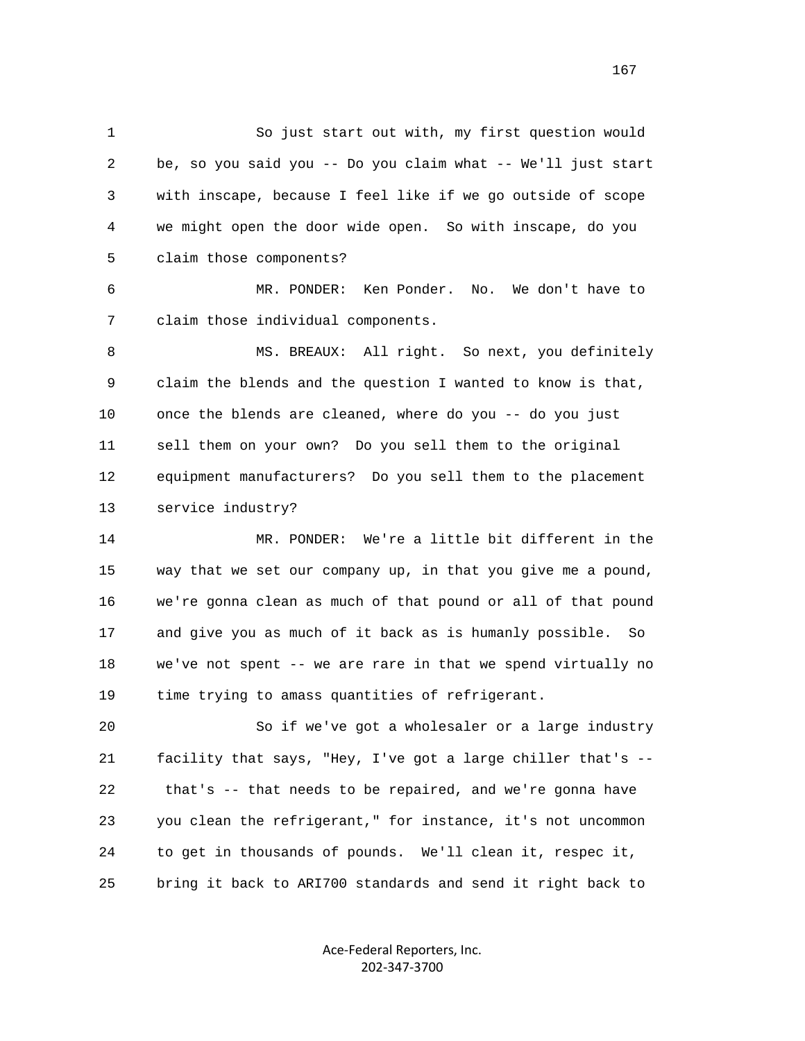So just start out with, my first question would be, so you said you -- Do you claim what -- We'll just start with inscape, because I feel like if we go outside of scope we might open the door wide open. So with inscape, do you claim those components?

MR. PONDER: Ken Ponder. No. We don't have to claim those individual components.

MS. BREAUX: All right. So next, you definitely claim the blends and the question I wanted to know is that, once the blends are cleaned, where do you -- do you just sell them on your own? Do you sell them to the original equipment manufacturers? Do you sell them to the placement service industry?

MR. PONDER: We're a little bit different in the way that we set our company up, in that you give me a pound, we're gonna clean as much of that pound or all of that pound and give you as much of it back as is humanly possible. So we've not spent -- we are rare in that we spend virtually no time trying to amass quantities of refrigerant.

So if we've got a wholesaler or a large industry facility that says, "Hey, I've got a large chiller that's -- that's -- that needs to be repaired, and we're gonna have you clean the refrigerant," for instance, it's not uncommon to get in thousands of pounds. We'll clean it, respec it, bring it back to ARI700 standards and send it right back to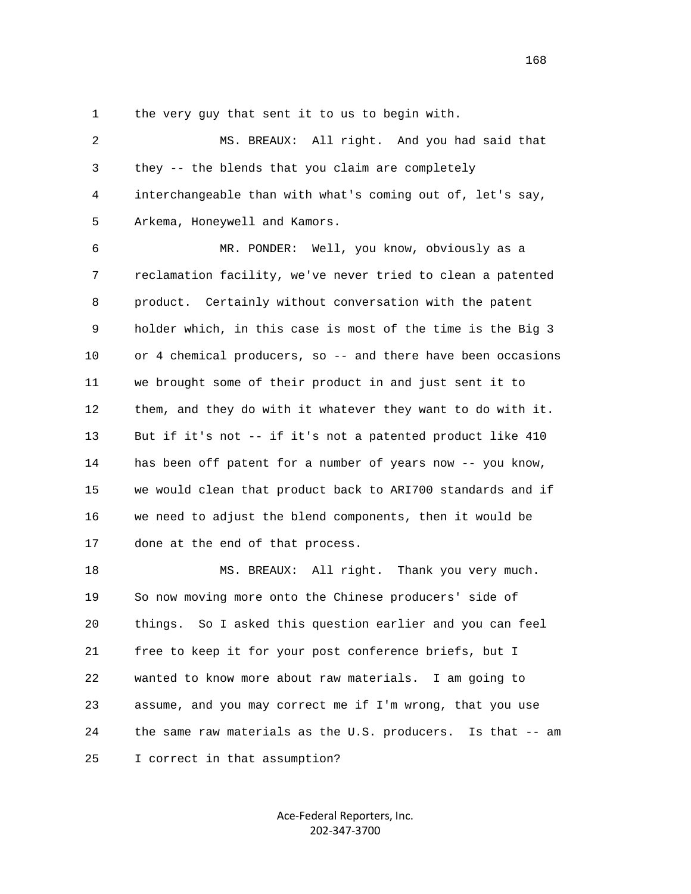1 the very guy that sent it to us to begin with.

2 MS. BREAUX: All right. And you had said that

3 they -- the blends that you claim are completely

4 interchangeable than with what's coming out of, let's say,

5 Arkema, Honeywell and Kamors.

6 MR. PONDER: Well, you know, obviously as a

7 reclamation facility, we've never tried to clean a patented

8 product. Certainly without conversation with the patent

9 holder which, in this case is most of the time is the Big 3

10 or 4 chemical producers, so -- and there have been occasions

11 we brought some of their product in and just sent it to

12 them, and they do with it whatever they want to do with it.

13 But if it's not -- if it's not a patented product like 410

14 has been off patent for a number of years now -- you know,

15 we would clean that product back to ARI700 standards and if

16 we need to adjust the blend components, then it would be

17 done at the end of that process.

18 MS. BREAUX: All right. Thank you very much.

19 So now moving more onto the Chinese producers' side of

20 things. So I asked this question earlier and you can feel

21 free to keep it for your post conference briefs, but I

22 wanted to know more about raw materials. I am going to

23 assume, and you may correct me if I'm wrong, that you use

24 the same raw materials as the U.S. producers. Is that -- am

25 I correct in that assumption?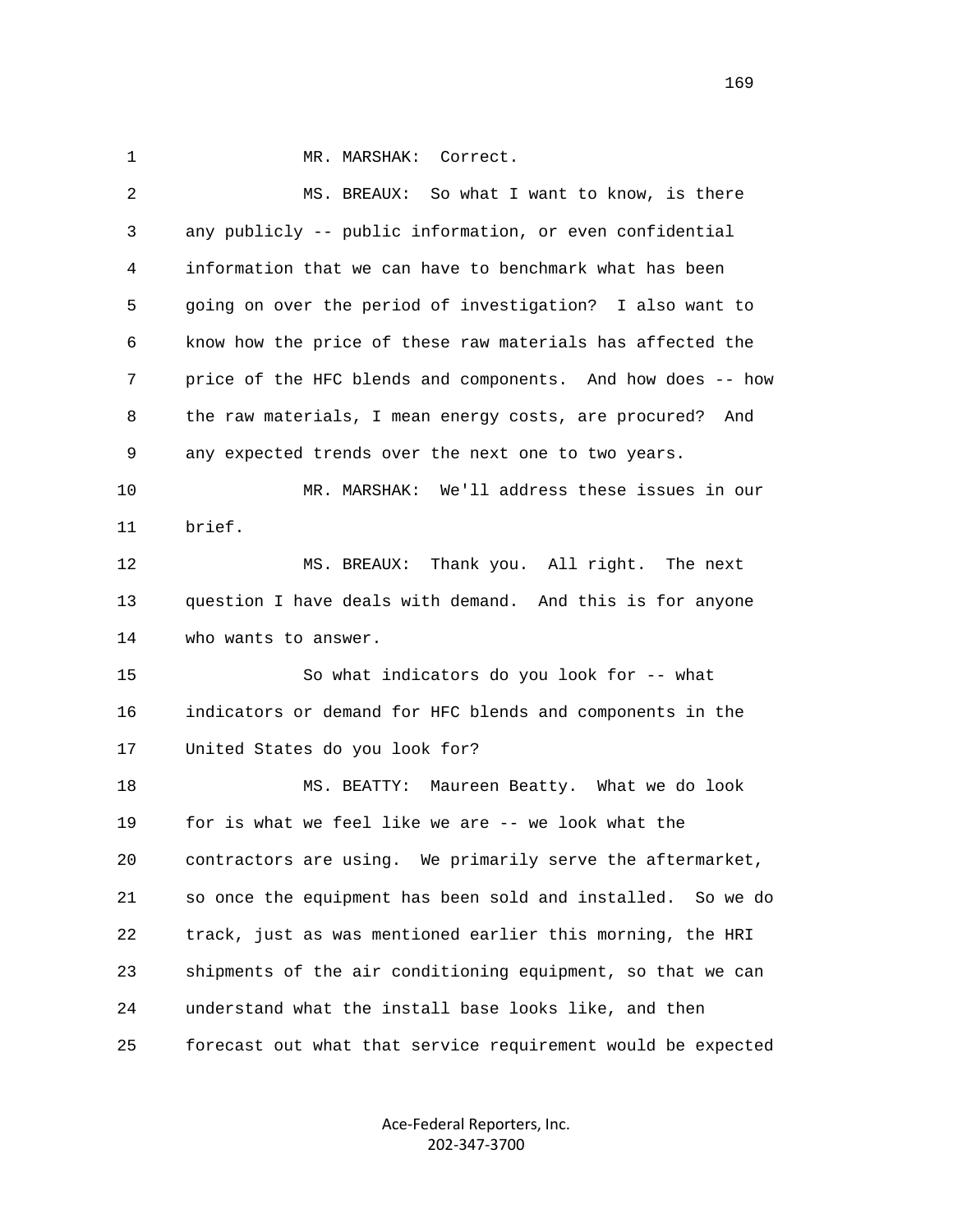MR. MARSHAK: Correct.

MS. BREAUX: So what I want to know, is there any publicly -- public information, or even confidential information that we can have to benchmark what has been going on over the period of investigation? I also want to know how the price of these raw materials has affected the price of the HFC blends and components. And how does -- how the raw materials, I mean energy costs, are procured? And any expected trends over the next one to two years.

MR. MARSHAK: We'll address these issues in our brief.

MS. BREAUX: Thank you. All right. The next question I have deals with demand. And this is for anyone who wants to answer.

So what indicators do you look for -- what indicators or demand for HFC blends and components in the United States do you look for?

MS. BEATTY: Maureen Beatty. What we do look for is what we feel like we are -- we look what the contractors are using. We primarily serve the aftermarket, so once the equipment has been sold and installed. So we do track, just as was mentioned earlier this morning, the HRI shipments of the air conditioning equipment, so that we can understand what the install base looks like, and then forecast out what that service requirement would be expected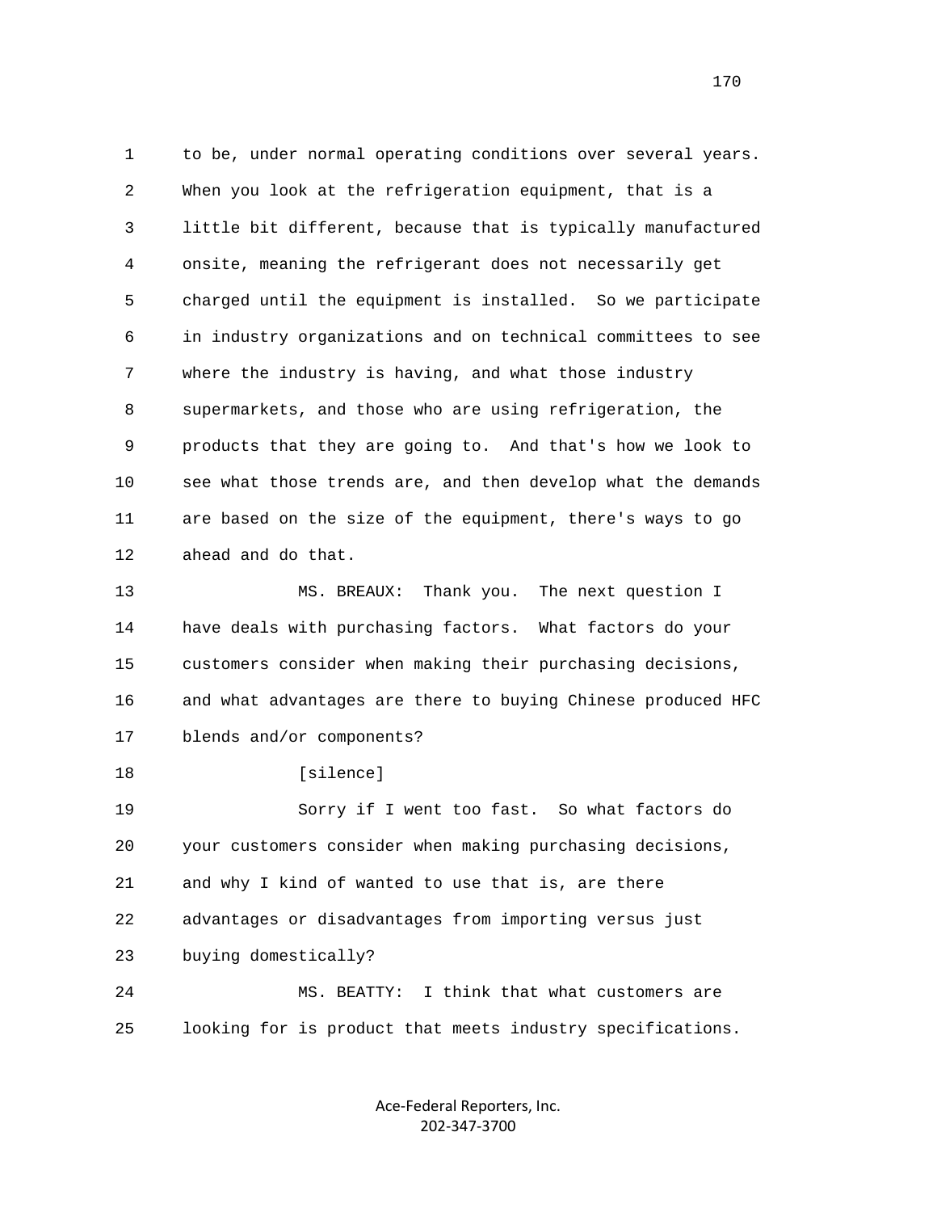to be, under normal operating conditions over several years. When you look at the refrigeration equipment, that is a little bit different, because that is typically manufactured onsite, meaning the refrigerant does not necessarily get charged until the equipment is installed. So we participate in industry organizations and on technical committees to see where the industry is having, and what those industry supermarkets, and those who are using refrigeration, the products that they are going to. And that's how we look to see what those trends are, and then develop what the demands are based on the size of the equipment, there's ways to go ahead and do that.

MS. BREAUX: Thank you. The next question I have deals with purchasing factors. What factors do your customers consider when making their purchasing decisions, and what advantages are there to buying Chinese produced HFC blends and/or components?

[silence]

Sorry if I went too fast. So what factors do your customers consider when making purchasing decisions, and why I kind of wanted to use that is, are there advantages or disadvantages from importing versus just buying domestically?

MS. BEATTY: I think that what customers are looking for is product that meets industry specifications.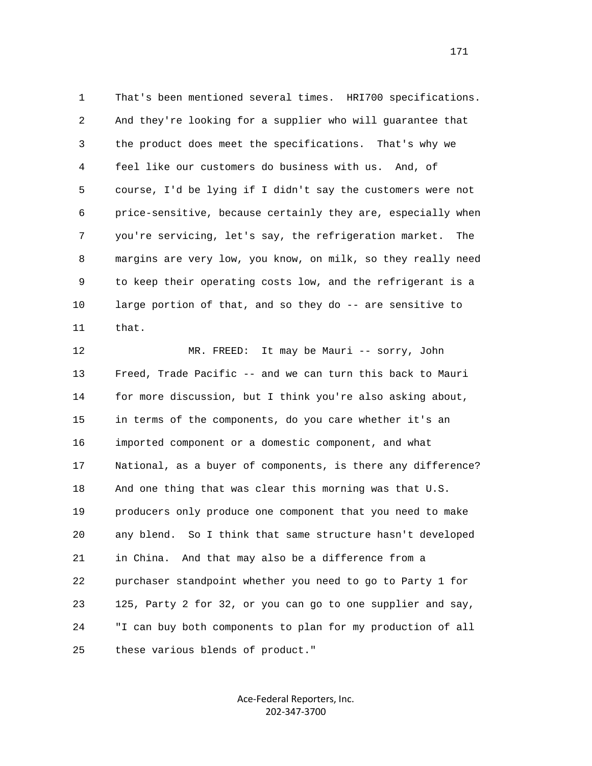That's been mentioned several times. HRI700 specifications. And they're looking for a supplier who will guarantee that the product does meet the specifications. That's why we feel like our customers do business with us. And, of course, I'd be lying if I didn't say the customers were not price-sensitive, because certainly they are, especially when you're servicing, let's say, the refrigeration market. The margins are very low, you know, on milk, so they really need to keep their operating costs low, and the refrigerant is a large portion of that, and so they do -- are sensitive to that.

MR. FREED: It may be Mauri -- sorry, John Freed, Trade Pacific -- and we can turn this back to Mauri for more discussion, but I think you're also asking about, in terms of the components, do you care whether it's an imported component or a domestic component, and what National, as a buyer of components, is there any difference? And one thing that was clear this morning was that U.S. producers only produce one component that you need to make any blend. So I think that same structure hasn't developed in China. And that may also be a difference from a purchaser standpoint whether you need to go to Party 1 for 125, Party 2 for 32, or you can go to one supplier and say, "I can buy both components to plan for my production of all these various blends of product."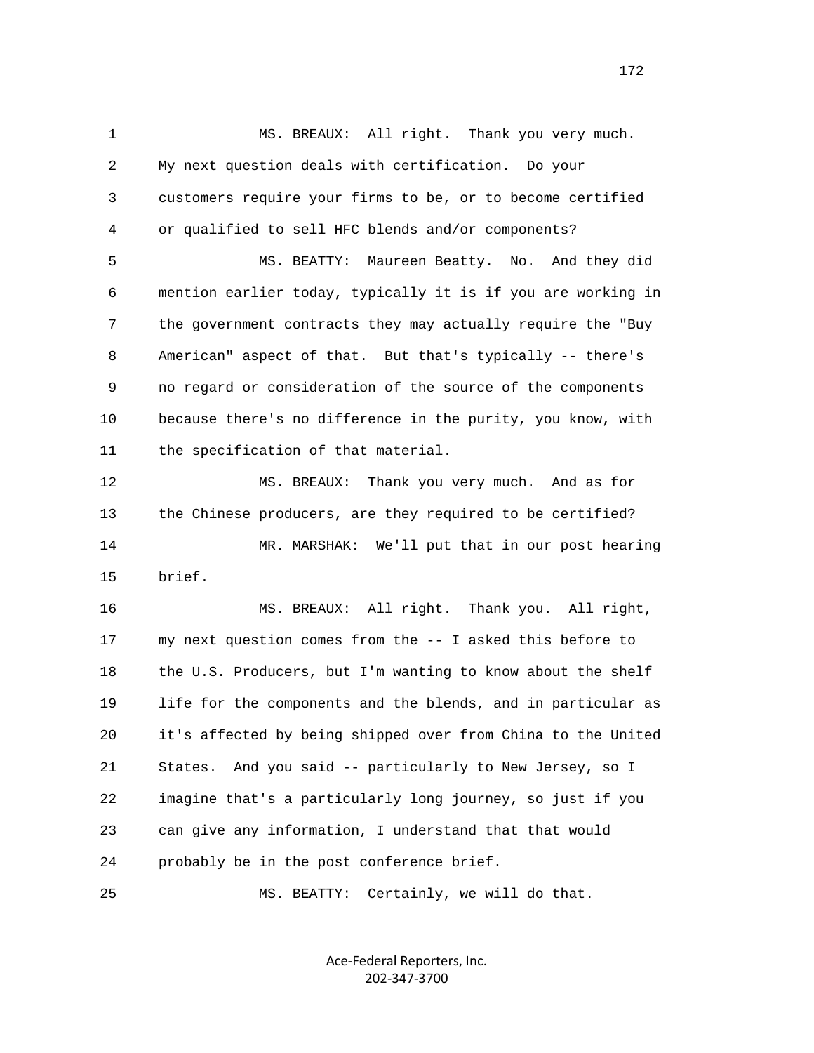MS. BREAUX: All right. Thank you very much. My next question deals with certification. Do your customers require your firms to be, or to become certified or qualified to sell HFC blends and/or components?

MS. BEATTY: Maureen Beatty. No. And they did mention earlier today, typically it is if you are working in the government contracts they may actually require the "Buy American" aspect of that. But that's typically -- there's no regard or consideration of the source of the components because there's no difference in the purity, you know, with the specification of that material.

MS. BREAUX: Thank you very much. And as for the Chinese producers, are they required to be certified?

MR. MARSHAK: We'll put that in our post hearing brief.

MS. BREAUX: All right. Thank you. All right, my next question comes from the -- I asked this before to the U.S. Producers, but I'm wanting to know about the shelf life for the components and the blends, and in particular as it's affected by being shipped over from China to the United States. And you said -- particularly to New Jersey, so I imagine that's a particularly long journey, so just if you can give any information, I understand that that would probably be in the post conference brief.

MS. BEATTY: Certainly, we will do that.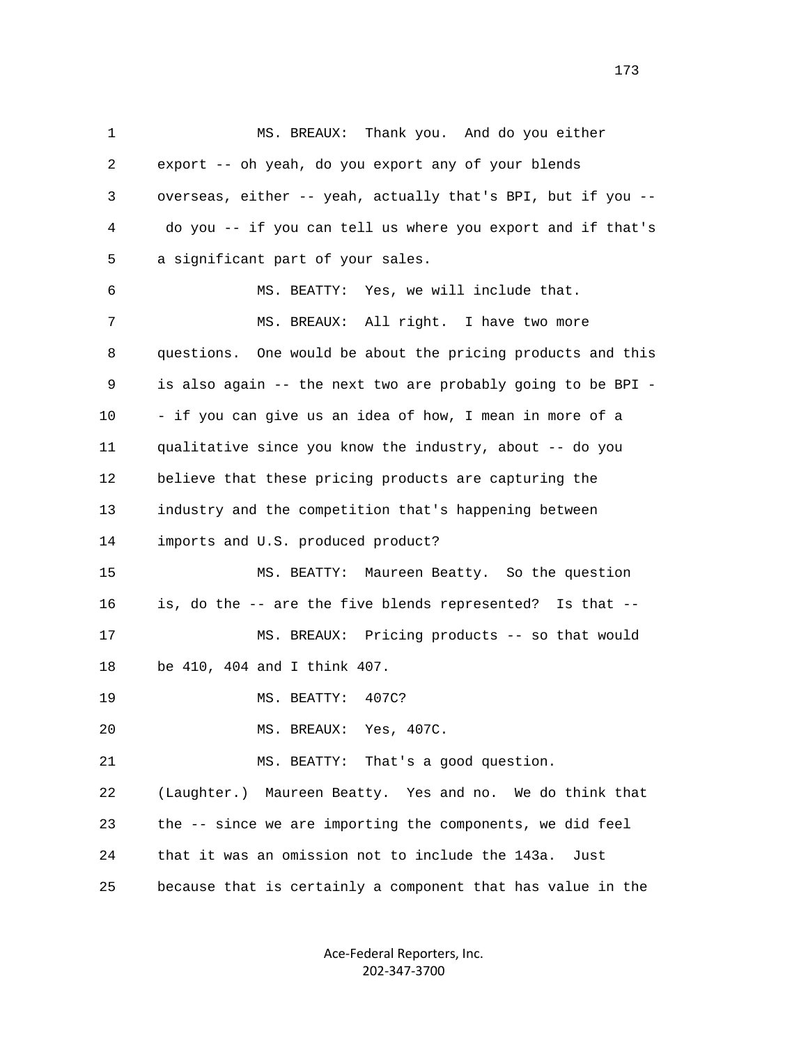1 MS. BREAUX: Thank you. And do you either
2 export -- oh yeah, do you export any of your blends
3 overseas, either -- yeah, actually that's BPI, but if you --
4 do you -- if you can tell us where you export and if that's
5 a significant part of your sales.
6 MS. BEATTY: Yes, we will include that.
7 MS. BREAUX: All right. I have two more
8 questions. One would be about the pricing products and this
9 is also again -- the next two are probably going to be BPI -
10 - if you can give us an idea of how, I mean in more of a
11 qualitative since you know the industry, about -- do you
12 believe that these pricing products are capturing the
13 industry and the competition that's happening between
14 imports and U.S. produced product?
15 MS. BEATTY: Maureen Beatty. So the question
16 is, do the -- are the five blends represented? Is that --
17 MS. BREAUX: Pricing products -- so that would
18 be 410, 404 and I think 407.
19 MS. BEATTY: 407C?
20 MS. BREAUX: Yes, 407C.
21 MS. BEATTY: That's a good question.
22 (Laughter.) Maureen Beatty. Yes and no. We do think that
23 the -- since we are importing the components, we did feel
24 that it was an omission not to include the 143a. Just
25 because that is certainly a component that has value in the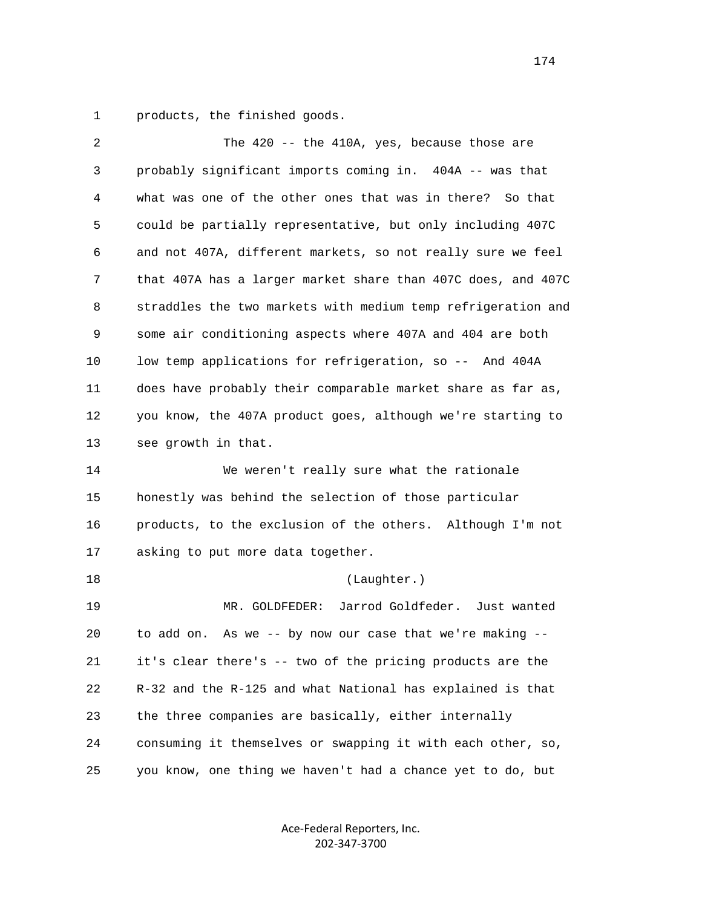products, the finished goods.

The 420 -- the 410A, yes, because those are probably significant imports coming in. 404A -- was that what was one of the other ones that was in there? So that could be partially representative, but only including 407C and not 407A, different markets, so not really sure we feel that 407A has a larger market share than 407C does, and 407C straddles the two markets with medium temp refrigeration and some air conditioning aspects where 407A and 404 are both low temp applications for refrigeration, so -- And 404A does have probably their comparable market share as far as, you know, the 407A product goes, although we're starting to see growth in that.

We weren't really sure what the rationale honestly was behind the selection of those particular products, to the exclusion of the others. Although I'm not asking to put more data together.

(Laughter.)

MR. GOLDFEDER: Jarrod Goldfeder. Just wanted to add on. As we -- by now our case that we're making -- it's clear there's -- two of the pricing products are the R-32 and the R-125 and what National has explained is that the three companies are basically, either internally consuming it themselves or swapping it with each other, so, you know, one thing we haven't had a chance yet to do, but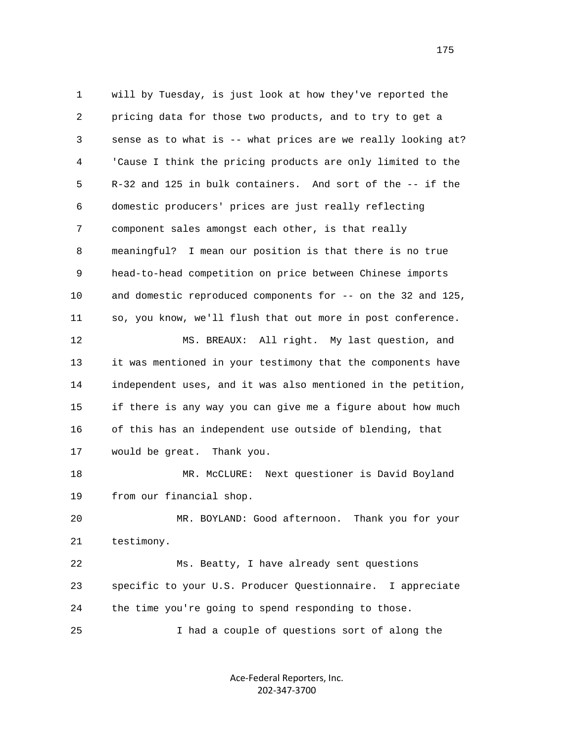1 will by Tuesday, is just look at how they've reported the
2 pricing data for those two products, and to try to get a
3 sense as to what is -- what prices are we really looking at?
4 'Cause I think the pricing products are only limited to the
5 R-32 and 125 in bulk containers. And sort of the -- if the
6 domestic producers' prices are just really reflecting
7 component sales amongst each other, is that really
8 meaningful? I mean our position is that there is no true
9 head-to-head competition on price between Chinese imports
10 and domestic reproduced components for -- on the 32 and 125,
11 so, you know, we'll flush that out more in post conference.
12 MS. BREAUX: All right. My last question, and
13 it was mentioned in your testimony that the components have
14 independent uses, and it was also mentioned in the petition,
15 if there is any way you can give me a figure about how much
16 of this has an independent use outside of blending, that
17 would be great. Thank you.
18 MR. McCLURE: Next questioner is David Boyland
19 from our financial shop.
20 MR. BOYLAND: Good afternoon. Thank you for your
21 testimony.
22 Ms. Beatty, I have already sent questions
23 specific to your U.S. Producer Questionnaire. I appreciate
24 the time you're going to spend responding to those.
25 I had a couple of questions sort of along the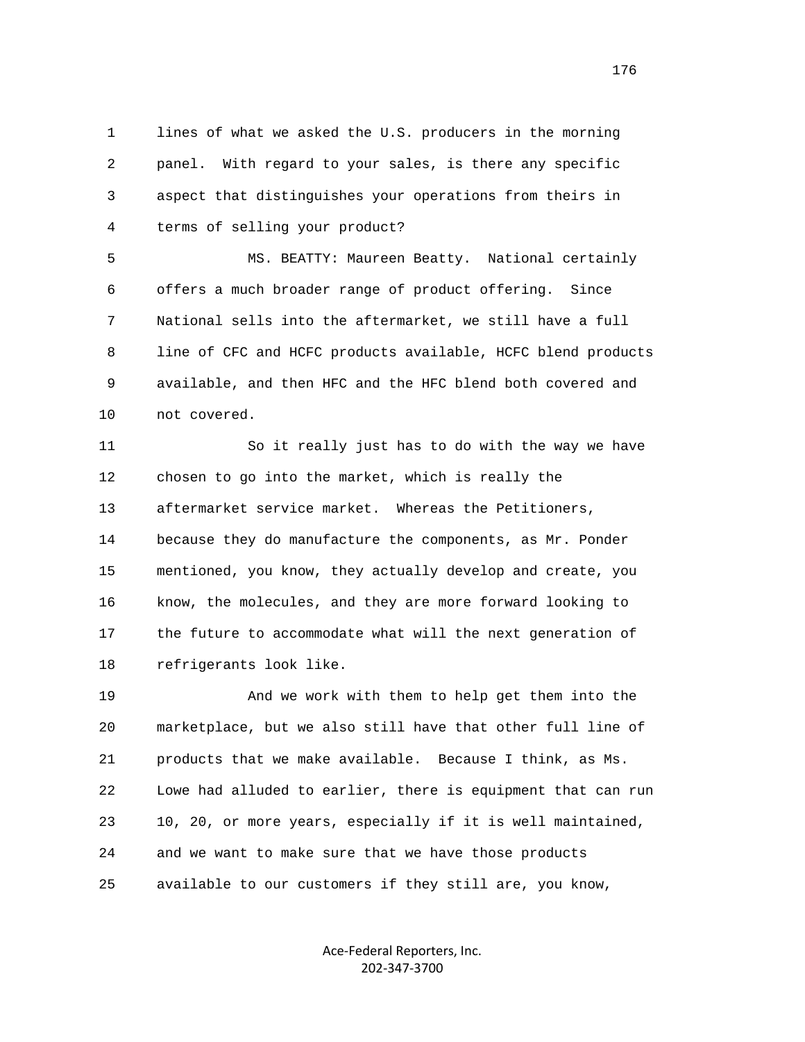lines of what we asked the U.S. producers in the morning panel. With regard to your sales, is there any specific aspect that distinguishes your operations from theirs in terms of selling your product?

MS. BEATTY: Maureen Beatty. National certainly offers a much broader range of product offering. Since National sells into the aftermarket, we still have a full line of CFC and HCFC products available, HCFC blend products available, and then HFC and the HFC blend both covered and not covered.

So it really just has to do with the way we have chosen to go into the market, which is really the aftermarket service market. Whereas the Petitioners, because they do manufacture the components, as Mr. Ponder mentioned, you know, they actually develop and create, you know, the molecules, and they are more forward looking to the future to accommodate what will the next generation of refrigerants look like.

And we work with them to help get them into the marketplace, but we also still have that other full line of products that we make available. Because I think, as Ms. Lowe had alluded to earlier, there is equipment that can run 10, 20, or more years, especially if it is well maintained, and we want to make sure that we have those products available to our customers if they still are, you know,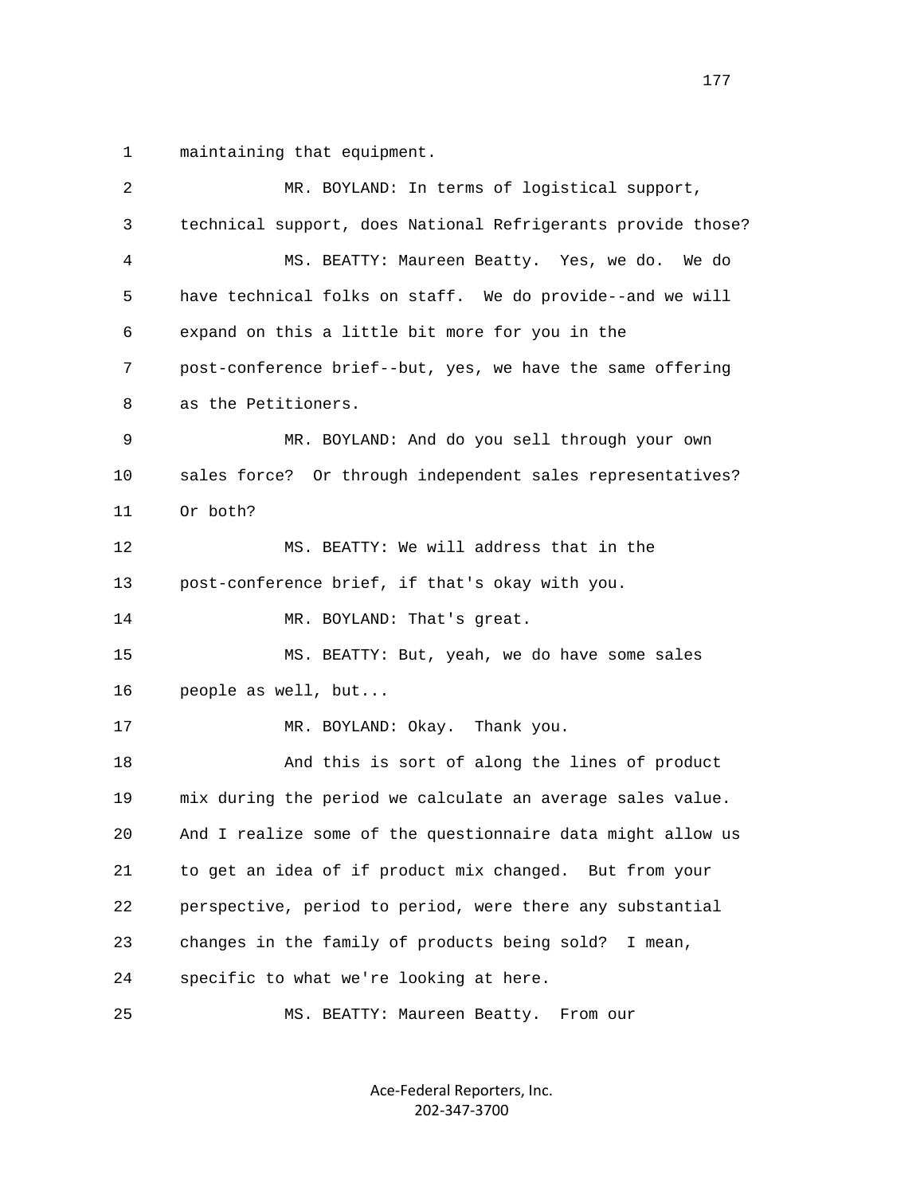maintaining that equipment.

MR. BOYLAND: In terms of logistical support, technical support, does National Refrigerants provide those?

MS. BEATTY: Maureen Beatty. Yes, we do. We do have technical folks on staff. We do provide--and we will expand on this a little bit more for you in the post-conference brief--but, yes, we have the same offering as the Petitioners.

MR. BOYLAND: And do you sell through your own sales force? Or through independent sales representatives? Or both?

MS. BEATTY: We will address that in the post-conference brief, if that's okay with you.

MR. BOYLAND: That's great.

MS. BEATTY: But, yeah, we do have some sales people as well, but...

MR. BOYLAND: Okay. Thank you.

And this is sort of along the lines of product mix during the period we calculate an average sales value. And I realize some of the questionnaire data might allow us to get an idea of if product mix changed. But from your perspective, period to period, were there any substantial changes in the family of products being sold? I mean, specific to what we're looking at here.

MS. BEATTY: Maureen Beatty. From our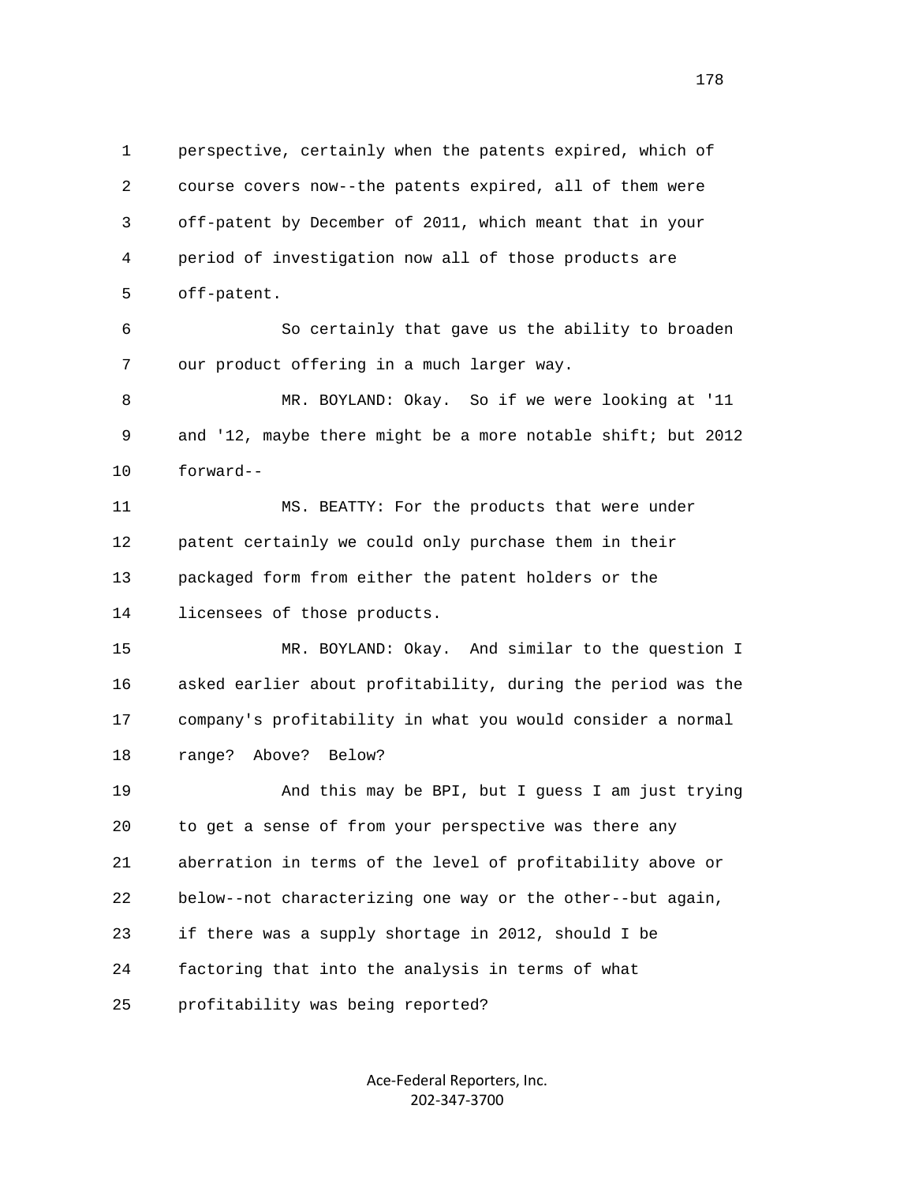perspective, certainly when the patents expired, which of course covers now--the patents expired, all of them were off-patent by December of 2011, which meant that in your period of investigation now all of those products are off-patent.

So certainly that gave us the ability to broaden our product offering in a much larger way.

MR. BOYLAND: Okay. So if we were looking at '11 and '12, maybe there might be a more notable shift; but 2012 forward--

MS. BEATTY: For the products that were under patent certainly we could only purchase them in their packaged form from either the patent holders or the licensees of those products.

MR. BOYLAND: Okay. And similar to the question I asked earlier about profitability, during the period was the company's profitability in what you would consider a normal range? Above? Below?

And this may be BPI, but I guess I am just trying to get a sense of from your perspective was there any aberration in terms of the level of profitability above or below--not characterizing one way or the other--but again, if there was a supply shortage in 2012, should I be factoring that into the analysis in terms of what profitability was being reported?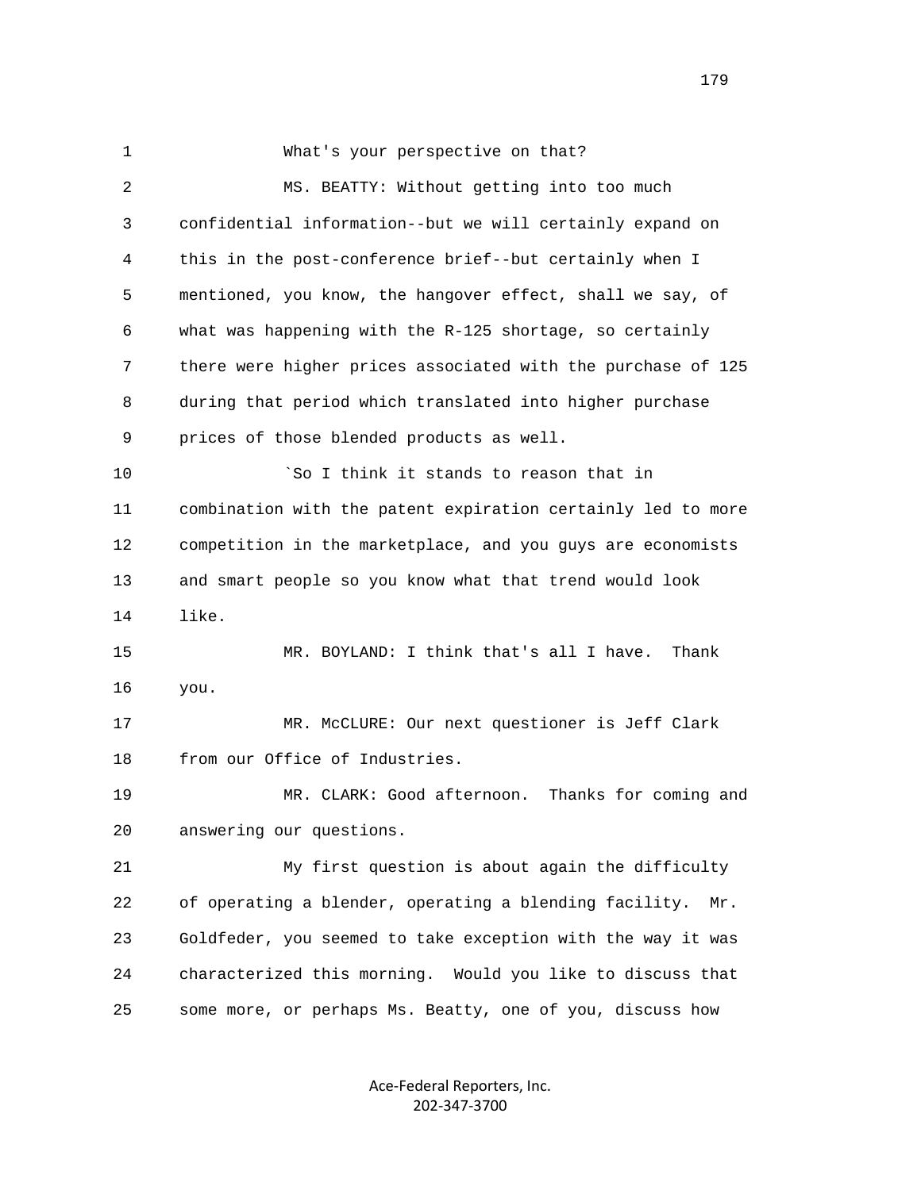What's your perspective on that?

MS. BEATTY: Without getting into too much confidential information--but we will certainly expand on this in the post-conference brief--but certainly when I mentioned, you know, the hangover effect, shall we say, of what was happening with the R-125 shortage, so certainly there were higher prices associated with the purchase of 125 during that period which translated into higher purchase prices of those blended products as well.

`So I think it stands to reason that in combination with the patent expiration certainly led to more competition in the marketplace, and you guys are economists and smart people so you know what that trend would look like.

MR. BOYLAND: I think that's all I have. Thank you.

MR. McCLURE: Our next questioner is Jeff Clark from our Office of Industries.

MR. CLARK: Good afternoon. Thanks for coming and answering our questions.

My first question is about again the difficulty of operating a blender, operating a blending facility. Mr. Goldfeder, you seemed to take exception with the way it was characterized this morning. Would you like to discuss that some more, or perhaps Ms. Beatty, one of you, discuss how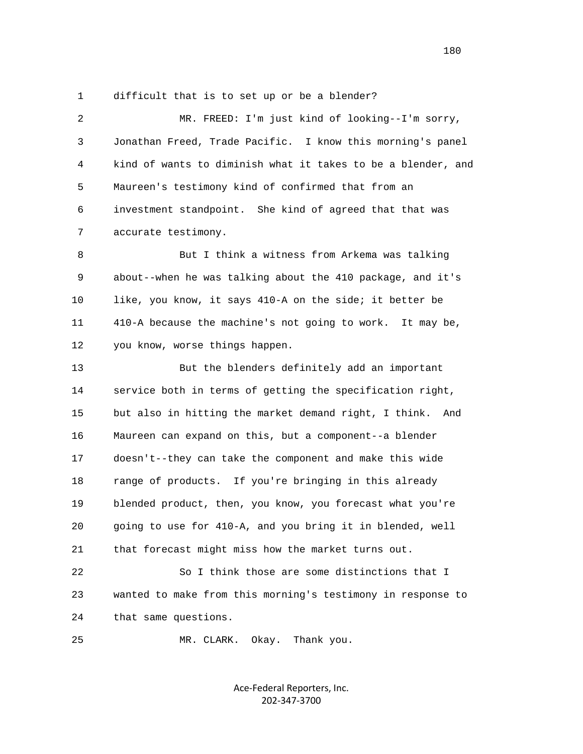1 difficult that is to set up or be a blender?

2 MR. FREED: I'm just kind of looking--I'm sorry,

3 Jonathan Freed, Trade Pacific. I know this morning's panel

4 kind of wants to diminish what it takes to be a blender, and

5 Maureen's testimony kind of confirmed that from an

6 investment standpoint. She kind of agreed that that was

7 accurate testimony.

8 But I think a witness from Arkema was talking

9 about--when he was talking about the 410 package, and it's

10 like, you know, it says 410-A on the side; it better be

11 410-A because the machine's not going to work. It may be,

12 you know, worse things happen.

13 But the blenders definitely add an important

14 service both in terms of getting the specification right,

15 but also in hitting the market demand right, I think. And

16 Maureen can expand on this, but a component--a blender

17 doesn't--they can take the component and make this wide

18 range of products. If you're bringing in this already

19 blended product, then, you know, you forecast what you're

20 going to use for 410-A, and you bring it in blended, well

21 that forecast might miss how the market turns out.

22 So I think those are some distinctions that I

23 wanted to make from this morning's testimony in response to

24 that same questions.

25 MR. CLARK. Okay. Thank you.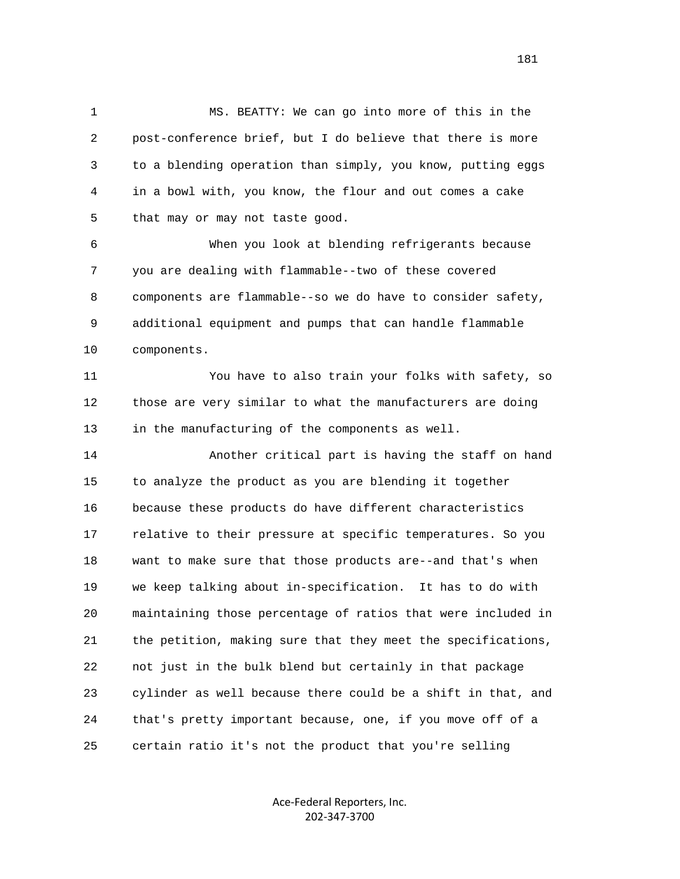MS. BEATTY: We can go into more of this in the post-conference brief, but I do believe that there is more to a blending operation than simply, you know, putting eggs in a bowl with, you know, the flour and out comes a cake that may or may not taste good.

When you look at blending refrigerants because you are dealing with flammable--two of these covered components are flammable--so we do have to consider safety, additional equipment and pumps that can handle flammable components.

You have to also train your folks with safety, so those are very similar to what the manufacturers are doing in the manufacturing of the components as well.

Another critical part is having the staff on hand to analyze the product as you are blending it together because these products do have different characteristics relative to their pressure at specific temperatures. So you want to make sure that those products are--and that's when we keep talking about in-specification. It has to do with maintaining those percentage of ratios that were included in the petition, making sure that they meet the specifications, not just in the bulk blend but certainly in that package cylinder as well because there could be a shift in that, and that's pretty important because, one, if you move off of a certain ratio it's not the product that you're selling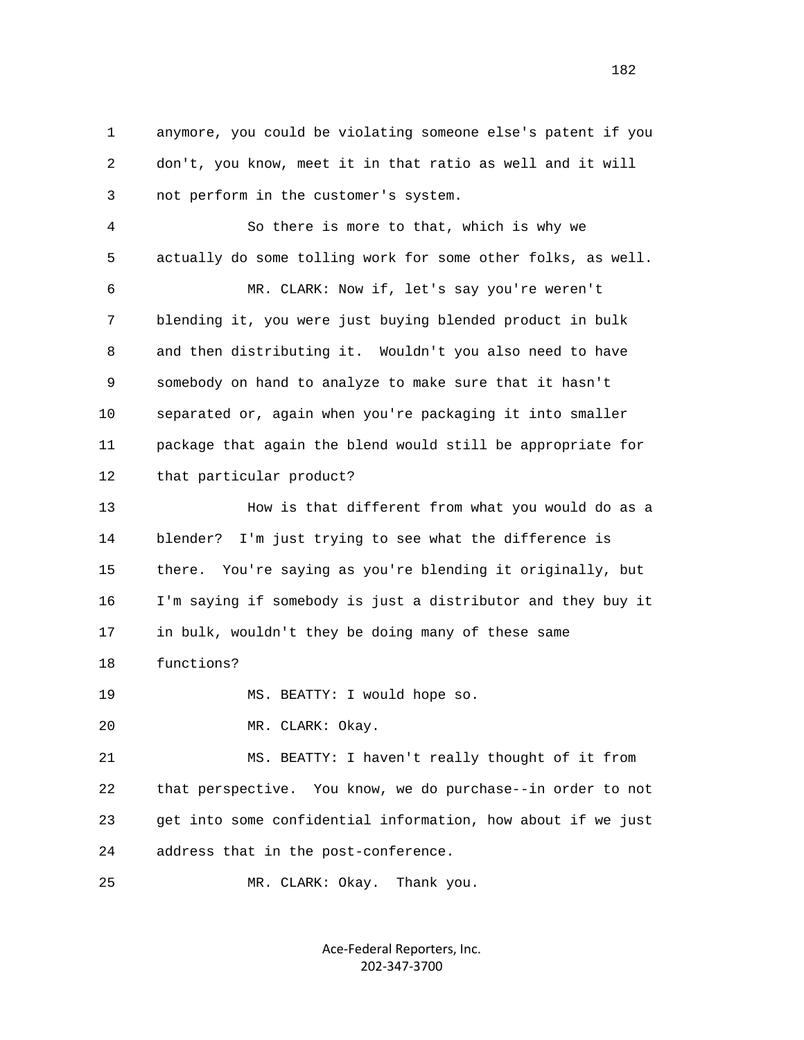anymore, you could be violating someone else's patent if you don't, you know, meet it in that ratio as well and it will not perform in the customer's system.

So there is more to that, which is why we actually do some tolling work for some other folks, as well.

MR. CLARK: Now if, let's say you're weren't blending it, you were just buying blended product in bulk and then distributing it. Wouldn't you also need to have somebody on hand to analyze to make sure that it hasn't separated or, again when you're packaging it into smaller package that again the blend would still be appropriate for that particular product?

How is that different from what you would do as a blender? I'm just trying to see what the difference is there. You're saying as you're blending it originally, but I'm saying if somebody is just a distributor and they buy it in bulk, wouldn't they be doing many of these same functions?

MS. BEATTY: I would hope so.

MR. CLARK: Okay.

MS. BEATTY: I haven't really thought of it from that perspective. You know, we do purchase--in order to not get into some confidential information, how about if we just address that in the post-conference.

MR. CLARK: Okay. Thank you.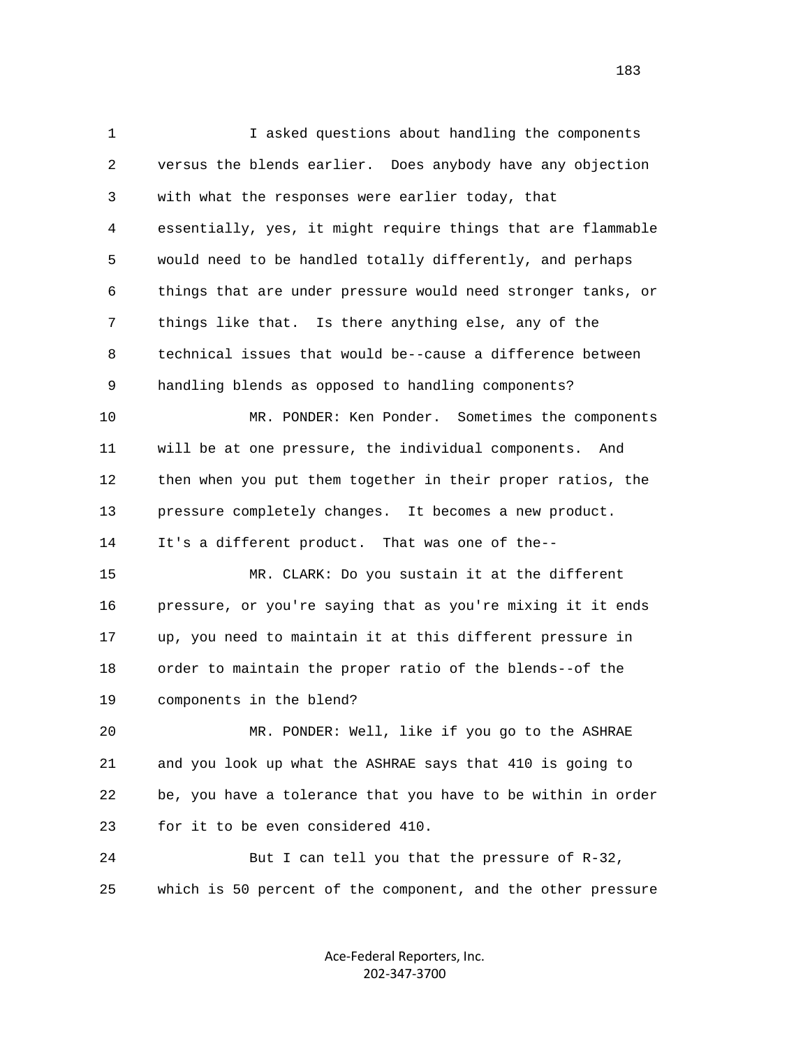I asked questions about handling the components versus the blends earlier. Does anybody have any objection with what the responses were earlier today, that essentially, yes, it might require things that are flammable would need to be handled totally differently, and perhaps things that are under pressure would need stronger tanks, or things like that. Is there anything else, any of the technical issues that would be--cause a difference between handling blends as opposed to handling components?

MR. PONDER: Ken Ponder. Sometimes the components will be at one pressure, the individual components. And then when you put them together in their proper ratios, the pressure completely changes. It becomes a new product. It's a different product. That was one of the--

MR. CLARK: Do you sustain it at the different pressure, or you're saying that as you're mixing it it ends up, you need to maintain it at this different pressure in order to maintain the proper ratio of the blends--of the components in the blend?

MR. PONDER: Well, like if you go to the ASHRAE and you look up what the ASHRAE says that 410 is going to be, you have a tolerance that you have to be within in order for it to be even considered 410.

But I can tell you that the pressure of R-32, which is 50 percent of the component, and the other pressure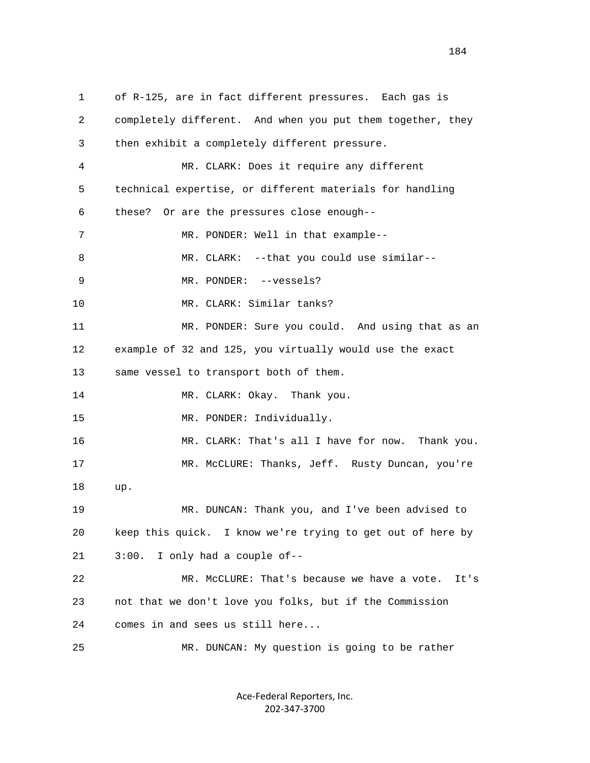of R-125, are in fact different pressures. Each gas is completely different. And when you put them together, they then exhibit a completely different pressure.

MR. CLARK: Does it require any different technical expertise, or different materials for handling these? Or are the pressures close enough--

MR. PONDER: Well in that example--

MR. CLARK: --that you could use similar--

MR. PONDER: --vessels?

MR. CLARK: Similar tanks?

MR. PONDER: Sure you could. And using that as an example of 32 and 125, you virtually would use the exact same vessel to transport both of them.

MR. CLARK: Okay. Thank you.

MR. PONDER: Individually.

MR. CLARK: That's all I have for now. Thank you.

MR. McCLURE: Thanks, Jeff. Rusty Duncan, you're up.

MR. DUNCAN: Thank you, and I've been advised to keep this quick. I know we're trying to get out of here by 3:00. I only had a couple of--

MR. McCLURE: That's because we have a vote. It's not that we don't love you folks, but if the Commission comes in and sees us still here...

MR. DUNCAN: My question is going to be rather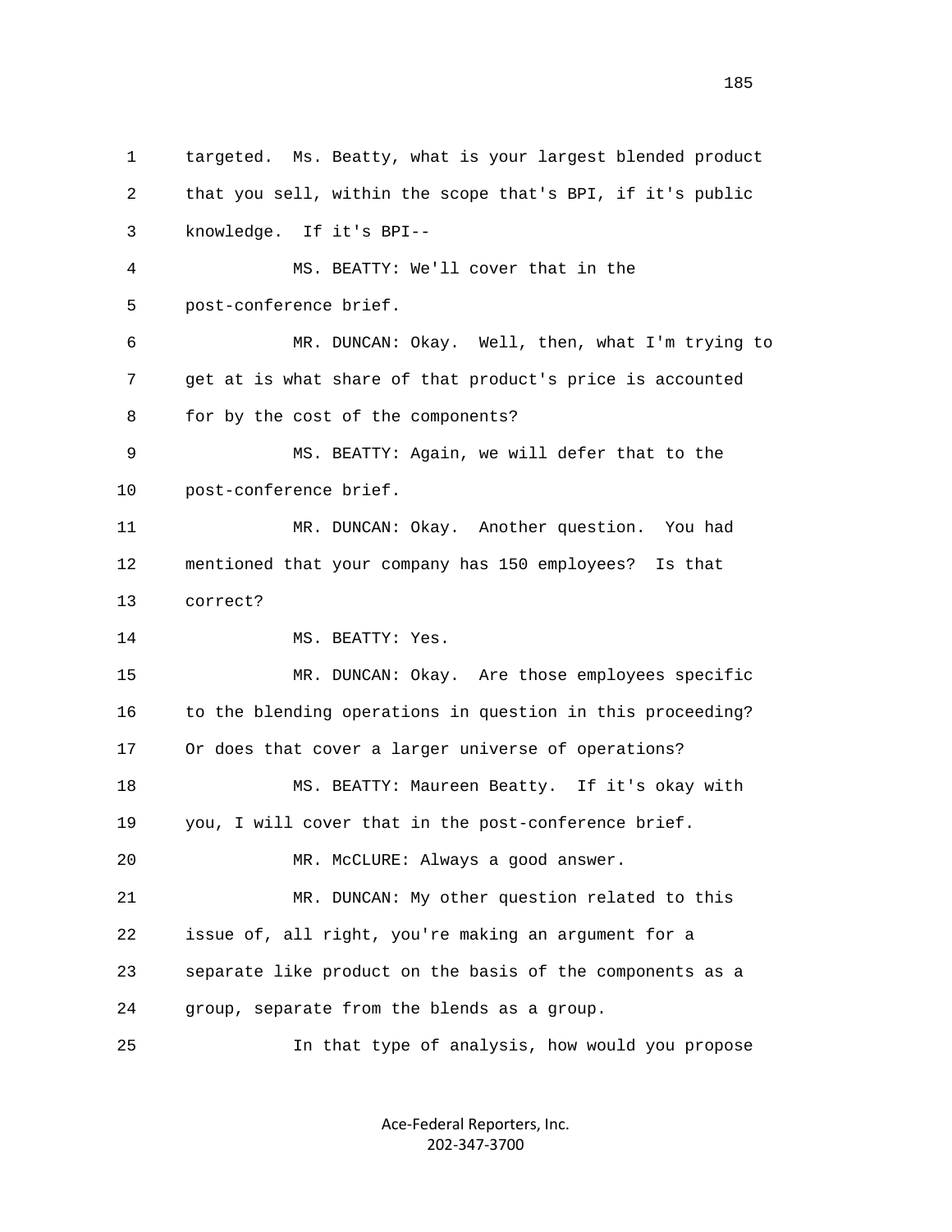1 targeted. Ms. Beatty, what is your largest blended product
2 that you sell, within the scope that's BPI, if it's public
3 knowledge. If it's BPI--
4 MS. BEATTY: We'll cover that in the
5 post-conference brief.
6 MR. DUNCAN: Okay. Well, then, what I'm trying to
7 get at is what share of that product's price is accounted
8 for by the cost of the components?
9 MS. BEATTY: Again, we will defer that to the
10 post-conference brief.
11 MR. DUNCAN: Okay. Another question. You had
12 mentioned that your company has 150 employees? Is that
13 correct?
14 MS. BEATTY: Yes.
15 MR. DUNCAN: Okay. Are those employees specific
16 to the blending operations in question in this proceeding?
17 Or does that cover a larger universe of operations?
18 MS. BEATTY: Maureen Beatty. If it's okay with
19 you, I will cover that in the post-conference brief.
20 MR. McCLURE: Always a good answer.
21 MR. DUNCAN: My other question related to this
22 issue of, all right, you're making an argument for a
23 separate like product on the basis of the components as a
24 group, separate from the blends as a group.
25 In that type of analysis, how would you propose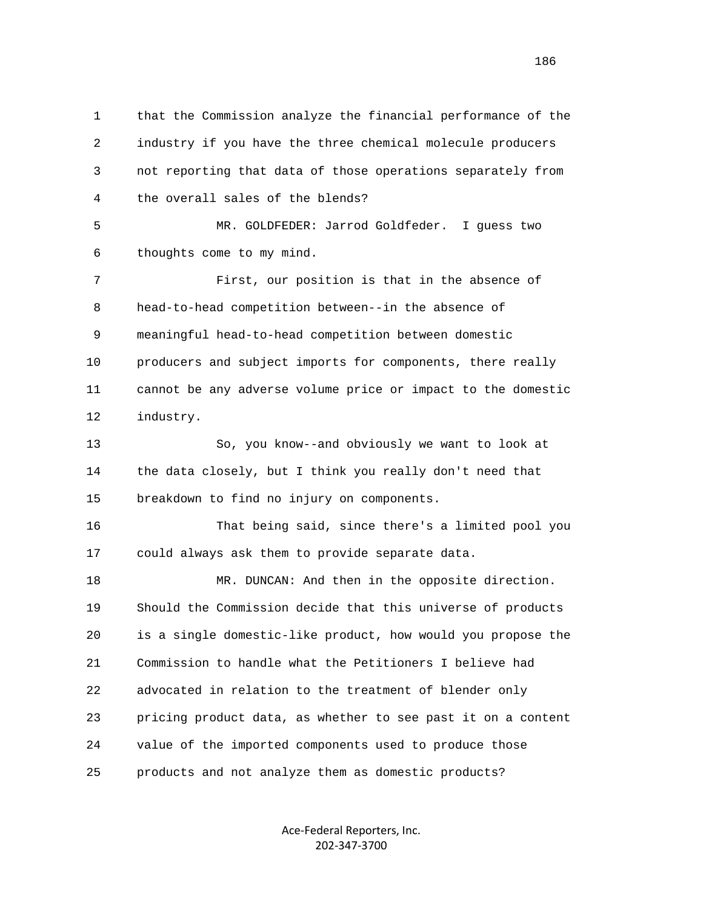that the Commission analyze the financial performance of the industry if you have the three chemical molecule producers not reporting that data of those operations separately from the overall sales of the blends?

MR. GOLDFEDER: Jarrod Goldfeder. I guess two thoughts come to my mind.

First, our position is that in the absence of head-to-head competition between--in the absence of meaningful head-to-head competition between domestic producers and subject imports for components, there really cannot be any adverse volume price or impact to the domestic industry.

So, you know--and obviously we want to look at the data closely, but I think you really don't need that breakdown to find no injury on components.

That being said, since there's a limited pool you could always ask them to provide separate data.

MR. DUNCAN: And then in the opposite direction. Should the Commission decide that this universe of products is a single domestic-like product, how would you propose the Commission to handle what the Petitioners I believe had advocated in relation to the treatment of blender only pricing product data, as whether to see past it on a content value of the imported components used to produce those products and not analyze them as domestic products?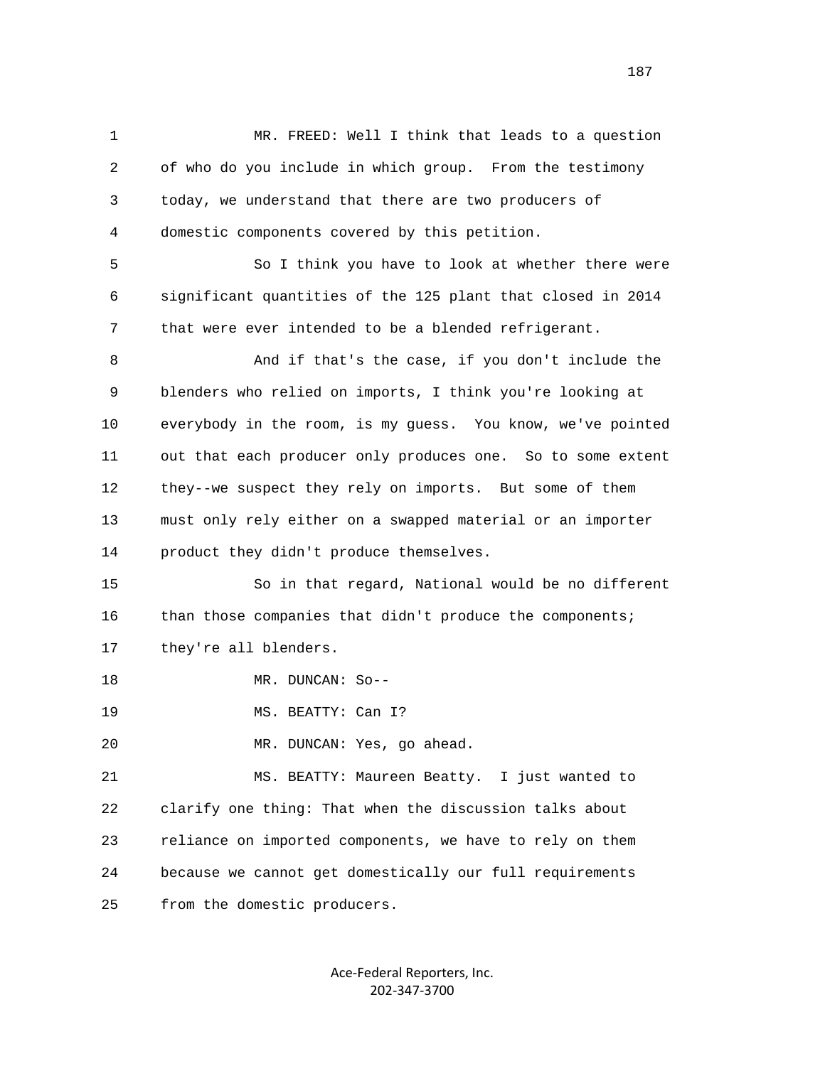MR. FREED: Well I think that leads to a question of who do you include in which group. From the testimony today, we understand that there are two producers of domestic components covered by this petition.

So I think you have to look at whether there were significant quantities of the 125 plant that closed in 2014 that were ever intended to be a blended refrigerant.

And if that's the case, if you don't include the blenders who relied on imports, I think you're looking at everybody in the room, is my guess. You know, we've pointed out that each producer only produces one. So to some extent they--we suspect they rely on imports. But some of them must only rely either on a swapped material or an importer product they didn't produce themselves.

So in that regard, National would be no different than those companies that didn't produce the components; they're all blenders.

MR. DUNCAN: So--

MS. BEATTY: Can I?

MR. DUNCAN: Yes, go ahead.

MS. BEATTY: Maureen Beatty. I just wanted to clarify one thing: That when the discussion talks about reliance on imported components, we have to rely on them because we cannot get domestically our full requirements from the domestic producers.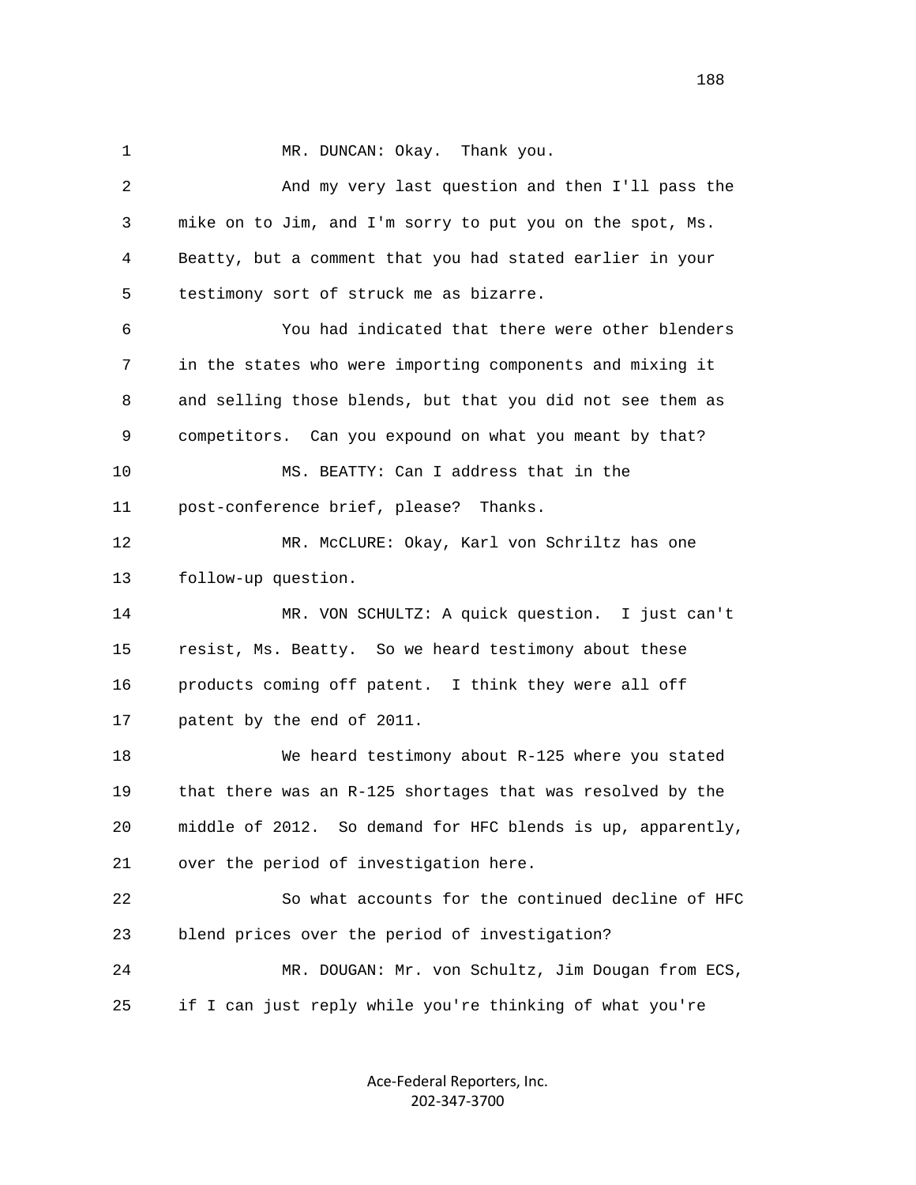1 MR. DUNCAN: Okay. Thank you.

2 And my very last question and then I'll pass the

3 mike on to Jim, and I'm sorry to put you on the spot, Ms.

4 Beatty, but a comment that you had stated earlier in your

5 testimony sort of struck me as bizarre.

6 You had indicated that there were other blenders

7 in the states who were importing components and mixing it

8 and selling those blends, but that you did not see them as

9 competitors. Can you expound on what you meant by that?

10 MS. BEATTY: Can I address that in the

11 post-conference brief, please? Thanks.

12 MR. McCLURE: Okay, Karl von Schriltz has one

13 follow-up question.

14 MR. VON SCHULTZ: A quick question. I just can't

15 resist, Ms. Beatty. So we heard testimony about these

16 products coming off patent. I think they were all off

17 patent by the end of 2011.

18 We heard testimony about R-125 where you stated

19 that there was an R-125 shortages that was resolved by the

20 middle of 2012. So demand for HFC blends is up, apparently,

21 over the period of investigation here.

22 So what accounts for the continued decline of HFC

23 blend prices over the period of investigation?

24 MR. DOUGAN: Mr. von Schultz, Jim Dougan from ECS,

25 if I can just reply while you're thinking of what you're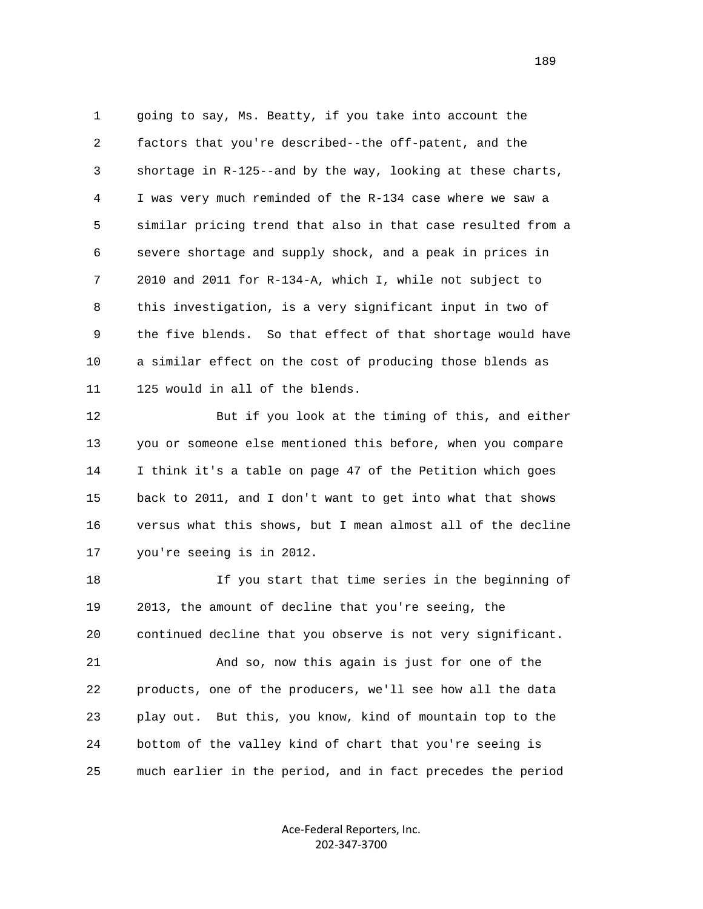going to say, Ms. Beatty, if you take into account the factors that you're described--the off-patent, and the shortage in R-125--and by the way, looking at these charts, I was very much reminded of the R-134 case where we saw a similar pricing trend that also in that case resulted from a severe shortage and supply shock, and a peak in prices in 2010 and 2011 for R-134-A, which I, while not subject to this investigation, is a very significant input in two of the five blends. So that effect of that shortage would have a similar effect on the cost of producing those blends as 125 would in all of the blends.

But if you look at the timing of this, and either you or someone else mentioned this before, when you compare I think it's a table on page 47 of the Petition which goes back to 2011, and I don't want to get into what that shows versus what this shows, but I mean almost all of the decline you're seeing is in 2012.

If you start that time series in the beginning of 2013, the amount of decline that you're seeing, the continued decline that you observe is not very significant.

And so, now this again is just for one of the products, one of the producers, we'll see how all the data play out. But this, you know, kind of mountain top to the bottom of the valley kind of chart that you're seeing is much earlier in the period, and in fact precedes the period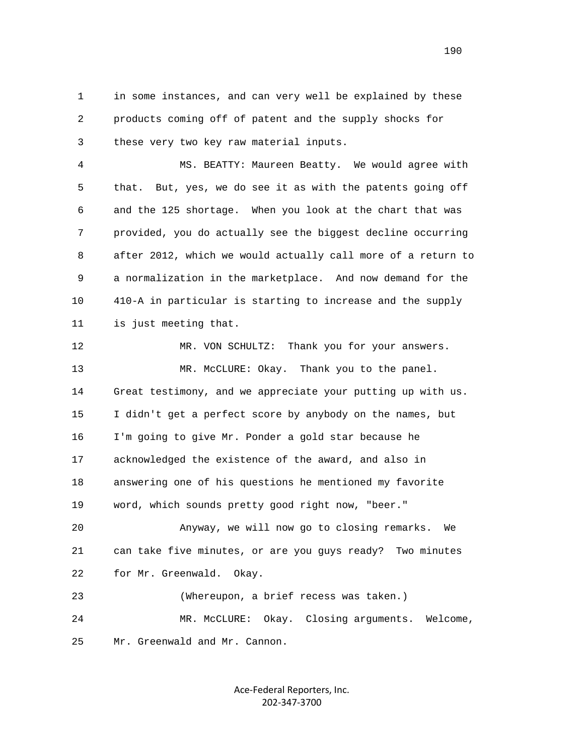in some instances, and can very well be explained by these products coming off of patent and the supply shocks for these very two key raw material inputs.

MS. BEATTY: Maureen Beatty. We would agree with that. But, yes, we do see it as with the patents going off and the 125 shortage. When you look at the chart that was provided, you do actually see the biggest decline occurring after 2012, which we would actually call more of a return to a normalization in the marketplace. And now demand for the 410-A in particular is starting to increase and the supply is just meeting that.

MR. VON SCHULTZ: Thank you for your answers.

MR. McCLURE: Okay. Thank you to the panel. Great testimony, and we appreciate your putting up with us. I didn't get a perfect score by anybody on the names, but I'm going to give Mr. Ponder a gold star because he acknowledged the existence of the award, and also in answering one of his questions he mentioned my favorite word, which sounds pretty good right now, "beer."

Anyway, we will now go to closing remarks. We can take five minutes, or are you guys ready? Two minutes for Mr. Greenwald. Okay.

(Whereupon, a brief recess was taken.)

MR. McCLURE: Okay. Closing arguments. Welcome, Mr. Greenwald and Mr. Cannon.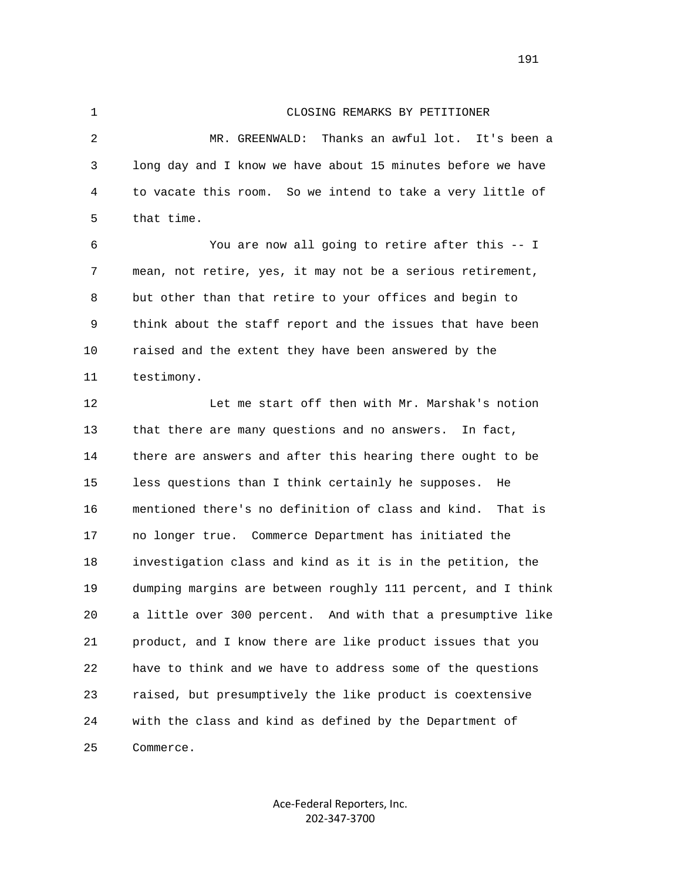CLOSING REMARKS BY PETITIONER

MR. GREENWALD: Thanks an awful lot. It's been a long day and I know we have about 15 minutes before we have to vacate this room. So we intend to take a very little of that time.

You are now all going to retire after this -- I mean, not retire, yes, it may not be a serious retirement, but other than that retire to your offices and begin to think about the staff report and the issues that have been raised and the extent they have been answered by the testimony.

Let me start off then with Mr. Marshak's notion that there are many questions and no answers. In fact, there are answers and after this hearing there ought to be less questions than I think certainly he supposes. He mentioned there's no definition of class and kind. That is no longer true. Commerce Department has initiated the investigation class and kind as it is in the petition, the dumping margins are between roughly 111 percent, and I think a little over 300 percent. And with that a presumptive like product, and I know there are like product issues that you have to think and we have to address some of the questions raised, but presumptively the like product is coextensive with the class and kind as defined by the Department of Commerce.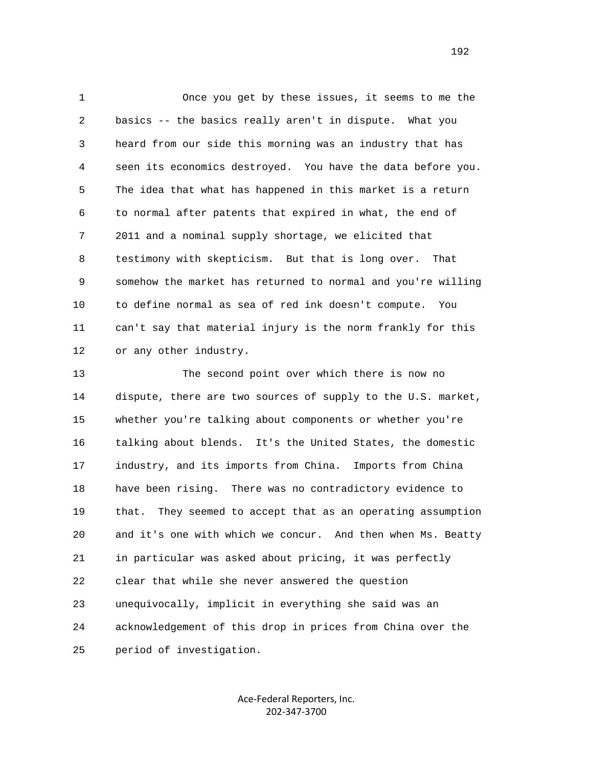Once you get by these issues, it seems to me the basics -- the basics really aren't in dispute. What you heard from our side this morning was an industry that has seen its economics destroyed. You have the data before you. The idea that what has happened in this market is a return to normal after patents that expired in what, the end of 2011 and a nominal supply shortage, we elicited that testimony with skepticism. But that is long over. That somehow the market has returned to normal and you're willing to define normal as sea of red ink doesn't compute. You can't say that material injury is the norm frankly for this or any other industry.

The second point over which there is now no dispute, there are two sources of supply to the U.S. market, whether you're talking about components or whether you're talking about blends. It's the United States, the domestic industry, and its imports from China. Imports from China have been rising. There was no contradictory evidence to that. They seemed to accept that as an operating assumption and it's one with which we concur. And then when Ms. Beatty in particular was asked about pricing, it was perfectly clear that while she never answered the question unequivocally, implicit in everything she said was an acknowledgement of this drop in prices from China over the period of investigation.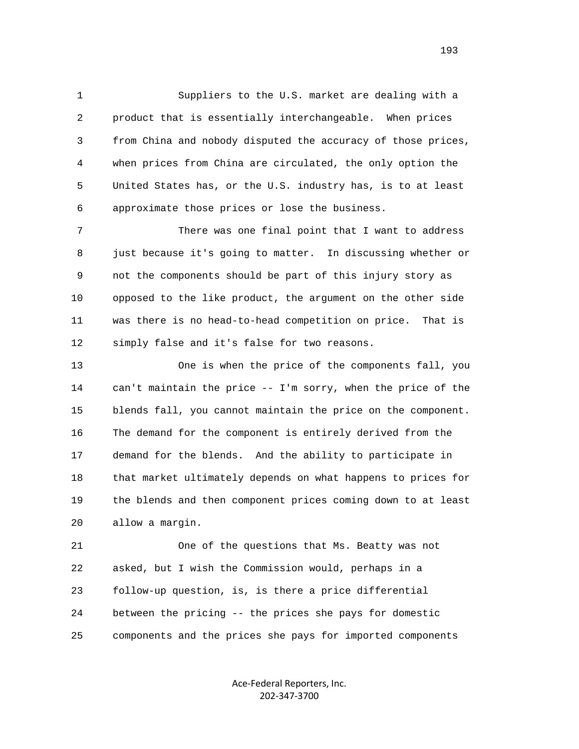Suppliers to the U.S. market are dealing with a product that is essentially interchangeable. When prices from China and nobody disputed the accuracy of those prices, when prices from China are circulated, the only option the United States has, or the U.S. industry has, is to at least approximate those prices or lose the business.

There was one final point that I want to address just because it's going to matter. In discussing whether or not the components should be part of this injury story as opposed to the like product, the argument on the other side was there is no head-to-head competition on price. That is simply false and it's false for two reasons.

One is when the price of the components fall, you can't maintain the price -- I'm sorry, when the price of the blends fall, you cannot maintain the price on the component. The demand for the component is entirely derived from the demand for the blends. And the ability to participate in that market ultimately depends on what happens to prices for the blends and then component prices coming down to at least allow a margin.

One of the questions that Ms. Beatty was not asked, but I wish the Commission would, perhaps in a follow-up question, is, is there a price differential between the pricing -- the prices she pays for domestic components and the prices she pays for imported components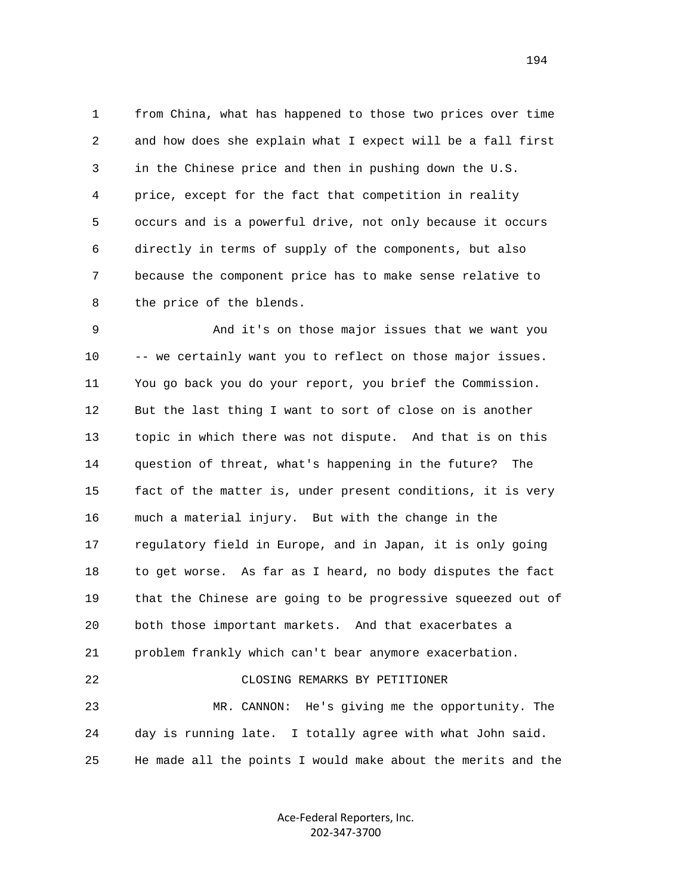from China, what has happened to those two prices over time and how does she explain what I expect will be a fall first in the Chinese price and then in pushing down the U.S. price, except for the fact that competition in reality occurs and is a powerful drive, not only because it occurs directly in terms of supply of the components, but also because the component price has to make sense relative to the price of the blends.

And it's on those major issues that we want you -- we certainly want you to reflect on those major issues. You go back you do your report, you brief the Commission. But the last thing I want to sort of close on is another topic in which there was not dispute. And that is on this question of threat, what's happening in the future? The fact of the matter is, under present conditions, it is very much a material injury. But with the change in the regulatory field in Europe, and in Japan, it is only going to get worse. As far as I heard, no body disputes the fact that the Chinese are going to be progressive squeezed out of both those important markets. And that exacerbates a problem frankly which can't bear anymore exacerbation.

CLOSING REMARKS BY PETITIONER

MR. CANNON: He's giving me the opportunity. The day is running late. I totally agree with what John said. He made all the points I would make about the merits and the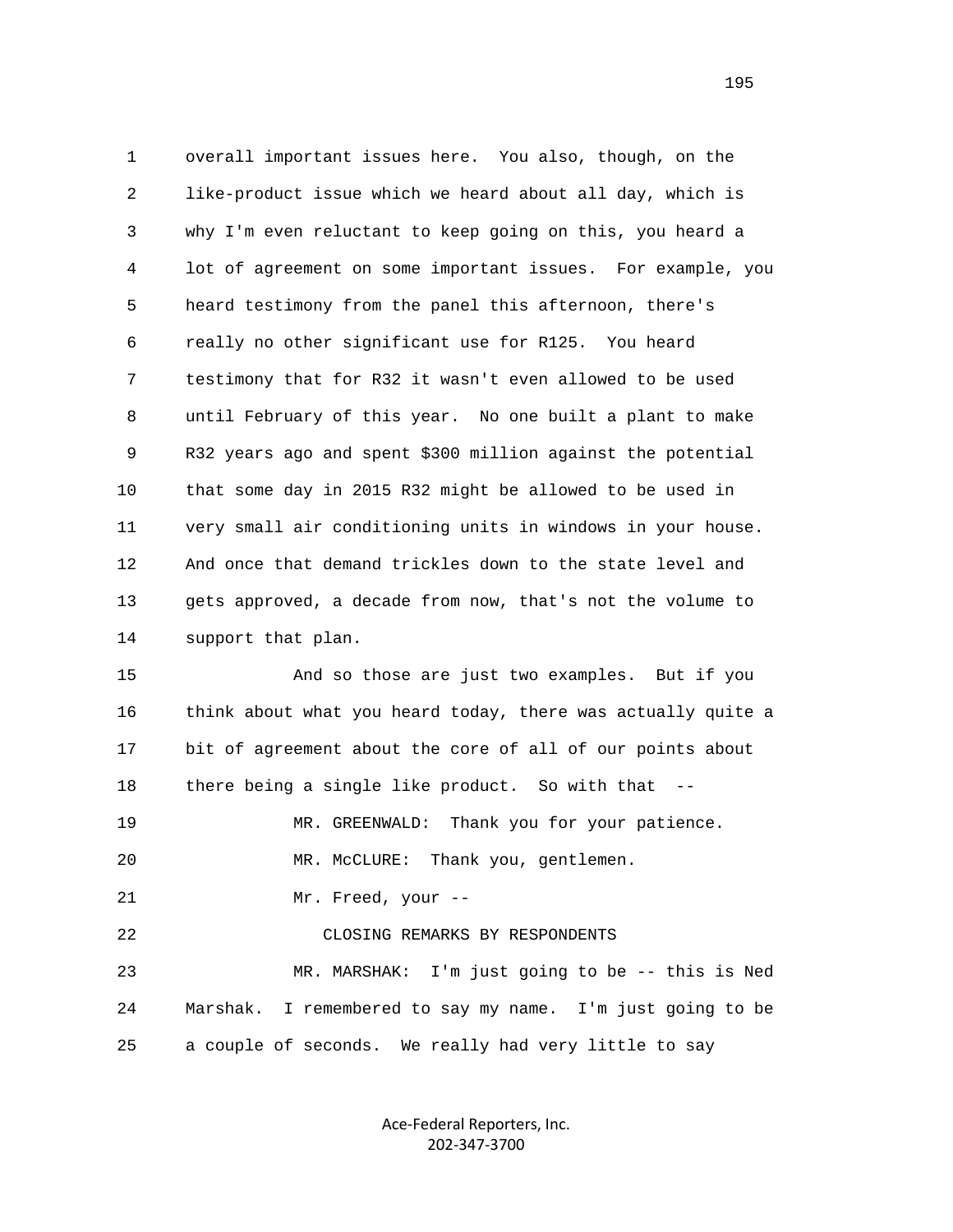overall important issues here. You also, though, on the like-product issue which we heard about all day, which is why I'm even reluctant to keep going on this, you heard a lot of agreement on some important issues. For example, you heard testimony from the panel this afternoon, there's really no other significant use for R125. You heard testimony that for R32 it wasn't even allowed to be used until February of this year. No one built a plant to make R32 years ago and spent $300 million against the potential that some day in 2015 R32 might be allowed to be used in very small air conditioning units in windows in your house. And once that demand trickles down to the state level and gets approved, a decade from now, that's not the volume to support that plan.

And so those are just two examples. But if you think about what you heard today, there was actually quite a bit of agreement about the core of all of our points about there being a single like product. So with that --

MR. GREENWALD: Thank you for your patience.

MR. McCLURE: Thank you, gentlemen.

Mr. Freed, your --

## CLOSING REMARKS BY RESPONDENTS

MR. MARSHAK: I'm just going to be -- this is Ned Marshak. I remembered to say my name. I'm just going to be a couple of seconds. We really had very little to say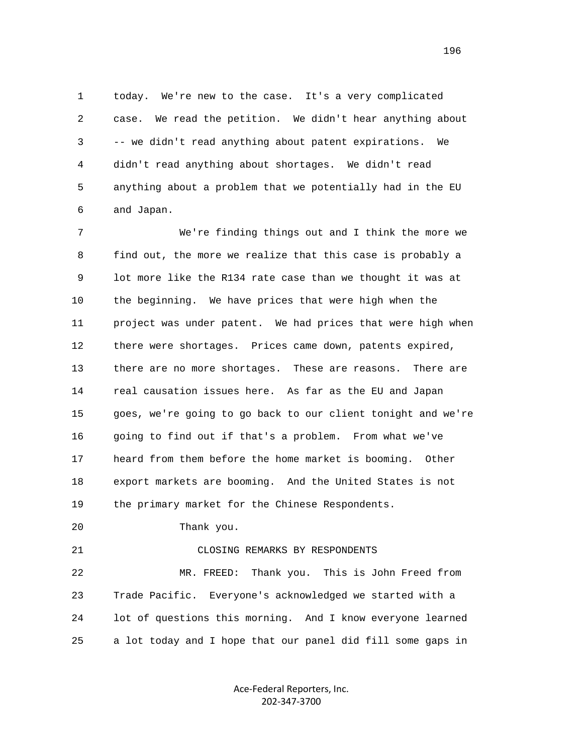today. We're new to the case. It's a very complicated case. We read the petition. We didn't hear anything about -- we didn't read anything about patent expirations. We didn't read anything about shortages. We didn't read anything about a problem that we potentially had in the EU and Japan.

We're finding things out and I think the more we find out, the more we realize that this case is probably a lot more like the R134 rate case than we thought it was at the beginning. We have prices that were high when the project was under patent. We had prices that were high when there were shortages. Prices came down, patents expired, there are no more shortages. These are reasons. There are real causation issues here. As far as the EU and Japan goes, we're going to go back to our client tonight and we're going to find out if that's a problem. From what we've heard from them before the home market is booming. Other export markets are booming. And the United States is not the primary market for the Chinese Respondents.

Thank you.

CLOSING REMARKS BY RESPONDENTS

MR. FREED: Thank you. This is John Freed from Trade Pacific. Everyone's acknowledged we started with a lot of questions this morning. And I know everyone learned a lot today and I hope that our panel did fill some gaps in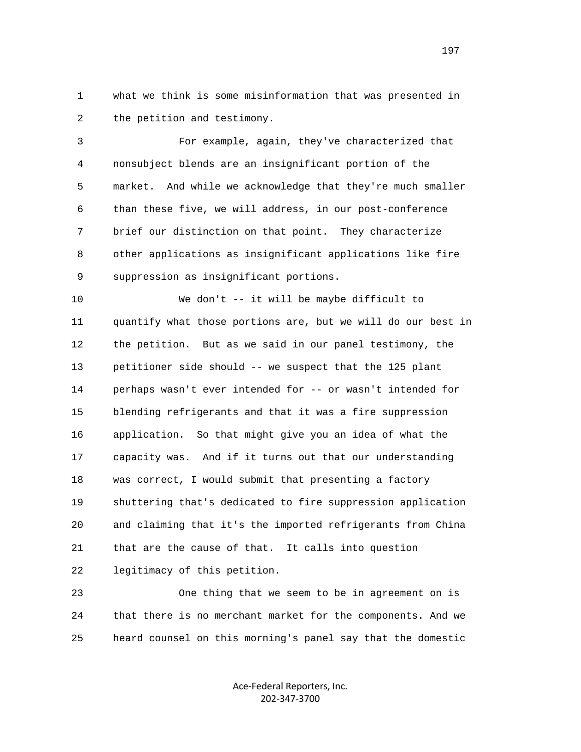what we think is some misinformation that was presented in the petition and testimony.

For example, again, they've characterized that nonsubject blends are an insignificant portion of the market. And while we acknowledge that they're much smaller than these five, we will address, in our post-conference brief our distinction on that point. They characterize other applications as insignificant applications like fire suppression as insignificant portions.

We don't -- it will be maybe difficult to quantify what those portions are, but we will do our best in the petition. But as we said in our panel testimony, the petitioner side should -- we suspect that the 125 plant perhaps wasn't ever intended for -- or wasn't intended for blending refrigerants and that it was a fire suppression application. So that might give you an idea of what the capacity was. And if it turns out that our understanding was correct, I would submit that presenting a factory shuttering that's dedicated to fire suppression application and claiming that it's the imported refrigerants from China that are the cause of that. It calls into question legitimacy of this petition.

One thing that we seem to be in agreement on is that there is no merchant market for the components. And we heard counsel on this morning's panel say that the domestic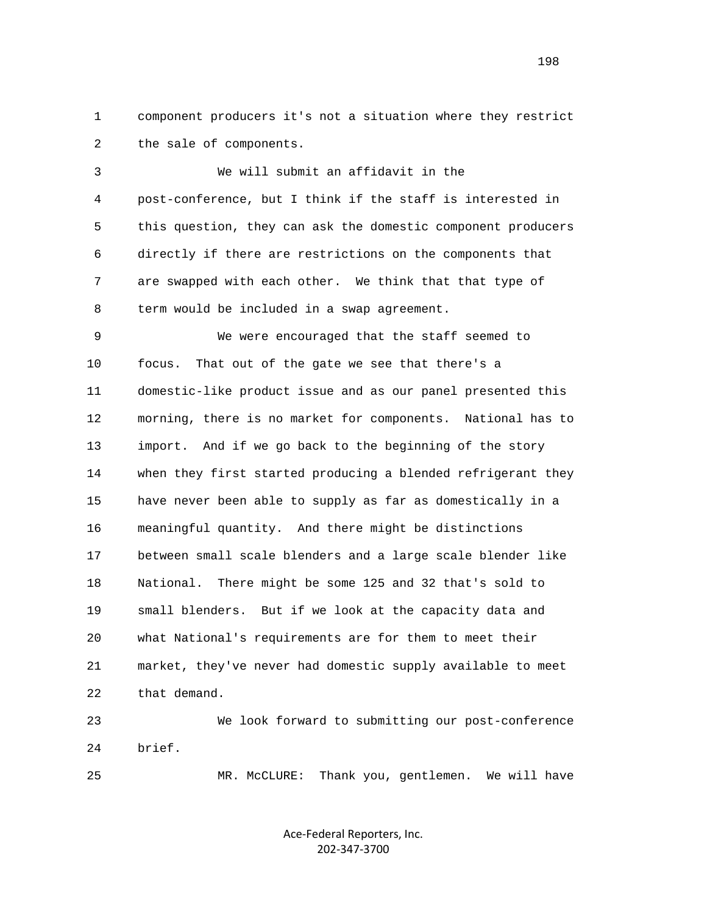component producers it's not a situation where they restrict the sale of components.

We will submit an affidavit in the post-conference, but I think if the staff is interested in this question, they can ask the domestic component producers directly if there are restrictions on the components that are swapped with each other. We think that that type of term would be included in a swap agreement.

We were encouraged that the staff seemed to focus. That out of the gate we see that there's a domestic-like product issue and as our panel presented this morning, there is no market for components. National has to import. And if we go back to the beginning of the story when they first started producing a blended refrigerant they have never been able to supply as far as domestically in a meaningful quantity. And there might be distinctions between small scale blenders and a large scale blender like National. There might be some 125 and 32 that's sold to small blenders. But if we look at the capacity data and what National's requirements are for them to meet their market, they've never had domestic supply available to meet that demand.

We look forward to submitting our post-conference brief.

MR. McCLURE: Thank you, gentlemen. We will have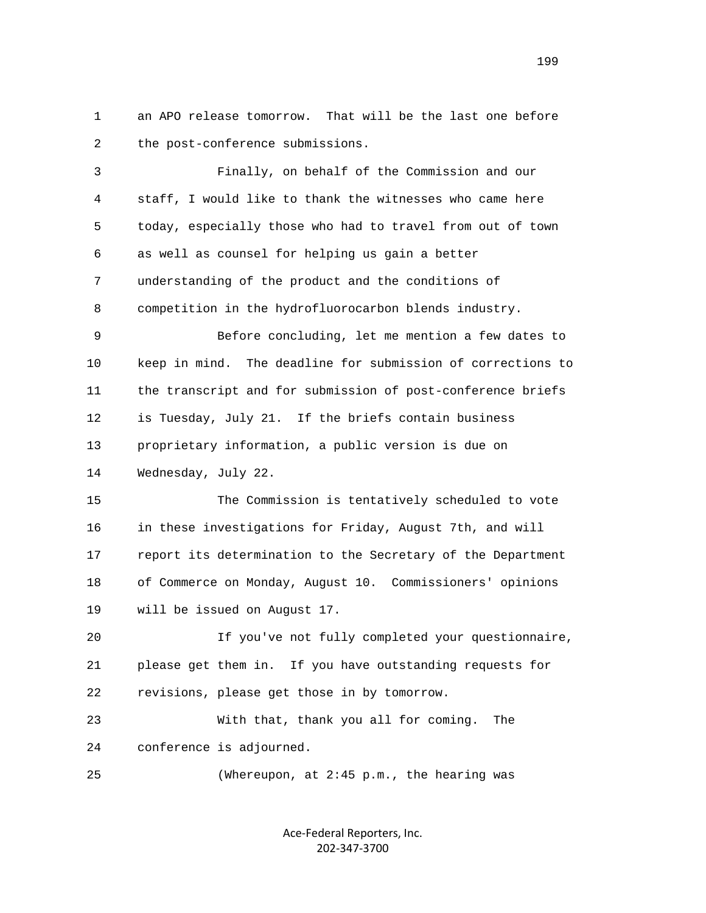an APO release tomorrow. That will be the last one before the post-conference submissions.

Finally, on behalf of the Commission and our staff, I would like to thank the witnesses who came here today, especially those who had to travel from out of town as well as counsel for helping us gain a better understanding of the product and the conditions of competition in the hydrofluorocarbon blends industry.

Before concluding, let me mention a few dates to keep in mind. The deadline for submission of corrections to the transcript and for submission of post-conference briefs is Tuesday, July 21. If the briefs contain business proprietary information, a public version is due on Wednesday, July 22.

The Commission is tentatively scheduled to vote in these investigations for Friday, August 7th, and will report its determination to the Secretary of the Department of Commerce on Monday, August 10. Commissioners' opinions will be issued on August 17.

If you've not fully completed your questionnaire, please get them in. If you have outstanding requests for revisions, please get those in by tomorrow.

With that, thank you all for coming. The conference is adjourned.

(Whereupon, at 2:45 p.m., the hearing was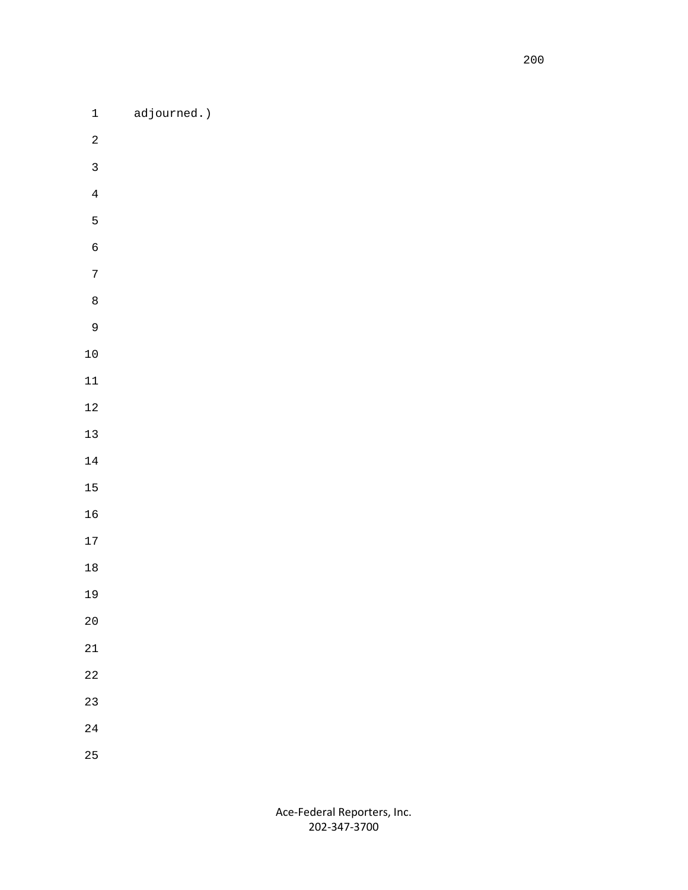adjourned.)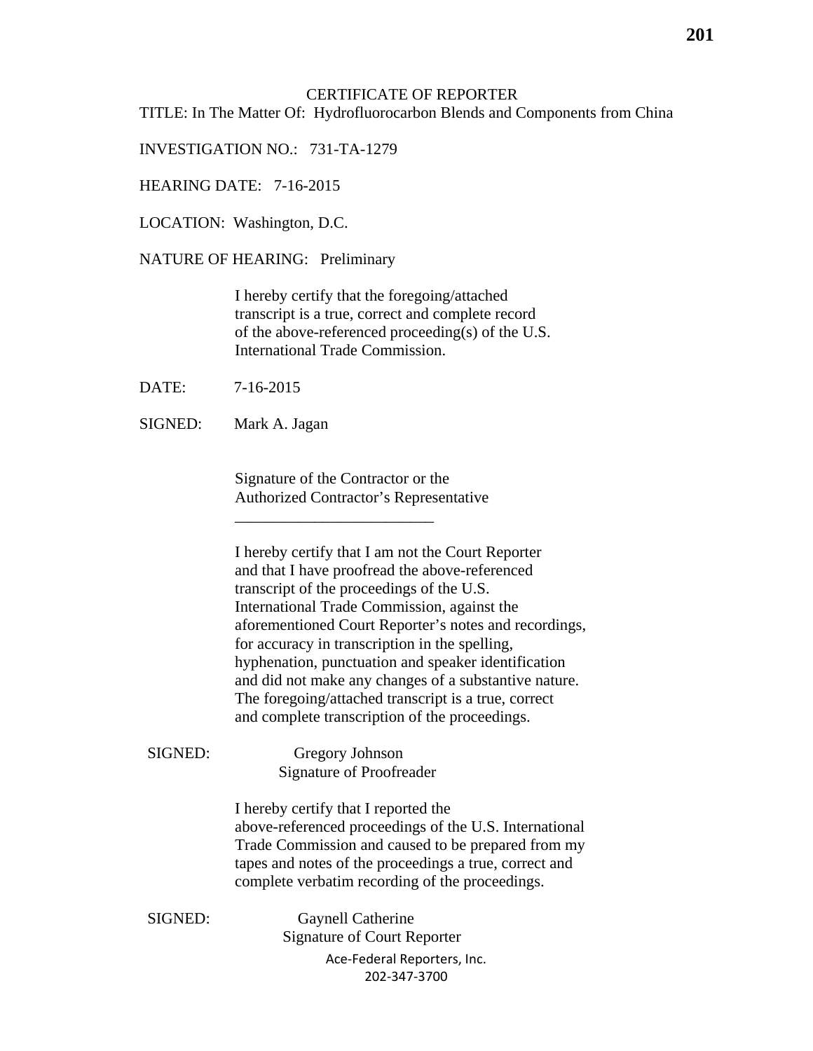CERTIFICATE OF REPORTER

TITLE: In The Matter Of: Hydrofluorocarbon Blends and Components from China

INVESTIGATION NO.: 731-TA-1279

HEARING DATE: 7-16-2015

LOCATION: Washington, D.C.

NATURE OF HEARING: Preliminary

I hereby certify that the foregoing/attached transcript is a true, correct and complete record of the above-referenced proceeding(s) of the U.S. International Trade Commission.

DATE: 7-16-2015

SIGNED: Mark A. Jagan

Signature of the Contractor or the Authorized Contractor's Representative

_________________________

I hereby certify that I am not the Court Reporter and that I have proofread the above-referenced transcript of the proceedings of the U.S. International Trade Commission, against the aforementioned Court Reporter's notes and recordings, for accuracy in transcription in the spelling, hyphenation, punctuation and speaker identification and did not make any changes of a substantive nature. The foregoing/attached transcript is a true, correct and complete transcription of the proceedings.

SIGNED: Gregory Johnson
Signature of Proofreader

I hereby certify that I reported the above-referenced proceedings of the U.S. International Trade Commission and caused to be prepared from my tapes and notes of the proceedings a true, correct and complete verbatim recording of the proceedings.

SIGNED: Gaynell Catherine
Signature of Court Reporter